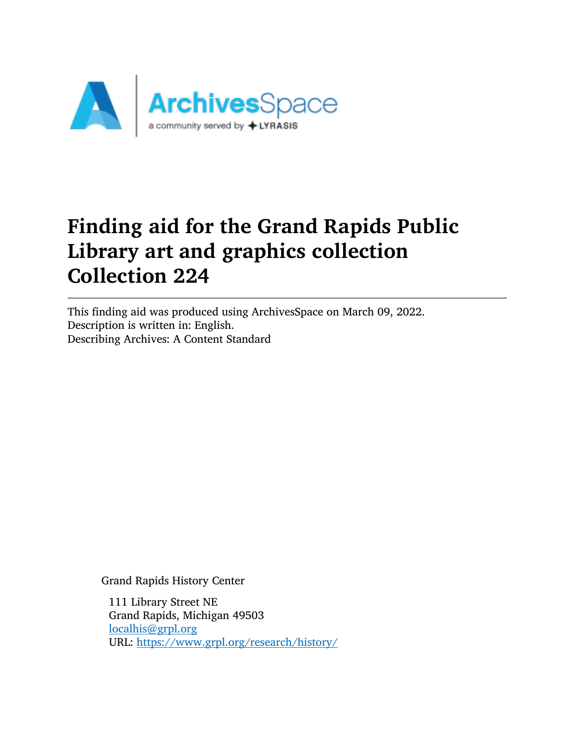# Finding aid for the Grand Rapids Public Library art and graphics collection Collection 224

---

This finding aid was produced using ArchivesSpace on March 09, 2022.
Description is written in: English.
Describing Archives: A Content Standard

Grand Rapids History Center

111 Library Street NE
Grand Rapids, Michigan 49503
localhis@grpl.org
URL: https://www.grpl.org/research/history/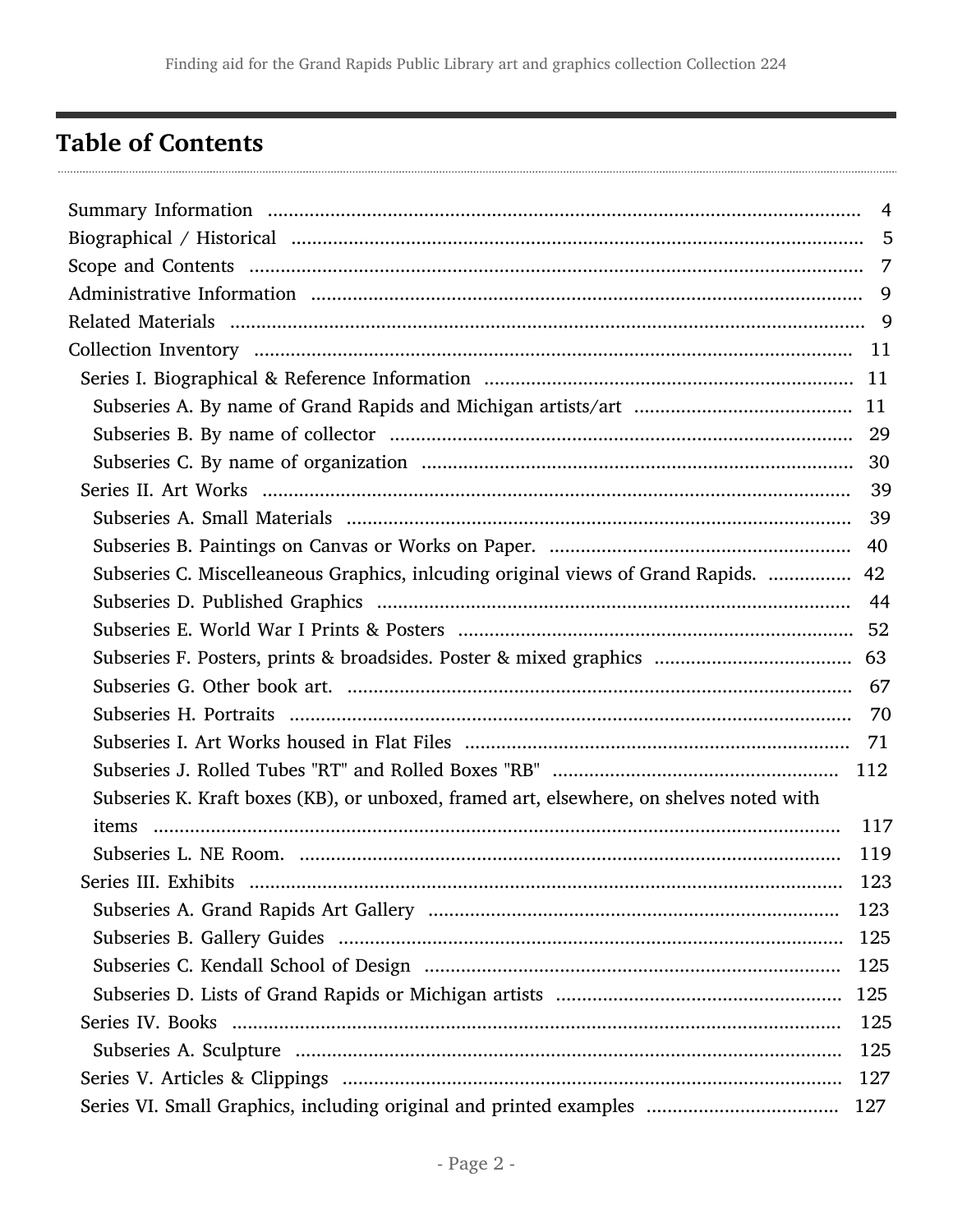## Table of Contents

- Summary Information ........ 4
- Biographical / Historical ........ 5
- Scope and Contents ........ 7
- Administrative Information ........ 9
- Related Materials ........ 9
- Collection Inventory ........ 11
  - Series I. Biographical & Reference Information ........ 11
    - Subseries A. By name of Grand Rapids and Michigan artists/art ........ 11
    - Subseries B. By name of collector ........ 29
    - Subseries C. By name of organization ........ 30
  - Series II. Art Works ........ 39
    - Subseries A. Small Materials ........ 39
    - Subseries B. Paintings on Canvas or Works on Paper. ........ 40
    - Subseries C. Miscelleaneous Graphics, inlcuding original views of Grand Rapids. ........ 42
    - Subseries D. Published Graphics ........ 44
    - Subseries E. World War I Prints & Posters ........ 52
    - Subseries F. Posters, prints & broadsides. Poster & mixed graphics ........ 63
    - Subseries G. Other book art. ........ 67
    - Subseries H. Portraits ........ 70
    - Subseries I. Art Works housed in Flat Files ........ 71
    - Subseries J. Rolled Tubes "RT" and Rolled Boxes "RB" ........ 112
    - Subseries K. Kraft boxes (KB), or unboxed, framed art, elsewhere, on shelves noted with items ........ 117
    - Subseries L. NE Room. ........ 119
  - Series III. Exhibits ........ 123
    - Subseries A. Grand Rapids Art Gallery ........ 123
    - Subseries B. Gallery Guides ........ 125
    - Subseries C. Kendall School of Design ........ 125
    - Subseries D. Lists of Grand Rapids or Michigan artists ........ 125
  - Series IV. Books ........ 125
    - Subseries A. Sculpture ........ 125
  - Series V. Articles & Clippings ........ 127
  - Series VI. Small Graphics, including original and printed examples ........ 127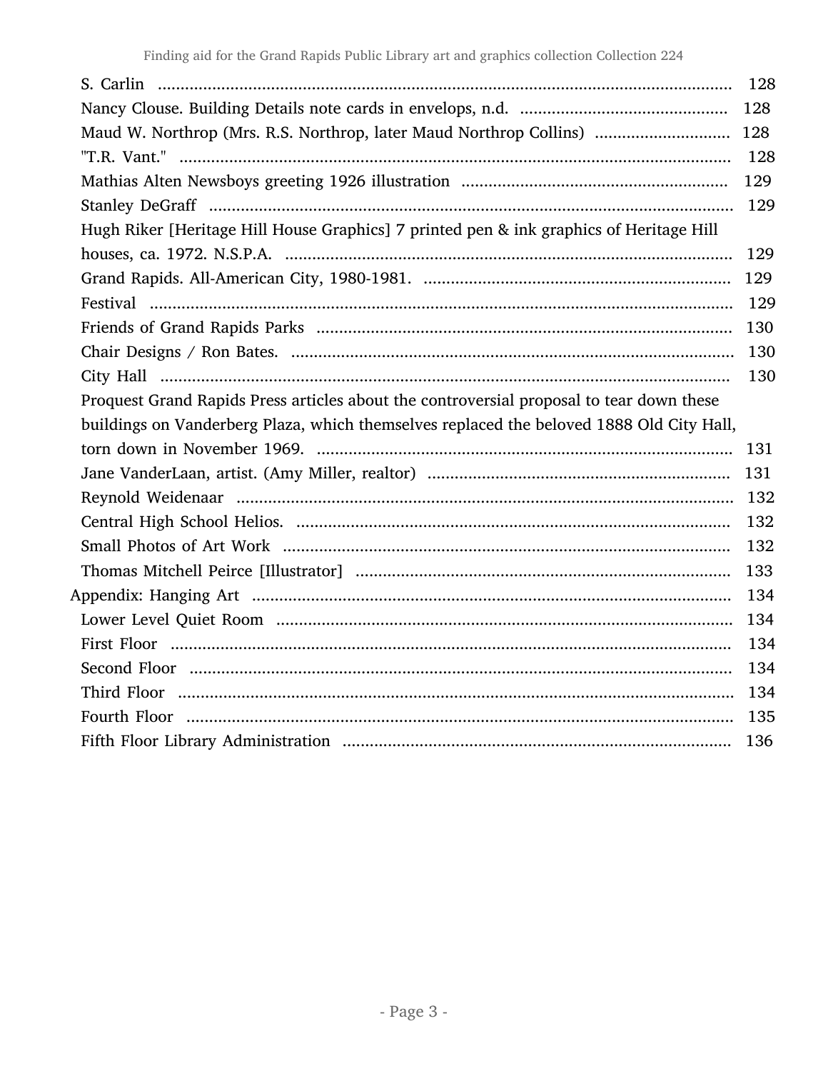- S. Carlin ..... 128
- Nancy Clouse. Building Details note cards in envelops, n.d. ..... 128
- Maud W. Northrop (Mrs. R.S. Northrop, later Maud Northrop Collins) ..... 128
- "T.R. Vant." ..... 128
- Mathias Alten Newsboys greeting 1926 illustration ..... 129
- Stanley DeGraff ..... 129
- Hugh Riker [Heritage Hill House Graphics] 7 printed pen & ink graphics of Heritage Hill houses, ca. 1972. N.S.P.A. ..... 129
- Grand Rapids. All-American City, 1980-1981. ..... 129
- Festival ..... 129
- Friends of Grand Rapids Parks ..... 130
- Chair Designs / Ron Bates. ..... 130
- City Hall ..... 130
- Proquest Grand Rapids Press articles about the controversial proposal to tear down these buildings on Vanderberg Plaza, which themselves replaced the beloved 1888 Old City Hall, torn down in November 1969. ..... 131
- Jane VanderLaan, artist. (Amy Miller, realtor) ..... 131
- Reynold Weidenaar ..... 132
- Central High School Helios. ..... 132
- Small Photos of Art Work ..... 132
- Thomas Mitchell Peirce [Illustrator] ..... 133

Appendix: Hanging Art ..... 134

- Lower Level Quiet Room ..... 134
- First Floor ..... 134
- Second Floor ..... 134
- Third Floor ..... 134
- Fourth Floor ..... 135
- Fifth Floor Library Administration ..... 136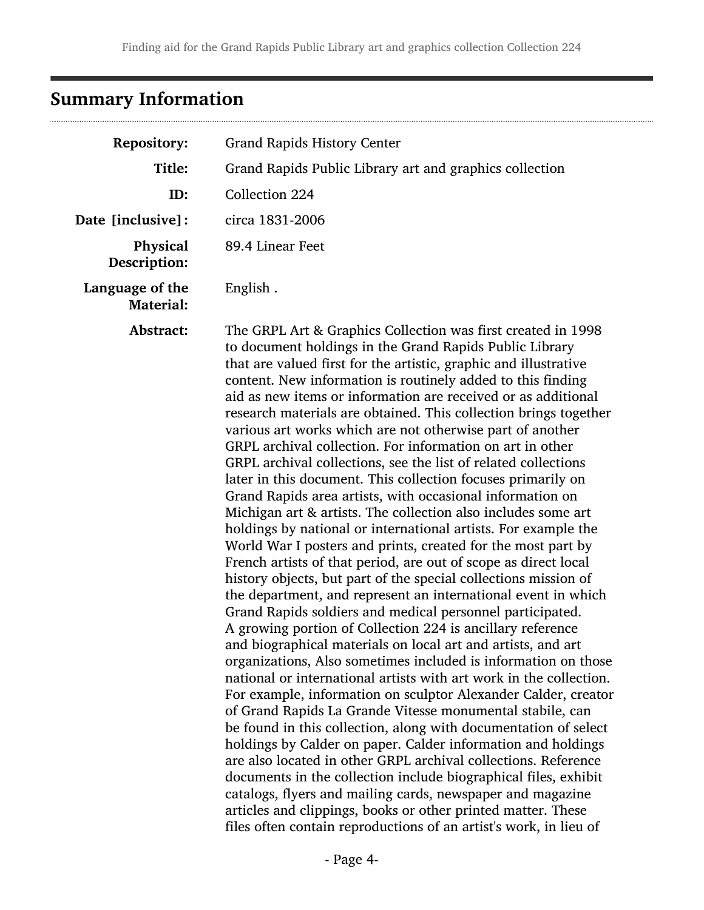## Summary Information

**Repository:** Grand Rapids History Center

**Title:** Grand Rapids Public Library art and graphics collection

**ID:** Collection 224

**Date [inclusive]:** circa 1831-2006

**Physical Description:** 89.4 Linear Feet

**Language of the Material:** English .

**Abstract:** The GRPL Art & Graphics Collection was first created in 1998 to document holdings in the Grand Rapids Public Library that are valued first for the artistic, graphic and illustrative content. New information is routinely added to this finding aid as new items or information are received or as additional research materials are obtained. This collection brings together various art works which are not otherwise part of another GRPL archival collection. For information on art in other GRPL archival collections, see the list of related collections later in this document. This collection focuses primarily on Grand Rapids area artists, with occasional information on Michigan art & artists. The collection also includes some art holdings by national or international artists. For example the World War I posters and prints, created for the most part by French artists of that period, are out of scope as direct local history objects, but part of the special collections mission of the department, and represent an international event in which Grand Rapids soldiers and medical personnel participated. A growing portion of Collection 224 is ancillary reference and biographical materials on local art and artists, and art organizations, Also sometimes included is information on those national or international artists with art work in the collection. For example, information on sculptor Alexander Calder, creator of Grand Rapids La Grande Vitesse monumental stabile, can be found in this collection, along with documentation of select holdings by Calder on paper. Calder information and holdings are also located in other GRPL archival collections. Reference documents in the collection include biographical files, exhibit catalogs, flyers and mailing cards, newspaper and magazine articles and clippings, books or other printed matter. These files often contain reproductions of an artist's work, in lieu of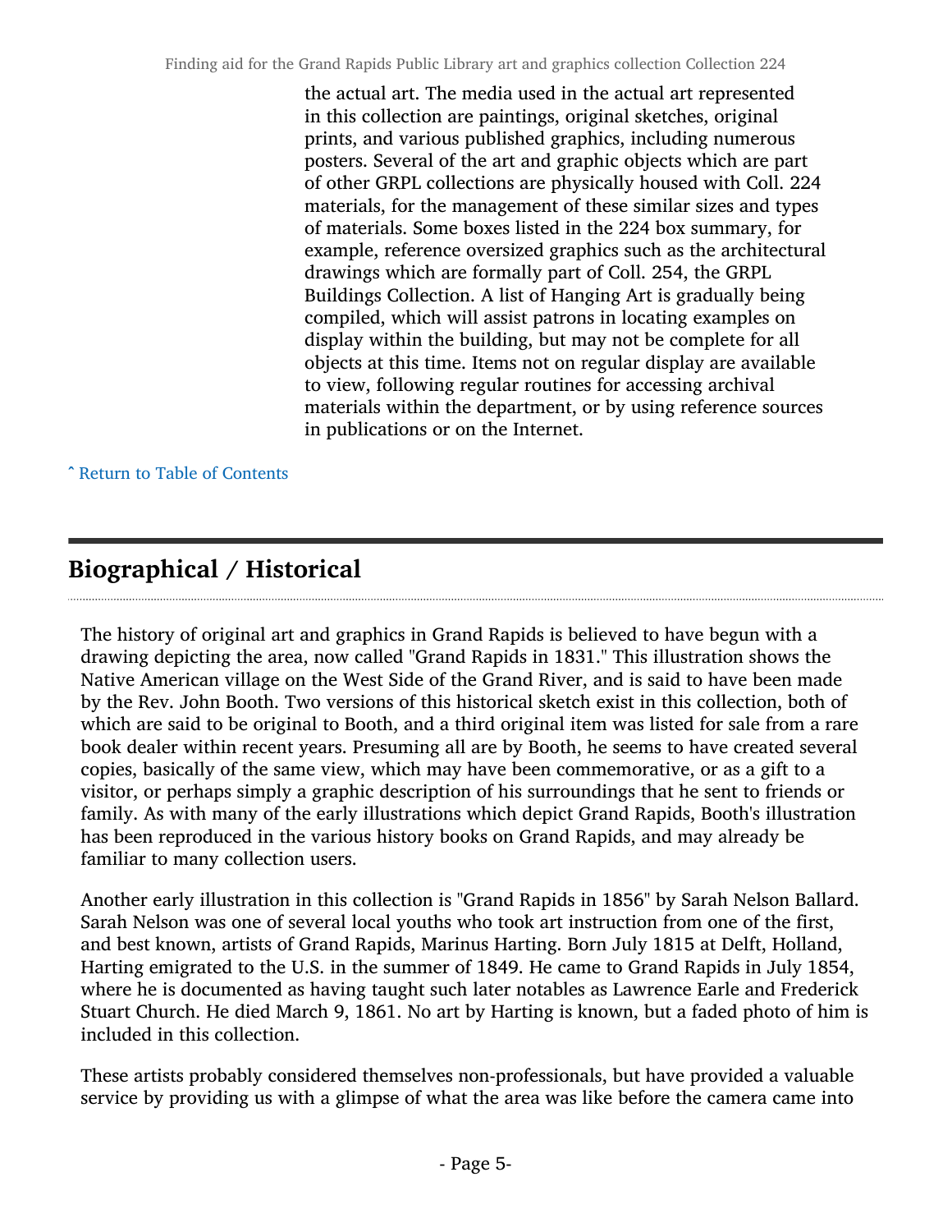the actual art. The media used in the actual art represented in this collection are paintings, original sketches, original prints, and various published graphics, including numerous posters. Several of the art and graphic objects which are part of other GRPL collections are physically housed with Coll. 224 materials, for the management of these similar sizes and types of materials. Some boxes listed in the 224 box summary, for example, reference oversized graphics such as the architectural drawings which are formally part of Coll. 254, the GRPL Buildings Collection. A list of Hanging Art is gradually being compiled, which will assist patrons in locating examples on display within the building, but may not be complete for all objects at this time. Items not on regular display are available to view, following regular routines for accessing archival materials within the department, or by using reference sources in publications or on the Internet.

ˆ Return to Table of Contents

## Biographical / Historical

The history of original art and graphics in Grand Rapids is believed to have begun with a drawing depicting the area, now called "Grand Rapids in 1831." This illustration shows the Native American village on the West Side of the Grand River, and is said to have been made by the Rev. John Booth. Two versions of this historical sketch exist in this collection, both of which are said to be original to Booth, and a third original item was listed for sale from a rare book dealer within recent years. Presuming all are by Booth, he seems to have created several copies, basically of the same view, which may have been commemorative, or as a gift to a visitor, or perhaps simply a graphic description of his surroundings that he sent to friends or family. As with many of the early illustrations which depict Grand Rapids, Booth's illustration has been reproduced in the various history books on Grand Rapids, and may already be familiar to many collection users.

Another early illustration in this collection is "Grand Rapids in 1856" by Sarah Nelson Ballard. Sarah Nelson was one of several local youths who took art instruction from one of the first, and best known, artists of Grand Rapids, Marinus Harting. Born July 1815 at Delft, Holland, Harting emigrated to the U.S. in the summer of 1849. He came to Grand Rapids in July 1854, where he is documented as having taught such later notables as Lawrence Earle and Frederick Stuart Church. He died March 9, 1861. No art by Harting is known, but a faded photo of him is included in this collection.

These artists probably considered themselves non-professionals, but have provided a valuable service by providing us with a glimpse of what the area was like before the camera came into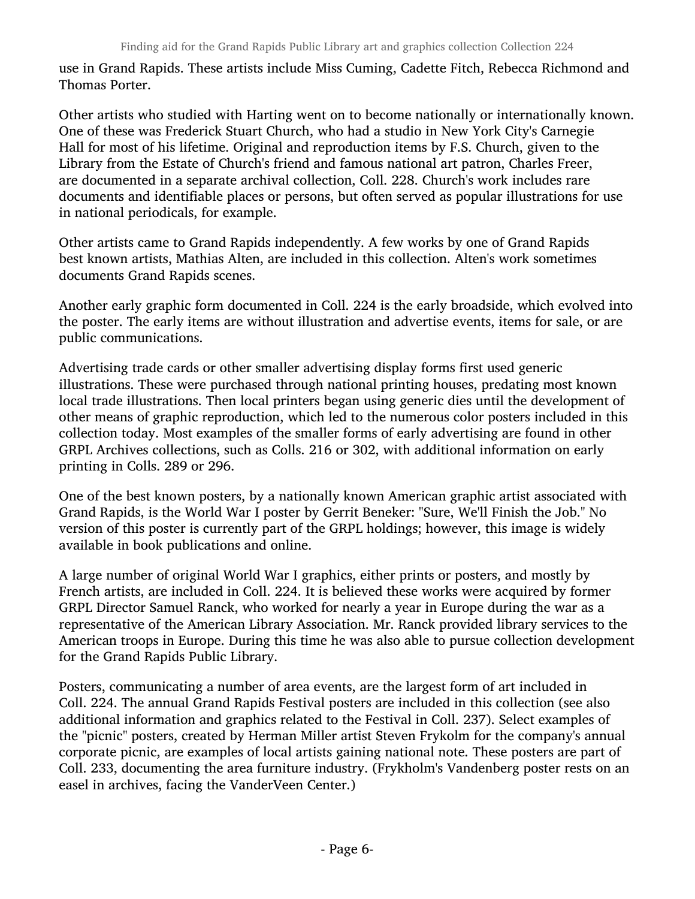use in Grand Rapids. These artists include Miss Cuming, Cadette Fitch, Rebecca Richmond and Thomas Porter.

Other artists who studied with Harting went on to become nationally or internationally known. One of these was Frederick Stuart Church, who had a studio in New York City's Carnegie Hall for most of his lifetime. Original and reproduction items by F.S. Church, given to the Library from the Estate of Church's friend and famous national art patron, Charles Freer, are documented in a separate archival collection, Coll. 228. Church's work includes rare documents and identifiable places or persons, but often served as popular illustrations for use in national periodicals, for example.

Other artists came to Grand Rapids independently. A few works by one of Grand Rapids best known artists, Mathias Alten, are included in this collection. Alten's work sometimes documents Grand Rapids scenes.

Another early graphic form documented in Coll. 224 is the early broadside, which evolved into the poster. The early items are without illustration and advertise events, items for sale, or are public communications.

Advertising trade cards or other smaller advertising display forms first used generic illustrations. These were purchased through national printing houses, predating most known local trade illustrations. Then local printers began using generic dies until the development of other means of graphic reproduction, which led to the numerous color posters included in this collection today. Most examples of the smaller forms of early advertising are found in other GRPL Archives collections, such as Colls. 216 or 302, with additional information on early printing in Colls. 289 or 296.

One of the best known posters, by a nationally known American graphic artist associated with Grand Rapids, is the World War I poster by Gerrit Beneker: "Sure, We'll Finish the Job." No version of this poster is currently part of the GRPL holdings; however, this image is widely available in book publications and online.

A large number of original World War I graphics, either prints or posters, and mostly by French artists, are included in Coll. 224. It is believed these works were acquired by former GRPL Director Samuel Ranck, who worked for nearly a year in Europe during the war as a representative of the American Library Association. Mr. Ranck provided library services to the American troops in Europe. During this time he was also able to pursue collection development for the Grand Rapids Public Library.

Posters, communicating a number of area events, are the largest form of art included in Coll. 224. The annual Grand Rapids Festival posters are included in this collection (see also additional information and graphics related to the Festival in Coll. 237). Select examples of the "picnic" posters, created by Herman Miller artist Steven Frykolm for the company's annual corporate picnic, are examples of local artists gaining national note. These posters are part of Coll. 233, documenting the area furniture industry. (Frykholm's Vandenberg poster rests on an easel in archives, facing the VanderVeen Center.)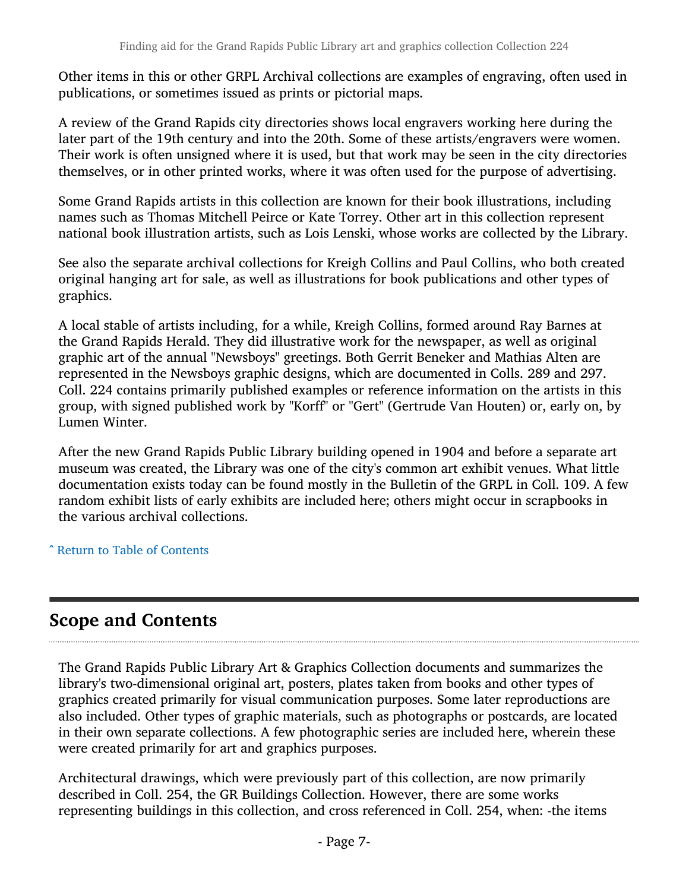Other items in this or other GRPL Archival collections are examples of engraving, often used in publications, or sometimes issued as prints or pictorial maps.

A review of the Grand Rapids city directories shows local engravers working here during the later part of the 19th century and into the 20th. Some of these artists/engravers were women. Their work is often unsigned where it is used, but that work may be seen in the city directories themselves, or in other printed works, where it was often used for the purpose of advertising.

Some Grand Rapids artists in this collection are known for their book illustrations, including names such as Thomas Mitchell Peirce or Kate Torrey. Other art in this collection represent national book illustration artists, such as Lois Lenski, whose works are collected by the Library.

See also the separate archival collections for Kreigh Collins and Paul Collins, who both created original hanging art for sale, as well as illustrations for book publications and other types of graphics.

A local stable of artists including, for a while, Kreigh Collins, formed around Ray Barnes at the Grand Rapids Herald. They did illustrative work for the newspaper, as well as original graphic art of the annual "Newsboys" greetings. Both Gerrit Beneker and Mathias Alten are represented in the Newsboys graphic designs, which are documented in Colls. 289 and 297. Coll. 224 contains primarily published examples or reference information on the artists in this group, with signed published work by "Korff" or "Gert" (Gertrude Van Houten) or, early on, by Lumen Winter.

After the new Grand Rapids Public Library building opened in 1904 and before a separate art museum was created, the Library was one of the city's common art exhibit venues. What little documentation exists today can be found mostly in the Bulletin of the GRPL in Coll. 109. A few random exhibit lists of early exhibits are included here; others might occur in scrapbooks in the various archival collections.

ˆ Return to Table of Contents

## Scope and Contents

The Grand Rapids Public Library Art & Graphics Collection documents and summarizes the library's two-dimensional original art, posters, plates taken from books and other types of graphics created primarily for visual communication purposes. Some later reproductions are also included. Other types of graphic materials, such as photographs or postcards, are located in their own separate collections. A few photographic series are included here, wherein these were created primarily for art and graphics purposes.

Architectural drawings, which were previously part of this collection, are now primarily described in Coll. 254, the GR Buildings Collection. However, there are some works representing buildings in this collection, and cross referenced in Coll. 254, when: -the items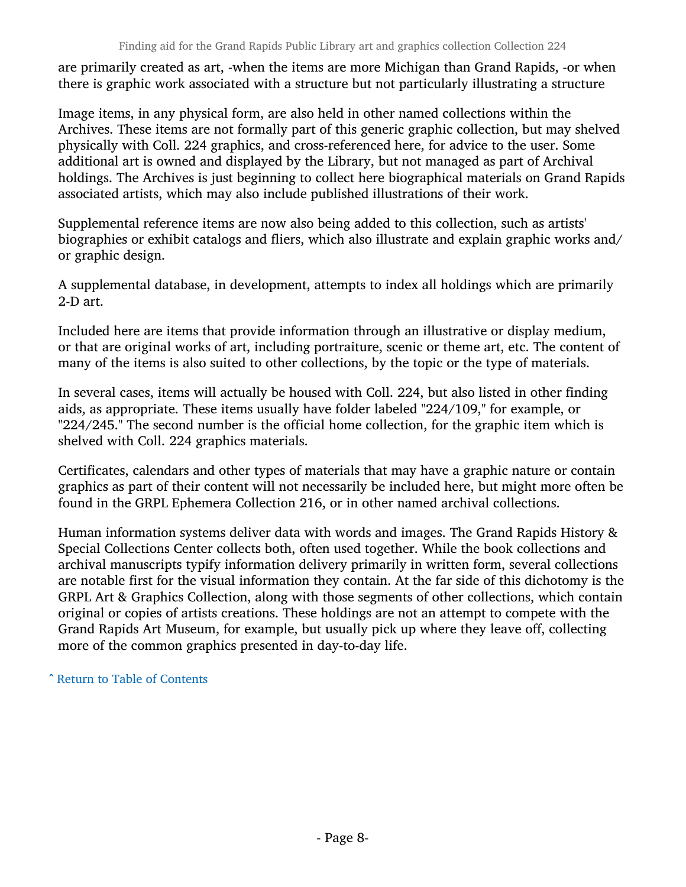are primarily created as art, -when the items are more Michigan than Grand Rapids, -or when there is graphic work associated with a structure but not particularly illustrating a structure

Image items, in any physical form, are also held in other named collections within the Archives. These items are not formally part of this generic graphic collection, but may shelved physically with Coll. 224 graphics, and cross-referenced here, for advice to the user. Some additional art is owned and displayed by the Library, but not managed as part of Archival holdings. The Archives is just beginning to collect here biographical materials on Grand Rapids associated artists, which may also include published illustrations of their work.

Supplemental reference items are now also being added to this collection, such as artists' biographies or exhibit catalogs and fliers, which also illustrate and explain graphic works and/or graphic design.

A supplemental database, in development, attempts to index all holdings which are primarily 2-D art.

Included here are items that provide information through an illustrative or display medium, or that are original works of art, including portraiture, scenic or theme art, etc. The content of many of the items is also suited to other collections, by the topic or the type of materials.

In several cases, items will actually be housed with Coll. 224, but also listed in other finding aids, as appropriate. These items usually have folder labeled "224/109," for example, or "224/245." The second number is the official home collection, for the graphic item which is shelved with Coll. 224 graphics materials.

Certificates, calendars and other types of materials that may have a graphic nature or contain graphics as part of their content will not necessarily be included here, but might more often be found in the GRPL Ephemera Collection 216, or in other named archival collections.

Human information systems deliver data with words and images. The Grand Rapids History & Special Collections Center collects both, often used together. While the book collections and archival manuscripts typify information delivery primarily in written form, several collections are notable first for the visual information they contain. At the far side of this dichotomy is the GRPL Art & Graphics Collection, along with those segments of other collections, which contain original or copies of artists creations. These holdings are not an attempt to compete with the Grand Rapids Art Museum, for example, but usually pick up where they leave off, collecting more of the common graphics presented in day-to-day life.

ˆ Return to Table of Contents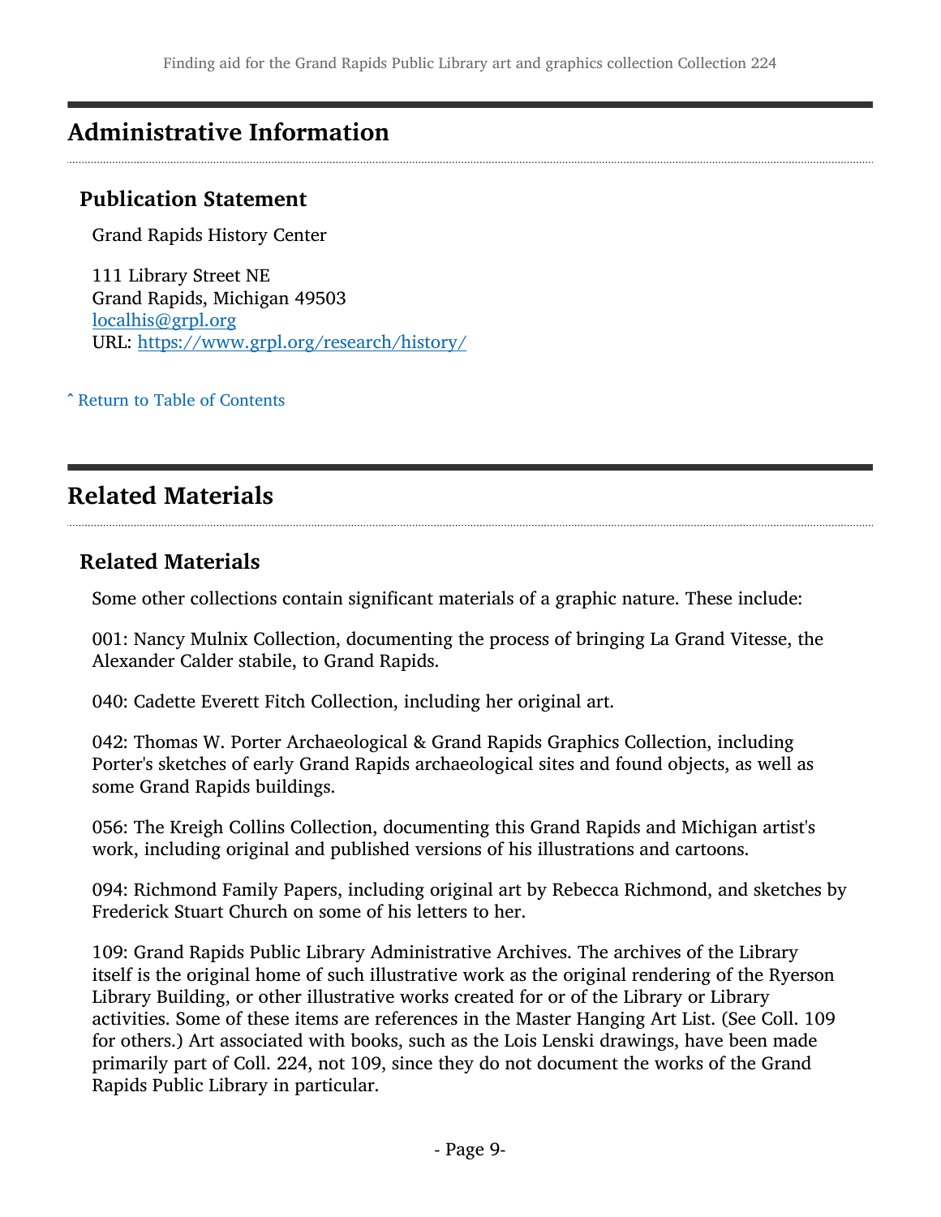## Administrative Information

### Publication Statement

Grand Rapids History Center

111 Library Street NE
Grand Rapids, Michigan 49503
localhis@grpl.org
URL: https://www.grpl.org/research/history/

ˆ Return to Table of Contents

## Related Materials

### Related Materials

Some other collections contain significant materials of a graphic nature. These include:

001: Nancy Mulnix Collection, documenting the process of bringing La Grand Vitesse, the Alexander Calder stabile, to Grand Rapids.

040: Cadette Everett Fitch Collection, including her original art.

042: Thomas W. Porter Archaeological & Grand Rapids Graphics Collection, including Porter's sketches of early Grand Rapids archaeological sites and found objects, as well as some Grand Rapids buildings.

056: The Kreigh Collins Collection, documenting this Grand Rapids and Michigan artist's work, including original and published versions of his illustrations and cartoons.

094: Richmond Family Papers, including original art by Rebecca Richmond, and sketches by Frederick Stuart Church on some of his letters to her.

109: Grand Rapids Public Library Administrative Archives. The archives of the Library itself is the original home of such illustrative work as the original rendering of the Ryerson Library Building, or other illustrative works created for or of the Library or Library activities. Some of these items are references in the Master Hanging Art List. (See Coll. 109 for others.) Art associated with books, such as the Lois Lenski drawings, have been made primarily part of Coll. 224, not 109, since they do not document the works of the Grand Rapids Public Library in particular.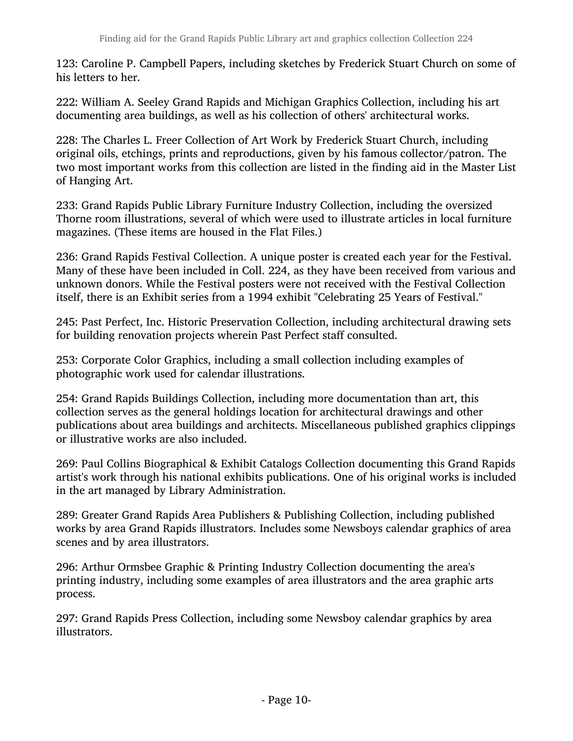123: Caroline P. Campbell Papers, including sketches by Frederick Stuart Church on some of his letters to her.

222: William A. Seeley Grand Rapids and Michigan Graphics Collection, including his art documenting area buildings, as well as his collection of others' architectural works.

228: The Charles L. Freer Collection of Art Work by Frederick Stuart Church, including original oils, etchings, prints and reproductions, given by his famous collector/patron. The two most important works from this collection are listed in the finding aid in the Master List of Hanging Art.

233: Grand Rapids Public Library Furniture Industry Collection, including the oversized Thorne room illustrations, several of which were used to illustrate articles in local furniture magazines. (These items are housed in the Flat Files.)

236: Grand Rapids Festival Collection. A unique poster is created each year for the Festival. Many of these have been included in Coll. 224, as they have been received from various and unknown donors. While the Festival posters were not received with the Festival Collection itself, there is an Exhibit series from a 1994 exhibit "Celebrating 25 Years of Festival."

245: Past Perfect, Inc. Historic Preservation Collection, including architectural drawing sets for building renovation projects wherein Past Perfect staff consulted.

253: Corporate Color Graphics, including a small collection including examples of photographic work used for calendar illustrations.

254: Grand Rapids Buildings Collection, including more documentation than art, this collection serves as the general holdings location for architectural drawings and other publications about area buildings and architects. Miscellaneous published graphics clippings or illustrative works are also included.

269: Paul Collins Biographical & Exhibit Catalogs Collection documenting this Grand Rapids artist's work through his national exhibits publications. One of his original works is included in the art managed by Library Administration.

289: Greater Grand Rapids Area Publishers & Publishing Collection, including published works by area Grand Rapids illustrators. Includes some Newsboys calendar graphics of area scenes and by area illustrators.

296: Arthur Ormsbee Graphic & Printing Industry Collection documenting the area's printing industry, including some examples of area illustrators and the area graphic arts process.

297: Grand Rapids Press Collection, including some Newsboy calendar graphics by area illustrators.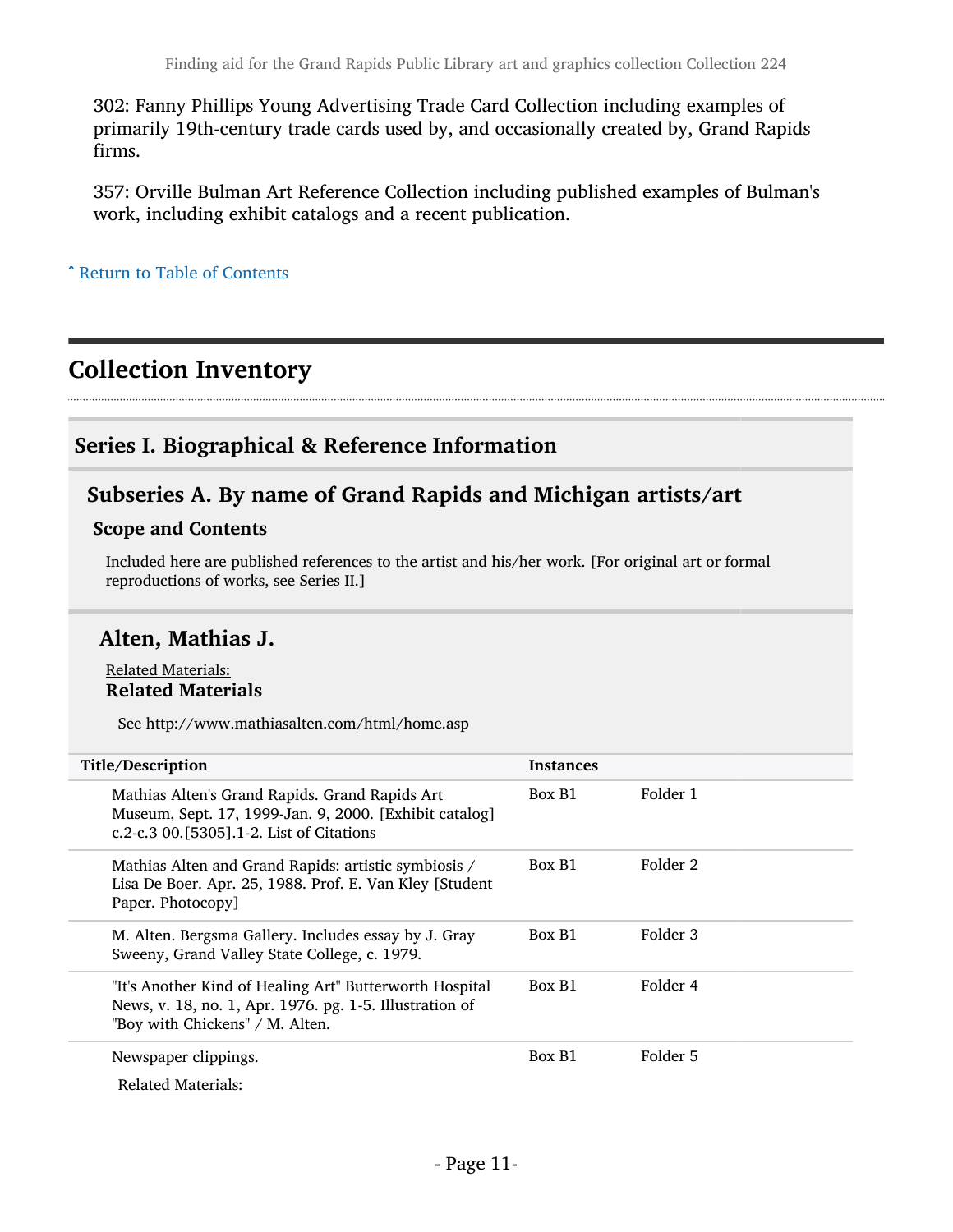302: Fanny Phillips Young Advertising Trade Card Collection including examples of primarily 19th-century trade cards used by, and occasionally created by, Grand Rapids firms.

357: Orville Bulman Art Reference Collection including published examples of Bulman's work, including exhibit catalogs and a recent publication.

ˆ Return to Table of Contents

## Collection Inventory

### Series I. Biographical & Reference Information

#### Subseries A. By name of Grand Rapids and Michigan artists/art

**Scope and Contents**

Included here are published references to the artist and his/her work. [For original art or formal reproductions of works, see Series II.]

#### Alten, Mathias J.

Related Materials:

**Related Materials**

See http://www.mathiasalten.com/html/home.asp

| Title/Description | Instances | |
| --- | --- | --- |
| Mathias Alten's Grand Rapids. Grand Rapids Art Museum, Sept. 17, 1999-Jan. 9, 2000. [Exhibit catalog] c.2-c.3 00.[5305].1-2. List of Citations | Box B1 | Folder 1 |
| Mathias Alten and Grand Rapids: artistic symbiosis / Lisa De Boer. Apr. 25, 1988. Prof. E. Van Kley [Student Paper. Photocopy] | Box B1 | Folder 2 |
| M. Alten. Bergsma Gallery. Includes essay by J. Gray Sweeny, Grand Valley State College, c. 1979. | Box B1 | Folder 3 |
| "It's Another Kind of Healing Art" Butterworth Hospital News, v. 18, no. 1, Apr. 1976. pg. 1-5. Illustration of "Boy with Chickens" / M. Alten. | Box B1 | Folder 4 |
| Newspaper clippings.<br>Related Materials: | Box B1 | Folder 5 |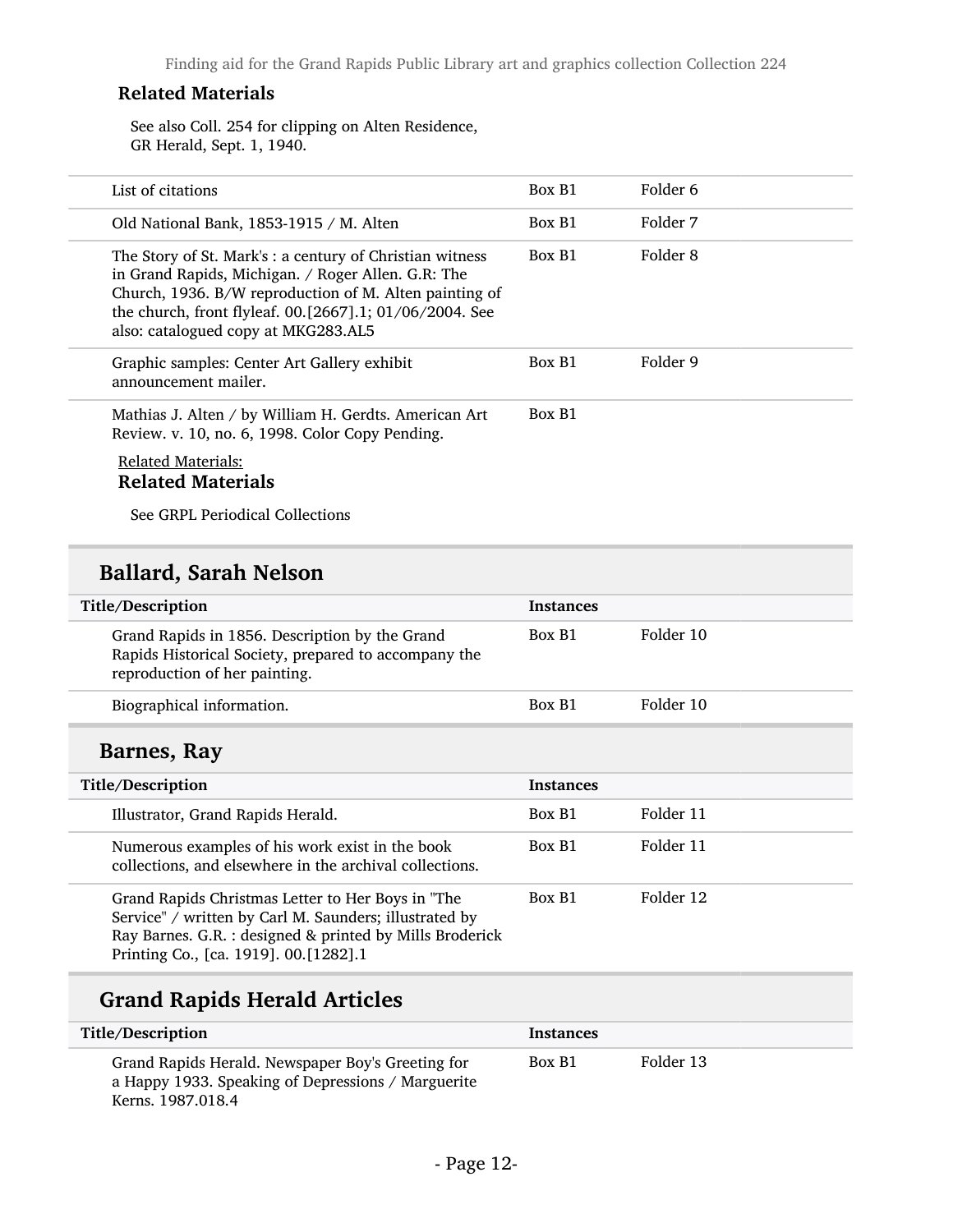**Related Materials**

See also Coll. 254 for clipping on Alten Residence, GR Herald, Sept. 1, 1940.

| | | |
|---|---|---|
| List of citations | Box B1 | Folder 6 |
| Old National Bank, 1853-1915 / M. Alten | Box B1 | Folder 7 |
| The Story of St. Mark's : a century of Christian witness in Grand Rapids, Michigan. / Roger Allen. G.R: The Church, 1936. B/W reproduction of M. Alten painting of the church, front flyleaf. 00.[2667].1; 01/06/2004. See also: catalogued copy at MKG283.AL5 | Box B1 | Folder 8 |
| Graphic samples: Center Art Gallery exhibit announcement mailer. | Box B1 | Folder 9 |
| Mathias J. Alten / by William H. Gerdts. American Art Review. v. 10, no. 6, 1998. Color Copy Pending. | Box B1 | |

Related Materials:

**Related Materials**

See GRPL Periodical Collections

## Ballard, Sarah Nelson

| Title/Description | Instances | |
|---|---|---|
| Grand Rapids in 1856. Description by the Grand Rapids Historical Society, prepared to accompany the reproduction of her painting. | Box B1 | Folder 10 |
| Biographical information. | Box B1 | Folder 10 |

## Barnes, Ray

| Title/Description | Instances | |
|---|---|---|
| Illustrator, Grand Rapids Herald. | Box B1 | Folder 11 |
| Numerous examples of his work exist in the book collections, and elsewhere in the archival collections. | Box B1 | Folder 11 |
| Grand Rapids Christmas Letter to Her Boys in "The Service" / written by Carl M. Saunders; illustrated by Ray Barnes. G.R. : designed & printed by Mills Broderick Printing Co., [ca. 1919]. 00.[1282].1 | Box B1 | Folder 12 |

## Grand Rapids Herald Articles

| Title/Description | Instances | |
|---|---|---|
| Grand Rapids Herald. Newspaper Boy's Greeting for a Happy 1933. Speaking of Depressions / Marguerite Kerns. 1987.018.4 | Box B1 | Folder 13 |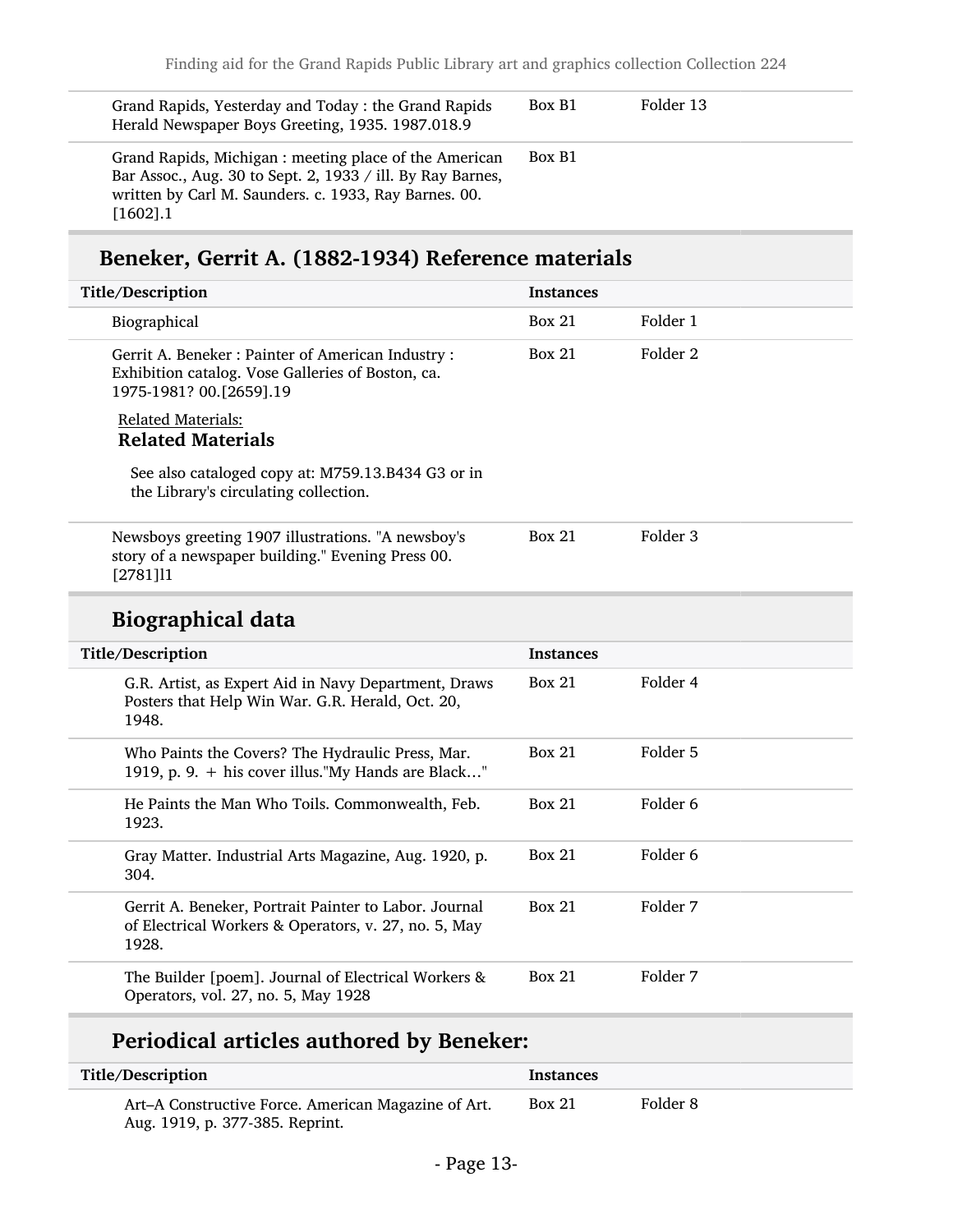| Title/Description | Instances | |
|---|---|---|
| Grand Rapids, Yesterday and Today : the Grand Rapids Herald Newspaper Boys Greeting, 1935. 1987.018.9 | Box B1 | Folder 13 |
| Grand Rapids, Michigan : meeting place of the American Bar Assoc., Aug. 30 to Sept. 2, 1933 / ill. By Ray Barnes, written by Carl M. Saunders. c. 1933, Ray Barnes. 00.[1602].1 | Box B1 | |

## Beneker, Gerrit A. (1882-1934) Reference materials

| Title/Description | Instances | |
|---|---|---|
| Biographical | Box 21 | Folder 1 |
| Gerrit A. Beneker : Painter of American Industry : Exhibition catalog. Vose Galleries of Boston, ca. 1975-1981? 00.[2659].19 | Box 21 | Folder 2 |

Related Materials:

**Related Materials**

See also cataloged copy at: M759.13.B434 G3 or in the Library's circulating collection.

| Title/Description | Instances | |
|---|---|---|
| Newsboys greeting 1907 illustrations. "A newsboy's story of a newspaper building." Evening Press 00.[2781]l1 | Box 21 | Folder 3 |

### Biographical data

| Title/Description | Instances | |
|---|---|---|
| G.R. Artist, as Expert Aid in Navy Department, Draws Posters that Help Win War. G.R. Herald, Oct. 20, 1948. | Box 21 | Folder 4 |
| Who Paints the Covers? The Hydraulic Press, Mar. 1919, p. 9. + his cover illus."My Hands are Black…" | Box 21 | Folder 5 |
| He Paints the Man Who Toils. Commonwealth, Feb. 1923. | Box 21 | Folder 6 |
| Gray Matter. Industrial Arts Magazine, Aug. 1920, p. 304. | Box 21 | Folder 6 |
| Gerrit A. Beneker, Portrait Painter to Labor. Journal of Electrical Workers & Operators, v. 27, no. 5, May 1928. | Box 21 | Folder 7 |
| The Builder [poem]. Journal of Electrical Workers & Operators, vol. 27, no. 5, May 1928 | Box 21 | Folder 7 |

### Periodical articles authored by Beneker:

| Title/Description | Instances | |
|---|---|---|
| Art–A Constructive Force. American Magazine of Art. Aug. 1919, p. 377-385. Reprint. | Box 21 | Folder 8 |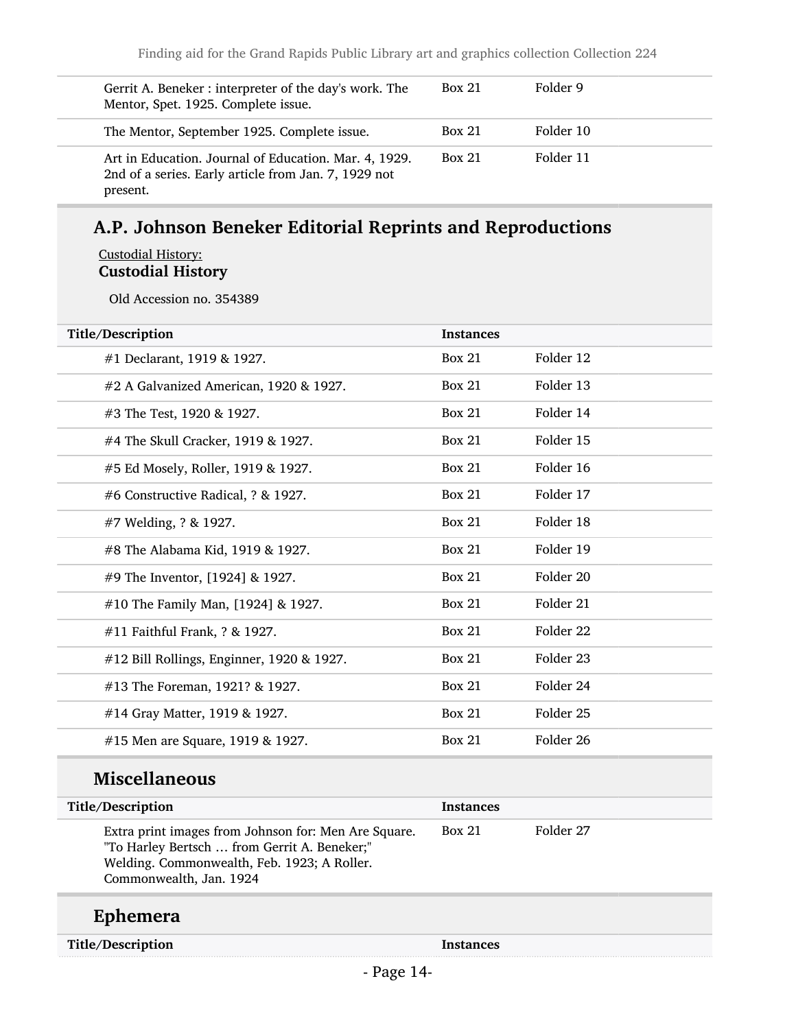| | | |
|---|---|---|
| Gerrit A. Beneker : interpreter of the day's work. The Mentor, Spet. 1925. Complete issue. | Box 21 | Folder 9 |
| The Mentor, September 1925. Complete issue. | Box 21 | Folder 10 |
| Art in Education. Journal of Education. Mar. 4, 1929. 2nd of a series. Early article from Jan. 7, 1929 not present. | Box 21 | Folder 11 |

## A.P. Johnson Beneker Editorial Reprints and Reproductions

Custodial History:

**Custodial History**

Old Accession no. 354389

| Title/Description | Instances | |
|---|---|---|
| #1 Declarant, 1919 & 1927. | Box 21 | Folder 12 |
| #2 A Galvanized American, 1920 & 1927. | Box 21 | Folder 13 |
| #3 The Test, 1920 & 1927. | Box 21 | Folder 14 |
| #4 The Skull Cracker, 1919 & 1927. | Box 21 | Folder 15 |
| #5 Ed Mosely, Roller, 1919 & 1927. | Box 21 | Folder 16 |
| #6 Constructive Radical, ? & 1927. | Box 21 | Folder 17 |
| #7 Welding, ? & 1927. | Box 21 | Folder 18 |
| #8 The Alabama Kid, 1919 & 1927. | Box 21 | Folder 19 |
| #9 The Inventor, [1924] & 1927. | Box 21 | Folder 20 |
| #10 The Family Man, [1924] & 1927. | Box 21 | Folder 21 |
| #11 Faithful Frank, ? & 1927. | Box 21 | Folder 22 |
| #12 Bill Rollings, Enginner, 1920 & 1927. | Box 21 | Folder 23 |
| #13 The Foreman, 1921? & 1927. | Box 21 | Folder 24 |
| #14 Gray Matter, 1919 & 1927. | Box 21 | Folder 25 |
| #15 Men are Square, 1919 & 1927. | Box 21 | Folder 26 |

## Miscellaneous

| Title/Description | Instances | |
|---|---|---|
| Extra print images from Johnson for: Men Are Square. "To Harley Bertsch … from Gerrit A. Beneker;" Welding. Commonwealth, Feb. 1923; A Roller. Commonwealth, Jan. 1924 | Box 21 | Folder 27 |

## Ephemera

| Title/Description | Instances |
|---|---|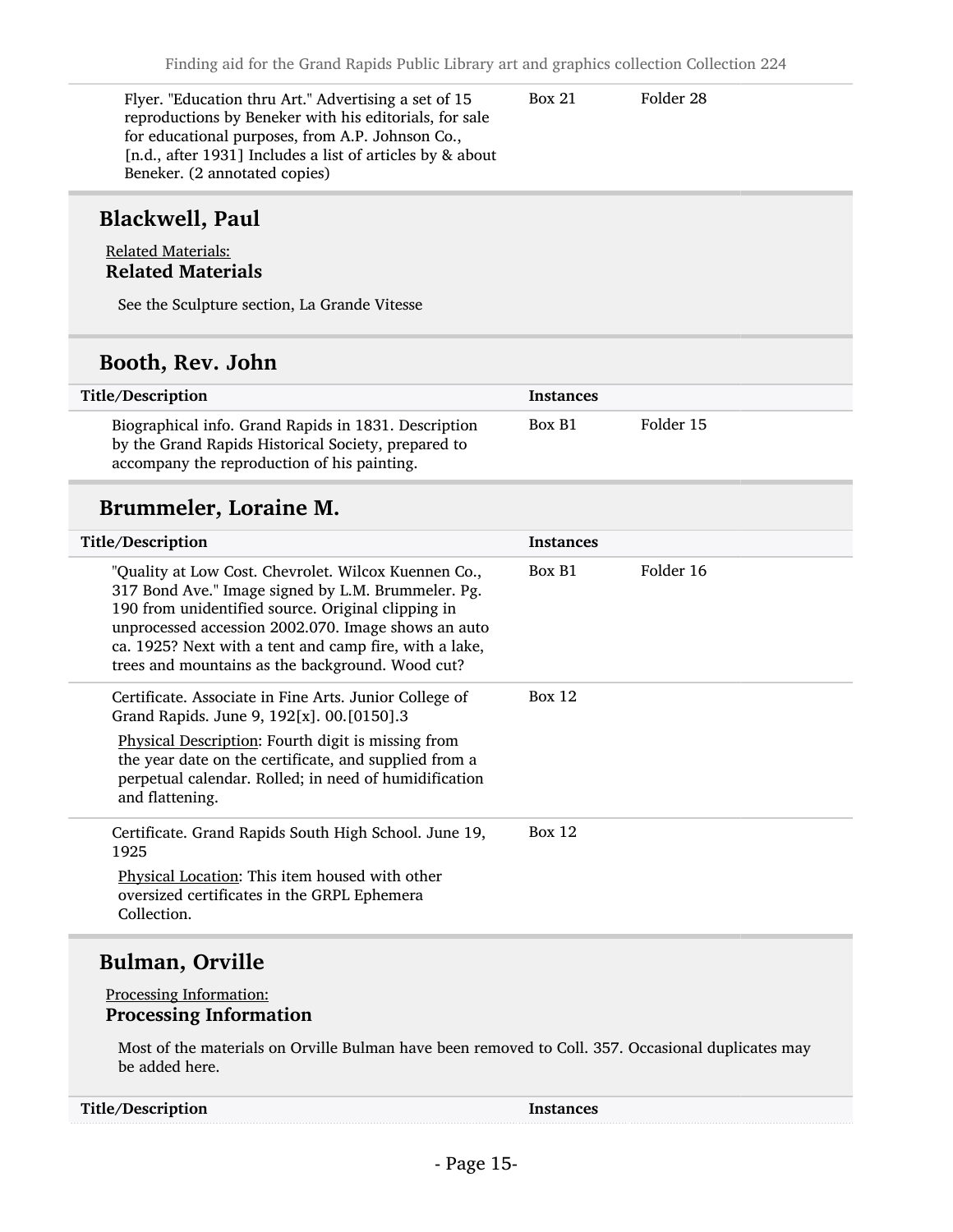| Title/Description | Instances | |
|---|---|---|
| Flyer. "Education thru Art." Advertising a set of 15 reproductions by Beneker with his editorials, for sale for educational purposes, from A.P. Johnson Co., [n.d., after 1931] Includes a list of articles by & about Beneker. (2 annotated copies) | Box 21 | Folder 28 |

## Blackwell, Paul

Related Materials:

**Related Materials**

See the Sculpture section, La Grande Vitesse

## Booth, Rev. John

| Title/Description | Instances | |
|---|---|---|
| Biographical info. Grand Rapids in 1831. Description by the Grand Rapids Historical Society, prepared to accompany the reproduction of his painting. | Box B1 | Folder 15 |

## Brummeler, Loraine M.

| Title/Description | Instances | |
|---|---|---|
| "Quality at Low Cost. Chevrolet. Wilcox Kuennen Co., 317 Bond Ave." Image signed by L.M. Brummeler. Pg. 190 from unidentified source. Original clipping in unprocessed accession 2002.070. Image shows an auto ca. 1925? Next with a tent and camp fire, with a lake, trees and mountains as the background. Wood cut? | Box B1 | Folder 16 |
| Certificate. Associate in Fine Arts. Junior College of Grand Rapids. June 9, 192[x]. 00.[0150].3 <br> Physical Description: Fourth digit is missing from the year date on the certificate, and supplied from a perpetual calendar. Rolled; in need of humidification and flattening. | Box 12 | |
| Certificate. Grand Rapids South High School. June 19, 1925 <br> Physical Location: This item housed with other oversized certificates in the GRPL Ephemera Collection. | Box 12 | |

## Bulman, Orville

Processing Information:

**Processing Information**

Most of the materials on Orville Bulman have been removed to Coll. 357. Occasional duplicates may be added here.

| Title/Description | Instances |
|---|---|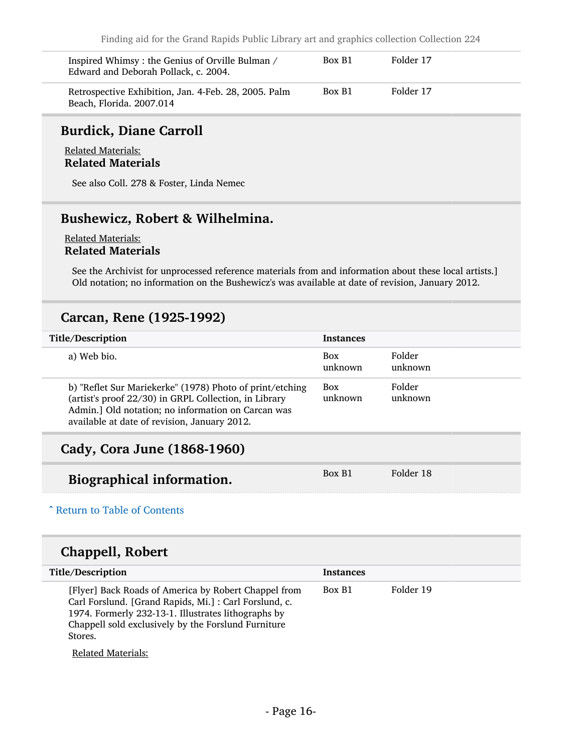| | | |
|---|---|---|
| Inspired Whimsy : the Genius of Orville Bulman / Edward and Deborah Pollack, c. 2004. | Box B1 | Folder 17 |
| Retrospective Exhibition, Jan. 4-Feb. 28, 2005. Palm Beach, Florida. 2007.014 | Box B1 | Folder 17 |

## Burdick, Diane Carroll

Related Materials:

**Related Materials**

See also Coll. 278 & Foster, Linda Nemec

## Bushewicz, Robert & Wilhelmina.

Related Materials:

**Related Materials**

See the Archivist for unprocessed reference materials from and information about these local artists.] Old notation; no information on the Bushewicz's was available at date of revision, January 2012.

## Carcan, Rene (1925-1992)

| Title/Description | Instances | |
|---|---|---|
| a) Web bio. | Box unknown | Folder unknown |
| b) "Reflet Sur Mariekerke" (1978) Photo of print/etching (artist's proof 22/30) in GRPL Collection, in Library Admin.] Old notation; no information on Carcan was available at date of revision, January 2012. | Box unknown | Folder unknown |

## Cady, Cora June (1868-1960)

| | | |
|---|---|---|
| **Biographical information.** | Box B1 | Folder 18 |

ˆ Return to Table of Contents

## Chappell, Robert

| Title/Description | Instances | |
|---|---|---|
| [Flyer] Back Roads of America by Robert Chappel from Carl Forslund. [Grand Rapids, Mi.] : Carl Forslund, c. 1974. Formerly 232-13-1. Illustrates lithographs by Chappell sold exclusively by the Forslund Furniture Stores. | Box B1 | Folder 19 |

Related Materials: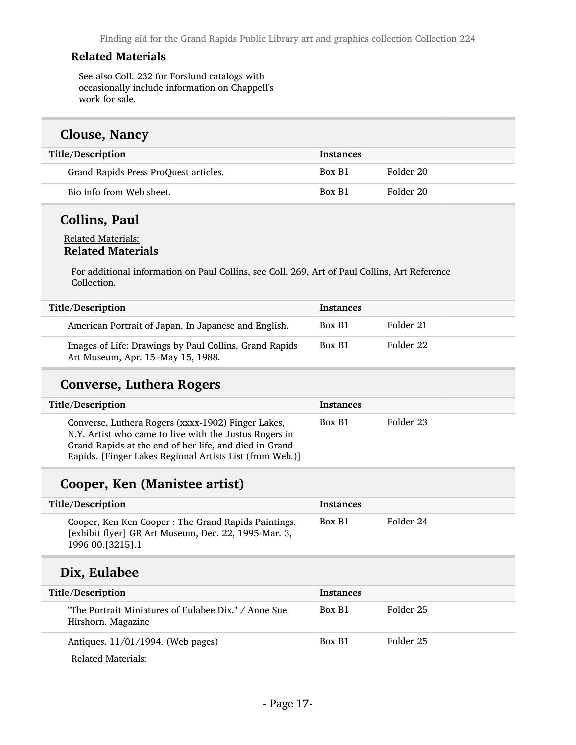### Related Materials

See also Coll. 232 for Forslund catalogs with occasionally include information on Chappell's work for sale.

## Clouse, Nancy

| Title/Description | Instances | |
|---|---|---|
| Grand Rapids Press ProQuest articles. | Box B1 | Folder 20 |
| Bio info from Web sheet. | Box B1 | Folder 20 |

## Collins, Paul

Related Materials:

### Related Materials

For additional information on Paul Collins, see Coll. 269, Art of Paul Collins, Art Reference Collection.

| Title/Description | Instances | |
|---|---|---|
| American Portrait of Japan. In Japanese and English. | Box B1 | Folder 21 |
| Images of Life: Drawings by Paul Collins. Grand Rapids Art Museum, Apr. 15–May 15, 1988. | Box B1 | Folder 22 |

## Converse, Luthera Rogers

| Title/Description | Instances | |
|---|---|---|
| Converse, Luthera Rogers (xxxx-1902) Finger Lakes, N.Y. Artist who came to live with the Justus Rogers in Grand Rapids at the end of her life, and died in Grand Rapids. [Finger Lakes Regional Artists List (from Web.)] | Box B1 | Folder 23 |

## Cooper, Ken (Manistee artist)

| Title/Description | Instances | |
|---|---|---|
| Cooper, Ken Ken Cooper : The Grand Rapids Paintings. [exhibit flyer] GR Art Museum, Dec. 22, 1995-Mar. 3, 1996 00.[3215].1 | Box B1 | Folder 24 |

## Dix, Eulabee

| Title/Description | Instances | |
|---|---|---|
| "The Portrait Miniatures of Eulabee Dix." / Anne Sue Hirshorn. Magazine | Box B1 | Folder 25 |
| Antiques. 11/01/1994. (Web pages) | Box B1 | Folder 25 |

Related Materials: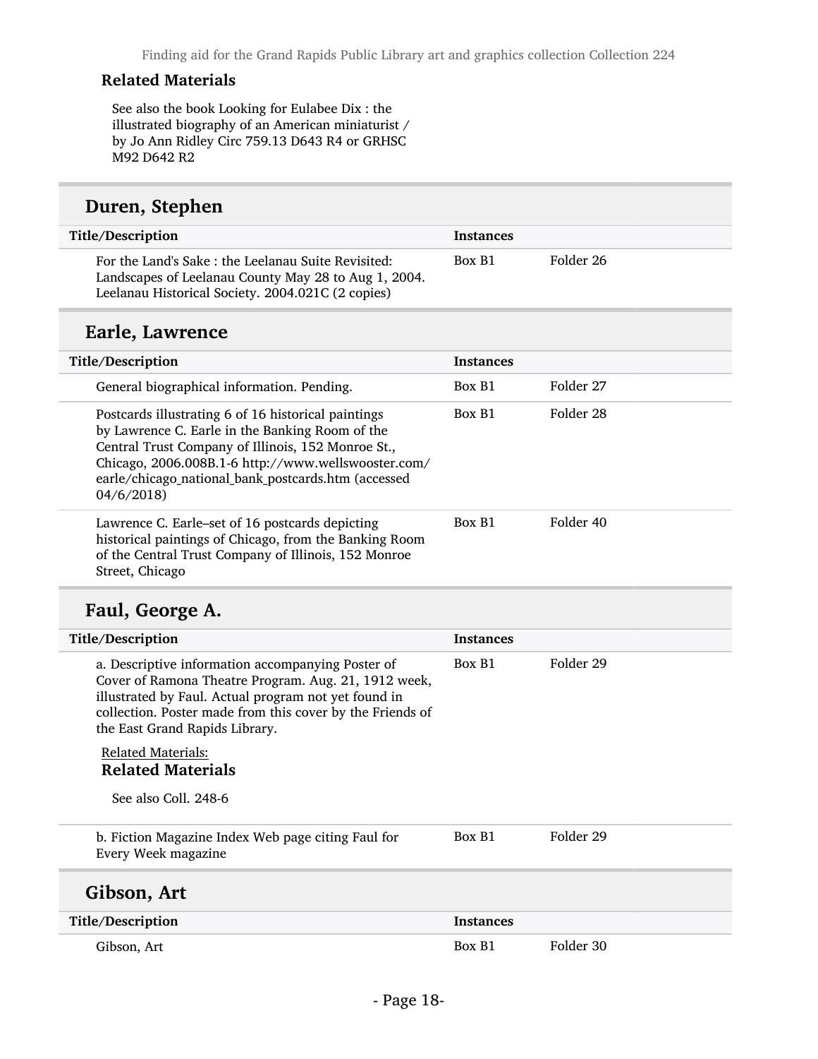### Related Materials

See also the book Looking for Eulabee Dix : the illustrated biography of an American miniaturist / by Jo Ann Ridley Circ 759.13 D643 R4 or GRHSC M92 D642 R2

## Duren, Stephen

| Title/Description | Instances | |
|---|---|---|
| For the Land's Sake : the Leelanau Suite Revisited: Landscapes of Leelanau County May 28 to Aug 1, 2004. Leelanau Historical Society. 2004.021C (2 copies) | Box B1 | Folder 26 |

## Earle, Lawrence

| Title/Description | Instances | |
|---|---|---|
| General biographical information. Pending. | Box B1 | Folder 27 |
| Postcards illustrating 6 of 16 historical paintings by Lawrence C. Earle in the Banking Room of the Central Trust Company of Illinois, 152 Monroe St., Chicago, 2006.008B.1-6 http://www.wellswooster.com/earle/chicago_national_bank_postcards.htm (accessed 04/6/2018) | Box B1 | Folder 28 |
| Lawrence C. Earle–set of 16 postcards depicting historical paintings of Chicago, from the Banking Room of the Central Trust Company of Illinois, 152 Monroe Street, Chicago | Box B1 | Folder 40 |

## Faul, George A.

| Title/Description | Instances | |
|---|---|---|
| a. Descriptive information accompanying Poster of Cover of Ramona Theatre Program. Aug. 21, 1912 week, illustrated by Faul. Actual program not yet found in collection. Poster made from this cover by the Friends of the East Grand Rapids Library. | Box B1 | Folder 29 |

Related Materials:

### Related Materials

See also Coll. 248-6

| Title/Description | Instances | |
|---|---|---|
| b. Fiction Magazine Index Web page citing Faul for Every Week magazine | Box B1 | Folder 29 |

## Gibson, Art

| Title/Description | Instances | |
|---|---|---|
| Gibson, Art | Box B1 | Folder 30 |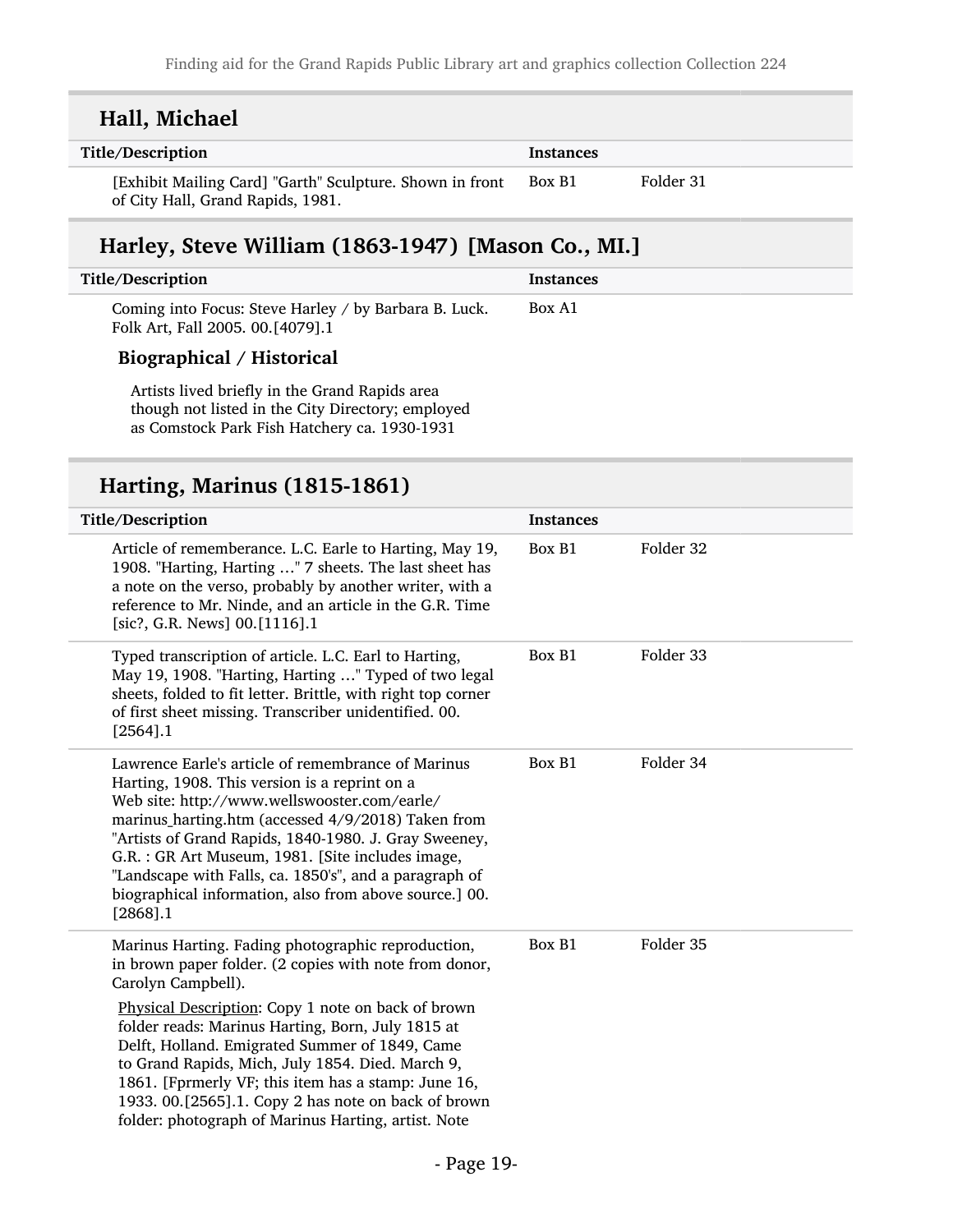## Hall, Michael

| Title/Description | Instances | |
|---|---|---|
| [Exhibit Mailing Card] "Garth" Sculpture. Shown in front of City Hall, Grand Rapids, 1981. | Box B1 | Folder 31 |

## Harley, Steve William (1863-1947) [Mason Co., MI.]

| Title/Description | Instances |
|---|---|
| Coming into Focus: Steve Harley / by Barbara B. Luck. Folk Art, Fall 2005. 00.[4079].1 | Box A1 |

### Biographical / Historical

Artists lived briefly in the Grand Rapids area though not listed in the City Directory; employed as Comstock Park Fish Hatchery ca. 1930-1931

## Harting, Marinus (1815-1861)

| Title/Description | Instances | |
|---|---|---|
| Article of rememberance. L.C. Earle to Harting, May 19, 1908. "Harting, Harting …" 7 sheets. The last sheet has a note on the verso, probably by another writer, with a reference to Mr. Ninde, and an article in the G.R. Time [sic?, G.R. News] 00.[1116].1 | Box B1 | Folder 32 |
| Typed transcription of article. L.C. Earl to Harting, May 19, 1908. "Harting, Harting …" Typed of two legal sheets, folded to fit letter. Brittle, with right top corner of first sheet missing. Transcriber unidentified. 00.[2564].1 | Box B1 | Folder 33 |
| Lawrence Earle's article of remembrance of Marinus Harting, 1908. This version is a reprint on a Web site: http://www.wellswooster.com/earle/marinus_harting.htm (accessed 4/9/2018) Taken from "Artists of Grand Rapids, 1840-1980. J. Gray Sweeney, G.R. : GR Art Museum, 1981. [Site includes image, "Landscape with Falls, ca. 1850's", and a paragraph of biographical information, also from above source.] 00.[2868].1 | Box B1 | Folder 34 |
| Marinus Harting. Fading photographic reproduction, in brown paper folder. (2 copies with note from donor, Carolyn Campbell).<br><br>Physical Description: Copy 1 note on back of brown folder reads: Marinus Harting, Born, July 1815 at Delft, Holland. Emigrated Summer of 1849, Came to Grand Rapids, Mich, July 1854. Died. March 9, 1861. [Fprmerly VF; this item has a stamp: June 16, 1933. 00.[2565].1. Copy 2 has note on back of brown folder: photograph of Marinus Harting, artist. Note | Box B1 | Folder 35 |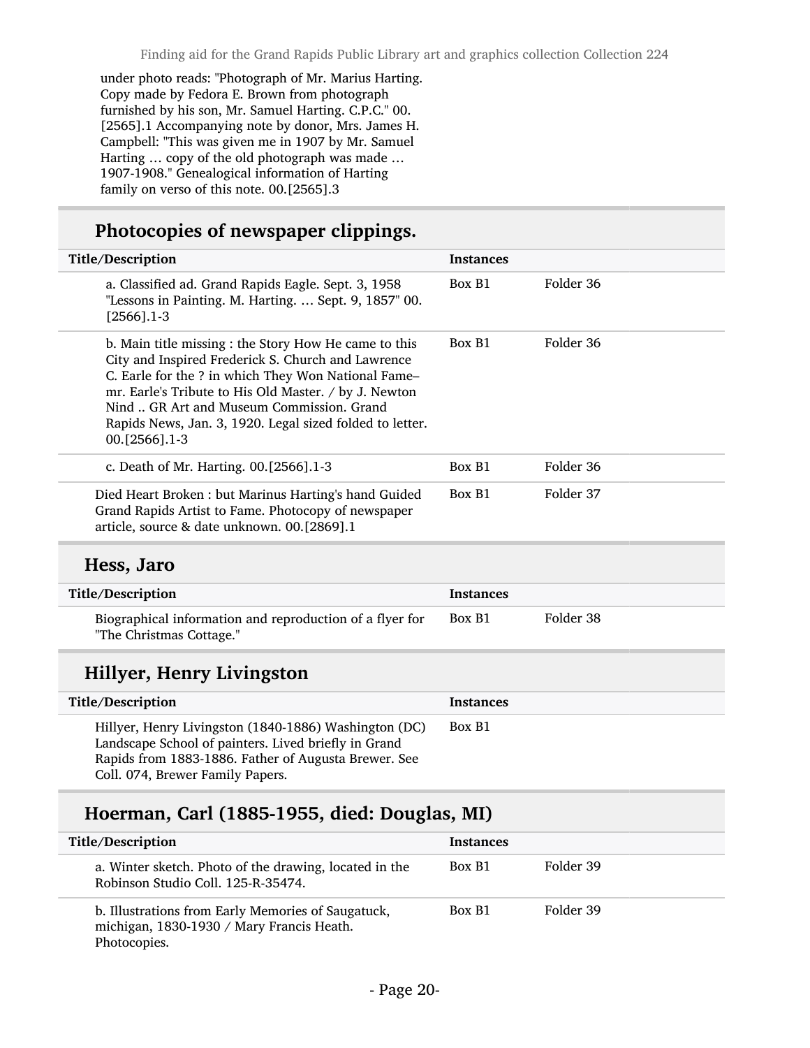under photo reads: "Photograph of Mr. Marius Harting. Copy made by Fedora E. Brown from photograph furnished by his son, Mr. Samuel Harting. C.P.C." 00.[2565].1 Accompanying note by donor, Mrs. James H. Campbell: "This was given me in 1907 by Mr. Samuel Harting … copy of the old photograph was made … 1907-1908." Genealogical information of Harting family on verso of this note. 00.[2565].3

## Photocopies of newspaper clippings.

| Title/Description | Instances | |
|---|---|---|
| a. Classified ad. Grand Rapids Eagle. Sept. 3, 1958 "Lessons in Painting. M. Harting. … Sept. 9, 1857" 00.[2566].1-3 | Box B1 | Folder 36 |
| b. Main title missing : the Story How He came to this City and Inspired Frederick S. Church and Lawrence C. Earle for the ? in which They Won National Fame– mr. Earle's Tribute to His Old Master. / by J. Newton Nind .. GR Art and Museum Commission. Grand Rapids News, Jan. 3, 1920. Legal sized folded to letter. 00.[2566].1-3 | Box B1 | Folder 36 |
| c. Death of Mr. Harting. 00.[2566].1-3 | Box B1 | Folder 36 |
| Died Heart Broken : but Marinus Harting's hand Guided Grand Rapids Artist to Fame. Photocopy of newspaper article, source & date unknown. 00.[2869].1 | Box B1 | Folder 37 |

## Hess, Jaro

| Title/Description | Instances | |
|---|---|---|
| Biographical information and reproduction of a flyer for "The Christmas Cottage." | Box B1 | Folder 38 |

## Hillyer, Henry Livingston

| Title/Description | Instances | |
|---|---|---|
| Hillyer, Henry Livingston (1840-1886) Washington (DC) Landscape School of painters. Lived briefly in Grand Rapids from 1883-1886. Father of Augusta Brewer. See Coll. 074, Brewer Family Papers. | Box B1 | |

## Hoerman, Carl (1885-1955, died: Douglas, MI)

| Title/Description | Instances | |
|---|---|---|
| a. Winter sketch. Photo of the drawing, located in the Robinson Studio Coll. 125-R-35474. | Box B1 | Folder 39 |
| b. Illustrations from Early Memories of Saugatuck, michigan, 1830-1930 / Mary Francis Heath. Photocopies. | Box B1 | Folder 39 |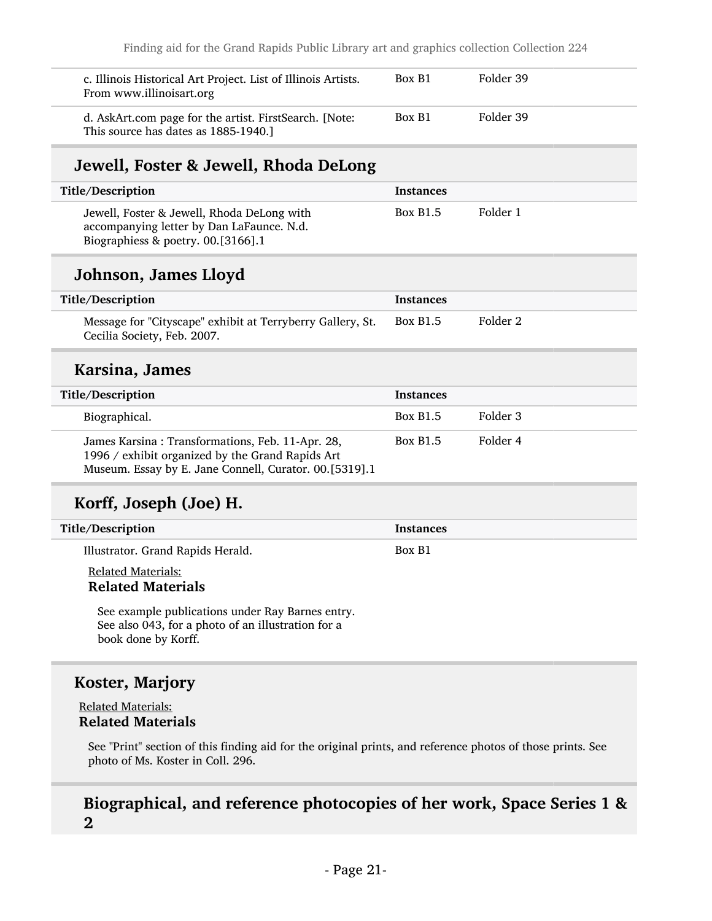| | | |
|---|---|---|
| c. Illinois Historical Art Project. List of Illinois Artists. From www.illinoisart.org | Box B1 | Folder 39 |
| d. AskArt.com page for the artist. FirstSearch. [Note: This source has dates as 1885-1940.] | Box B1 | Folder 39 |

## Jewell, Foster & Jewell, Rhoda DeLong

| Title/Description | Instances | |
|---|---|---|
| Jewell, Foster & Jewell, Rhoda DeLong with accompanying letter by Dan LaFaunce. N.d. Biographiess & poetry. 00.[3166].1 | Box B1.5 | Folder 1 |

## Johnson, James Lloyd

| Title/Description | Instances | |
|---|---|---|
| Message for "Cityscape" exhibit at Terryberry Gallery, St. Cecilia Society, Feb. 2007. | Box B1.5 | Folder 2 |

## Karsina, James

| Title/Description | Instances | |
|---|---|---|
| Biographical. | Box B1.5 | Folder 3 |
| James Karsina : Transformations, Feb. 11-Apr. 28, 1996 / exhibit organized by the Grand Rapids Art Museum. Essay by E. Jane Connell, Curator. 00.[5319].1 | Box B1.5 | Folder 4 |

## Korff, Joseph (Joe) H.

| Title/Description | Instances |
|---|---|
| Illustrator. Grand Rapids Herald. | Box B1 |

Related Materials:

**Related Materials**

See example publications under Ray Barnes entry. See also 043, for a photo of an illustration for a book done by Korff.

## Koster, Marjory

Related Materials:

**Related Materials**

See "Print" section of this finding aid for the original prints, and reference photos of those prints. See photo of Ms. Koster in Coll. 296.

### Biographical, and reference photocopies of her work, Space Series 1 & 2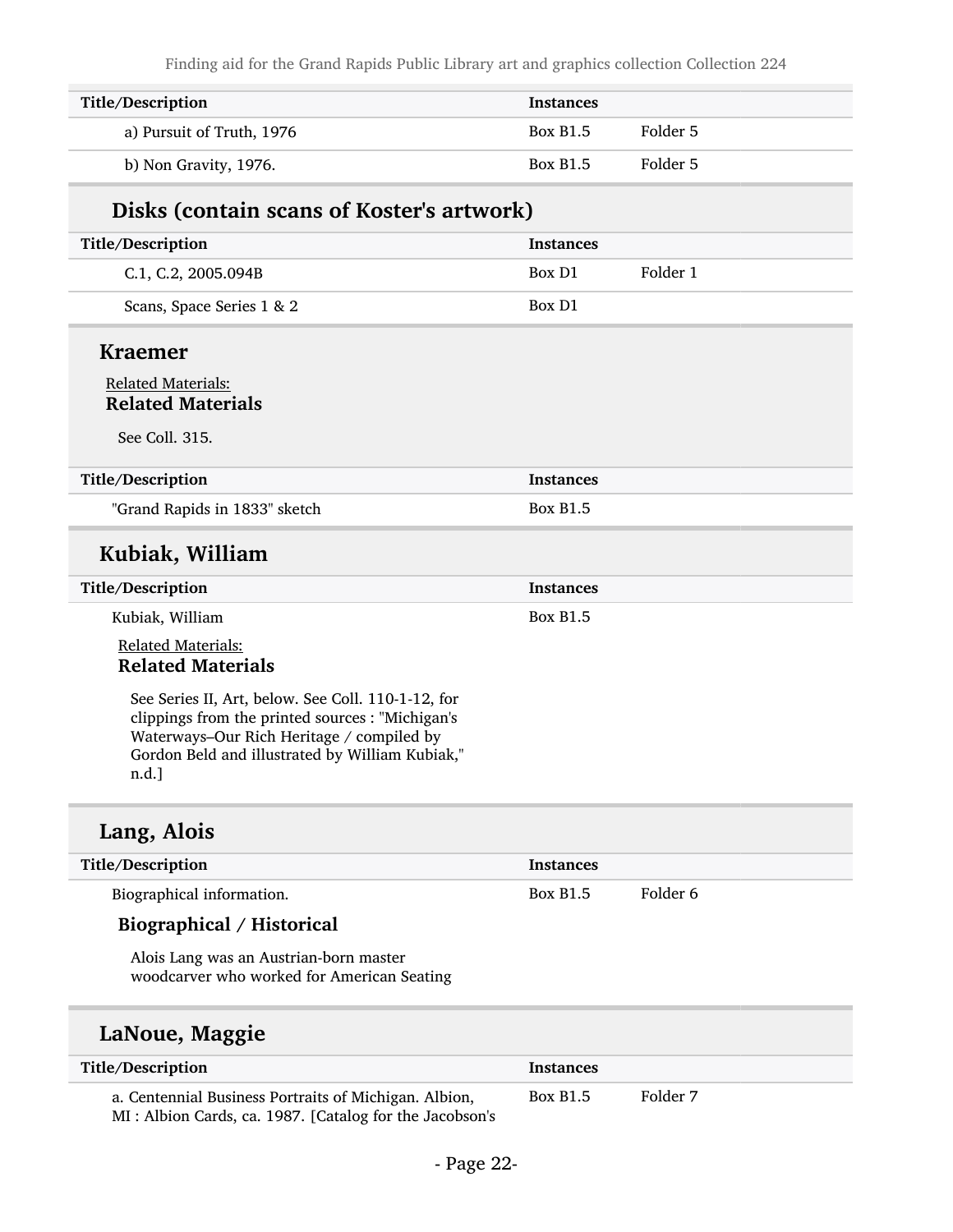| Title/Description | Instances | |
|---|---|---|
| a) Pursuit of Truth, 1976 | Box B1.5 | Folder 5 |
| b) Non Gravity, 1976. | Box B1.5 | Folder 5 |

### Disks (contain scans of Koster's artwork)

| Title/Description | Instances | |
|---|---|---|
| C.1, C.2, 2005.094B | Box D1 | Folder 1 |
| Scans, Space Series 1 & 2 | Box D1 | |

## Kraemer

Related Materials:

**Related Materials**

See Coll. 315.

| Title/Description | Instances |
|---|---|
| "Grand Rapids in 1833" sketch | Box B1.5 |

## Kubiak, William

| Title/Description | Instances |
|---|---|
| Kubiak, William | Box B1.5 |

Related Materials:

**Related Materials**

See Series II, Art, below. See Coll. 110-1-12, for clippings from the printed sources : "Michigan's Waterways–Our Rich Heritage / compiled by Gordon Beld and illustrated by William Kubiak," n.d.]

## Lang, Alois

| Title/Description | Instances | |
|---|---|---|
| Biographical information. | Box B1.5 | Folder 6 |

**Biographical / Historical**

Alois Lang was an Austrian-born master woodcarver who worked for American Seating

## LaNoue, Maggie

| Title/Description | Instances | |
|---|---|---|
| a. Centennial Business Portraits of Michigan. Albion, MI : Albion Cards, ca. 1987. [Catalog for the Jacobson's | Box B1.5 | Folder 7 |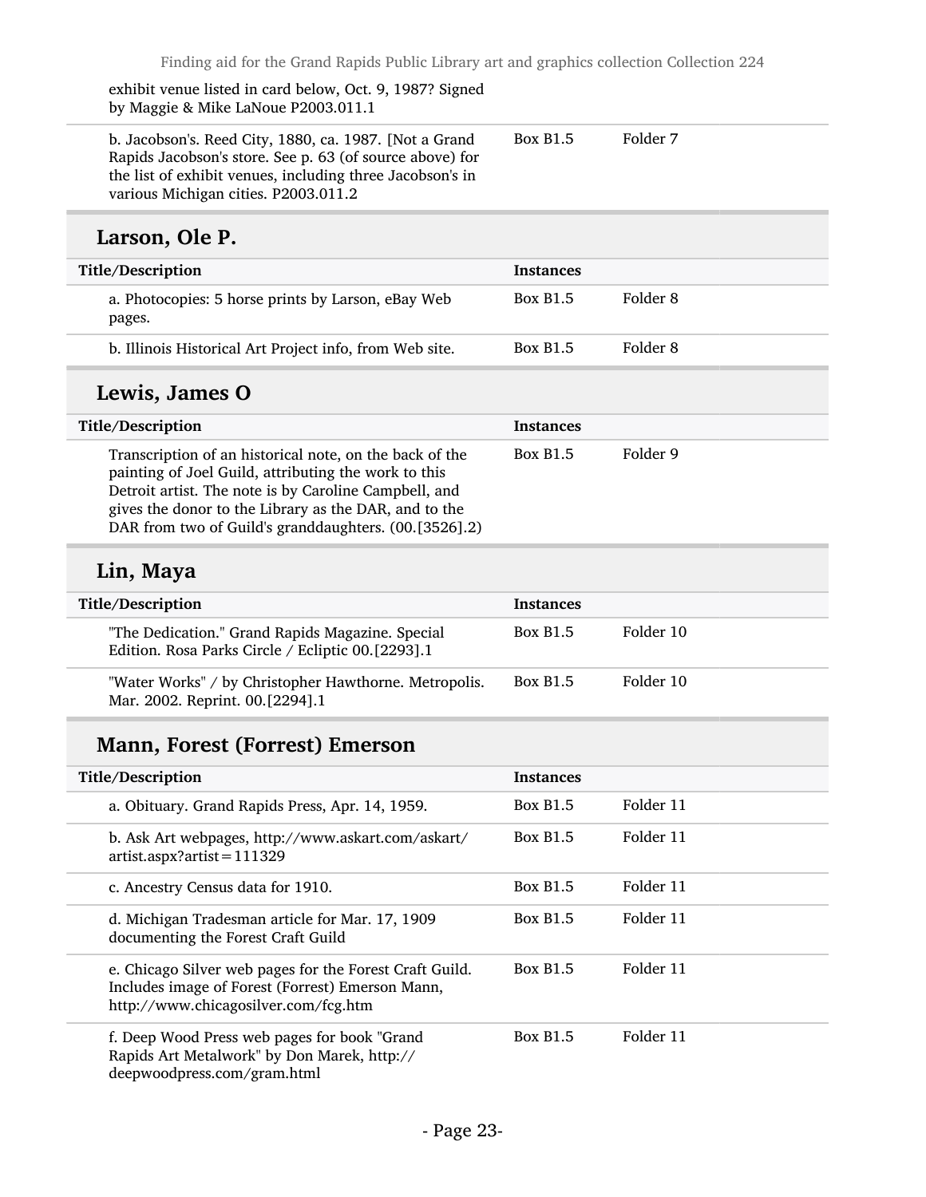| | | |
|---|---|---|
| exhibit venue listed in card below, Oct. 9, 1987? Signed by Maggie & Mike LaNoue P2003.011.1 | | |
| b. Jacobson's. Reed City, 1880, ca. 1987. [Not a Grand Rapids Jacobson's store. See p. 63 (of source above) for the list of exhibit venues, including three Jacobson's in various Michigan cities. P2003.011.2 | Box B1.5 | Folder 7 |

## Larson, Ole P.

| Title/Description | Instances | |
|---|---|---|
| a. Photocopies: 5 horse prints by Larson, eBay Web pages. | Box B1.5 | Folder 8 |
| b. Illinois Historical Art Project info, from Web site. | Box B1.5 | Folder 8 |

## Lewis, James O

| Title/Description | Instances | |
|---|---|---|
| Transcription of an historical note, on the back of the painting of Joel Guild, attributing the work to this Detroit artist. The note is by Caroline Campbell, and gives the donor to the Library as the DAR, and to the DAR from two of Guild's granddaughters. (00.[3526].2) | Box B1.5 | Folder 9 |

## Lin, Maya

| Title/Description | Instances | |
|---|---|---|
| "The Dedication." Grand Rapids Magazine. Special Edition. Rosa Parks Circle / Ecliptic 00.[2293].1 | Box B1.5 | Folder 10 |
| "Water Works" / by Christopher Hawthorne. Metropolis. Mar. 2002. Reprint. 00.[2294].1 | Box B1.5 | Folder 10 |

## Mann, Forest (Forrest) Emerson

| Title/Description | Instances | |
|---|---|---|
| a. Obituary. Grand Rapids Press, Apr. 14, 1959. | Box B1.5 | Folder 11 |
| b. Ask Art webpages, http://www.askart.com/askart/artist.aspx?artist=111329 | Box B1.5 | Folder 11 |
| c. Ancestry Census data for 1910. | Box B1.5 | Folder 11 |
| d. Michigan Tradesman article for Mar. 17, 1909 documenting the Forest Craft Guild | Box B1.5 | Folder 11 |
| e. Chicago Silver web pages for the Forest Craft Guild. Includes image of Forest (Forrest) Emerson Mann, http://www.chicagosilver.com/fcg.htm | Box B1.5 | Folder 11 |
| f. Deep Wood Press web pages for book "Grand Rapids Art Metalwork" by Don Marek, http://deepwoodpress.com/gram.html | Box B1.5 | Folder 11 |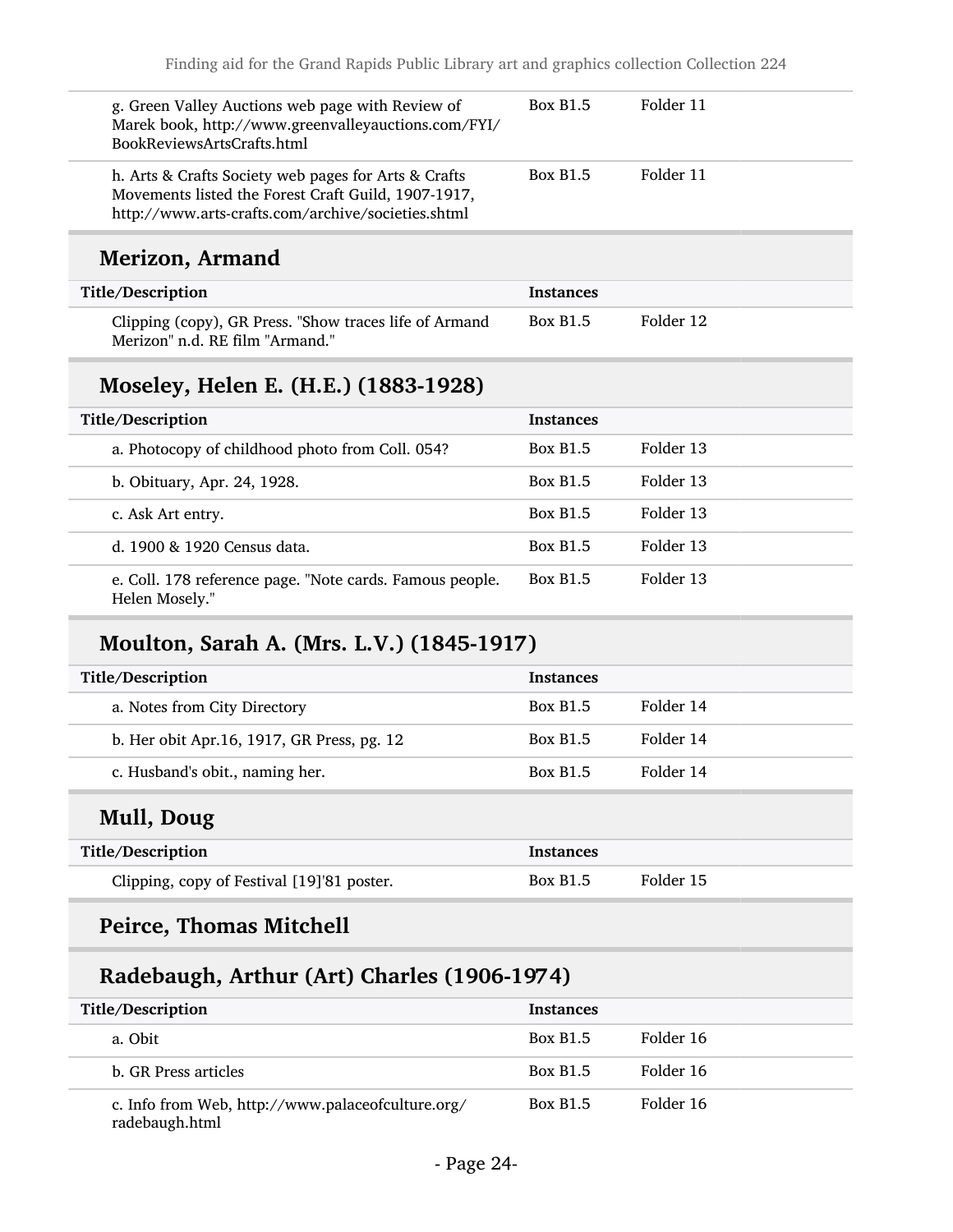| | | |
|---|---|---|
| g. Green Valley Auctions web page with Review of Marek book, http://www.greenvalleyauctions.com/FYI/BookReviewsArtsCrafts.html | Box B1.5 | Folder 11 |
| h. Arts & Crafts Society web pages for Arts & Crafts Movements listed the Forest Craft Guild, 1907-1917, http://www.arts-crafts.com/archive/societies.shtml | Box B1.5 | Folder 11 |

## Merizon, Armand

| Title/Description | Instances | |
|---|---|---|
| Clipping (copy), GR Press. "Show traces life of Armand Merizon" n.d. RE film "Armand." | Box B1.5 | Folder 12 |

## Moseley, Helen E. (H.E.) (1883-1928)

| Title/Description | Instances | |
|---|---|---|
| a. Photocopy of childhood photo from Coll. 054? | Box B1.5 | Folder 13 |
| b. Obituary, Apr. 24, 1928. | Box B1.5 | Folder 13 |
| c. Ask Art entry. | Box B1.5 | Folder 13 |
| d. 1900 & 1920 Census data. | Box B1.5 | Folder 13 |
| e. Coll. 178 reference page. "Note cards. Famous people. Helen Mosely." | Box B1.5 | Folder 13 |

## Moulton, Sarah A. (Mrs. L.V.) (1845-1917)

| Title/Description | Instances | |
|---|---|---|
| a. Notes from City Directory | Box B1.5 | Folder 14 |
| b. Her obit Apr.16, 1917, GR Press, pg. 12 | Box B1.5 | Folder 14 |
| c. Husband's obit., naming her. | Box B1.5 | Folder 14 |

## Mull, Doug

| Title/Description | Instances | |
|---|---|---|
| Clipping, copy of Festival [19]'81 poster. | Box B1.5 | Folder 15 |

## Peirce, Thomas Mitchell

## Radebaugh, Arthur (Art) Charles (1906-1974)

| Title/Description | Instances | |
|---|---|---|
| a. Obit | Box B1.5 | Folder 16 |
| b. GR Press articles | Box B1.5 | Folder 16 |
| c. Info from Web, http://www.palaceofculture.org/radebaugh.html | Box B1.5 | Folder 16 |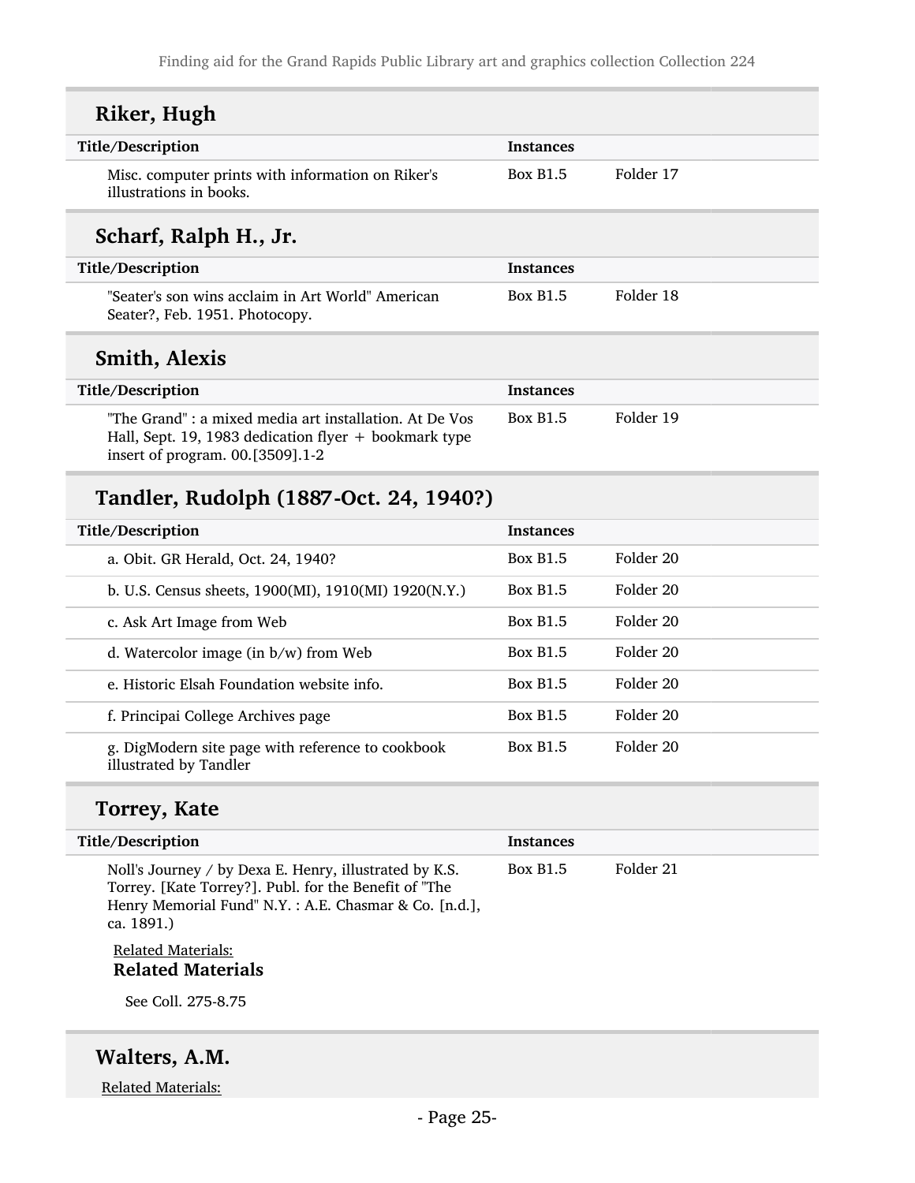## Riker, Hugh

| Title/Description | Instances | |
|---|---|---|
| Misc. computer prints with information on Riker's illustrations in books. | Box B1.5 | Folder 17 |

## Scharf, Ralph H., Jr.

| Title/Description | Instances | |
|---|---|---|
| "Seater's son wins acclaim in Art World" American Seater?, Feb. 1951. Photocopy. | Box B1.5 | Folder 18 |

## Smith, Alexis

| Title/Description | Instances | |
|---|---|---|
| "The Grand" : a mixed media art installation. At De Vos Hall, Sept. 19, 1983 dedication flyer + bookmark type insert of program. 00.[3509].1-2 | Box B1.5 | Folder 19 |

## Tandler, Rudolph (1887-Oct. 24, 1940?)

| Title/Description | Instances | |
|---|---|---|
| a. Obit. GR Herald, Oct. 24, 1940? | Box B1.5 | Folder 20 |
| b. U.S. Census sheets, 1900(MI), 1910(MI) 1920(N.Y.) | Box B1.5 | Folder 20 |
| c. Ask Art Image from Web | Box B1.5 | Folder 20 |
| d. Watercolor image (in b/w) from Web | Box B1.5 | Folder 20 |
| e. Historic Elsah Foundation website info. | Box B1.5 | Folder 20 |
| f. Principai College Archives page | Box B1.5 | Folder 20 |
| g. DigModern site page with reference to cookbook illustrated by Tandler | Box B1.5 | Folder 20 |

## Torrey, Kate

| Title/Description | Instances | |
|---|---|---|
| Noll's Journey / by Dexa E. Henry, illustrated by K.S. Torrey. [Kate Torrey?]. Publ. for the Benefit of "The Henry Memorial Fund" N.Y. : A.E. Chasmar & Co. [n.d.], ca. 1891.) | Box B1.5 | Folder 21 |

Related Materials:

**Related Materials**

See Coll. 275-8.75

## Walters, A.M.

Related Materials: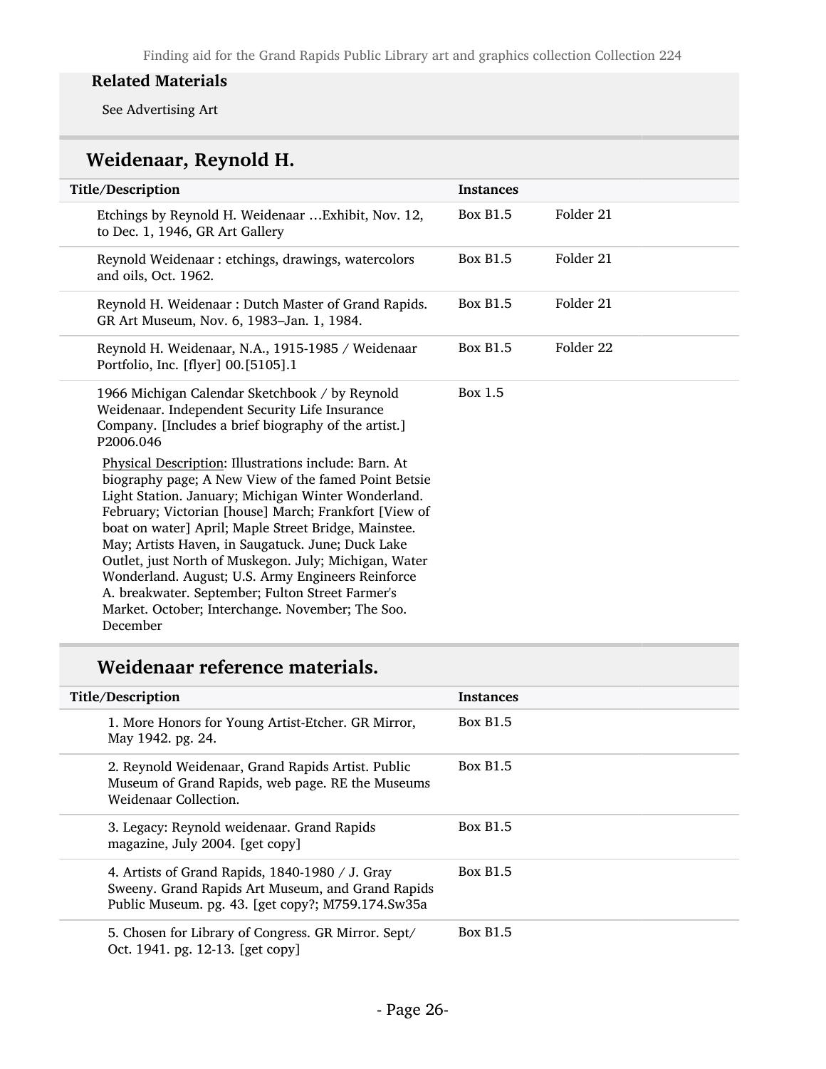**Related Materials**

See Advertising Art

## Weidenaar, Reynold H.

| Title/Description | Instances | |
|---|---|---|
| Etchings by Reynold H. Weidenaar …Exhibit, Nov. 12, to Dec. 1, 1946, GR Art Gallery | Box B1.5 | Folder 21 |
| Reynold Weidenaar : etchings, drawings, watercolors and oils, Oct. 1962. | Box B1.5 | Folder 21 |
| Reynold H. Weidenaar : Dutch Master of Grand Rapids. GR Art Museum, Nov. 6, 1983–Jan. 1, 1984. | Box B1.5 | Folder 21 |
| Reynold H. Weidenaar, N.A., 1915-1985 / Weidenaar Portfolio, Inc. [flyer] 00.[5105].1 | Box B1.5 | Folder 22 |
| 1966 Michigan Calendar Sketchbook / by Reynold Weidenaar. Independent Security Life Insurance Company. [Includes a brief biography of the artist.] P2006.046<br><br>Physical Description: Illustrations include: Barn. At biography page; A New View of the famed Point Betsie Light Station. January; Michigan Winter Wonderland. February; Victorian [house] March; Frankfort [View of boat on water] April; Maple Street Bridge, Mainstee. May; Artists Haven, in Saugatuck. June; Duck Lake Outlet, just North of Muskegon. July; Michigan, Water Wonderland. August; U.S. Army Engineers Reinforce A. breakwater. September; Fulton Street Farmer's Market. October; Interchange. November; The Soo. December | Box 1.5 | |

## Weidenaar reference materials.

| Title/Description | Instances |
|---|---|
| 1. More Honors for Young Artist-Etcher. GR Mirror, May 1942. pg. 24. | Box B1.5 |
| 2. Reynold Weidenaar, Grand Rapids Artist. Public Museum of Grand Rapids, web page. RE the Museums Weidenaar Collection. | Box B1.5 |
| 3. Legacy: Reynold weidenaar. Grand Rapids magazine, July 2004. [get copy] | Box B1.5 |
| 4. Artists of Grand Rapids, 1840-1980 / J. Gray Sweeny. Grand Rapids Art Museum, and Grand Rapids Public Museum. pg. 43. [get copy?; M759.174.Sw35a | Box B1.5 |
| 5. Chosen for Library of Congress. GR Mirror. Sept/ Oct. 1941. pg. 12-13. [get copy] | Box B1.5 |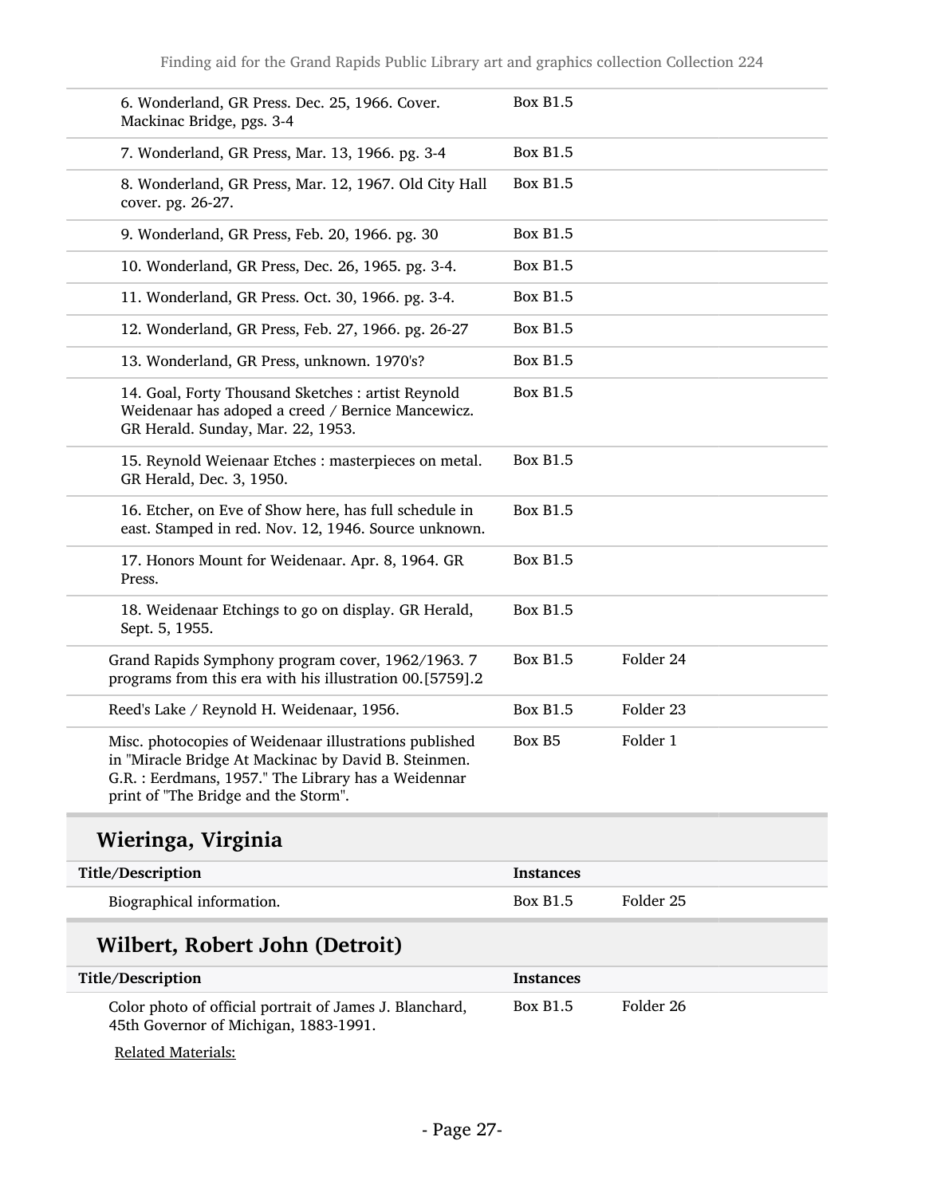| | | |
|---|---|---|
| 6. Wonderland, GR Press. Dec. 25, 1966. Cover. Mackinac Bridge, pgs. 3-4 | Box B1.5 | |
| 7. Wonderland, GR Press, Mar. 13, 1966. pg. 3-4 | Box B1.5 | |
| 8. Wonderland, GR Press, Mar. 12, 1967. Old City Hall cover. pg. 26-27. | Box B1.5 | |
| 9. Wonderland, GR Press, Feb. 20, 1966. pg. 30 | Box B1.5 | |
| 10. Wonderland, GR Press, Dec. 26, 1965. pg. 3-4. | Box B1.5 | |
| 11. Wonderland, GR Press. Oct. 30, 1966. pg. 3-4. | Box B1.5 | |
| 12. Wonderland, GR Press, Feb. 27, 1966. pg. 26-27 | Box B1.5 | |
| 13. Wonderland, GR Press, unknown. 1970's? | Box B1.5 | |
| 14. Goal, Forty Thousand Sketches : artist Reynold Weidenaar has adoped a creed / Bernice Mancewicz. GR Herald. Sunday, Mar. 22, 1953. | Box B1.5 | |
| 15. Reynold Weienaar Etches : masterpieces on metal. GR Herald, Dec. 3, 1950. | Box B1.5 | |
| 16. Etcher, on Eve of Show here, has full schedule in east. Stamped in red. Nov. 12, 1946. Source unknown. | Box B1.5 | |
| 17. Honors Mount for Weidenaar. Apr. 8, 1964. GR Press. | Box B1.5 | |
| 18. Weidenaar Etchings to go on display. GR Herald, Sept. 5, 1955. | Box B1.5 | |
| Grand Rapids Symphony program cover, 1962/1963. 7 programs from this era with his illustration 00.[5759].2 | Box B1.5 | Folder 24 |
| Reed's Lake / Reynold H. Weidenaar, 1956. | Box B1.5 | Folder 23 |
| Misc. photocopies of Weidenaar illustrations published in "Miracle Bridge At Mackinac by David B. Steinmen. G.R. : Eerdmans, 1957." The Library has a Weidennar print of "The Bridge and the Storm". | Box B5 | Folder 1 |

## Wieringa, Virginia

| Title/Description | Instances | |
|---|---|---|
| Biographical information. | Box B1.5 | Folder 25 |

## Wilbert, Robert John (Detroit)

| Title/Description | Instances | |
|---|---|---|
| Color photo of official portrait of James J. Blanchard, 45th Governor of Michigan, 1883-1991. | Box B1.5 | Folder 26 |

Related Materials: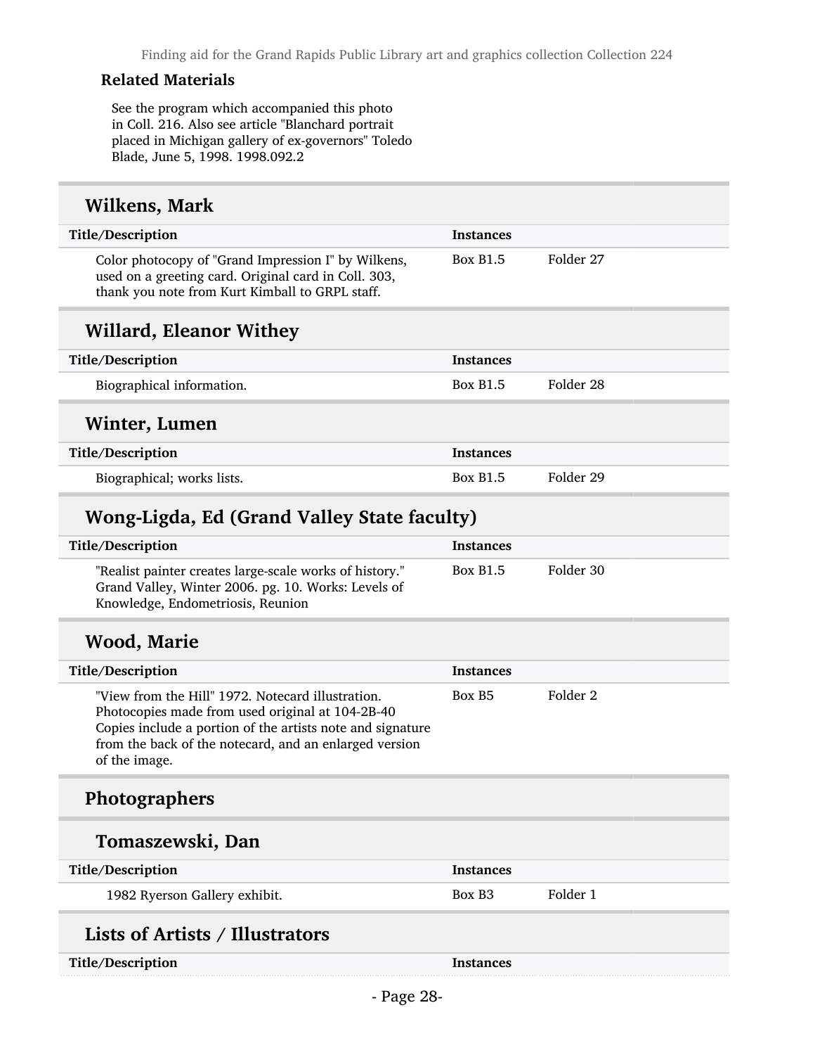#### Related Materials

See the program which accompanied this photo in Coll. 216. Also see article "Blanchard portrait placed in Michigan gallery of ex-governors" Toledo Blade, June 5, 1998. 1998.092.2

### Wilkens, Mark

| Title/Description | Instances | |
|---|---|---|
| Color photocopy of "Grand Impression I" by Wilkens, used on a greeting card. Original card in Coll. 303, thank you note from Kurt Kimball to GRPL staff. | Box B1.5 | Folder 27 |

### Willard, Eleanor Withey

| Title/Description | Instances | |
|---|---|---|
| Biographical information. | Box B1.5 | Folder 28 |

### Winter, Lumen

| Title/Description | Instances | |
|---|---|---|
| Biographical; works lists. | Box B1.5 | Folder 29 |

### Wong-Ligda, Ed (Grand Valley State faculty)

| Title/Description | Instances | |
|---|---|---|
| "Realist painter creates large-scale works of history." Grand Valley, Winter 2006. pg. 10. Works: Levels of Knowledge, Endometriosis, Reunion | Box B1.5 | Folder 30 |

### Wood, Marie

| Title/Description | Instances | |
|---|---|---|
| "View from the Hill" 1972. Notecard illustration. Photocopies made from used original at 104-2B-40 Copies include a portion of the artists note and signature from the back of the notecard, and an enlarged version of the image. | Box B5 | Folder 2 |

## Photographers

### Tomaszewski, Dan

| Title/Description | Instances | |
|---|---|---|
| 1982 Ryerson Gallery exhibit. | Box B3 | Folder 1 |

## Lists of Artists / Illustrators

| Title/Description | Instances |
|---|---|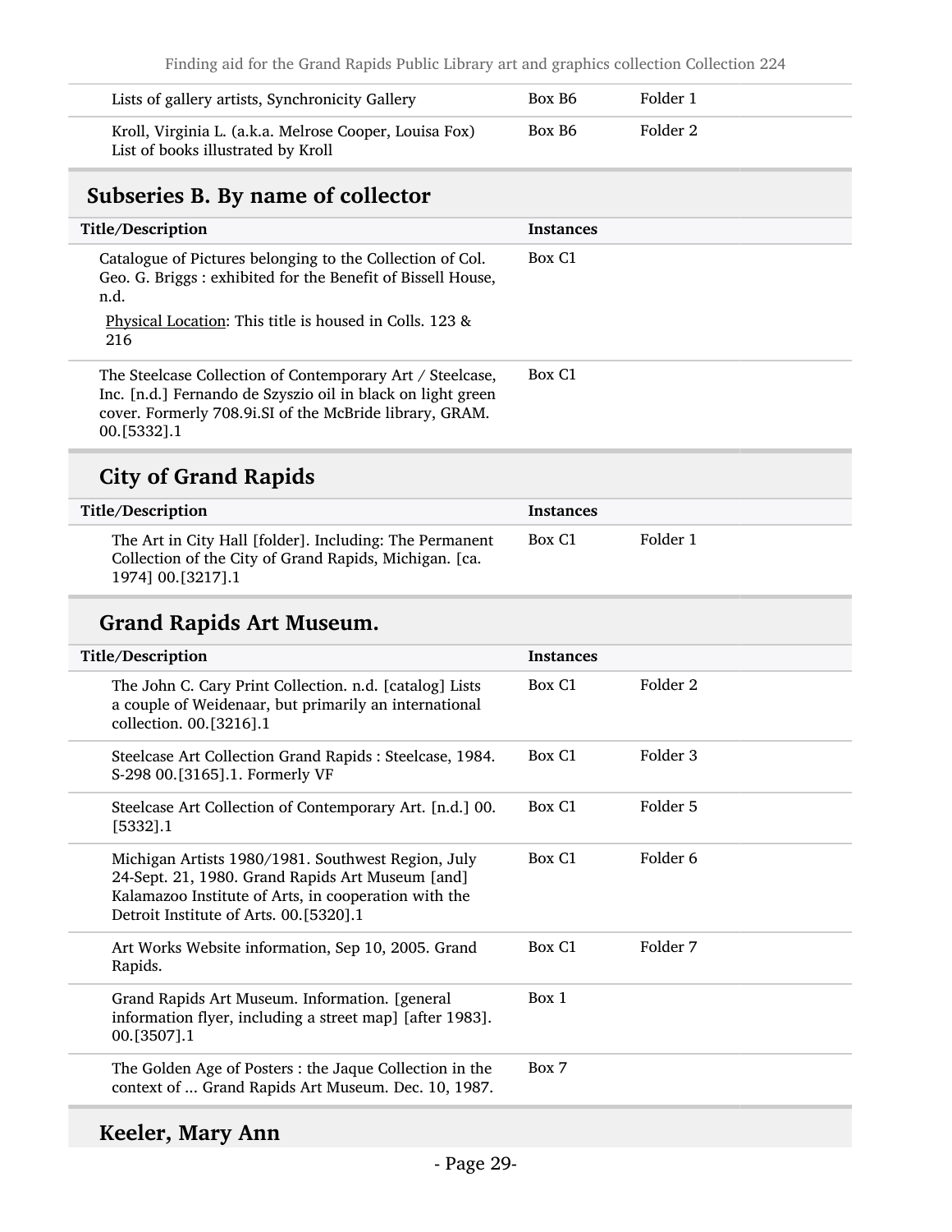| | | |
|---|---|---|
| Lists of gallery artists, Synchronicity Gallery | Box B6 | Folder 1 |
| Kroll, Virginia L. (a.k.a. Melrose Cooper, Louisa Fox) List of books illustrated by Kroll | Box B6 | Folder 2 |

## Subseries B. By name of collector

| Title/Description | Instances |
|---|---|
| Catalogue of Pictures belonging to the Collection of Col. Geo. G. Briggs : exhibited for the Benefit of Bissell House, n.d.<br><br>Physical Location: This title is housed in Colls. 123 & 216 | Box C1 |
| The Steelcase Collection of Contemporary Art / Steelcase, Inc. [n.d.] Fernando de Szyszio oil in black on light green cover. Formerly 708.9i.SI of the McBride library, GRAM. 00.[5332].1 | Box C1 |

### City of Grand Rapids

| Title/Description | Instances | |
|---|---|---|
| The Art in City Hall [folder]. Including: The Permanent Collection of the City of Grand Rapids, Michigan. [ca. 1974] 00.[3217].1 | Box C1 | Folder 1 |

### Grand Rapids Art Museum.

| Title/Description | Instances | |
|---|---|---|
| The John C. Cary Print Collection. n.d. [catalog] Lists a couple of Weidenaar, but primarily an international collection. 00.[3216].1 | Box C1 | Folder 2 |
| Steelcase Art Collection Grand Rapids : Steelcase, 1984. S-298 00.[3165].1. Formerly VF | Box C1 | Folder 3 |
| Steelcase Art Collection of Contemporary Art. [n.d.] 00.[5332].1 | Box C1 | Folder 5 |
| Michigan Artists 1980/1981. Southwest Region, July 24-Sept. 21, 1980. Grand Rapids Art Museum [and] Kalamazoo Institute of Arts, in cooperation with the Detroit Institute of Arts. 00.[5320].1 | Box C1 | Folder 6 |
| Art Works Website information, Sep 10, 2005. Grand Rapids. | Box C1 | Folder 7 |
| Grand Rapids Art Museum. Information. [general information flyer, including a street map] [after 1983]. 00.[3507].1 | Box 1 | |
| The Golden Age of Posters : the Jaque Collection in the context of ... Grand Rapids Art Museum. Dec. 10, 1987. | Box 7 | |

### Keeler, Mary Ann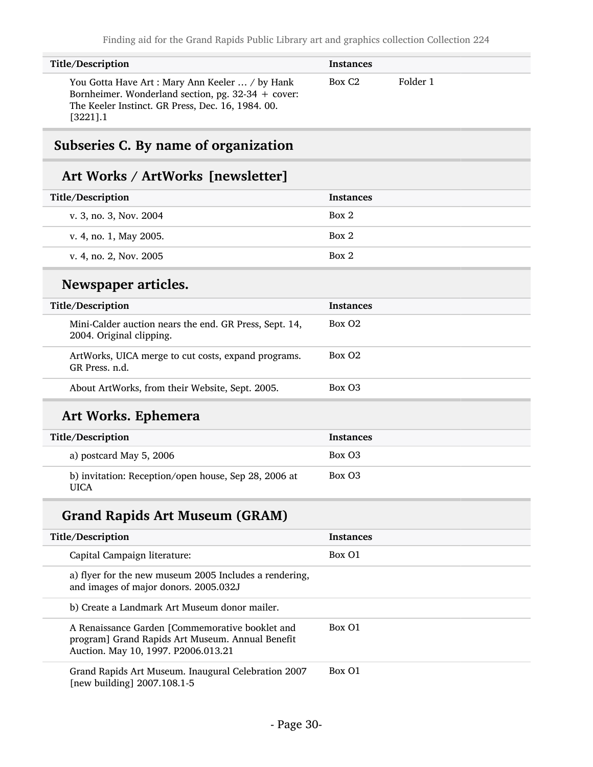| Title/Description | Instances | |
|---|---|---|
| You Gotta Have Art : Mary Ann Keeler ... / by Hank Bornheimer. Wonderland section, pg. 32-34 + cover: The Keeler Instinct. GR Press, Dec. 16, 1984. 00. [3221].1 | Box C2 | Folder 1 |

## Subseries C. By name of organization

### Art Works / ArtWorks [newsletter]

| Title/Description | Instances |
|---|---|
| v. 3, no. 3, Nov. 2004 | Box 2 |
| v. 4, no. 1, May 2005. | Box 2 |
| v. 4, no. 2, Nov. 2005 | Box 2 |

### Newspaper articles.

| Title/Description | Instances |
|---|---|
| Mini-Calder auction nears the end. GR Press, Sept. 14, 2004. Original clipping. | Box O2 |
| ArtWorks, UICA merge to cut costs, expand programs. GR Press. n.d. | Box O2 |
| About ArtWorks, from their Website, Sept. 2005. | Box O3 |

### Art Works. Ephemera

| Title/Description | Instances |
|---|---|
| a) postcard May 5, 2006 | Box O3 |
| b) invitation: Reception/open house, Sep 28, 2006 at UICA | Box O3 |

### Grand Rapids Art Museum (GRAM)

| Title/Description | Instances |
|---|---|
| Capital Campaign literature: | Box O1 |
| a) flyer for the new museum 2005 Includes a rendering, and images of major donors. 2005.032J | |
| b) Create a Landmark Art Museum donor mailer. | |
| A Renaissance Garden [Commemorative booklet and program] Grand Rapids Art Museum. Annual Benefit Auction. May 10, 1997. P2006.013.21 | Box O1 |
| Grand Rapids Art Museum. Inaugural Celebration 2007 [new building] 2007.108.1-5 | Box O1 |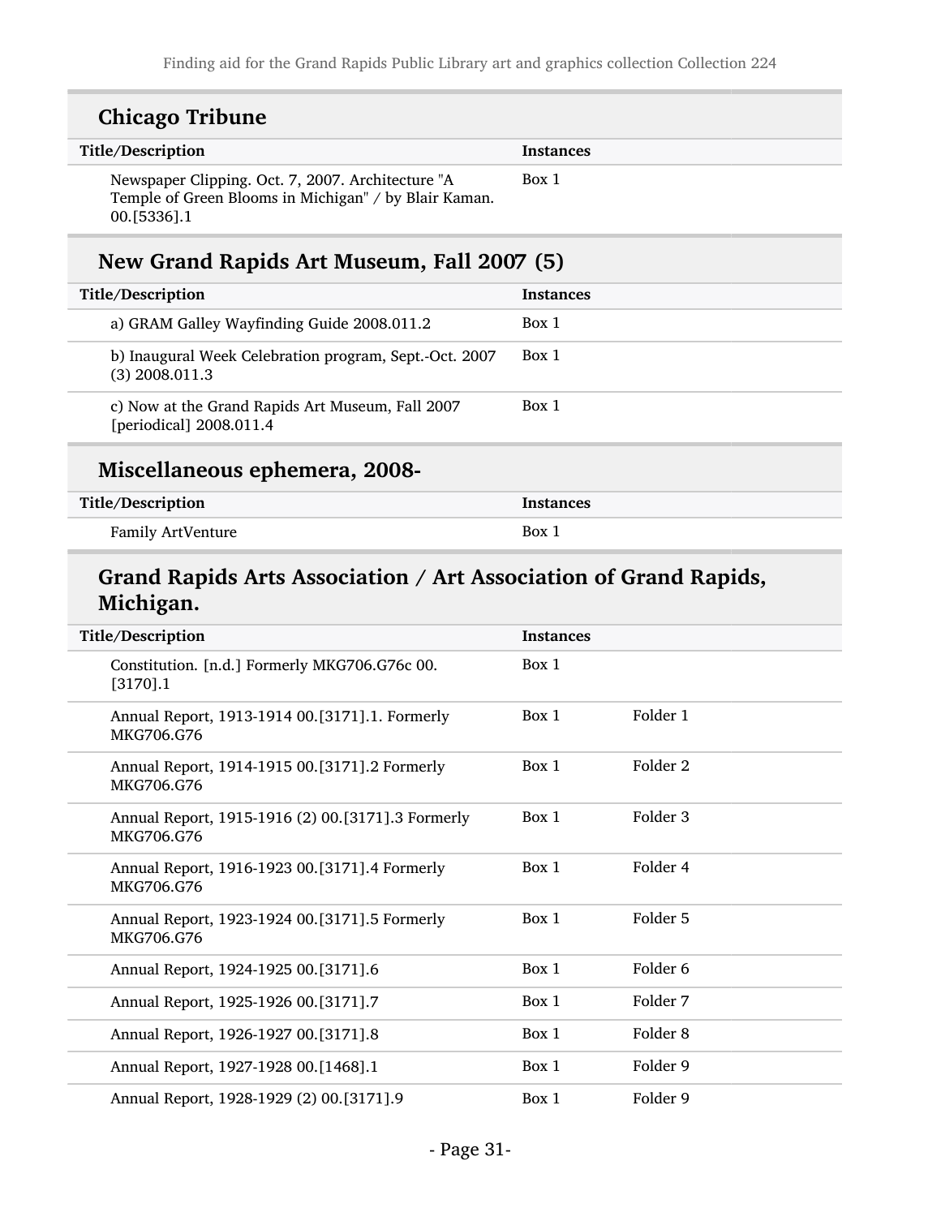## Chicago Tribune

| Title/Description | Instances |
| --- | --- |
| Newspaper Clipping. Oct. 7, 2007. Architecture "A Temple of Green Blooms in Michigan" / by Blair Kaman. 00.[5336].1 | Box 1 |

## New Grand Rapids Art Museum, Fall 2007 (5)

| Title/Description | Instances |
| --- | --- |
| a) GRAM Galley Wayfinding Guide 2008.011.2 | Box 1 |
| b) Inaugural Week Celebration program, Sept.-Oct. 2007 (3) 2008.011.3 | Box 1 |
| c) Now at the Grand Rapids Art Museum, Fall 2007 [periodical] 2008.011.4 | Box 1 |

## Miscellaneous ephemera, 2008-

| Title/Description | Instances |
| --- | --- |
| Family ArtVenture | Box 1 |

## Grand Rapids Arts Association / Art Association of Grand Rapids, Michigan.

| Title/Description | Instances | |
| --- | --- | --- |
| Constitution. [n.d.] Formerly MKG706.G76c 00.[3170].1 | Box 1 | |
| Annual Report, 1913-1914 00.[3171].1. Formerly MKG706.G76 | Box 1 | Folder 1 |
| Annual Report, 1914-1915 00.[3171].2 Formerly MKG706.G76 | Box 1 | Folder 2 |
| Annual Report, 1915-1916 (2) 00.[3171].3 Formerly MKG706.G76 | Box 1 | Folder 3 |
| Annual Report, 1916-1923 00.[3171].4 Formerly MKG706.G76 | Box 1 | Folder 4 |
| Annual Report, 1923-1924 00.[3171].5 Formerly MKG706.G76 | Box 1 | Folder 5 |
| Annual Report, 1924-1925 00.[3171].6 | Box 1 | Folder 6 |
| Annual Report, 1925-1926 00.[3171].7 | Box 1 | Folder 7 |
| Annual Report, 1926-1927 00.[3171].8 | Box 1 | Folder 8 |
| Annual Report, 1927-1928 00.[1468].1 | Box 1 | Folder 9 |
| Annual Report, 1928-1929 (2) 00.[3171].9 | Box 1 | Folder 9 |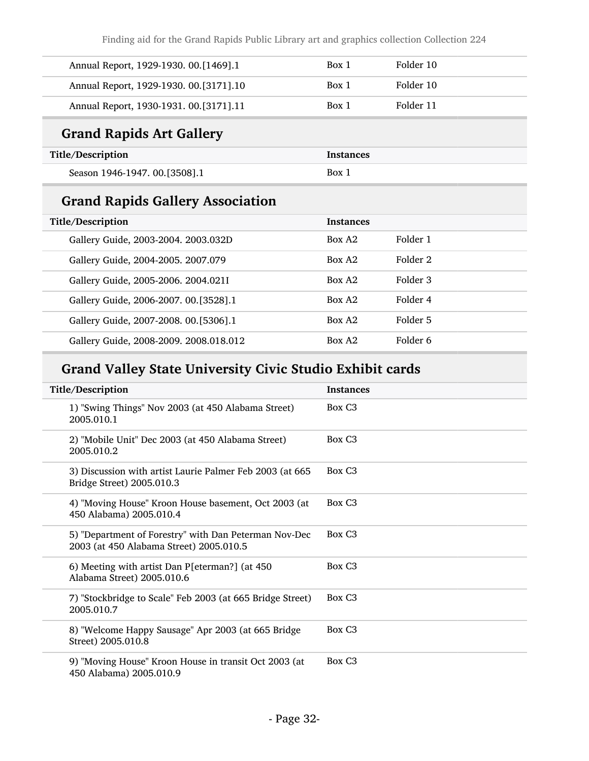| Title/Description | Instances | |
|---|---|---|
| Annual Report, 1929-1930. 00.[1469].1 | Box 1 | Folder 10 |
| Annual Report, 1929-1930. 00.[3171].10 | Box 1 | Folder 10 |
| Annual Report, 1930-1931. 00.[3171].11 | Box 1 | Folder 11 |

## Grand Rapids Art Gallery

| Title/Description | Instances |
|---|---|
| Season 1946-1947. 00.[3508].1 | Box 1 |

## Grand Rapids Gallery Association

| Title/Description | Instances | |
|---|---|---|
| Gallery Guide, 2003-2004. 2003.032D | Box A2 | Folder 1 |
| Gallery Guide, 2004-2005. 2007.079 | Box A2 | Folder 2 |
| Gallery Guide, 2005-2006. 2004.021I | Box A2 | Folder 3 |
| Gallery Guide, 2006-2007. 00.[3528].1 | Box A2 | Folder 4 |
| Gallery Guide, 2007-2008. 00.[5306].1 | Box A2 | Folder 5 |
| Gallery Guide, 2008-2009. 2008.018.012 | Box A2 | Folder 6 |

## Grand Valley State University Civic Studio Exhibit cards

| Title/Description | Instances |
|---|---|
| 1) "Swing Things" Nov 2003 (at 450 Alabama Street) 2005.010.1 | Box C3 |
| 2) "Mobile Unit" Dec 2003 (at 450 Alabama Street) 2005.010.2 | Box C3 |
| 3) Discussion with artist Laurie Palmer Feb 2003 (at 665 Bridge Street) 2005.010.3 | Box C3 |
| 4) "Moving House" Kroon House basement, Oct 2003 (at 450 Alabama) 2005.010.4 | Box C3 |
| 5) "Department of Forestry" with Dan Peterman Nov-Dec 2003 (at 450 Alabama Street) 2005.010.5 | Box C3 |
| 6) Meeting with artist Dan P[eterman?] (at 450 Alabama Street) 2005.010.6 | Box C3 |
| 7) "Stockbridge to Scale" Feb 2003 (at 665 Bridge Street) 2005.010.7 | Box C3 |
| 8) "Welcome Happy Sausage" Apr 2003 (at 665 Bridge Street) 2005.010.8 | Box C3 |
| 9) "Moving House" Kroon House in transit Oct 2003 (at 450 Alabama) 2005.010.9 | Box C3 |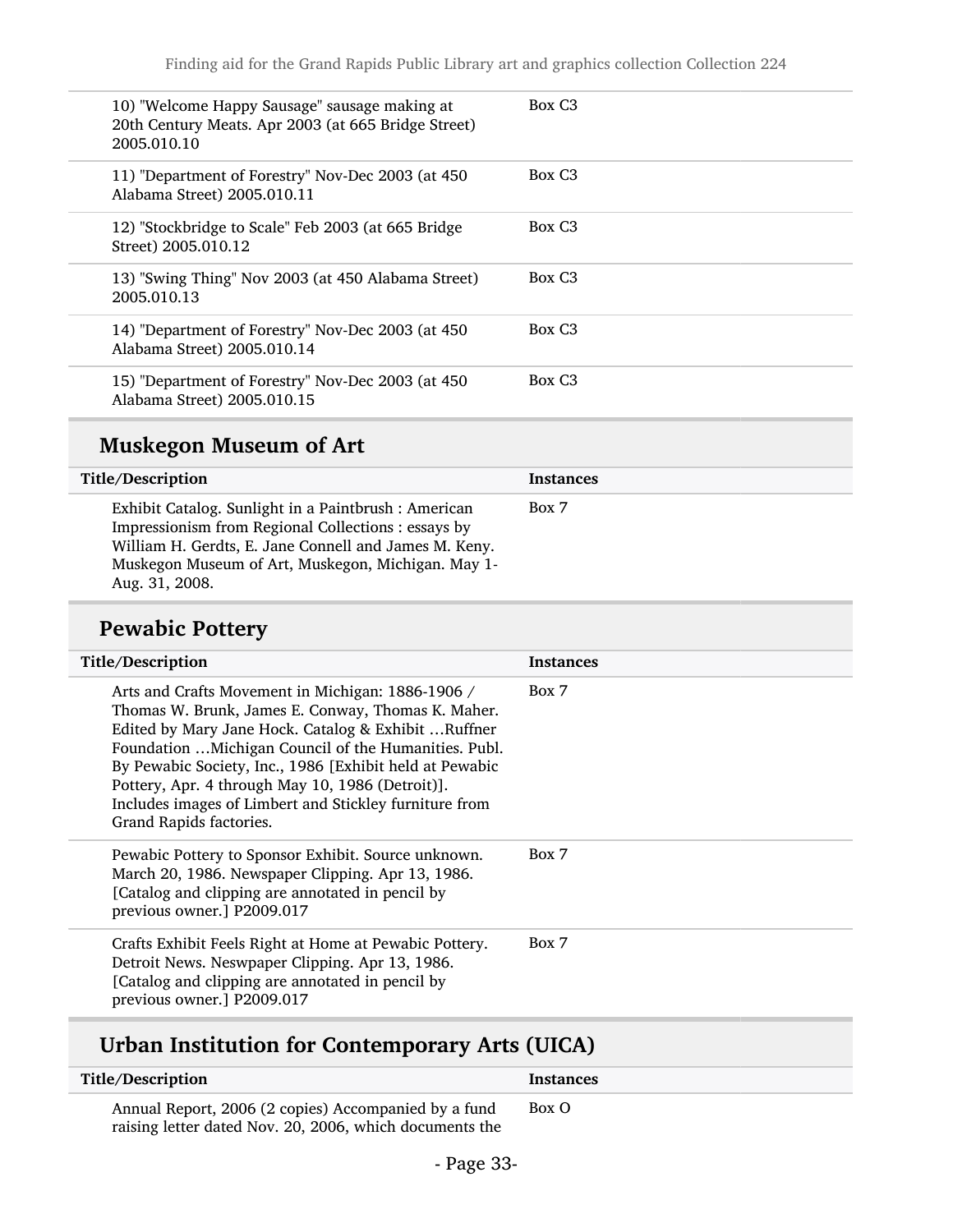| | |
|---|---|
| 10) "Welcome Happy Sausage" sausage making at 20th Century Meats. Apr 2003 (at 665 Bridge Street) 2005.010.10 | Box C3 |
| 11) "Department of Forestry" Nov-Dec 2003 (at 450 Alabama Street) 2005.010.11 | Box C3 |
| 12) "Stockbridge to Scale" Feb 2003 (at 665 Bridge Street) 2005.010.12 | Box C3 |
| 13) "Swing Thing" Nov 2003 (at 450 Alabama Street) 2005.010.13 | Box C3 |
| 14) "Department of Forestry" Nov-Dec 2003 (at 450 Alabama Street) 2005.010.14 | Box C3 |
| 15) "Department of Forestry" Nov-Dec 2003 (at 450 Alabama Street) 2005.010.15 | Box C3 |

## Muskegon Museum of Art

| Title/Description | Instances |
|---|---|
| Exhibit Catalog. Sunlight in a Paintbrush : American Impressionism from Regional Collections : essays by William H. Gerdts, E. Jane Connell and James M. Keny. Muskegon Museum of Art, Muskegon, Michigan. May 1-Aug. 31, 2008. | Box 7 |

## Pewabic Pottery

| Title/Description | Instances |
|---|---|
| Arts and Crafts Movement in Michigan: 1886-1906 / Thomas W. Brunk, James E. Conway, Thomas K. Maher. Edited by Mary Jane Hock. Catalog & Exhibit …Ruffner Foundation …Michigan Council of the Humanities. Publ. By Pewabic Society, Inc., 1986 [Exhibit held at Pewabic Pottery, Apr. 4 through May 10, 1986 (Detroit)]. Includes images of Limbert and Stickley furniture from Grand Rapids factories. | Box 7 |
| Pewabic Pottery to Sponsor Exhibit. Source unknown. March 20, 1986. Newspaper Clipping. Apr 13, 1986. [Catalog and clipping are annotated in pencil by previous owner.] P2009.017 | Box 7 |
| Crafts Exhibit Feels Right at Home at Pewabic Pottery. Detroit News. Neswpaper Clipping. Apr 13, 1986. [Catalog and clipping are annotated in pencil by previous owner.] P2009.017 | Box 7 |

## Urban Institution for Contemporary Arts (UICA)

| Title/Description | Instances |
|---|---|
| Annual Report, 2006 (2 copies) Accompanied by a fund raising letter dated Nov. 20, 2006, which documents the | Box O |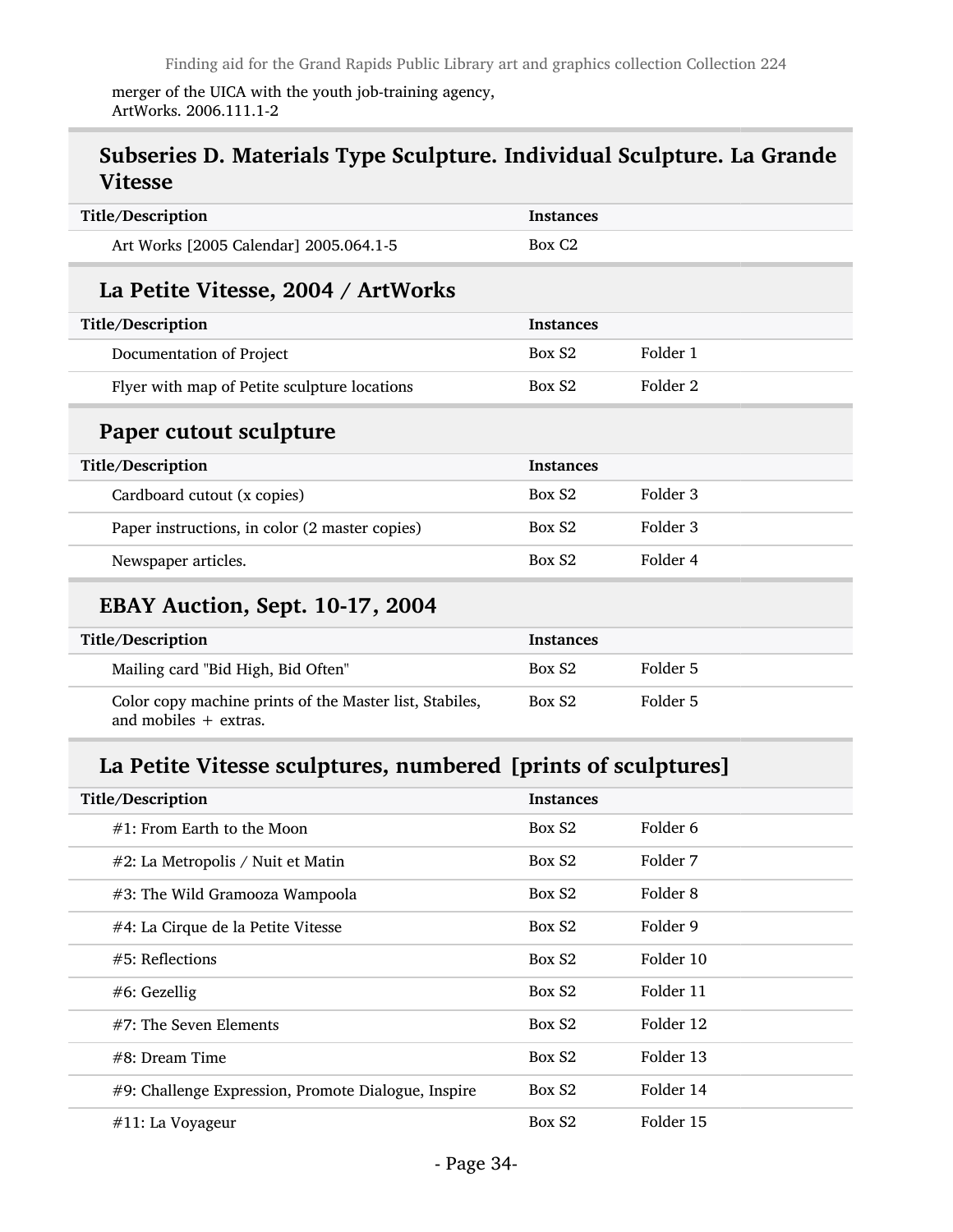merger of the UICA with the youth job-training agency, ArtWorks. 2006.111.1-2

## Subseries D. Materials Type Sculpture. Individual Sculpture. La Grande Vitesse

| Title/Description | Instances | |
|---|---|---|
| Art Works [2005 Calendar] 2005.064.1-5 | Box C2 | |

### La Petite Vitesse, 2004 / ArtWorks

| Title/Description | Instances | |
|---|---|---|
| Documentation of Project | Box S2 | Folder 1 |
| Flyer with map of Petite sculpture locations | Box S2 | Folder 2 |

### Paper cutout sculpture

| Title/Description | Instances | |
|---|---|---|
| Cardboard cutout (x copies) | Box S2 | Folder 3 |
| Paper instructions, in color (2 master copies) | Box S2 | Folder 3 |
| Newspaper articles. | Box S2 | Folder 4 |

### EBAY Auction, Sept. 10-17, 2004

| Title/Description | Instances | |
|---|---|---|
| Mailing card "Bid High, Bid Often" | Box S2 | Folder 5 |
| Color copy machine prints of the Master list, Stabiles, and mobiles + extras. | Box S2 | Folder 5 |

### La Petite Vitesse sculptures, numbered [prints of sculptures]

| Title/Description | Instances | |
|---|---|---|
| #1: From Earth to the Moon | Box S2 | Folder 6 |
| #2: La Metropolis / Nuit et Matin | Box S2 | Folder 7 |
| #3: The Wild Gramooza Wampoola | Box S2 | Folder 8 |
| #4: La Cirque de la Petite Vitesse | Box S2 | Folder 9 |
| #5: Reflections | Box S2 | Folder 10 |
| #6: Gezellig | Box S2 | Folder 11 |
| #7: The Seven Elements | Box S2 | Folder 12 |
| #8: Dream Time | Box S2 | Folder 13 |
| #9: Challenge Expression, Promote Dialogue, Inspire | Box S2 | Folder 14 |
| #11: La Voyageur | Box S2 | Folder 15 |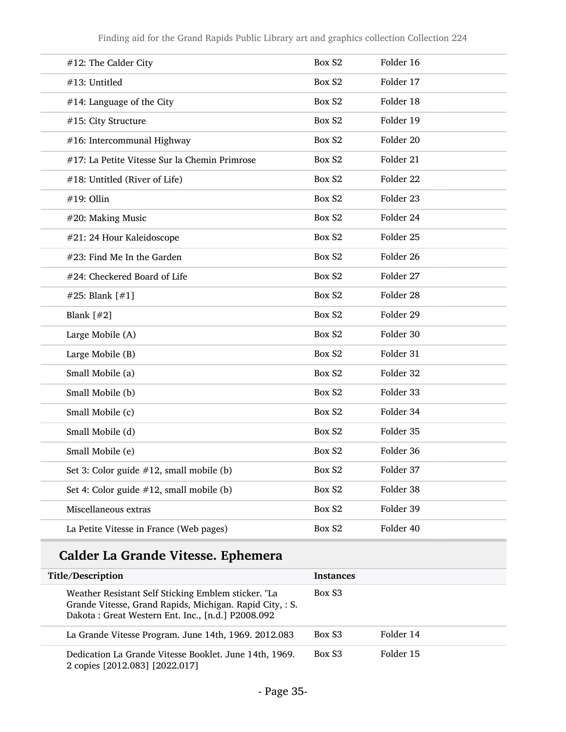| | | |
|---|---|---|
| #12: The Calder City | Box S2 | Folder 16 |
| #13: Untitled | Box S2 | Folder 17 |
| #14: Language of the City | Box S2 | Folder 18 |
| #15: City Structure | Box S2 | Folder 19 |
| #16: Intercommunal Highway | Box S2 | Folder 20 |
| #17: La Petite Vitesse Sur la Chemin Primrose | Box S2 | Folder 21 |
| #18: Untitled (River of Life) | Box S2 | Folder 22 |
| #19: Ollin | Box S2 | Folder 23 |
| #20: Making Music | Box S2 | Folder 24 |
| #21: 24 Hour Kaleidoscope | Box S2 | Folder 25 |
| #23: Find Me In the Garden | Box S2 | Folder 26 |
| #24: Checkered Board of Life | Box S2 | Folder 27 |
| #25: Blank [#1] | Box S2 | Folder 28 |
| Blank [#2] | Box S2 | Folder 29 |
| Large Mobile (A) | Box S2 | Folder 30 |
| Large Mobile (B) | Box S2 | Folder 31 |
| Small Mobile (a) | Box S2 | Folder 32 |
| Small Mobile (b) | Box S2 | Folder 33 |
| Small Mobile (c) | Box S2 | Folder 34 |
| Small Mobile (d) | Box S2 | Folder 35 |
| Small Mobile (e) | Box S2 | Folder 36 |
| Set 3: Color guide #12, small mobile (b) | Box S2 | Folder 37 |
| Set 4: Color guide #12, small mobile (b) | Box S2 | Folder 38 |
| Miscellaneous extras | Box S2 | Folder 39 |
| La Petite Vitesse in France (Web pages) | Box S2 | Folder 40 |

## Calder La Grande Vitesse. Ephemera

| Title/Description | Instances | |
|---|---|---|
| Weather Resistant Self Sticking Emblem sticker. "La Grande Vitesse, Grand Rapids, Michigan. Rapid City, : S. Dakota : Great Western Ent. Inc., [n.d.] P2008.092 | Box S3 | |
| La Grande Vitesse Program. June 14th, 1969. 2012.083 | Box S3 | Folder 14 |
| Dedication La Grande Vitesse Booklet. June 14th, 1969. 2 copies [2012.083] [2022.017] | Box S3 | Folder 15 |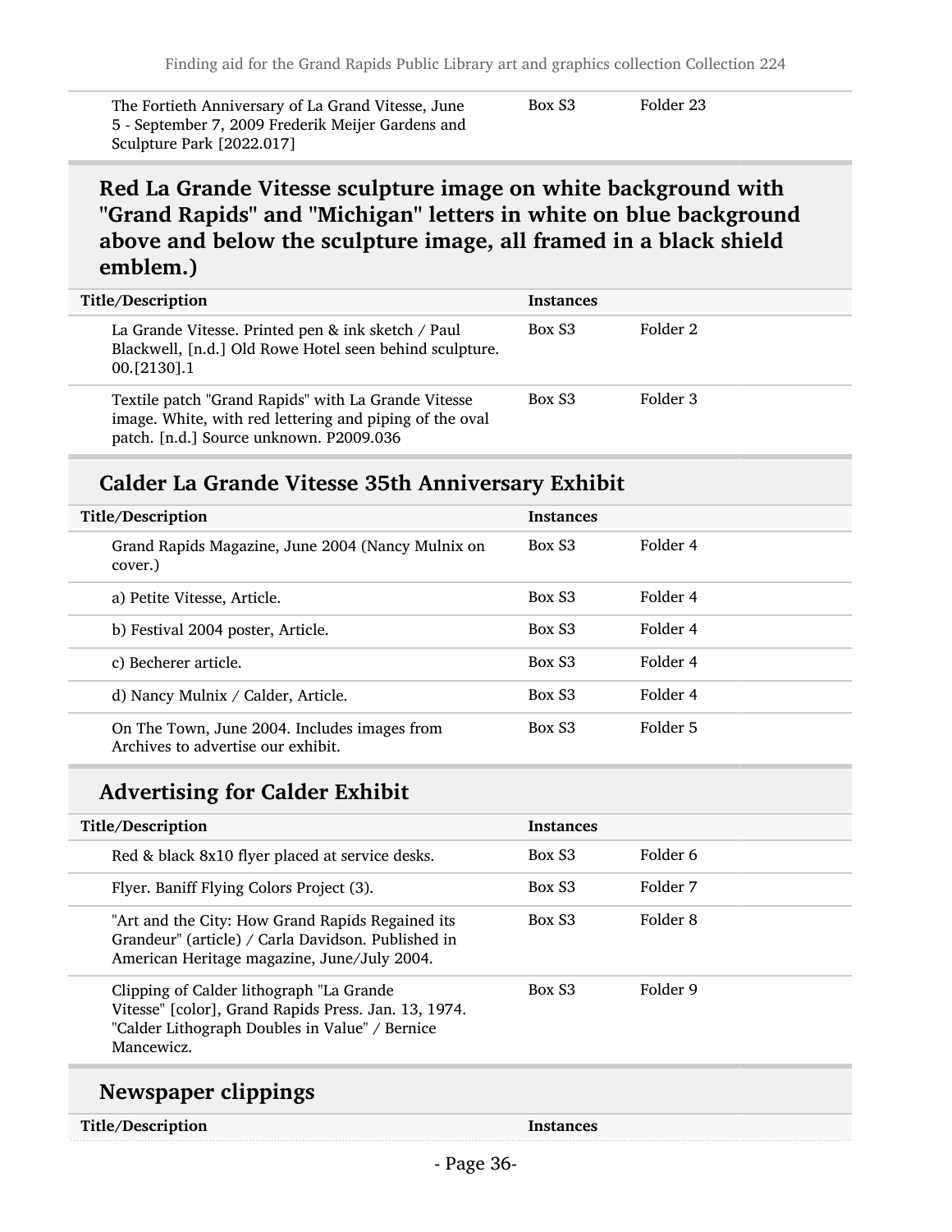| | | |
|---|---|---|
| The Fortieth Anniversary of La Grand Vitesse, June 5 - September 7, 2009 Frederik Meijer Gardens and Sculpture Park [2022.017] | Box S3 | Folder 23 |

## Red La Grande Vitesse sculpture image on white background with "Grand Rapids" and "Michigan" letters in white on blue background above and below the sculpture image, all framed in a black shield emblem.)

| Title/Description | Instances | |
|---|---|---|
| La Grande Vitesse. Printed pen & ink sketch / Paul Blackwell, [n.d.] Old Rowe Hotel seen behind sculpture. 00.[2130].1 | Box S3 | Folder 2 |
| Textile patch "Grand Rapids" with La Grande Vitesse image. White, with red lettering and piping of the oval patch. [n.d.] Source unknown. P2009.036 | Box S3 | Folder 3 |

## Calder La Grande Vitesse 35th Anniversary Exhibit

| Title/Description | Instances | |
|---|---|---|
| Grand Rapids Magazine, June 2004 (Nancy Mulnix on cover.) | Box S3 | Folder 4 |
| a) Petite Vitesse, Article. | Box S3 | Folder 4 |
| b) Festival 2004 poster, Article. | Box S3 | Folder 4 |
| c) Becherer article. | Box S3 | Folder 4 |
| d) Nancy Mulnix / Calder, Article. | Box S3 | Folder 4 |
| On The Town, June 2004. Includes images from Archives to advertise our exhibit. | Box S3 | Folder 5 |

## Advertising for Calder Exhibit

| Title/Description | Instances | |
|---|---|---|
| Red & black 8x10 flyer placed at service desks. | Box S3 | Folder 6 |
| Flyer. Baniff Flying Colors Project (3). | Box S3 | Folder 7 |
| "Art and the City: How Grand Rapids Regained its Grandeur" (article) / Carla Davidson. Published in American Heritage magazine, June/July 2004. | Box S3 | Folder 8 |
| Clipping of Calder lithograph "La Grande Vitesse" [color], Grand Rapids Press. Jan. 13, 1974. "Calder Lithograph Doubles in Value" / Bernice Mancewicz. | Box S3 | Folder 9 |

## Newspaper clippings

| Title/Description | Instances |
|---|---|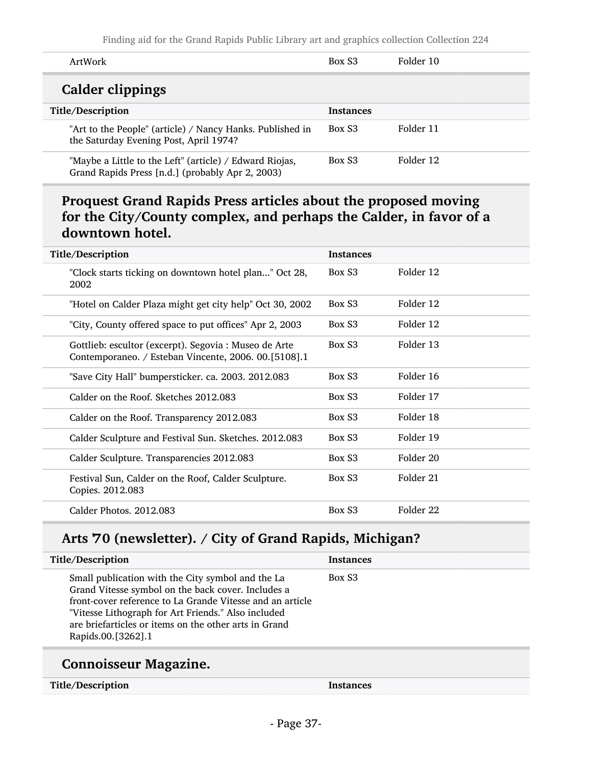| | | |
|---|---|---|
| ArtWork | Box S3 | Folder 10 |

## Calder clippings

| Title/Description | Instances | |
|---|---|---|
| "Art to the People" (article) / Nancy Hanks. Published in the Saturday Evening Post, April 1974? | Box S3 | Folder 11 |
| "Maybe a Little to the Left" (article) / Edward Riojas, Grand Rapids Press [n.d.] (probably Apr 2, 2003) | Box S3 | Folder 12 |

## Proquest Grand Rapids Press articles about the proposed moving for the City/County complex, and perhaps the Calder, in favor of a downtown hotel.

| Title/Description | Instances | |
|---|---|---|
| "Clock starts ticking on downtown hotel plan..." Oct 28, 2002 | Box S3 | Folder 12 |
| "Hotel on Calder Plaza might get city help" Oct 30, 2002 | Box S3 | Folder 12 |
| "City, County offered space to put offices" Apr 2, 2003 | Box S3 | Folder 12 |
| Gottlieb: escultor (excerpt). Segovia : Museo de Arte Contemporaneo. / Esteban Vincente, 2006. 00.[5108].1 | Box S3 | Folder 13 |
| "Save City Hall" bumpersticker. ca. 2003. 2012.083 | Box S3 | Folder 16 |
| Calder on the Roof. Sketches 2012.083 | Box S3 | Folder 17 |
| Calder on the Roof. Transparency 2012.083 | Box S3 | Folder 18 |
| Calder Sculpture and Festival Sun. Sketches. 2012.083 | Box S3 | Folder 19 |
| Calder Sculpture. Transparencies 2012.083 | Box S3 | Folder 20 |
| Festival Sun, Calder on the Roof, Calder Sculpture. Copies. 2012.083 | Box S3 | Folder 21 |
| Calder Photos. 2012.083 | Box S3 | Folder 22 |

## Arts '70 (newsletter). / City of Grand Rapids, Michigan?

| Title/Description | Instances |
|---|---|
| Small publication with the City symbol and the La Grand Vitesse symbol on the back cover. Includes a front-cover reference to La Grande Vitesse and an article "Vitesse Lithograph for Art Friends." Also included are briefarticles or items on the other arts in Grand Rapids.00.[3262].1 | Box S3 |

## Connoisseur Magazine.

| Title/Description | Instances |
|---|---|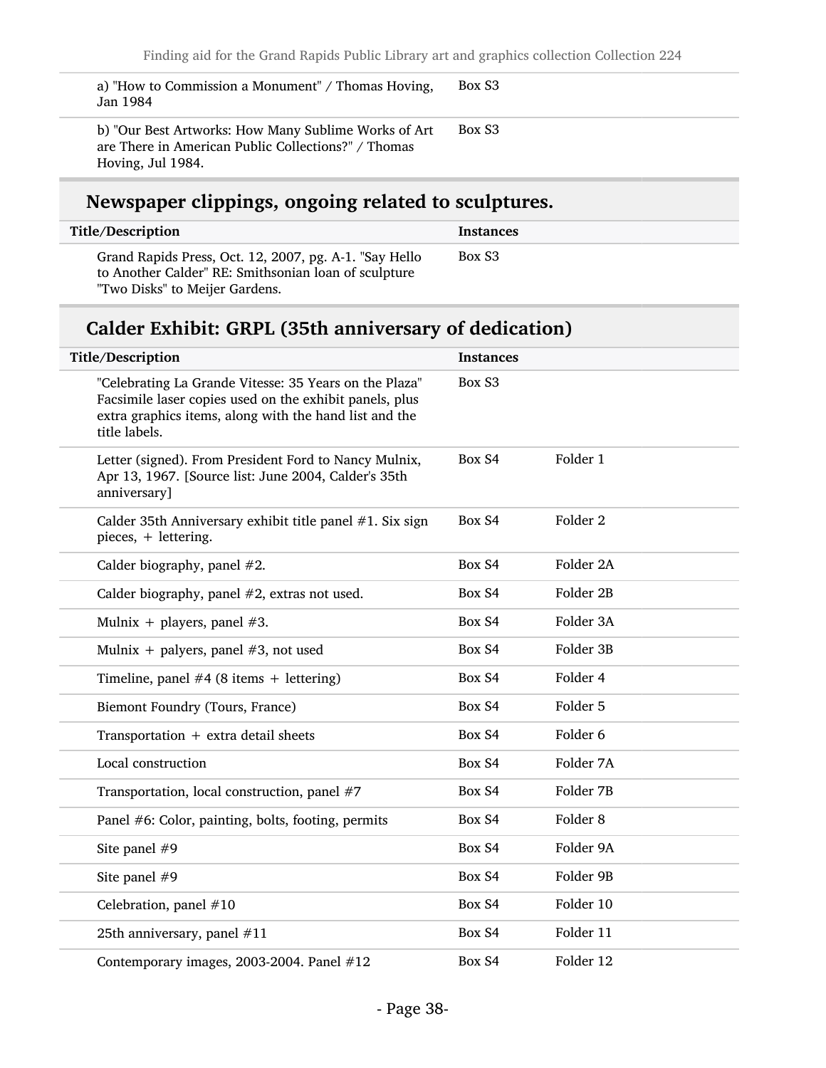| | | |
|---|---|---|
| a) "How to Commission a Monument" / Thomas Hoving, Jan 1984 | Box S3 | |
| b) "Our Best Artworks: How Many Sublime Works of Art are There in American Public Collections?" / Thomas Hoving, Jul 1984. | Box S3 | |

## Newspaper clippings, ongoing related to sculptures.

| Title/Description | Instances | |
|---|---|---|
| Grand Rapids Press, Oct. 12, 2007, pg. A-1. "Say Hello to Another Calder" RE: Smithsonian loan of sculpture "Two Disks" to Meijer Gardens. | Box S3 | |

## Calder Exhibit: GRPL (35th anniversary of dedication)

| Title/Description | Instances | |
|---|---|---|
| "Celebrating La Grande Vitesse: 35 Years on the Plaza" Facsimile laser copies used on the exhibit panels, plus extra graphics items, along with the hand list and the title labels. | Box S3 | |
| Letter (signed). From President Ford to Nancy Mulnix, Apr 13, 1967. [Source list: June 2004, Calder's 35th anniversary] | Box S4 | Folder 1 |
| Calder 35th Anniversary exhibit title panel #1. Six sign pieces, + lettering. | Box S4 | Folder 2 |
| Calder biography, panel #2. | Box S4 | Folder 2A |
| Calder biography, panel #2, extras not used. | Box S4 | Folder 2B |
| Mulnix + players, panel #3. | Box S4 | Folder 3A |
| Mulnix + palyers, panel #3, not used | Box S4 | Folder 3B |
| Timeline, panel #4 (8 items + lettering) | Box S4 | Folder 4 |
| Biemont Foundry (Tours, France) | Box S4 | Folder 5 |
| Transportation + extra detail sheets | Box S4 | Folder 6 |
| Local construction | Box S4 | Folder 7A |
| Transportation, local construction, panel #7 | Box S4 | Folder 7B |
| Panel #6: Color, painting, bolts, footing, permits | Box S4 | Folder 8 |
| Site panel #9 | Box S4 | Folder 9A |
| Site panel #9 | Box S4 | Folder 9B |
| Celebration, panel #10 | Box S4 | Folder 10 |
| 25th anniversary, panel #11 | Box S4 | Folder 11 |
| Contemporary images, 2003-2004. Panel #12 | Box S4 | Folder 12 |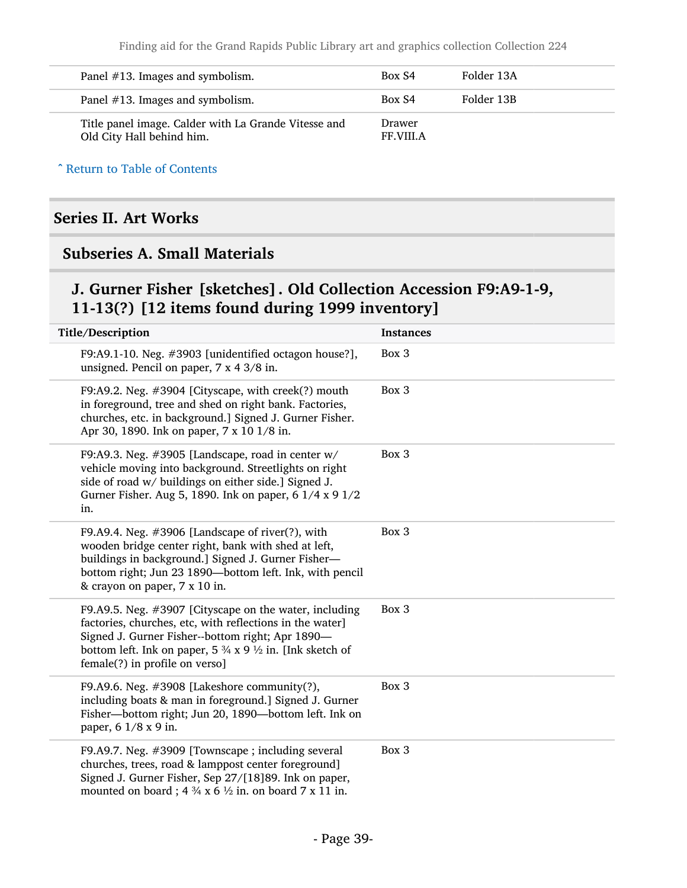| | | |
|---|---|---|
| Panel #13. Images and symbolism. | Box S4 | Folder 13A |
| Panel #13. Images and symbolism. | Box S4 | Folder 13B |
| Title panel image. Calder with La Grande Vitesse and Old City Hall behind him. | Drawer FF.VIII.A | |

ˆ Return to Table of Contents

## Series II. Art Works

### Subseries A. Small Materials

#### J. Gurner Fisher [sketches]. Old Collection Accession F9:A9-1-9, 11-13(?) [12 items found during 1999 inventory]

| Title/Description | Instances |
|---|---|
| F9:A9.1-10. Neg. #3903 [unidentified octagon house?], unsigned. Pencil on paper, 7 x 4 3/8 in. | Box 3 |
| F9:A9.2. Neg. #3904 [Cityscape, with creek(?) mouth in foreground, tree and shed on right bank. Factories, churches, etc. in background.] Signed J. Gurner Fisher. Apr 30, 1890. Ink on paper, 7 x 10 1/8 in. | Box 3 |
| F9:A9.3. Neg. #3905 [Landscape, road in center w/ vehicle moving into background. Streetlights on right side of road w/ buildings on either side.] Signed J. Gurner Fisher. Aug 5, 1890. Ink on paper, 6 1/4 x 9 1/2 in. | Box 3 |
| F9.A9.4. Neg. #3906 [Landscape of river(?), with wooden bridge center right, bank with shed at left, buildings in background.] Signed J. Gurner Fisher—bottom right; Jun 23 1890—bottom left. Ink, with pencil & crayon on paper, 7 x 10 in. | Box 3 |
| F9.A9.5. Neg. #3907 [Cityscape on the water, including factories, churches, etc, with reflections in the water] Signed J. Gurner Fisher--bottom right; Apr 1890—bottom left. Ink on paper, 5 ¾ x 9 ½ in. [Ink sketch of female(?) in profile on verso] | Box 3 |
| F9.A9.6. Neg. #3908 [Lakeshore community(?), including boats & man in foreground.] Signed J. Gurner Fisher—bottom right; Jun 20, 1890—bottom left. Ink on paper, 6 1/8 x 9 in. | Box 3 |
| F9.A9.7. Neg. #3909 [Townscape ; including several churches, trees, road & lamppost center foreground] Signed J. Gurner Fisher, Sep 27/[18]89. Ink on paper, mounted on board ; 4 ¾ x 6 ½ in. on board 7 x 11 in. | Box 3 |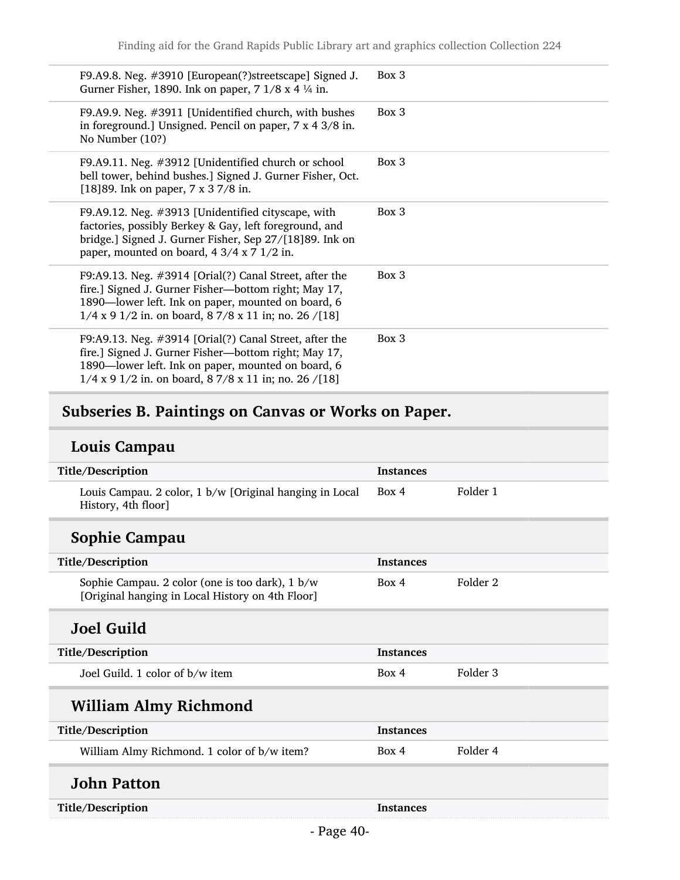| | |
|---|---|
| F9.A9.8. Neg. #3910 [European(?)streetscape] Signed J. Gurner Fisher, 1890. Ink on paper, 7 1/8 x 4 ¼ in. | Box 3 |
| F9.A9.9. Neg. #3911 [Unidentified church, with bushes in foreground.] Unsigned. Pencil on paper, 7 x 4 3/8 in. No Number (10?) | Box 3 |
| F9.A9.11. Neg. #3912 [Unidentified church or school bell tower, behind bushes.] Signed J. Gurner Fisher, Oct. [18]89. Ink on paper, 7 x 3 7/8 in. | Box 3 |
| F9.A9.12. Neg. #3913 [Unidentified cityscape, with factories, possibly Berkey & Gay, left foreground, and bridge.] Signed J. Gurner Fisher, Sep 27/[18]89. Ink on paper, mounted on board, 4 3/4 x 7 1/2 in. | Box 3 |
| F9:A9.13. Neg. #3914 [Orial(?) Canal Street, after the fire.] Signed J. Gurner Fisher—bottom right; May 17, 1890—lower left. Ink on paper, mounted on board, 6 1/4 x 9 1/2 in. on board, 8 7/8 x 11 in; no. 26 /[18] | Box 3 |
| F9:A9.13. Neg. #3914 [Orial(?) Canal Street, after the fire.] Signed J. Gurner Fisher—bottom right; May 17, 1890—lower left. Ink on paper, mounted on board, 6 1/4 x 9 1/2 in. on board, 8 7/8 x 11 in; no. 26 /[18] | Box 3 |

## Subseries B. Paintings on Canvas or Works on Paper.

### Louis Campau

| Title/Description | Instances | |
|---|---|---|
| Louis Campau. 2 color, 1 b/w [Original hanging in Local History, 4th floor] | Box 4 | Folder 1 |

### Sophie Campau

| Title/Description | Instances | |
|---|---|---|
| Sophie Campau. 2 color (one is too dark), 1 b/w [Original hanging in Local History on 4th Floor] | Box 4 | Folder 2 |

### Joel Guild

| Title/Description | Instances | |
|---|---|---|
| Joel Guild. 1 color of b/w item | Box 4 | Folder 3 |

### William Almy Richmond

| Title/Description | Instances | |
|---|---|---|
| William Almy Richmond. 1 color of b/w item? | Box 4 | Folder 4 |

### John Patton

| Title/Description | Instances |
|---|---|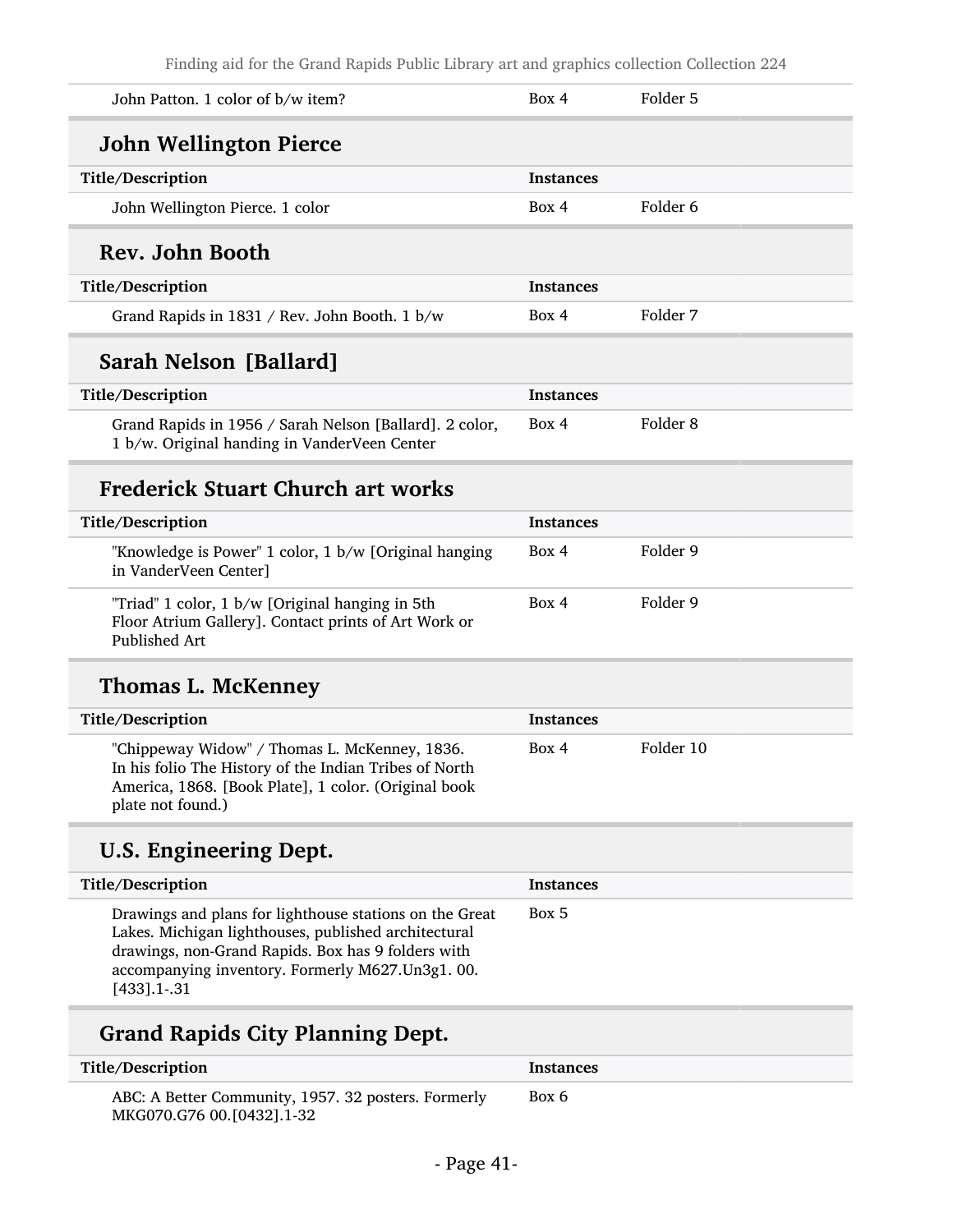| | | |
|---|---|---|
| John Patton. 1 color of b/w item? | Box 4 | Folder 5 |

## John Wellington Pierce

| Title/Description | Instances | |
|---|---|---|
| John Wellington Pierce. 1 color | Box 4 | Folder 6 |

## Rev. John Booth

| Title/Description | Instances | |
|---|---|---|
| Grand Rapids in 1831 / Rev. John Booth. 1 b/w | Box 4 | Folder 7 |

## Sarah Nelson [Ballard]

| Title/Description | Instances | |
|---|---|---|
| Grand Rapids in 1956 / Sarah Nelson [Ballard]. 2 color, 1 b/w. Original handing in VanderVeen Center | Box 4 | Folder 8 |

## Frederick Stuart Church art works

| Title/Description | Instances | |
|---|---|---|
| "Knowledge is Power" 1 color, 1 b/w [Original hanging in VanderVeen Center] | Box 4 | Folder 9 |
| "Triad" 1 color, 1 b/w [Original hanging in 5th Floor Atrium Gallery]. Contact prints of Art Work or Published Art | Box 4 | Folder 9 |

## Thomas L. McKenney

| Title/Description | Instances | |
|---|---|---|
| "Chippeway Widow" / Thomas L. McKenney, 1836. In his folio The History of the Indian Tribes of North America, 1868. [Book Plate], 1 color. (Original book plate not found.) | Box 4 | Folder 10 |

## U.S. Engineering Dept.

| Title/Description | Instances |
|---|---|
| Drawings and plans for lighthouse stations on the Great Lakes. Michigan lighthouses, published architectural drawings, non-Grand Rapids. Box has 9 folders with accompanying inventory. Formerly M627.Un3g1. 00. [433].1-.31 | Box 5 |

## Grand Rapids City Planning Dept.

| Title/Description | Instances |
|---|---|
| ABC: A Better Community, 1957. 32 posters. Formerly MKG070.G76 00.[0432].1-32 | Box 6 |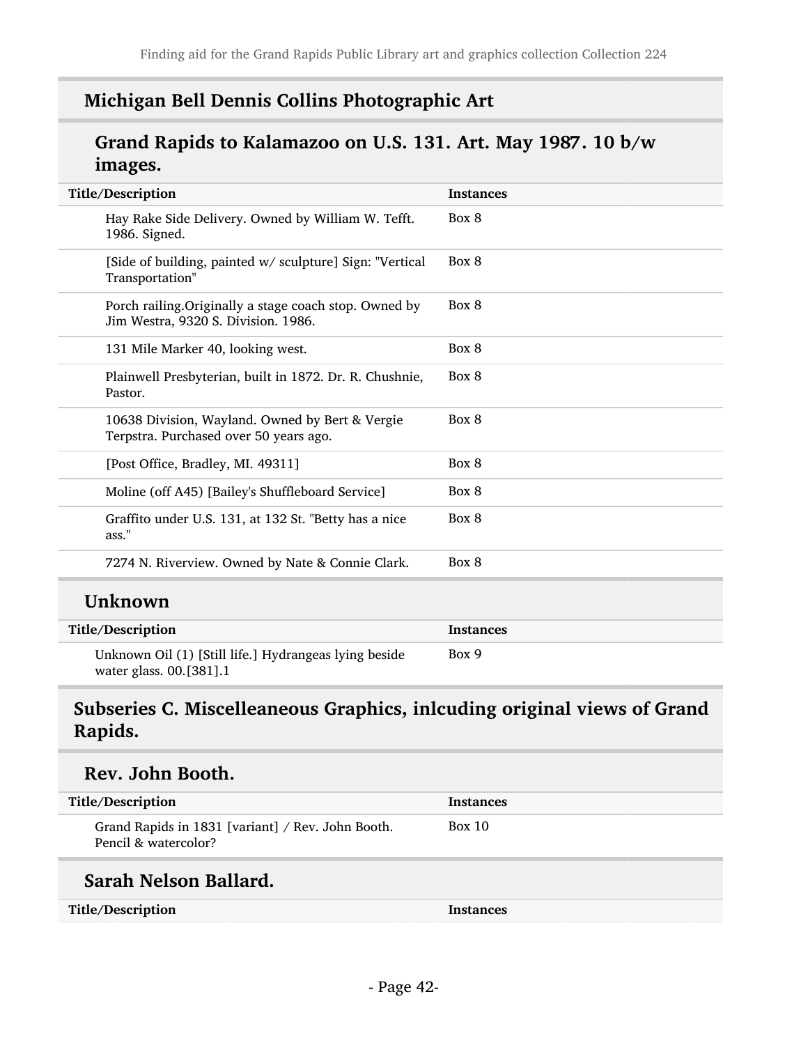## Michigan Bell Dennis Collins Photographic Art

### Grand Rapids to Kalamazoo on U.S. 131. Art. May 1987. 10 b/w images.

| Title/Description | Instances |
|---|---|
| Hay Rake Side Delivery. Owned by William W. Tefft. 1986. Signed. | Box 8 |
| [Side of building, painted w/ sculpture] Sign: "Vertical Transportation" | Box 8 |
| Porch railing.Originally a stage coach stop. Owned by Jim Westra, 9320 S. Division. 1986. | Box 8 |
| 131 Mile Marker 40, looking west. | Box 8 |
| Plainwell Presbyterian, built in 1872. Dr. R. Chushnie, Pastor. | Box 8 |
| 10638 Division, Wayland. Owned by Bert & Vergie Terpstra. Purchased over 50 years ago. | Box 8 |
| [Post Office, Bradley, MI. 49311] | Box 8 |
| Moline (off A45) [Bailey's Shuffleboard Service] | Box 8 |
| Graffito under U.S. 131, at 132 St. "Betty has a nice ass." | Box 8 |
| 7274 N. Riverview. Owned by Nate & Connie Clark. | Box 8 |

## Unknown

| Title/Description | Instances |
|---|---|
| Unknown Oil (1) [Still life.] Hydrangeas lying beside water glass. 00.[381].1 | Box 9 |

## Subseries C. Miscelleaneous Graphics, inlcuding original views of Grand Rapids.

### Rev. John Booth.

| Title/Description | Instances |
|---|---|
| Grand Rapids in 1831 [variant] / Rev. John Booth. Pencil & watercolor? | Box 10 |

### Sarah Nelson Ballard.

| Title/Description | Instances |
|---|---|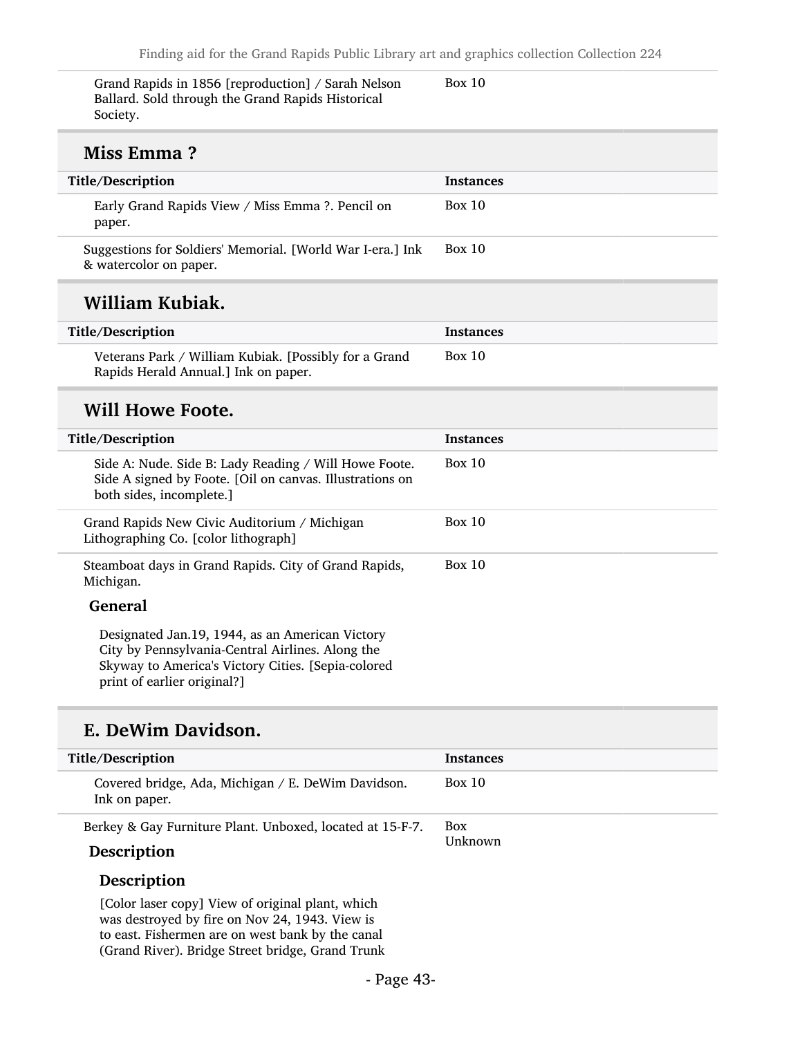| | |
|---|---|
| Grand Rapids in 1856 [reproduction] / Sarah Nelson Ballard. Sold through the Grand Rapids Historical Society. | Box 10 |

## Miss Emma ?

| Title/Description | Instances |
|---|---|
| Early Grand Rapids View / Miss Emma ?. Pencil on paper. | Box 10 |
| Suggestions for Soldiers' Memorial. [World War I-era.] Ink & watercolor on paper. | Box 10 |

## William Kubiak.

| Title/Description | Instances |
|---|---|
| Veterans Park / William Kubiak. [Possibly for a Grand Rapids Herald Annual.] Ink on paper. | Box 10 |

## Will Howe Foote.

| Title/Description | Instances |
|---|---|
| Side A: Nude. Side B: Lady Reading / Will Howe Foote. Side A signed by Foote. [Oil on canvas. Illustrations on both sides, incomplete.] | Box 10 |
| Grand Rapids New Civic Auditorium / Michigan Lithographing Co. [color lithograph] | Box 10 |
| Steamboat days in Grand Rapids. City of Grand Rapids, Michigan. | Box 10 |

**General**

Designated Jan.19, 1944, as an American Victory City by Pennsylvania-Central Airlines. Along the Skyway to America's Victory Cities. [Sepia-colored print of earlier original?]

## E. DeWim Davidson.

| Title/Description | Instances |
|---|---|
| Covered bridge, Ada, Michigan / E. DeWim Davidson. Ink on paper. | Box 10 |
| Berkey & Gay Furniture Plant. Unboxed, located at 15-F-7. | Box Unknown |

**Description**

**Description**

[Color laser copy] View of original plant, which was destroyed by fire on Nov 24, 1943. View is to east. Fishermen are on west bank by the canal (Grand River). Bridge Street bridge, Grand Trunk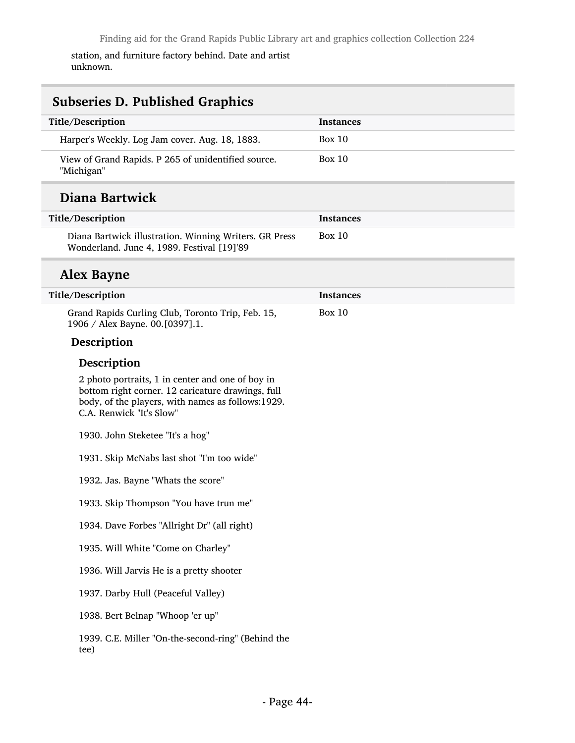station, and furniture factory behind. Date and artist unknown.

## Subseries D. Published Graphics

| Title/Description | Instances |
| --- | --- |
| Harper's Weekly. Log Jam cover. Aug. 18, 1883. | Box 10 |
| View of Grand Rapids. P 265 of unidentified source. "Michigan" | Box 10 |

### Diana Bartwick

| Title/Description | Instances |
| --- | --- |
| Diana Bartwick illustration. Winning Writers. GR Press Wonderland. June 4, 1989. Festival [19]'89 | Box 10 |

### Alex Bayne

| Title/Description | Instances |
| --- | --- |
| Grand Rapids Curling Club, Toronto Trip, Feb. 15, 1906 / Alex Bayne. 00.[0397].1. | Box 10 |

#### Description

##### Description

2 photo portraits, 1 in center and one of boy in bottom right corner. 12 caricature drawings, full body, of the players, with names as follows:1929. C.A. Renwick "It's Slow"

1930. John Steketee "It's a hog"

1931. Skip McNabs last shot "I'm too wide"

1932. Jas. Bayne "Whats the score"

1933. Skip Thompson "You have trun me"

1934. Dave Forbes "Allright Dr" (all right)

1935. Will White "Come on Charley"

1936. Will Jarvis He is a pretty shooter

1937. Darby Hull (Peaceful Valley)

1938. Bert Belnap "Whoop 'er up"

1939. C.E. Miller "On-the-second-ring" (Behind the tee)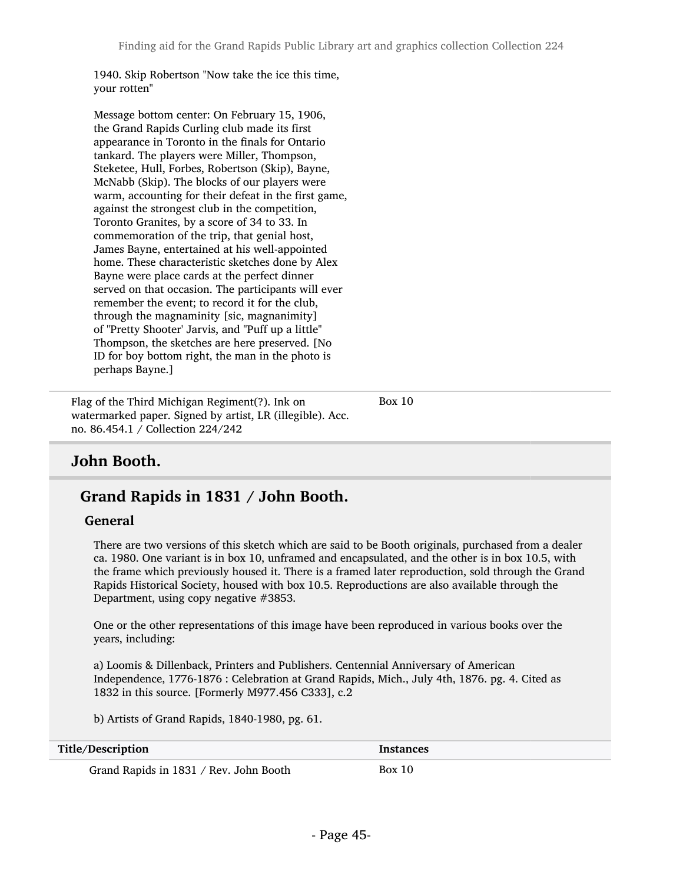1940. Skip Robertson "Now take the ice this time, your rotten"

Message bottom center: On February 15, 1906, the Grand Rapids Curling club made its first appearance in Toronto in the finals for Ontario tankard. The players were Miller, Thompson, Steketee, Hull, Forbes, Robertson (Skip), Bayne, McNabb (Skip). The blocks of our players were warm, accounting for their defeat in the first game, against the strongest club in the competition, Toronto Granites, by a score of 34 to 33. In commemoration of the trip, that genial host, James Bayne, entertained at his well-appointed home. These characteristic sketches done by Alex Bayne were place cards at the perfect dinner served on that occasion. The participants will ever remember the event; to record it for the club, through the magnaminity [sic, magnanimity] of "Pretty Shooter' Jarvis, and "Puff up a little" Thompson, the sketches are here preserved. [No ID for boy bottom right, the man in the photo is perhaps Bayne.]

| | |
|---|---|
| Flag of the Third Michigan Regiment(?). Ink on watermarked paper. Signed by artist, LR (illegible). Acc. no. 86.454.1 / Collection 224/242 | Box 10 |

## John Booth.

### Grand Rapids in 1831 / John Booth.

#### General

There are two versions of this sketch which are said to be Booth originals, purchased from a dealer ca. 1980. One variant is in box 10, unframed and encapsulated, and the other is in box 10.5, with the frame which previously housed it. There is a framed later reproduction, sold through the Grand Rapids Historical Society, housed with box 10.5. Reproductions are also available through the Department, using copy negative #3853.

One or the other representations of this image have been reproduced in various books over the years, including:

a) Loomis & Dillenback, Printers and Publishers. Centennial Anniversary of American Independence, 1776-1876 : Celebration at Grand Rapids, Mich., July 4th, 1876. pg. 4. Cited as 1832 in this source. [Formerly M977.456 C333], c.2

b) Artists of Grand Rapids, 1840-1980, pg. 61.

| Title/Description | Instances |
|---|---|
| Grand Rapids in 1831 / Rev. John Booth | Box 10 |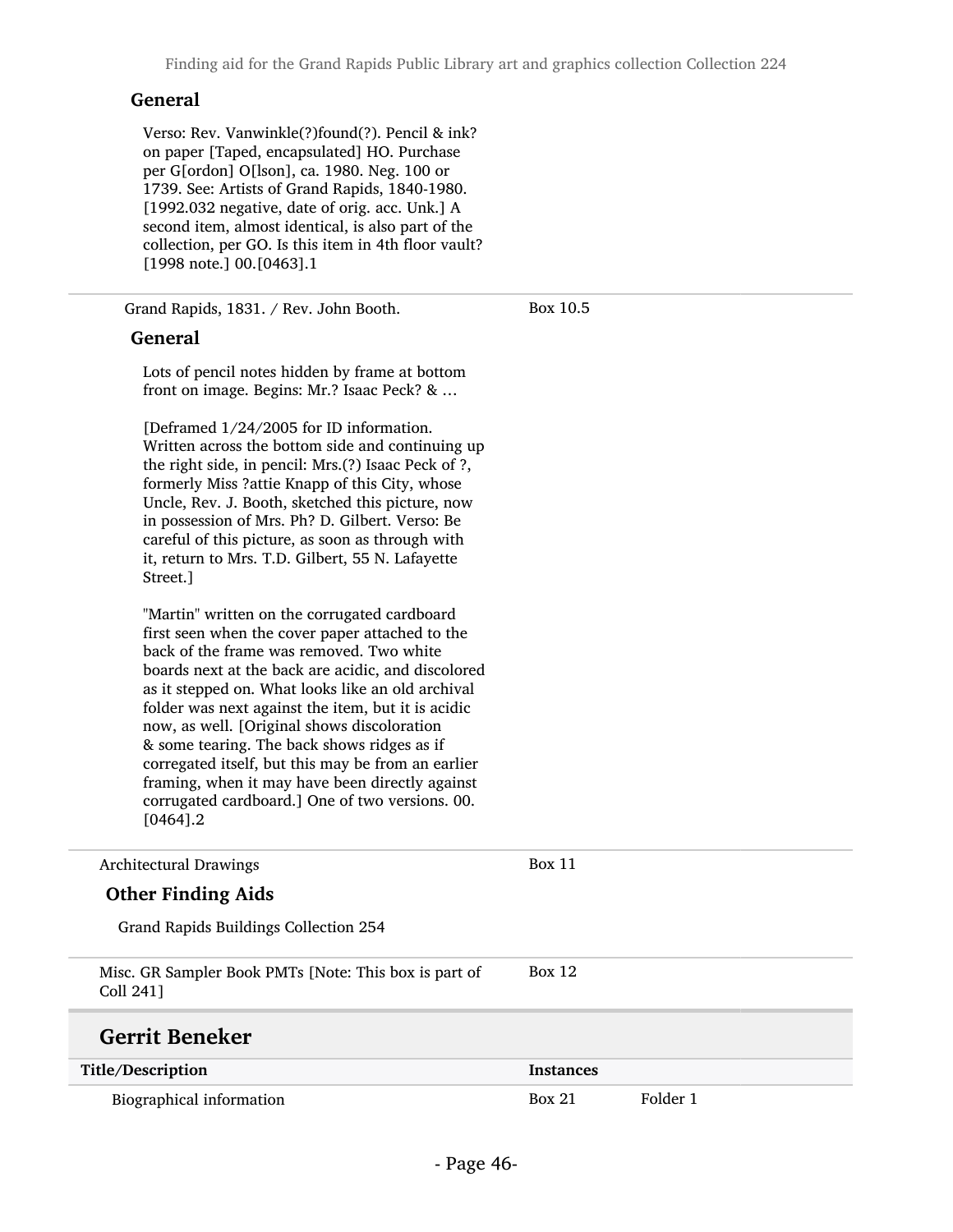#### General

Verso: Rev. Vanwinkle(?)found(?). Pencil & ink? on paper [Taped, encapsulated] HO. Purchase per G[ordon] O[lson], ca. 1980. Neg. 100 or 1739. See: Artists of Grand Rapids, 1840-1980. [1992.032 negative, date of orig. acc. Unk.] A second item, almost identical, is also part of the collection, per GO. Is this item in 4th floor vault? [1998 note.] 00.[0463].1

---

Grand Rapids, 1831. / Rev. John Booth. — Box 10.5

#### General

Lots of pencil notes hidden by frame at bottom front on image. Begins: Mr.? Isaac Peck? & …

[Deframed 1/24/2005 for ID information. Written across the bottom side and continuing up the right side, in pencil: Mrs.(?) Isaac Peck of ?, formerly Miss ?attie Knapp of this City, whose Uncle, Rev. J. Booth, sketched this picture, now in possession of Mrs. Ph? D. Gilbert. Verso: Be careful of this picture, as soon as through with it, return to Mrs. T.D. Gilbert, 55 N. Lafayette Street.]

"Martin" written on the corrugated cardboard first seen when the cover paper attached to the back of the frame was removed. Two white boards next at the back are acidic, and discolored as it stepped on. What looks like an old archival folder was next against the item, but it is acidic now, as well. [Original shows discoloration & some tearing. The back shows ridges as if corregated itself, but this may be from an earlier framing, when it may have been directly against corrugated cardboard.] One of two versions. 00.[0464].2

---

Architectural Drawings — Box 11

#### Other Finding Aids

Grand Rapids Buildings Collection 254

---

Misc. GR Sampler Book PMTs [Note: This box is part of Coll 241] — Box 12

## Gerrit Beneker

| Title/Description | Instances | |
|---|---|---|
| Biographical information | Box 21 | Folder 1 |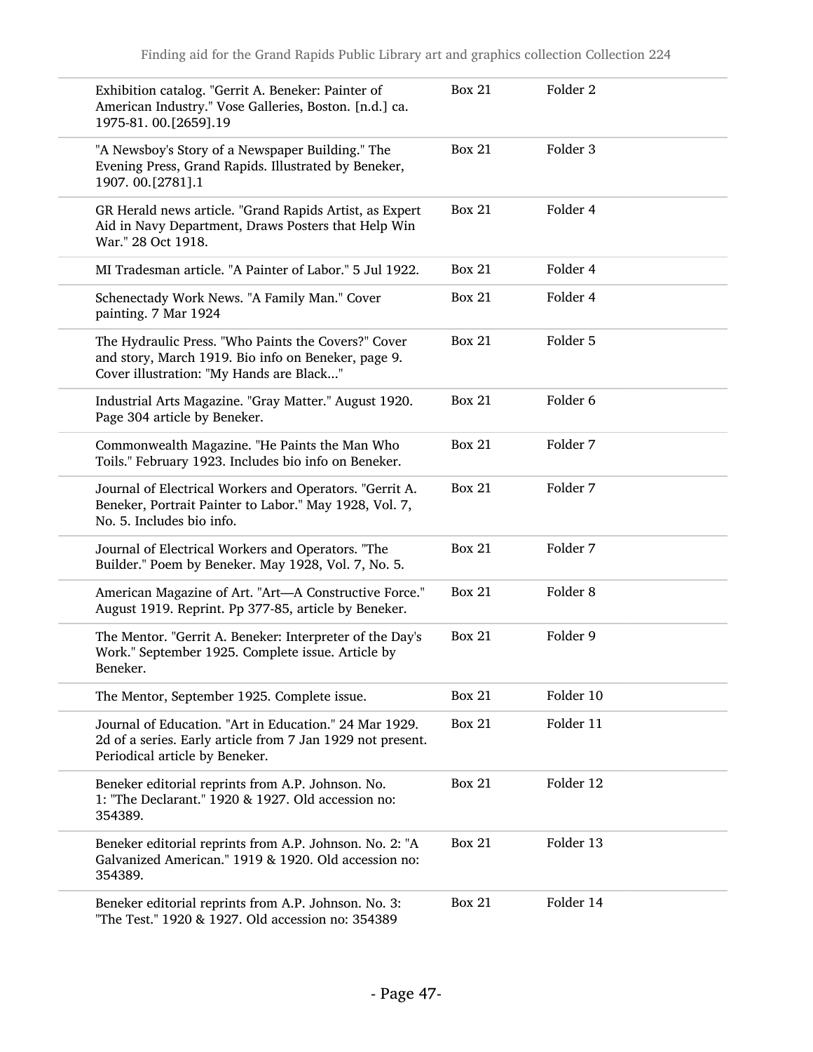| | | |
|---|---|---|
| Exhibition catalog. "Gerrit A. Beneker: Painter of American Industry." Vose Galleries, Boston. [n.d.] ca. 1975-81. 00.[2659].19 | Box 21 | Folder 2 |
| "A Newsboy's Story of a Newspaper Building." The Evening Press, Grand Rapids. Illustrated by Beneker, 1907. 00.[2781].1 | Box 21 | Folder 3 |
| GR Herald news article. "Grand Rapids Artist, as Expert Aid in Navy Department, Draws Posters that Help Win War." 28 Oct 1918. | Box 21 | Folder 4 |
| MI Tradesman article. "A Painter of Labor." 5 Jul 1922. | Box 21 | Folder 4 |
| Schenectady Work News. "A Family Man." Cover painting. 7 Mar 1924 | Box 21 | Folder 4 |
| The Hydraulic Press. "Who Paints the Covers?" Cover and story, March 1919. Bio info on Beneker, page 9. Cover illustration: "My Hands are Black..." | Box 21 | Folder 5 |
| Industrial Arts Magazine. "Gray Matter." August 1920. Page 304 article by Beneker. | Box 21 | Folder 6 |
| Commonwealth Magazine. "He Paints the Man Who Toils." February 1923. Includes bio info on Beneker. | Box 21 | Folder 7 |
| Journal of Electrical Workers and Operators. "Gerrit A. Beneker, Portrait Painter to Labor." May 1928, Vol. 7, No. 5. Includes bio info. | Box 21 | Folder 7 |
| Journal of Electrical Workers and Operators. "The Builder." Poem by Beneker. May 1928, Vol. 7, No. 5. | Box 21 | Folder 7 |
| American Magazine of Art. "Art—A Constructive Force." August 1919. Reprint. Pp 377-85, article by Beneker. | Box 21 | Folder 8 |
| The Mentor. "Gerrit A. Beneker: Interpreter of the Day's Work." September 1925. Complete issue. Article by Beneker. | Box 21 | Folder 9 |
| The Mentor, September 1925. Complete issue. | Box 21 | Folder 10 |
| Journal of Education. "Art in Education." 24 Mar 1929. 2d of a series. Early article from 7 Jan 1929 not present. Periodical article by Beneker. | Box 21 | Folder 11 |
| Beneker editorial reprints from A.P. Johnson. No. 1: "The Declarant." 1920 & 1927. Old accession no: 354389. | Box 21 | Folder 12 |
| Beneker editorial reprints from A.P. Johnson. No. 2: "A Galvanized American." 1919 & 1920. Old accession no: 354389. | Box 21 | Folder 13 |
| Beneker editorial reprints from A.P. Johnson. No. 3: "The Test." 1920 & 1927. Old accession no: 354389 | Box 21 | Folder 14 |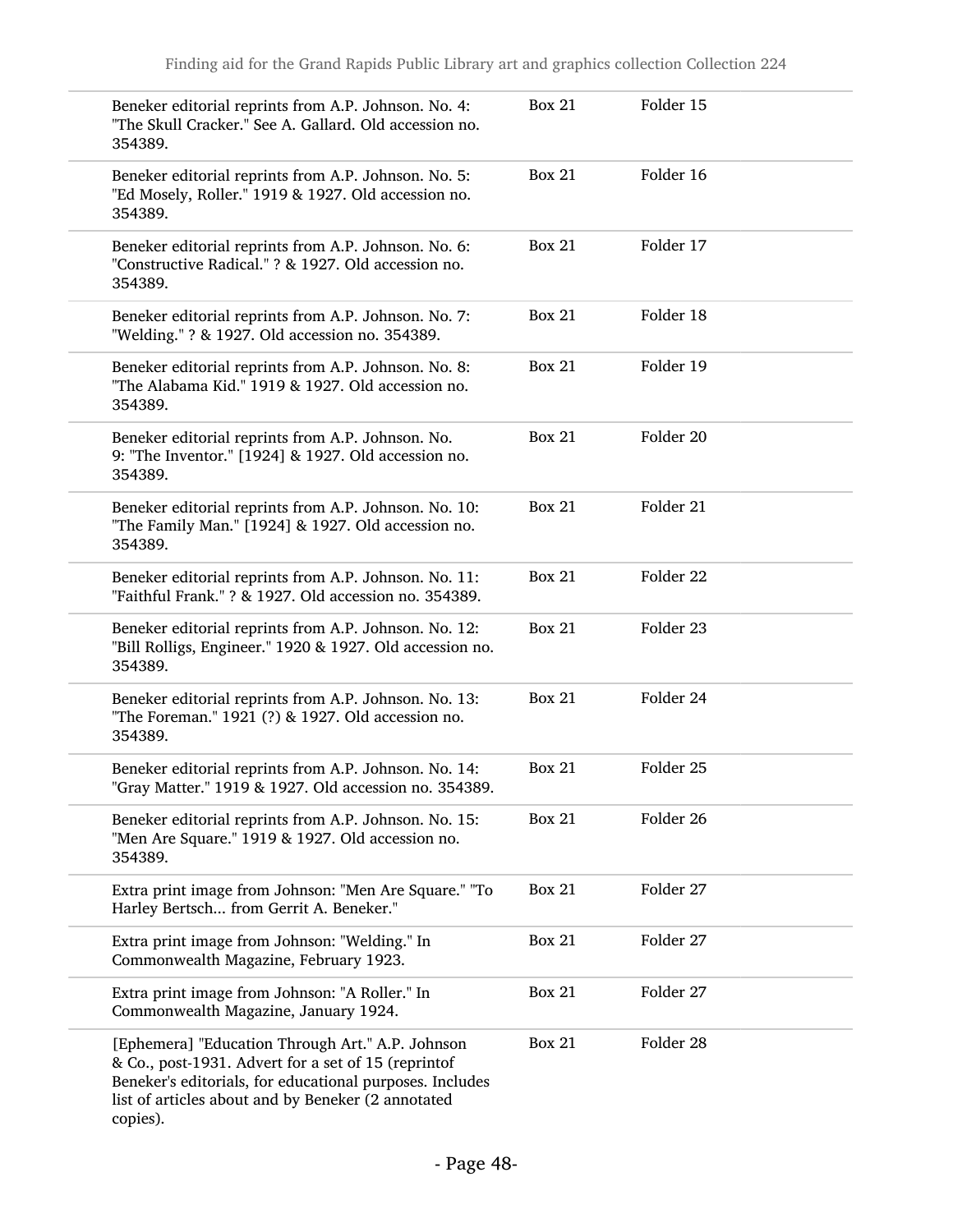| Description | Box | Folder |
|---|---|---|
| Beneker editorial reprints from A.P. Johnson. No. 4: "The Skull Cracker." See A. Gallard. Old accession no. 354389. | Box 21 | Folder 15 |
| Beneker editorial reprints from A.P. Johnson. No. 5: "Ed Mosely, Roller." 1919 & 1927. Old accession no. 354389. | Box 21 | Folder 16 |
| Beneker editorial reprints from A.P. Johnson. No. 6: "Constructive Radical." ? & 1927. Old accession no. 354389. | Box 21 | Folder 17 |
| Beneker editorial reprints from A.P. Johnson. No. 7: "Welding." ? & 1927. Old accession no. 354389. | Box 21 | Folder 18 |
| Beneker editorial reprints from A.P. Johnson. No. 8: "The Alabama Kid." 1919 & 1927. Old accession no. 354389. | Box 21 | Folder 19 |
| Beneker editorial reprints from A.P. Johnson. No. 9: "The Inventor." [1924] & 1927. Old accession no. 354389. | Box 21 | Folder 20 |
| Beneker editorial reprints from A.P. Johnson. No. 10: "The Family Man." [1924] & 1927. Old accession no. 354389. | Box 21 | Folder 21 |
| Beneker editorial reprints from A.P. Johnson. No. 11: "Faithful Frank." ? & 1927. Old accession no. 354389. | Box 21 | Folder 22 |
| Beneker editorial reprints from A.P. Johnson. No. 12: "Bill Rolligs, Engineer." 1920 & 1927. Old accession no. 354389. | Box 21 | Folder 23 |
| Beneker editorial reprints from A.P. Johnson. No. 13: "The Foreman." 1921 (?) & 1927. Old accession no. 354389. | Box 21 | Folder 24 |
| Beneker editorial reprints from A.P. Johnson. No. 14: "Gray Matter." 1919 & 1927. Old accession no. 354389. | Box 21 | Folder 25 |
| Beneker editorial reprints from A.P. Johnson. No. 15: "Men Are Square." 1919 & 1927. Old accession no. 354389. | Box 21 | Folder 26 |
| Extra print image from Johnson: "Men Are Square." "To Harley Bertsch... from Gerrit A. Beneker." | Box 21 | Folder 27 |
| Extra print image from Johnson: "Welding." In Commonwealth Magazine, February 1923. | Box 21 | Folder 27 |
| Extra print image from Johnson: "A Roller." In Commonwealth Magazine, January 1924. | Box 21 | Folder 27 |
| [Ephemera] "Education Through Art." A.P. Johnson & Co., post-1931. Advert for a set of 15 (reprintof Beneker's editorials, for educational purposes. Includes list of articles about and by Beneker (2 annotated copies). | Box 21 | Folder 28 |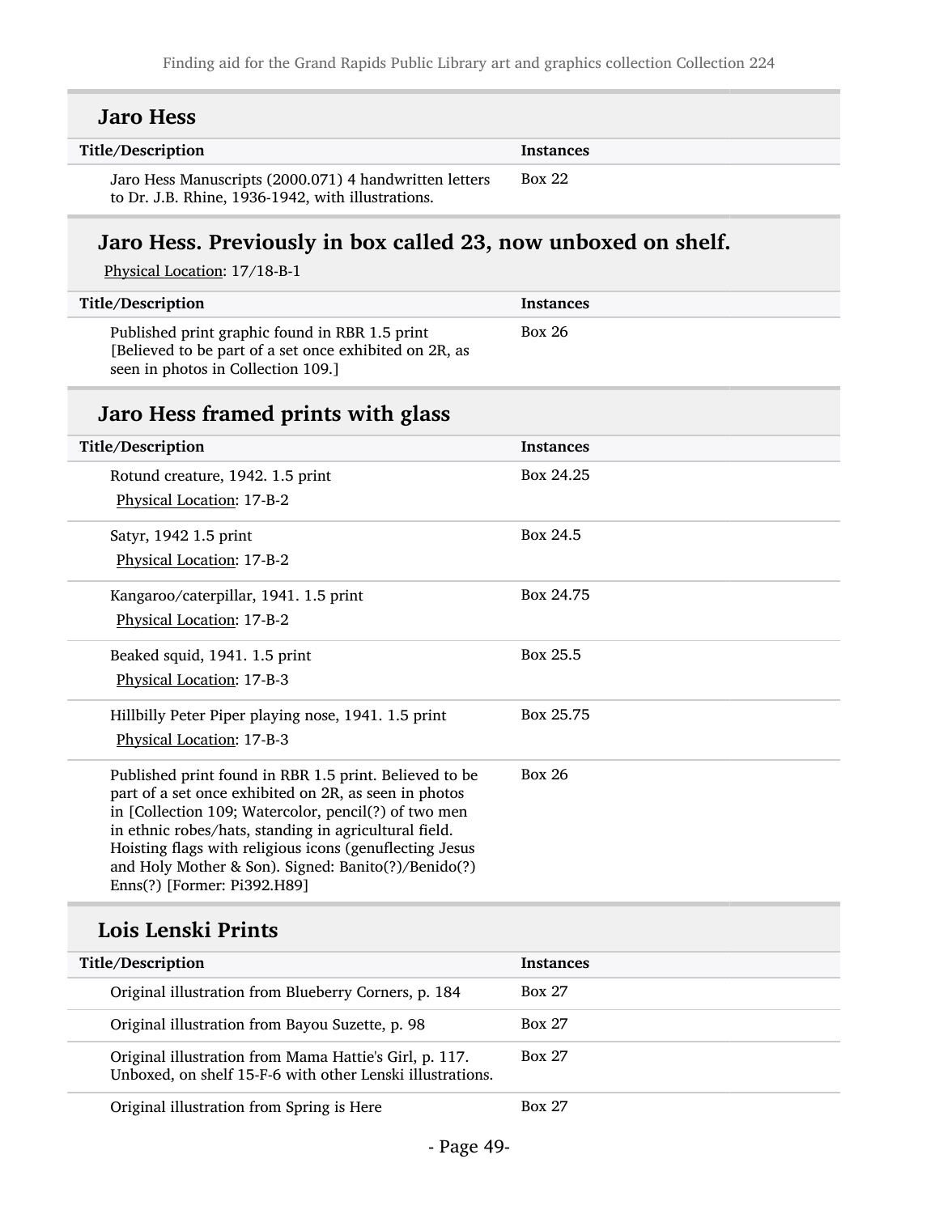## Jaro Hess

| Title/Description | Instances |
| --- | --- |
| Jaro Hess Manuscripts (2000.071) 4 handwritten letters to Dr. J.B. Rhine, 1936-1942, with illustrations. | Box 22 |

## Jaro Hess. Previously in box called 23, now unboxed on shelf.

Physical Location: 17/18-B-1

| Title/Description | Instances |
| --- | --- |
| Published print graphic found in RBR 1.5 print [Believed to be part of a set once exhibited on 2R, as seen in photos in Collection 109.] | Box 26 |

## Jaro Hess framed prints with glass

| Title/Description | Instances |
| --- | --- |
| Rotund creature, 1942. 1.5 print<br>Physical Location: 17-B-2 | Box 24.25 |
| Satyr, 1942 1.5 print<br>Physical Location: 17-B-2 | Box 24.5 |
| Kangaroo/caterpillar, 1941. 1.5 print<br>Physical Location: 17-B-2 | Box 24.75 |
| Beaked squid, 1941. 1.5 print<br>Physical Location: 17-B-3 | Box 25.5 |
| Hillbilly Peter Piper playing nose, 1941. 1.5 print<br>Physical Location: 17-B-3 | Box 25.75 |
| Published print found in RBR 1.5 print. Believed to be part of a set once exhibited on 2R, as seen in photos in [Collection 109; Watercolor, pencil(?) of two men in ethnic robes/hats, standing in agricultural field. Hoisting flags with religious icons (genuflecting Jesus and Holy Mother & Son). Signed: Banito(?)/Benido(?) Enns(?) [Former: Pi392.H89] | Box 26 |

## Lois Lenski Prints

| Title/Description | Instances |
| --- | --- |
| Original illustration from Blueberry Corners, p. 184 | Box 27 |
| Original illustration from Bayou Suzette, p. 98 | Box 27 |
| Original illustration from Mama Hattie's Girl, p. 117. Unboxed, on shelf 15-F-6 with other Lenski illustrations. | Box 27 |
| Original illustration from Spring is Here | Box 27 |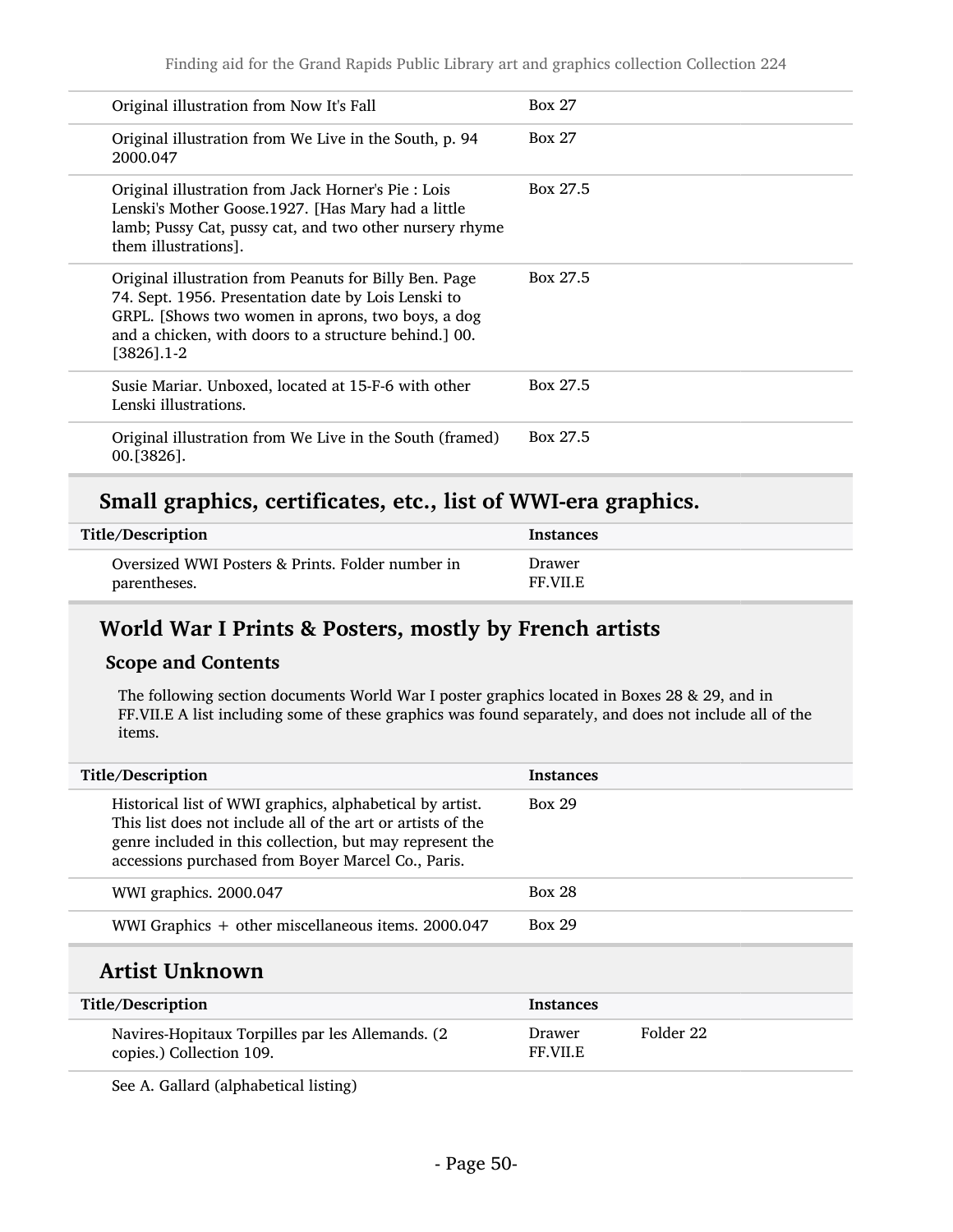| Title/Description | Instances | |
|---|---|---|
| Original illustration from Now It's Fall | Box 27 | |
| Original illustration from We Live in the South, p. 94 2000.047 | Box 27 | |
| Original illustration from Jack Horner's Pie : Lois Lenski's Mother Goose.1927. [Has Mary had a little lamb; Pussy Cat, pussy cat, and two other nursery rhyme them illustrations]. | Box 27.5 | |
| Original illustration from Peanuts for Billy Ben. Page 74. Sept. 1956. Presentation date by Lois Lenski to GRPL. [Shows two women in aprons, two boys, a dog and a chicken, with doors to a structure behind.] 00.[3826].1-2 | Box 27.5 | |
| Susie Mariar. Unboxed, located at 15-F-6 with other Lenski illustrations. | Box 27.5 | |
| Original illustration from We Live in the South (framed) 00.[3826]. | Box 27.5 | |

## Small graphics, certificates, etc., list of WWI-era graphics.

| Title/Description | Instances |
|---|---|
| Oversized WWI Posters & Prints. Folder number in parentheses. | Drawer FF.VII.E |

## World War I Prints & Posters, mostly by French artists

### Scope and Contents

The following section documents World War I poster graphics located in Boxes 28 & 29, and in FF.VII.E A list including some of these graphics was found separately, and does not include all of the items.

| Title/Description | Instances |
|---|---|
| Historical list of WWI graphics, alphabetical by artist. This list does not include all of the art or artists of the genre included in this collection, but may represent the accessions purchased from Boyer Marcel Co., Paris. | Box 29 |
| WWI graphics. 2000.047 | Box 28 |
| WWI Graphics + other miscellaneous items. 2000.047 | Box 29 |

## Artist Unknown

| Title/Description | Instances | |
|---|---|---|
| Navires-Hopitaux Torpilles par les Allemands. (2 copies.) Collection 109. | Drawer FF.VII.E | Folder 22 |

See A. Gallard (alphabetical listing)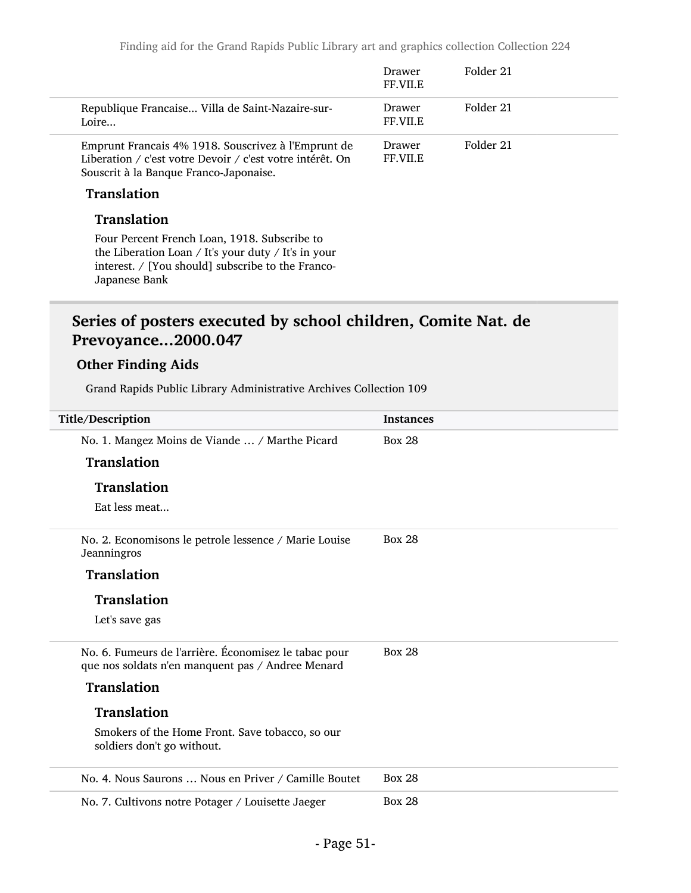| | | |
|---|---|---|
| | Drawer FF.VII.E | Folder 21 |
| Republique Francaise... Villa de Saint-Nazaire-sur-Loire... | Drawer FF.VII.E | Folder 21 |
| Emprunt Francais 4% 1918. Souscrivez à l'Emprunt de Liberation / c'est votre Devoir / c'est votre intérêt. On Souscrit à la Banque Franco-Japonaise. | Drawer FF.VII.E | Folder 21 |

**Translation**

**Translation**

Four Percent French Loan, 1918. Subscribe to the Liberation Loan / It's your duty / It's in your interest. / [You should] subscribe to the Franco-Japanese Bank

## Series of posters executed by school children, Comite Nat. de Prevoyance...2000.047

### Other Finding Aids

Grand Rapids Public Library Administrative Archives Collection 109

| Title/Description | Instances |
|---|---|
| No. 1. Mangez Moins de Viande … / Marthe Picard | Box 28 |

**Translation**

**Translation**

Eat less meat...

| | |
|---|---|
| No. 2. Economisons le petrole lessence / Marie Louise Jeanningros | Box 28 |

**Translation**

**Translation**

Let's save gas

| | |
|---|---|
| No. 6. Fumeurs de l'arrière. Économisez le tabac pour que nos soldats n'en manquent pas / Andree Menard | Box 28 |

**Translation**

**Translation**

Smokers of the Home Front. Save tobacco, so our soldiers don't go without.

| | |
|---|---|
| No. 4. Nous Saurons … Nous en Priver / Camille Boutet | Box 28 |
| No. 7. Cultivons notre Potager / Louisette Jaeger | Box 28 |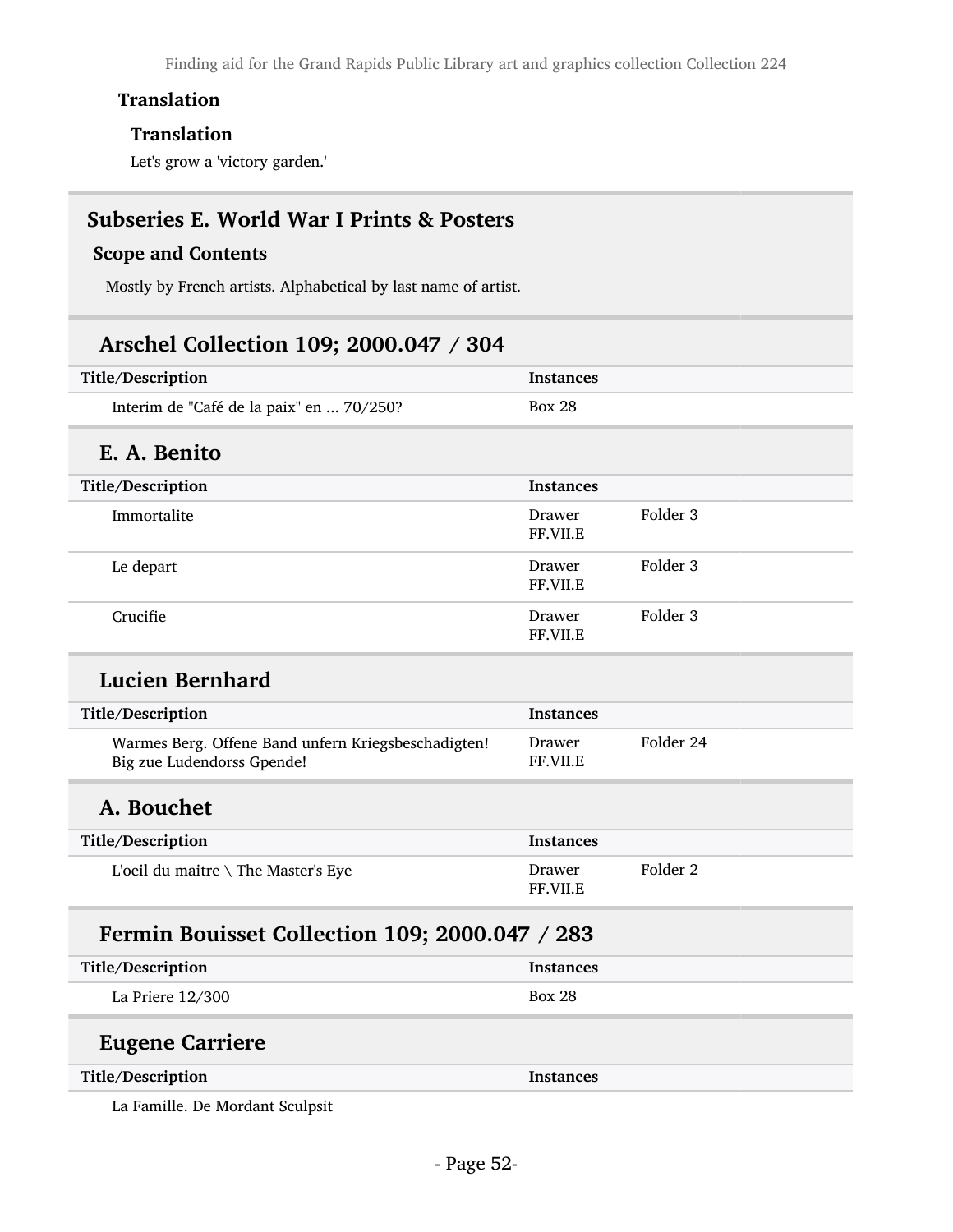### Translation

#### Translation

Let's grow a 'victory garden.'

## Subseries E. World War I Prints & Posters

### Scope and Contents

Mostly by French artists. Alphabetical by last name of artist.

### Arschel Collection 109; 2000.047 / 304

| Title/Description | Instances | |
|---|---|---|
| Interim de "Café de la paix" en ... 70/250? | Box 28 | |

### E. A. Benito

| Title/Description | Instances | |
|---|---|---|
| Immortalite | Drawer FF.VII.E | Folder 3 |
| Le depart | Drawer FF.VII.E | Folder 3 |
| Crucifie | Drawer FF.VII.E | Folder 3 |

### Lucien Bernhard

| Title/Description | Instances | |
|---|---|---|
| Warmes Berg. Offene Band unfern Kriegsbeschadigten! Big zue Ludendorss Gpende! | Drawer FF.VII.E | Folder 24 |

### A. Bouchet

| Title/Description | Instances | |
|---|---|---|
| L'oeil du maitre \ The Master's Eye | Drawer FF.VII.E | Folder 2 |

### Fermin Bouisset Collection 109; 2000.047 / 283

| Title/Description | Instances | |
|---|---|---|
| La Priere 12/300 | Box 28 | |

### Eugene Carriere

| Title/Description | Instances | |
|---|---|---|
| La Famille. De Mordant Sculpsit | | |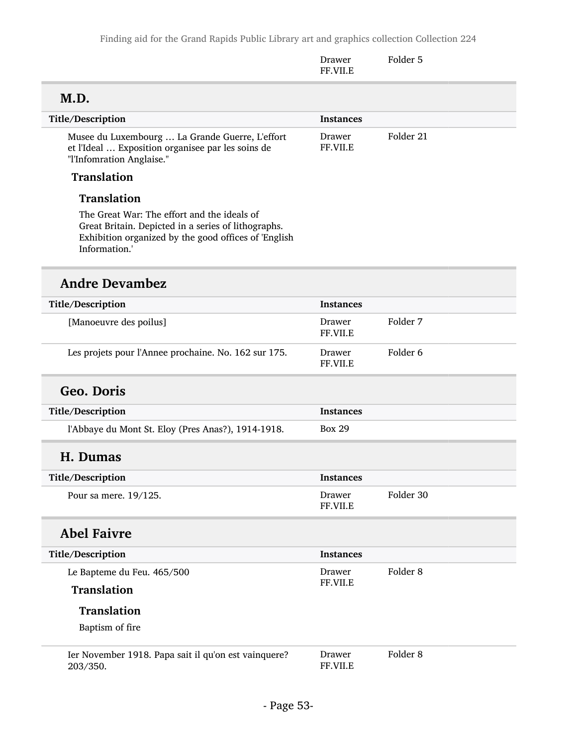| | Drawer FF.VII.E | Folder 5 |
|---|---|---|

## M.D.

| Title/Description | Instances | |
|---|---|---|
| Musee du Luxembourg … La Grande Guerre, L'effort et l'Ideal … Exposition organisee par les soins de "l'Infomration Anglaise." | Drawer FF.VII.E | Folder 21 |

**Translation**

**Translation**

The Great War: The effort and the ideals of Great Britain. Depicted in a series of lithographs. Exhibition organized by the good offices of 'English Information.'

## Andre Devambez

| Title/Description | Instances | |
|---|---|---|
| [Manoeuvre des poilus] | Drawer FF.VII.E | Folder 7 |
| Les projets pour l'Annee prochaine. No. 162 sur 175. | Drawer FF.VII.E | Folder 6 |

## Geo. Doris

| Title/Description | Instances |
|---|---|
| l'Abbaye du Mont St. Eloy (Pres Anas?), 1914-1918. | Box 29 |

## H. Dumas

| Title/Description | Instances | |
|---|---|---|
| Pour sa mere. 19/125. | Drawer FF.VII.E | Folder 30 |

## Abel Faivre

| Title/Description | Instances | |
|---|---|---|
| Le Bapteme du Feu. 465/500 | Drawer FF.VII.E | Folder 8 |

**Translation**

**Translation**

Baptism of fire

| | | |
|---|---|---|
| Ier November 1918. Papa sait il qu'on est vainquere? 203/350. | Drawer FF.VII.E | Folder 8 |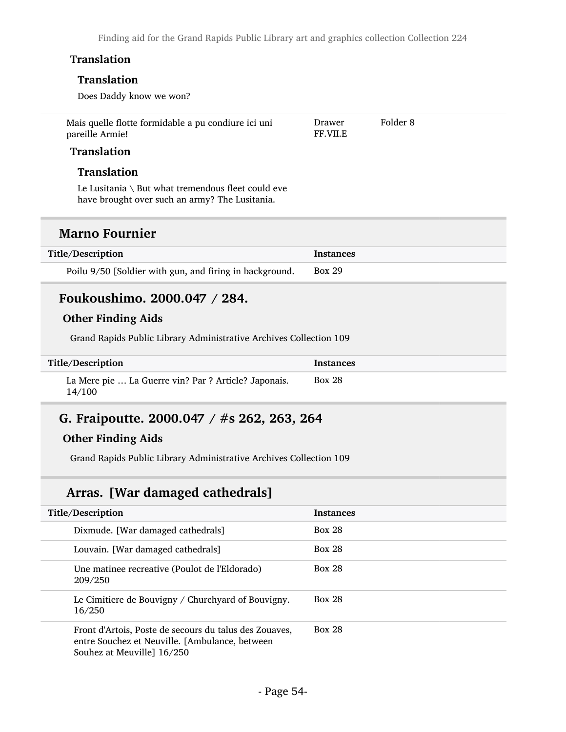#### Translation

##### Translation

Does Daddy know we won?

| | | |
|---|---|---|
| Mais quelle flotte formidable a pu condiure ici uni pareille Armie! | Drawer FF.VII.E | Folder 8 |

#### Translation

##### Translation

Le Lusitania \ But what tremendous fleet could eve have brought over such an army? The Lusitania.

## Marno Fournier

| Title/Description | Instances |
|---|---|
| Poilu 9/50 [Soldier with gun, and firing in background. | Box 29 |

## Foukoushimo. 2000.047 / 284.

### Other Finding Aids

Grand Rapids Public Library Administrative Archives Collection 109

| Title/Description | Instances |
|---|---|
| La Mere pie … La Guerre vin? Par ? Article? Japonais. 14/100 | Box 28 |

## G. Fraipoutte. 2000.047 / #s 262, 263, 264

### Other Finding Aids

Grand Rapids Public Library Administrative Archives Collection 109

### Arras. [War damaged cathedrals]

| Title/Description | Instances |
|---|---|
| Dixmude. [War damaged cathedrals] | Box 28 |
| Louvain. [War damaged cathedrals] | Box 28 |
| Une matinee recreative (Poulot de l'Eldorado) 209/250 | Box 28 |
| Le Cimitiere de Bouvigny / Churchyard of Bouvigny. 16/250 | Box 28 |
| Front d'Artois, Poste de secours du talus des Zouaves, entre Souchez et Neuville. [Ambulance, between Souhez at Meuville] 16/250 | Box 28 |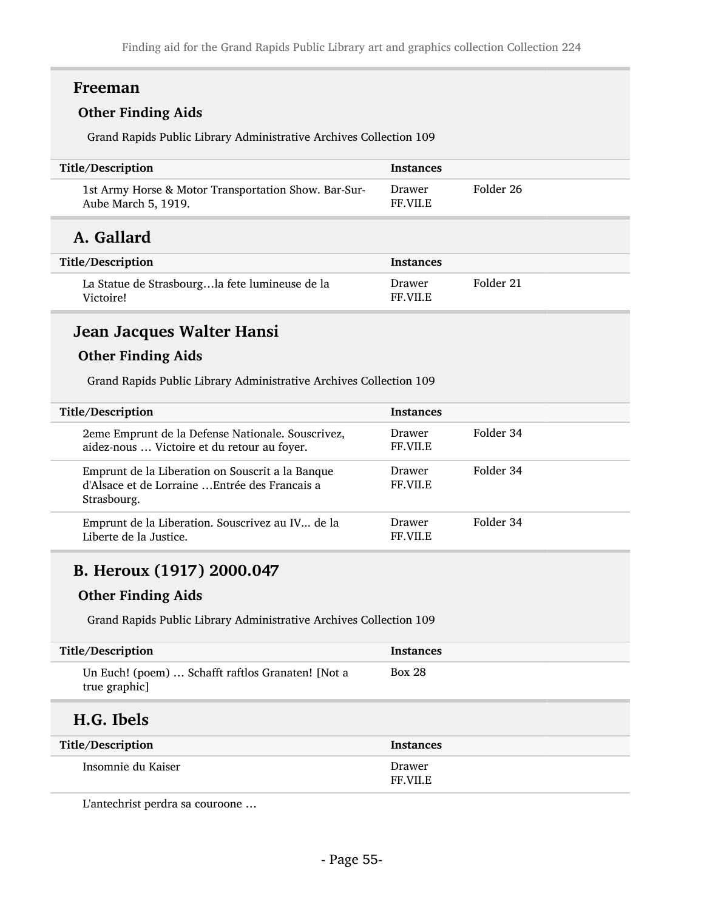## Freeman

### Other Finding Aids

Grand Rapids Public Library Administrative Archives Collection 109

| Title/Description | Instances | |
|---|---|---|
| 1st Army Horse & Motor Transportation Show. Bar-Sur-Aube March 5, 1919. | Drawer FF.VII.E | Folder 26 |

## A. Gallard

| Title/Description | Instances | |
|---|---|---|
| La Statue de Strasbourg…la fete lumineuse de la Victoire! | Drawer FF.VII.E | Folder 21 |

## Jean Jacques Walter Hansi

### Other Finding Aids

Grand Rapids Public Library Administrative Archives Collection 109

| Title/Description | Instances | |
|---|---|---|
| 2eme Emprunt de la Defense Nationale. Souscrivez, aidez-nous … Victoire et du retour au foyer. | Drawer FF.VII.E | Folder 34 |
| Emprunt de la Liberation on Souscrit a la Banque d'Alsace et de Lorraine …Entrée des Francais a Strasbourg. | Drawer FF.VII.E | Folder 34 |
| Emprunt de la Liberation. Souscrivez au IV... de la Liberte de la Justice. | Drawer FF.VII.E | Folder 34 |

## B. Heroux (1917) 2000.047

### Other Finding Aids

Grand Rapids Public Library Administrative Archives Collection 109

| Title/Description | Instances |
|---|---|
| Un Euch! (poem) … Schafft raftlos Granaten! [Not a true graphic] | Box 28 |

## H.G. Ibels

| Title/Description | Instances |
|---|---|
| Insomnie du Kaiser | Drawer FF.VII.E |
| L'antechrist perdra sa couroone … | |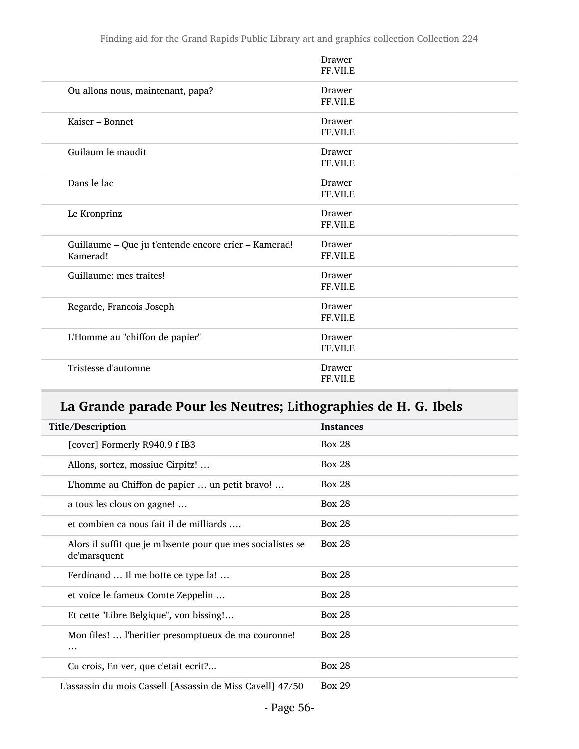| | |
|---|---|
| | Drawer FF.VII.E |
| Ou allons nous, maintenant, papa? | Drawer FF.VII.E |
| Kaiser – Bonnet | Drawer FF.VII.E |
| Guilaum le maudit | Drawer FF.VII.E |
| Dans le lac | Drawer FF.VII.E |
| Le Kronprinz | Drawer FF.VII.E |
| Guillaume – Que ju t'entende encore crier – Kamerad! Kamerad! | Drawer FF.VII.E |
| Guillaume: mes traites! | Drawer FF.VII.E |
| Regarde, Francois Joseph | Drawer FF.VII.E |
| L'Homme au "chiffon de papier" | Drawer FF.VII.E |
| Tristesse d'automne | Drawer FF.VII.E |

## La Grande parade Pour les Neutres; Lithographies de H. G. Ibels

| Title/Description | Instances |
|---|---|
| [cover] Formerly R940.9 f IB3 | Box 28 |
| Allons, sortez, mossiue Cirpitz! … | Box 28 |
| L'homme au Chiffon de papier … un petit bravo! … | Box 28 |
| a tous les clous on gagne! … | Box 28 |
| et combien ca nous fait il de milliards …. | Box 28 |
| Alors il suffit que je m'bsente pour que mes socialistes se de'marsquent | Box 28 |
| Ferdinand … Il me botte ce type la! … | Box 28 |
| et voice le fameux Comte Zeppelin … | Box 28 |
| Et cette "Libre Belgique", von bissing!… | Box 28 |
| Mon files! … l'heritier presomptueux de ma couronne! … | Box 28 |
| Cu crois, En ver, que c'etait ecrit?... | Box 28 |
| L'assassin du mois Cassell [Assassin de Miss Cavell] 47/50 | Box 29 |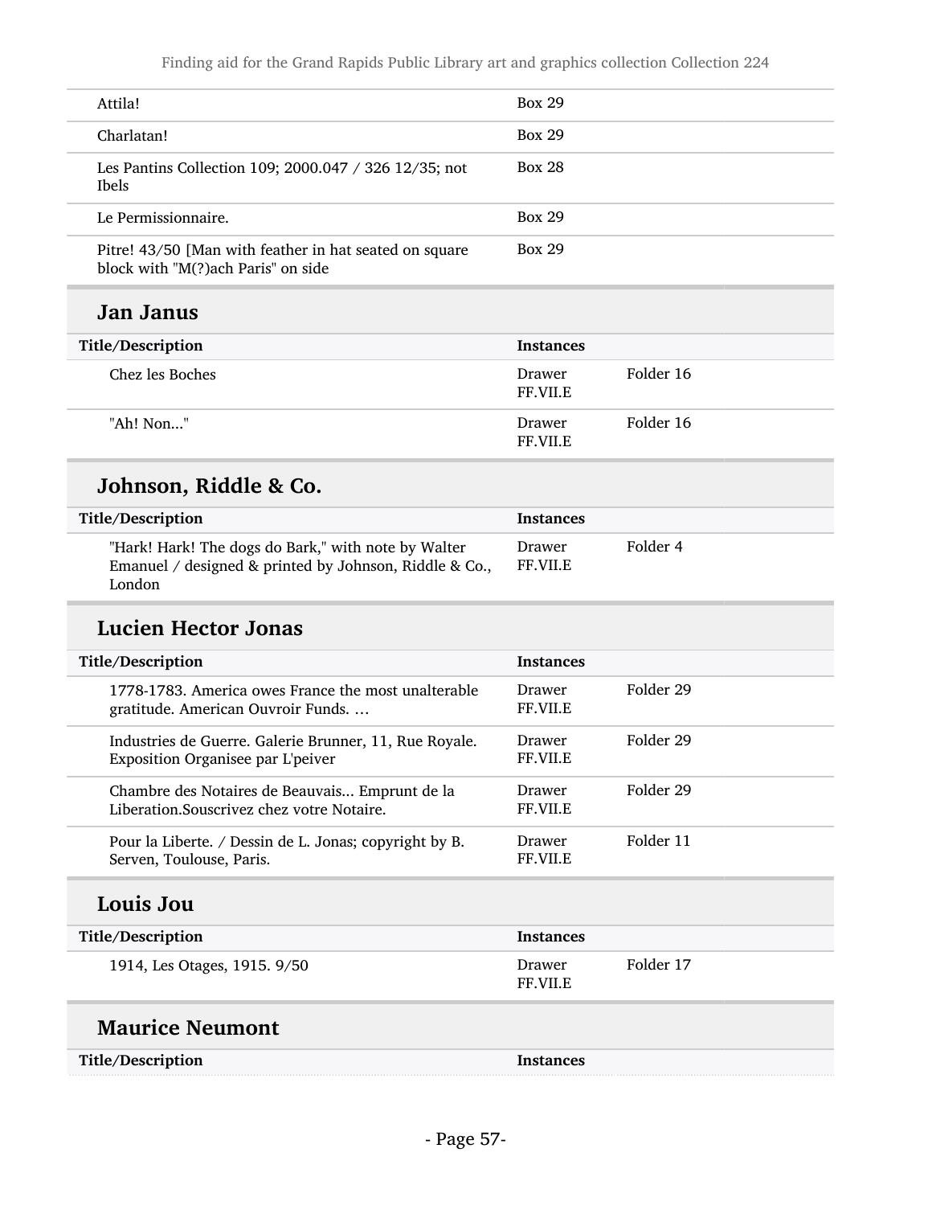| | |
|---|---|
| Attila! | Box 29 |
| Charlatan! | Box 29 |
| Les Pantins Collection 109; 2000.047 / 326 12/35; not Ibels | Box 28 |
| Le Permissionnaire. | Box 29 |
| Pitre! 43/50 [Man with feather in hat seated on square block with "M(?)ach Paris" on side | Box 29 |

## Jan Janus

| Title/Description | Instances | |
|---|---|---|
| Chez les Boches | Drawer FF.VII.E | Folder 16 |
| "Ah! Non..." | Drawer FF.VII.E | Folder 16 |

## Johnson, Riddle & Co.

| Title/Description | Instances | |
|---|---|---|
| "Hark! Hark! The dogs do Bark," with note by Walter Emanuel / designed & printed by Johnson, Riddle & Co., London | Drawer FF.VII.E | Folder 4 |

## Lucien Hector Jonas

| Title/Description | Instances | |
|---|---|---|
| 1778-1783. America owes France the most unalterable gratitude. American Ouvroir Funds. … | Drawer FF.VII.E | Folder 29 |
| Industries de Guerre. Galerie Brunner, 11, Rue Royale. Exposition Organisee par L'peiver | Drawer FF.VII.E | Folder 29 |
| Chambre des Notaires de Beauvais... Emprunt de la Liberation.Souscrivez chez votre Notaire. | Drawer FF.VII.E | Folder 29 |
| Pour la Liberte. / Dessin de L. Jonas; copyright by B. Serven, Toulouse, Paris. | Drawer FF.VII.E | Folder 11 |

## Louis Jou

| Title/Description | Instances | |
|---|---|---|
| 1914, Les Otages, 1915. 9/50 | Drawer FF.VII.E | Folder 17 |

## Maurice Neumont

| Title/Description | Instances |
|---|---|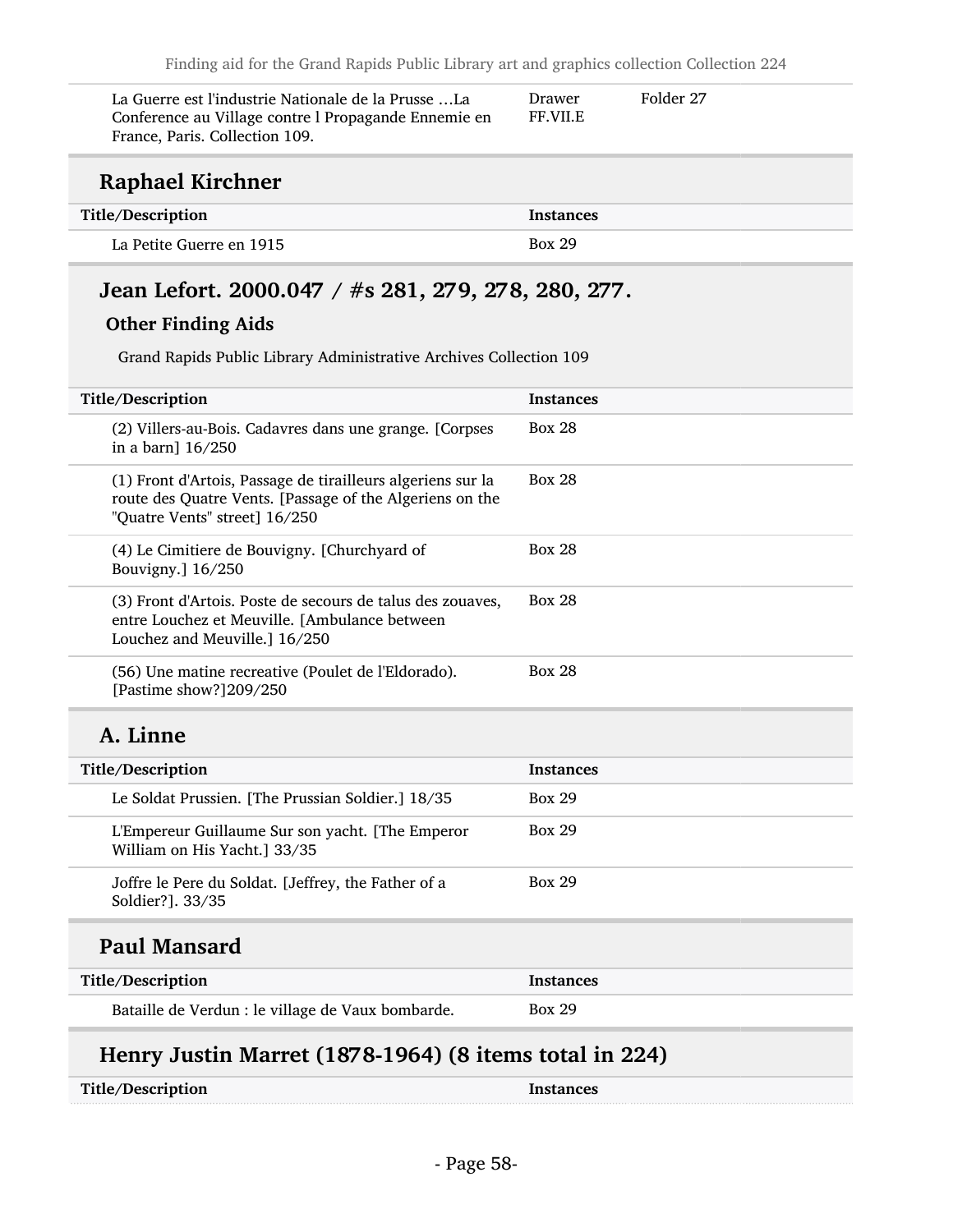| | | |
|---|---|---|
| La Guerre est l'industrie Nationale de la Prusse …La Conference au Village contre l Propagande Ennemie en France, Paris. Collection 109. | Drawer FF.VII.E | Folder 27 |

## Raphael Kirchner

| Title/Description | Instances |
|---|---|
| La Petite Guerre en 1915 | Box 29 |

## Jean Lefort. 2000.047 / #s 281, 279, 278, 280, 277.

### Other Finding Aids

Grand Rapids Public Library Administrative Archives Collection 109

| Title/Description | Instances |
|---|---|
| (2) Villers-au-Bois. Cadavres dans une grange. [Corpses in a barn] 16/250 | Box 28 |
| (1) Front d'Artois, Passage de tirailleurs algeriens sur la route des Quatre Vents. [Passage of the Algeriens on the "Quatre Vents" street] 16/250 | Box 28 |
| (4) Le Cimitiere de Bouvigny. [Churchyard of Bouvigny.] 16/250 | Box 28 |
| (3) Front d'Artois. Poste de secours de talus des zouaves, entre Louchez et Meuville. [Ambulance between Louchez and Meuville.] 16/250 | Box 28 |
| (56) Une matine recreative (Poulet de l'Eldorado). [Pastime show?]209/250 | Box 28 |

## A. Linne

| Title/Description | Instances |
|---|---|
| Le Soldat Prussien. [The Prussian Soldier.] 18/35 | Box 29 |
| L'Empereur Guillaume Sur son yacht. [The Emperor William on His Yacht.] 33/35 | Box 29 |
| Joffre le Pere du Soldat. [Jeffrey, the Father of a Soldier?]. 33/35 | Box 29 |

## Paul Mansard

| Title/Description | Instances |
|---|---|
| Bataille de Verdun : le village de Vaux bombarde. | Box 29 |

## Henry Justin Marret (1878-1964) (8 items total in 224)

| Title/Description | Instances |
|---|---|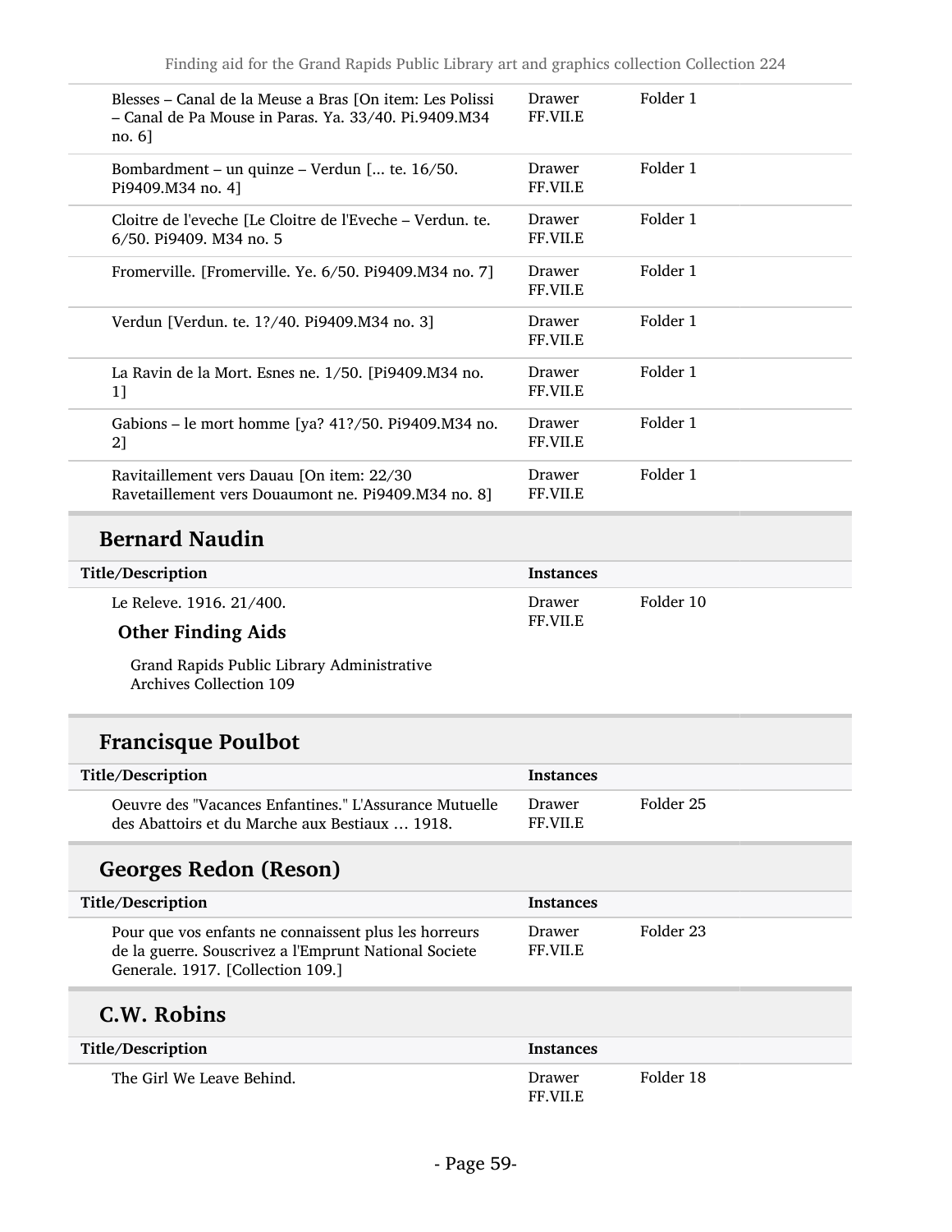| | | |
|---|---|---|
| Blesses – Canal de la Meuse a Bras [On item: Les Polissi – Canal de Pa Mouse in Paras. Ya. 33/40. Pi.9409.M34 no. 6] | Drawer FF.VII.E | Folder 1 |
| Bombardment – un quinze – Verdun [... te. 16/50. Pi9409.M34 no. 4] | Drawer FF.VII.E | Folder 1 |
| Cloitre de l'eveche [Le Cloitre de l'Eveche – Verdun. te. 6/50. Pi9409. M34 no. 5 | Drawer FF.VII.E | Folder 1 |
| Fromerville. [Fromerville. Ye. 6/50. Pi9409.M34 no. 7] | Drawer FF.VII.E | Folder 1 |
| Verdun [Verdun. te. 1?/40. Pi9409.M34 no. 3] | Drawer FF.VII.E | Folder 1 |
| La Ravin de la Mort. Esnes ne. 1/50. [Pi9409.M34 no. 1] | Drawer FF.VII.E | Folder 1 |
| Gabions – le mort homme [ya? 41?/50. Pi9409.M34 no. 2] | Drawer FF.VII.E | Folder 1 |
| Ravitaillement vers Dauau [On item: 22/30 Ravetaillement vers Douaumont ne. Pi9409.M34 no. 8] | Drawer FF.VII.E | Folder 1 |

## Bernard Naudin

| Title/Description | Instances | |
|---|---|---|
| Le Releve. 1916. 21/400. | Drawer FF.VII.E | Folder 10 |

### Other Finding Aids

Grand Rapids Public Library Administrative Archives Collection 109

## Francisque Poulbot

| Title/Description | Instances | |
|---|---|---|
| Oeuvre des "Vacances Enfantines." L'Assurance Mutuelle des Abattoirs et du Marche aux Bestiaux ... 1918. | Drawer FF.VII.E | Folder 25 |

## Georges Redon (Reson)

| Title/Description | Instances | |
|---|---|---|
| Pour que vos enfants ne connaissent plus les horreurs de la guerre. Souscrivez a l'Emprunt National Societe Generale. 1917. [Collection 109.] | Drawer FF.VII.E | Folder 23 |

## C.W. Robins

| Title/Description | Instances | |
|---|---|---|
| The Girl We Leave Behind. | Drawer FF.VII.E | Folder 18 |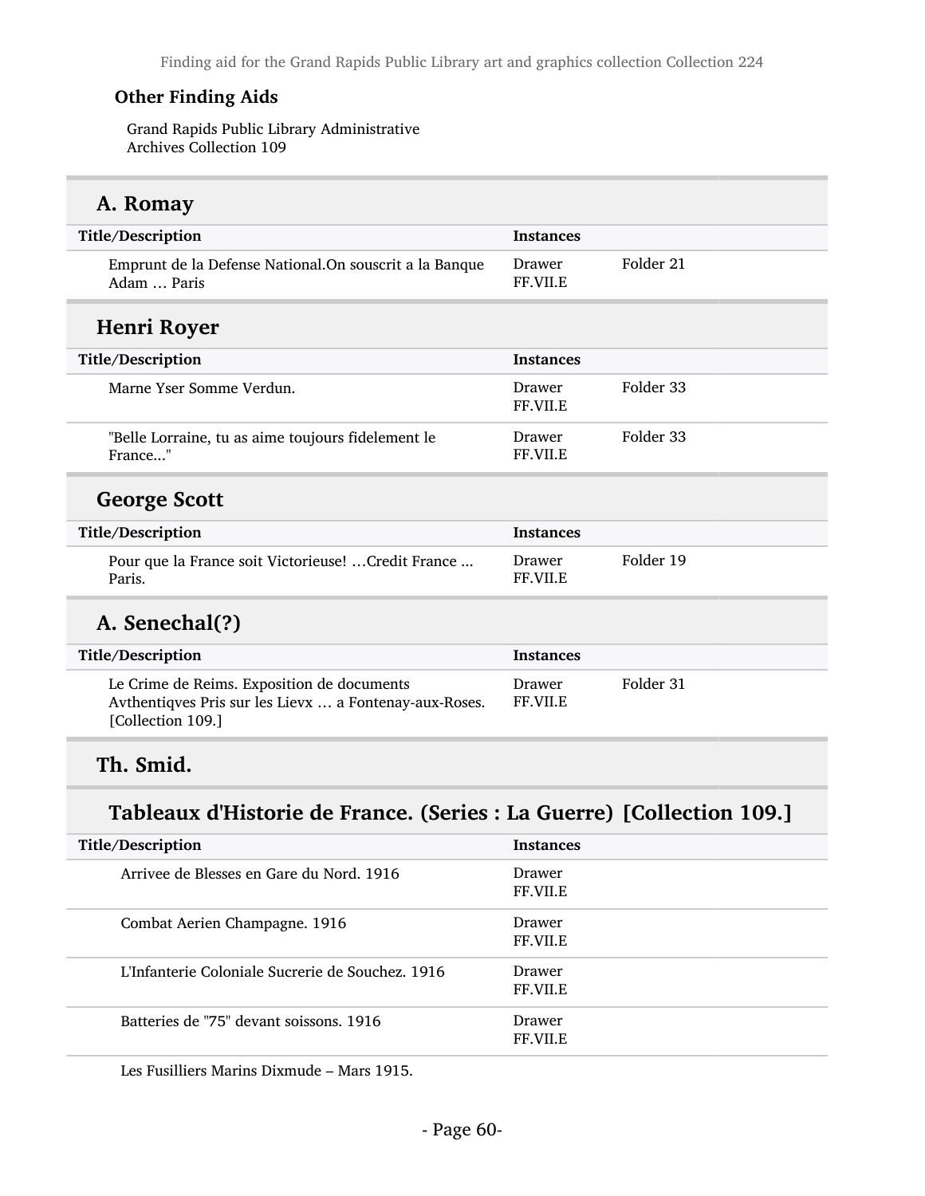### Other Finding Aids

Grand Rapids Public Library Administrative Archives Collection 109

## A. Romay

| Title/Description | Instances | |
|---|---|---|
| Emprunt de la Defense National.On souscrit a la Banque Adam … Paris | Drawer FF.VII.E | Folder 21 |

## Henri Royer

| Title/Description | Instances | |
|---|---|---|
| Marne Yser Somme Verdun. | Drawer FF.VII.E | Folder 33 |
| "Belle Lorraine, tu as aime toujours fidelement le France..." | Drawer FF.VII.E | Folder 33 |

## George Scott

| Title/Description | Instances | |
|---|---|---|
| Pour que la France soit Victorieuse! …Credit France ... Paris. | Drawer FF.VII.E | Folder 19 |

## A. Senechal(?)

| Title/Description | Instances | |
|---|---|---|
| Le Crime de Reims. Exposition de documents Avthentiqves Pris sur les Lievx … a Fontenay-aux-Roses. [Collection 109.] | Drawer FF.VII.E | Folder 31 |

## Th. Smid.

### Tableaux d'Historie de France. (Series : La Guerre) [Collection 109.]

| Title/Description | Instances |
|---|---|
| Arrivee de Blesses en Gare du Nord. 1916 | Drawer FF.VII.E |
| Combat Aerien Champagne. 1916 | Drawer FF.VII.E |
| L'Infanterie Coloniale Sucrerie de Souchez. 1916 | Drawer FF.VII.E |
| Batteries de "75" devant soissons. 1916 | Drawer FF.VII.E |
| Les Fusilliers Marins Dixmude – Mars 1915. | |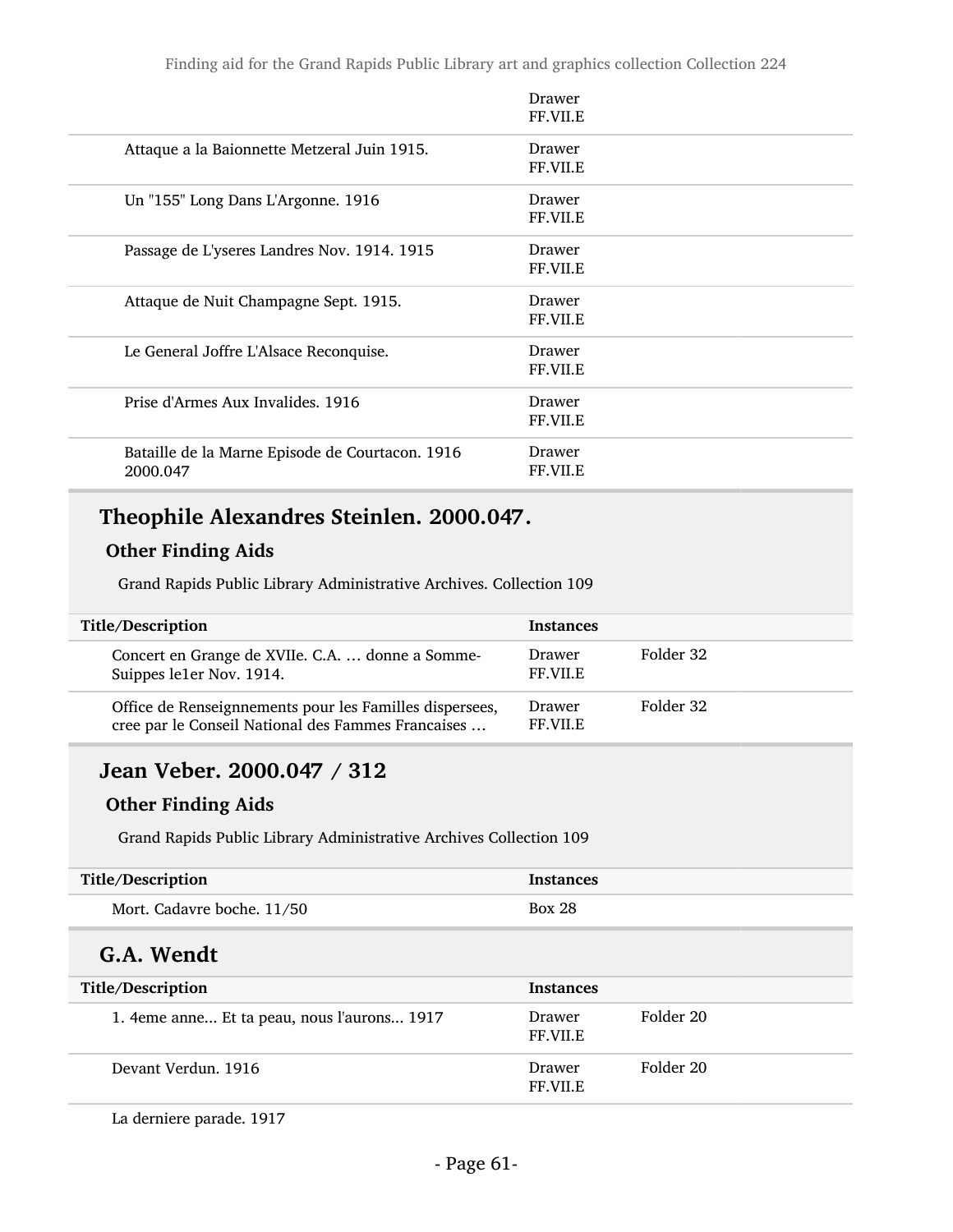| | |
|---|---|
| | Drawer FF.VII.E |
| Attaque a la Baionnette Metzeral Juin 1915. | Drawer FF.VII.E |
| Un "155" Long Dans L'Argonne. 1916 | Drawer FF.VII.E |
| Passage de L'yseres Landres Nov. 1914. 1915 | Drawer FF.VII.E |
| Attaque de Nuit Champagne Sept. 1915. | Drawer FF.VII.E |
| Le General Joffre L'Alsace Reconquise. | Drawer FF.VII.E |
| Prise d'Armes Aux Invalides. 1916 | Drawer FF.VII.E |
| Bataille de la Marne Episode de Courtacon. 1916 2000.047 | Drawer FF.VII.E |

## Theophile Alexandres Steinlen. 2000.047.

### Other Finding Aids

Grand Rapids Public Library Administrative Archives. Collection 109

| Title/Description | Instances | |
|---|---|---|
| Concert en Grange de XVIIe. C.A. … donne a Somme-Suippes le1er Nov. 1914. | Drawer FF.VII.E | Folder 32 |
| Office de Renseignnements pour les Familles dispersees, cree par le Conseil National des Fammes Francaises … | Drawer FF.VII.E | Folder 32 |

## Jean Veber. 2000.047 / 312

### Other Finding Aids

Grand Rapids Public Library Administrative Archives Collection 109

| Title/Description | Instances |
|---|---|
| Mort. Cadavre boche. 11/50 | Box 28 |

## G.A. Wendt

| Title/Description | Instances | |
|---|---|---|
| 1. 4eme anne... Et ta peau, nous l'aurons... 1917 | Drawer FF.VII.E | Folder 20 |
| Devant Verdun. 1916 | Drawer FF.VII.E | Folder 20 |
| La derniere parade. 1917 | | |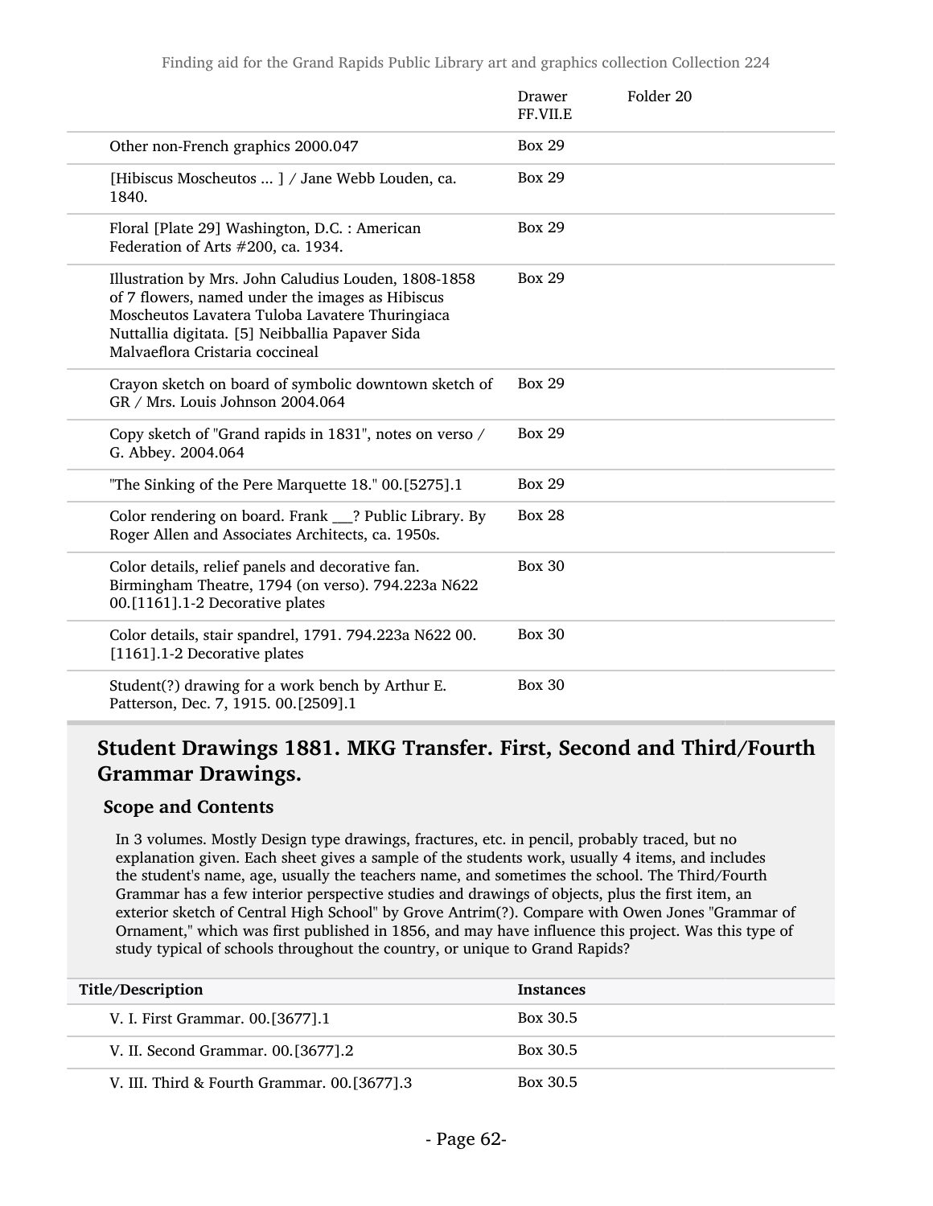| | | |
|---|---|---|
| | Drawer FF.VII.E | Folder 20 |
| Other non-French graphics 2000.047 | Box 29 | |
| [Hibiscus Moscheutos ... ] / Jane Webb Louden, ca. 1840. | Box 29 | |
| Floral [Plate 29] Washington, D.C. : American Federation of Arts #200, ca. 1934. | Box 29 | |
| Illustration by Mrs. John Caludius Louden, 1808-1858 of 7 flowers, named under the images as Hibiscus Moscheutos Lavatera Tuloba Lavatere Thuringiaca Nuttallia digitata. [5] Neibballia Papaver Sida Malvaeflora Cristaria coccineal | Box 29 | |
| Crayon sketch on board of symbolic downtown sketch of GR / Mrs. Louis Johnson 2004.064 | Box 29 | |
| Copy sketch of "Grand rapids in 1831", notes on verso / G. Abbey. 2004.064 | Box 29 | |
| "The Sinking of the Pere Marquette 18." 00.[5275].1 | Box 29 | |
| Color rendering on board. Frank ___? Public Library. By Roger Allen and Associates Architects, ca. 1950s. | Box 28 | |
| Color details, relief panels and decorative fan. Birmingham Theatre, 1794 (on verso). 794.223a N622 00.[1161].1-2 Decorative plates | Box 30 | |
| Color details, stair spandrel, 1791. 794.223a N622 00.[1161].1-2 Decorative plates | Box 30 | |
| Student(?) drawing for a work bench by Arthur E. Patterson, Dec. 7, 1915. 00.[2509].1 | Box 30 | |

## Student Drawings 1881. MKG Transfer. First, Second and Third/Fourth Grammar Drawings.

### Scope and Contents

In 3 volumes. Mostly Design type drawings, fractures, etc. in pencil, probably traced, but no explanation given. Each sheet gives a sample of the students work, usually 4 items, and includes the student's name, age, usually the teachers name, and sometimes the school. The Third/Fourth Grammar has a few interior perspective studies and drawings of objects, plus the first item, an exterior sketch of Central High School" by Grove Antrim(?). Compare with Owen Jones "Grammar of Ornament," which was first published in 1856, and may have influence this project. Was this type of study typical of schools throughout the country, or unique to Grand Rapids?

| Title/Description | Instances |
|---|---|
| V. I. First Grammar. 00.[3677].1 | Box 30.5 |
| V. II. Second Grammar. 00.[3677].2 | Box 30.5 |
| V. III. Third & Fourth Grammar. 00.[3677].3 | Box 30.5 |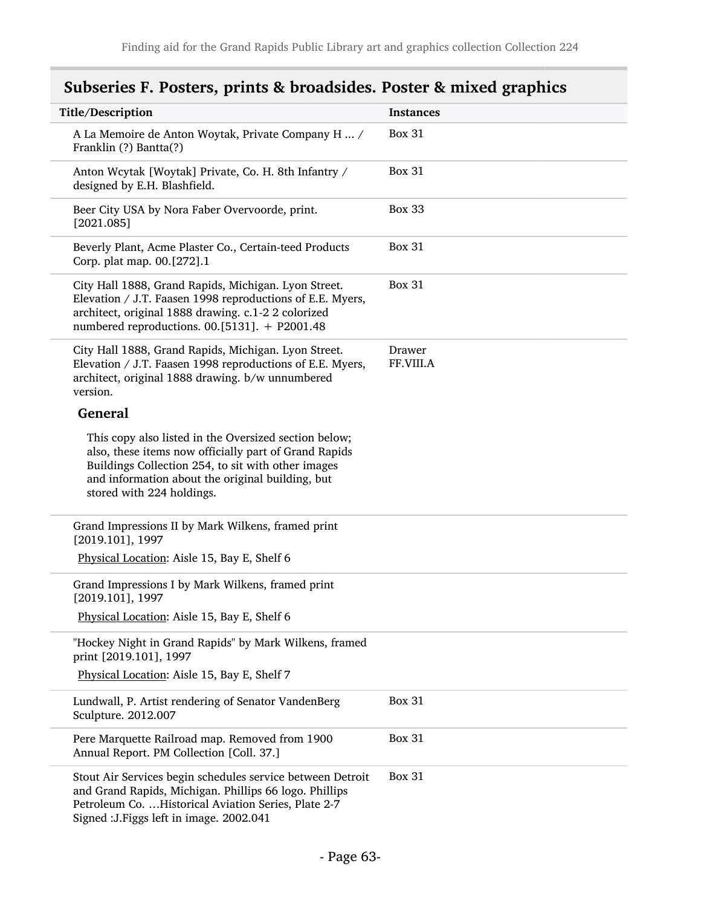## Subseries F. Posters, prints & broadsides. Poster & mixed graphics

| Title/Description | Instances |
|---|---|
| A La Memoire de Anton Woytak, Private Company H ... / Franklin (?) Bantta(?) | Box 31 |
| Anton Wcytak [Woytak] Private, Co. H. 8th Infantry / designed by E.H. Blashfield. | Box 31 |
| Beer City USA by Nora Faber Overvoorde, print. [2021.085] | Box 33 |
| Beverly Plant, Acme Plaster Co., Certain-teed Products Corp. plat map. 00.[272].1 | Box 31 |
| City Hall 1888, Grand Rapids, Michigan. Lyon Street. Elevation / J.T. Faasen 1998 reproductions of E.E. Myers, architect, original 1888 drawing. c.1-2 2 colorized numbered reproductions. 00.[5131]. + P2001.48 | Box 31 |
| City Hall 1888, Grand Rapids, Michigan. Lyon Street. Elevation / J.T. Faasen 1998 reproductions of E.E. Myers, architect, original 1888 drawing. b/w unnumbered version.<br><br>**General**<br><br>This copy also listed in the Oversized section below; also, these items now officially part of Grand Rapids Buildings Collection 254, to sit with other images and information about the original building, but stored with 224 holdings. | Drawer FF.VIII.A |
| Grand Impressions II by Mark Wilkens, framed print [2019.101], 1997<br><br>Physical Location: Aisle 15, Bay E, Shelf 6 | |
| Grand Impressions I by Mark Wilkens, framed print [2019.101], 1997<br><br>Physical Location: Aisle 15, Bay E, Shelf 6 | |
| "Hockey Night in Grand Rapids" by Mark Wilkens, framed print [2019.101], 1997<br><br>Physical Location: Aisle 15, Bay E, Shelf 7 | |
| Lundwall, P. Artist rendering of Senator VandenBerg Sculpture. 2012.007 | Box 31 |
| Pere Marquette Railroad map. Removed from 1900 Annual Report. PM Collection [Coll. 37.] | Box 31 |
| Stout Air Services begin schedules service between Detroit and Grand Rapids, Michigan. Phillips 66 logo. Phillips Petroleum Co. …Historical Aviation Series, Plate 2-7 Signed :J.Figgs left in image. 2002.041 | Box 31 |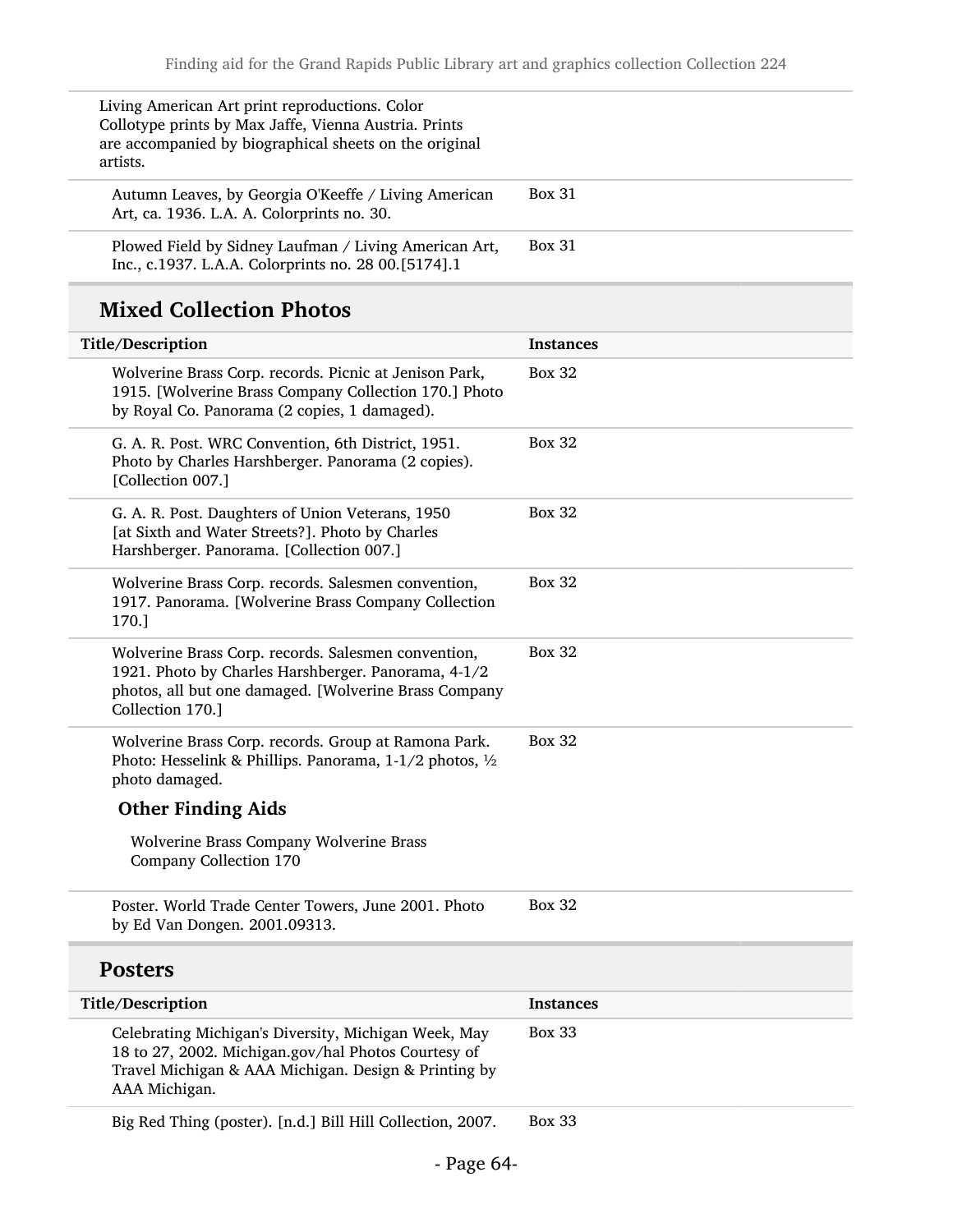Living American Art print reproductions. Color Collotype prints by Max Jaffe, Vienna Austria. Prints are accompanied by biographical sheets on the original artists.

| | |
|---|---|
| Autumn Leaves, by Georgia O'Keeffe / Living American Art, ca. 1936. L.A. A. Colorprints no. 30. | Box 31 |
| Plowed Field by Sidney Laufman / Living American Art, Inc., c.1937. L.A.A. Colorprints no. 28 00.[5174].1 | Box 31 |

## Mixed Collection Photos

| Title/Description | Instances |
|---|---|
| Wolverine Brass Corp. records. Picnic at Jenison Park, 1915. [Wolverine Brass Company Collection 170.] Photo by Royal Co. Panorama (2 copies, 1 damaged). | Box 32 |
| G. A. R. Post. WRC Convention, 6th District, 1951. Photo by Charles Harshberger. Panorama (2 copies). [Collection 007.] | Box 32 |
| G. A. R. Post. Daughters of Union Veterans, 1950 [at Sixth and Water Streets?]. Photo by Charles Harshberger. Panorama. [Collection 007.] | Box 32 |
| Wolverine Brass Corp. records. Salesmen convention, 1917. Panorama. [Wolverine Brass Company Collection 170.] | Box 32 |
| Wolverine Brass Corp. records. Salesmen convention, 1921. Photo by Charles Harshberger. Panorama, 4-1/2 photos, all but one damaged. [Wolverine Brass Company Collection 170.] | Box 32 |
| Wolverine Brass Corp. records. Group at Ramona Park. Photo: Hesselink & Phillips. Panorama, 1-1/2 photos, ½ photo damaged. **Other Finding Aids** Wolverine Brass Company Wolverine Brass Company Collection 170 | Box 32 |
| Poster. World Trade Center Towers, June 2001. Photo by Ed Van Dongen. 2001.09313. | Box 32 |

## Posters

| Title/Description | Instances |
|---|---|
| Celebrating Michigan's Diversity, Michigan Week, May 18 to 27, 2002. Michigan.gov/hal Photos Courtesy of Travel Michigan & AAA Michigan. Design & Printing by AAA Michigan. | Box 33 |
| Big Red Thing (poster). [n.d.] Bill Hill Collection, 2007. | Box 33 |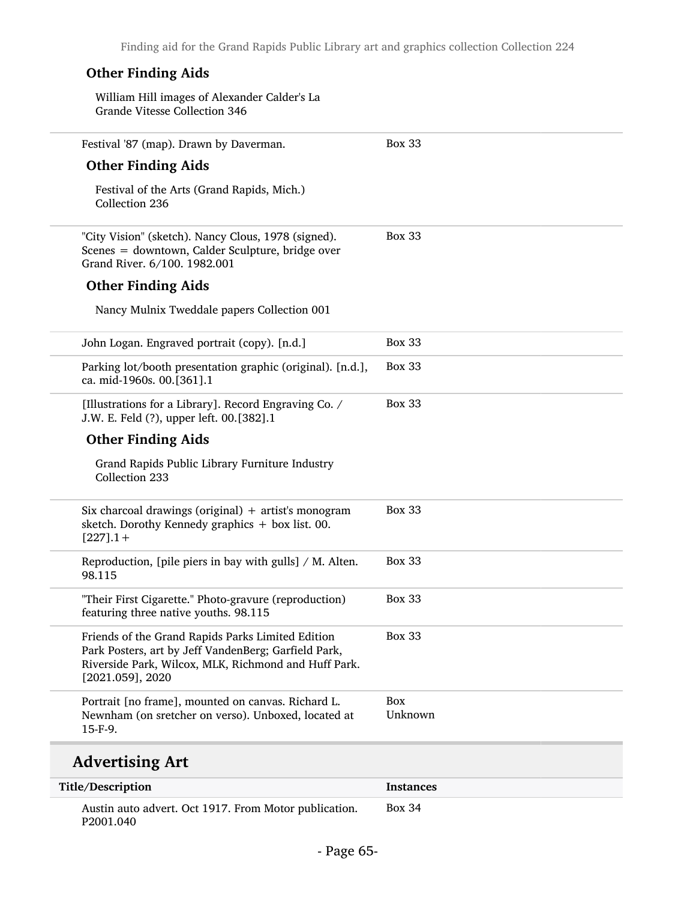**Other Finding Aids**

William Hill images of Alexander Calder's La Grande Vitesse Collection 346

| Title/Description | Instances |
| --- | --- |
| Festival '87 (map). Drawn by Daverman. | Box 33 |

**Other Finding Aids**

Festival of the Arts (Grand Rapids, Mich.) Collection 236

| Title/Description | Instances |
| --- | --- |
| "City Vision" (sketch). Nancy Clous, 1978 (signed). Scenes = downtown, Calder Sculpture, bridge over Grand River. 6/100. 1982.001 | Box 33 |

**Other Finding Aids**

Nancy Mulnix Tweddale papers Collection 001

| Title/Description | Instances |
| --- | --- |
| John Logan. Engraved portrait (copy). [n.d.] | Box 33 |
| Parking lot/booth presentation graphic (original). [n.d.], ca. mid-1960s. 00.[361].1 | Box 33 |
| [Illustrations for a Library]. Record Engraving Co. / J.W. E. Feld (?), upper left. 00.[382].1 | Box 33 |

**Other Finding Aids**

Grand Rapids Public Library Furniture Industry Collection 233

| Title/Description | Instances |
| --- | --- |
| Six charcoal drawings (original) + artist's monogram sketch. Dorothy Kennedy graphics + box list. 00.[227].1+ | Box 33 |
| Reproduction, [pile piers in bay with gulls] / M. Alten. 98.115 | Box 33 |
| "Their First Cigarette." Photo-gravure (reproduction) featuring three native youths. 98.115 | Box 33 |
| Friends of the Grand Rapids Parks Limited Edition Park Posters, art by Jeff VandenBerg; Garfield Park, Riverside Park, Wilcox, MLK, Richmond and Huff Park. [2021.059], 2020 | Box 33 |
| Portrait [no frame], mounted on canvas. Richard L. Newnham (on sretcher on verso). Unboxed, located at 15-F-9. | Box Unknown |

## Advertising Art

| Title/Description | Instances |
| --- | --- |
| Austin auto advert. Oct 1917. From Motor publication. P2001.040 | Box 34 |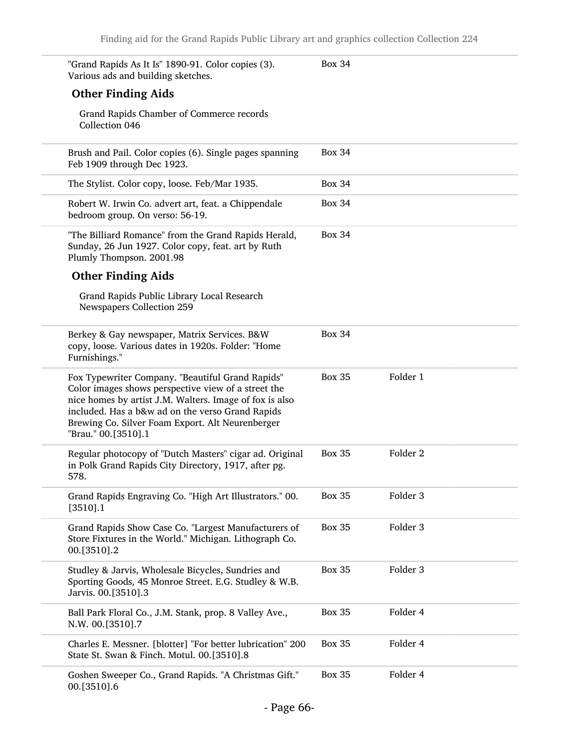| | | |
|---|---|---|
| "Grand Rapids As It Is" 1890-91. Color copies (3). Various ads and building sketches. | Box 34 | |

### Other Finding Aids

Grand Rapids Chamber of Commerce records Collection 046

| | | |
|---|---|---|
| Brush and Pail. Color copies (6). Single pages spanning Feb 1909 through Dec 1923. | Box 34 | |
| The Stylist. Color copy, loose. Feb/Mar 1935. | Box 34 | |
| Robert W. Irwin Co. advert art, feat. a Chippendale bedroom group. On verso: 56-19. | Box 34 | |
| "The Billiard Romance" from the Grand Rapids Herald, Sunday, 26 Jun 1927. Color copy, feat. art by Ruth Plumly Thompson. 2001.98 | Box 34 | |

### Other Finding Aids

Grand Rapids Public Library Local Research Newspapers Collection 259

| | | |
|---|---|---|
| Berkey & Gay newspaper, Matrix Services. B&W copy, loose. Various dates in 1920s. Folder: "Home Furnishings." | Box 34 | |
| Fox Typewriter Company. "Beautiful Grand Rapids" Color images shows perspective view of a street the nice homes by artist J.M. Walters. Image of fox is also included. Has a b&w ad on the verso Grand Rapids Brewing Co. Silver Foam Export. Alt Neurenberger "Brau." 00.[3510].1 | Box 35 | Folder 1 |
| Regular photocopy of "Dutch Masters" cigar ad. Original in Polk Grand Rapids City Directory, 1917, after pg. 578. | Box 35 | Folder 2 |
| Grand Rapids Engraving Co. "High Art Illustrators." 00.[3510].1 | Box 35 | Folder 3 |
| Grand Rapids Show Case Co. "Largest Manufacturers of Store Fixtures in the World." Michigan. Lithograph Co. 00.[3510].2 | Box 35 | Folder 3 |
| Studley & Jarvis, Wholesale Bicycles, Sundries and Sporting Goods, 45 Monroe Street. E.G. Studley & W.B. Jarvis. 00.[3510].3 | Box 35 | Folder 3 |
| Ball Park Floral Co., J.M. Stank, prop. 8 Valley Ave., N.W. 00.[3510].7 | Box 35 | Folder 4 |
| Charles E. Messner. [blotter] "For better lubrication" 200 State St. Swan & Finch. Motul. 00.[3510].8 | Box 35 | Folder 4 |
| Goshen Sweeper Co., Grand Rapids. "A Christmas Gift." 00.[3510].6 | Box 35 | Folder 4 |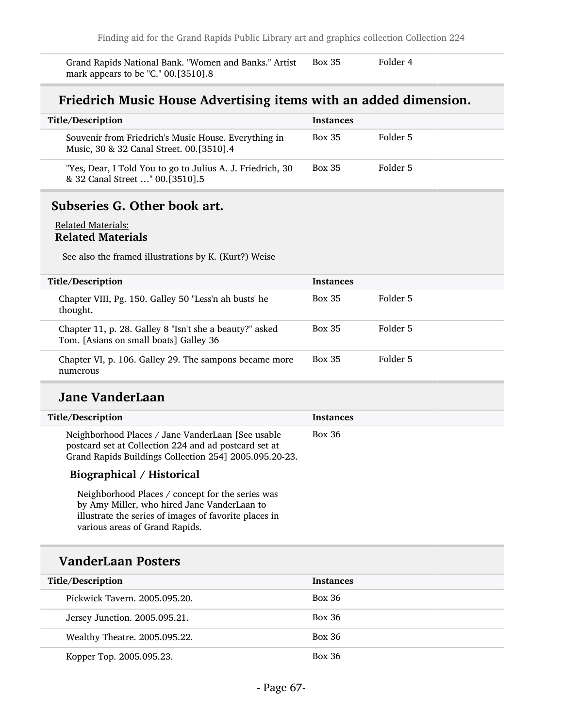| Title/Description | Instances | |
|---|---|---|
| Grand Rapids National Bank. "Women and Banks." Artist mark appears to be "C." 00.[3510].8 | Box 35 | Folder 4 |

## Friedrich Music House Advertising items with an added dimension.

| Title/Description | Instances | |
|---|---|---|
| Souvenir from Friedrich's Music House. Everything in Music, 30 & 32 Canal Street. 00.[3510].4 | Box 35 | Folder 5 |
| "Yes, Dear, I Told You to go to Julius A. J. Friedrich, 30 & 32 Canal Street …" 00.[3510].5 | Box 35 | Folder 5 |

## Subseries G. Other book art.

Related Materials:

**Related Materials**

See also the framed illustrations by K. (Kurt?) Weise

| Title/Description | Instances | |
|---|---|---|
| Chapter VIII, Pg. 150. Galley 50 "Less'n ah busts' he thought. | Box 35 | Folder 5 |
| Chapter 11, p. 28. Galley 8 "Isn't she a beauty?" asked Tom. [Asians on small boats] Galley 36 | Box 35 | Folder 5 |
| Chapter VI, p. 106. Galley 29. The sampons became more numerous | Box 35 | Folder 5 |

## Jane VanderLaan

| Title/Description | Instances |
|---|---|
| Neighborhood Places / Jane VanderLaan [See usable postcard set at Collection 224 and ad postcard set at Grand Rapids Buildings Collection 254] 2005.095.20-23. | Box 36 |

### Biographical / Historical

Neighborhood Places / concept for the series was by Amy Miller, who hired Jane VanderLaan to illustrate the series of images of favorite places in various areas of Grand Rapids.

## VanderLaan Posters

| Title/Description | Instances |
|---|---|
| Pickwick Tavern. 2005.095.20. | Box 36 |
| Jersey Junction. 2005.095.21. | Box 36 |
| Wealthy Theatre. 2005.095.22. | Box 36 |
| Kopper Top. 2005.095.23. | Box 36 |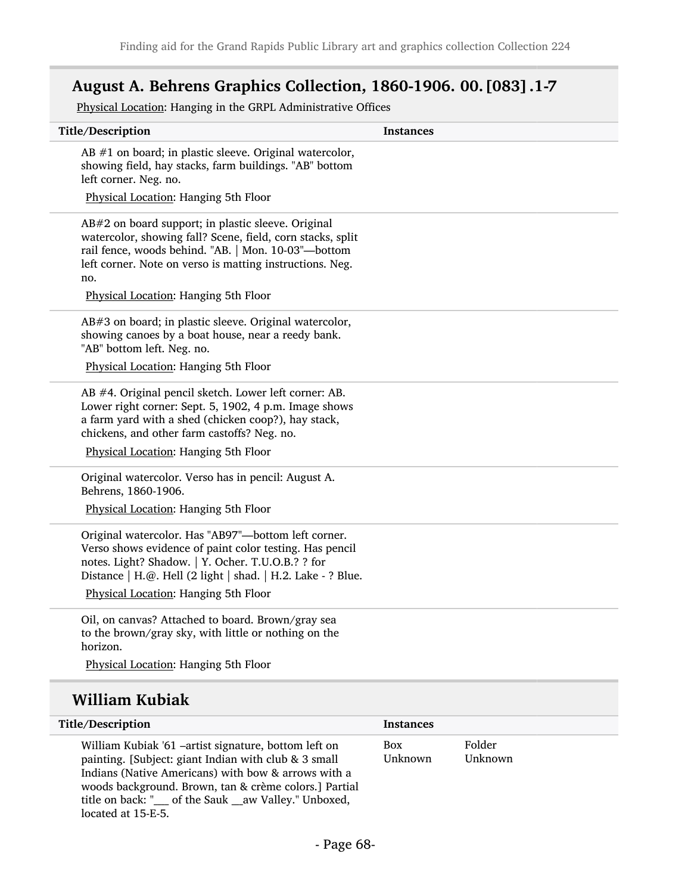## August A. Behrens Graphics Collection, 1860-1906. 00.[083].1-7

Physical Location: Hanging in the GRPL Administrative Offices

| Title/Description | Instances |
| --- | --- |
| AB #1 on board; in plastic sleeve. Original watercolor, showing field, hay stacks, farm buildings. "AB" bottom left corner. Neg. no.<br>Physical Location: Hanging 5th Floor | |
| AB#2 on board support; in plastic sleeve. Original watercolor, showing fall? Scene, field, corn stacks, split rail fence, woods behind. "AB. \| Mon. 10-03"—bottom left corner. Note on verso is matting instructions. Neg. no.<br>Physical Location: Hanging 5th Floor | |
| AB#3 on board; in plastic sleeve. Original watercolor, showing canoes by a boat house, near a reedy bank. "AB" bottom left. Neg. no.<br>Physical Location: Hanging 5th Floor | |
| AB #4. Original pencil sketch. Lower left corner: AB. Lower right corner: Sept. 5, 1902, 4 p.m. Image shows a farm yard with a shed (chicken coop?), hay stack, chickens, and other farm castoffs? Neg. no.<br>Physical Location: Hanging 5th Floor | |
| Original watercolor. Verso has in pencil: August A. Behrens, 1860-1906.<br>Physical Location: Hanging 5th Floor | |
| Original watercolor. Has "AB97"—bottom left corner. Verso shows evidence of paint color testing. Has pencil notes. Light? Shadow. \| Y. Ocher. T.U.O.B.? ? for Distance \| H.@. Hell (2 light \| shad. \| H.2. Lake - ? Blue.<br>Physical Location: Hanging 5th Floor | |
| Oil, on canvas? Attached to board. Brown/gray sea to the brown/gray sky, with little or nothing on the horizon.<br>Physical Location: Hanging 5th Floor | |

## William Kubiak

| Title/Description | Instances | |
| --- | --- | --- |
| William Kubiak '61 –artist signature, bottom left on painting. [Subject: giant Indian with club & 3 small Indians (Native Americans) with bow & arrows with a woods background. Brown, tan & crème colors.] Partial title on back: "___ of the Sauk __aw Valley." Unboxed, located at 15-E-5. | Box Unknown | Folder Unknown |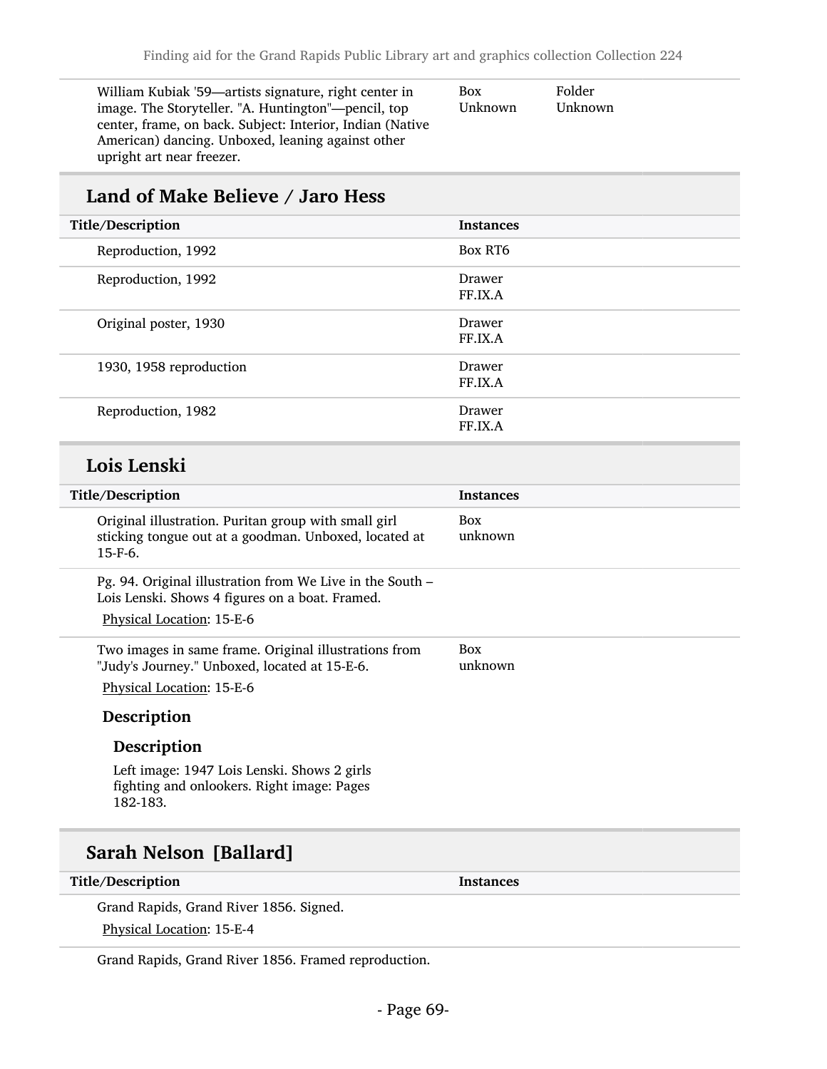| | | |
|---|---|---|
| William Kubiak '59—artists signature, right center in image. The Storyteller. "A. Huntington"—pencil, top center, frame, on back. Subject: Interior, Indian (Native American) dancing. Unboxed, leaning against other upright art near freezer. | Box Unknown | Folder Unknown |

## Land of Make Believe / Jaro Hess

| Title/Description | Instances |
|---|---|
| Reproduction, 1992 | Box RT6 |
| Reproduction, 1992 | Drawer FF.IX.A |
| Original poster, 1930 | Drawer FF.IX.A |
| 1930, 1958 reproduction | Drawer FF.IX.A |
| Reproduction, 1982 | Drawer FF.IX.A |

## Lois Lenski

| Title/Description | Instances |
|---|---|
| Original illustration. Puritan group with small girl sticking tongue out at a goodman. Unboxed, located at 15-F-6. | Box unknown |
| Pg. 94. Original illustration from We Live in the South – Lois Lenski. Shows 4 figures on a boat. Framed.<br>Physical Location: 15-E-6 | |
| Two images in same frame. Original illustrations from "Judy's Journey." Unboxed, located at 15-E-6.<br>Physical Location: 15-E-6<br>**Description**<br>**Description**<br>Left image: 1947 Lois Lenski. Shows 2 girls fighting and onlookers. Right image: Pages 182-183. | Box unknown |

## Sarah Nelson [Ballard]

| Title/Description | Instances |
|---|---|
| Grand Rapids, Grand River 1856. Signed.<br>Physical Location: 15-E-4 | |
| Grand Rapids, Grand River 1856. Framed reproduction. | |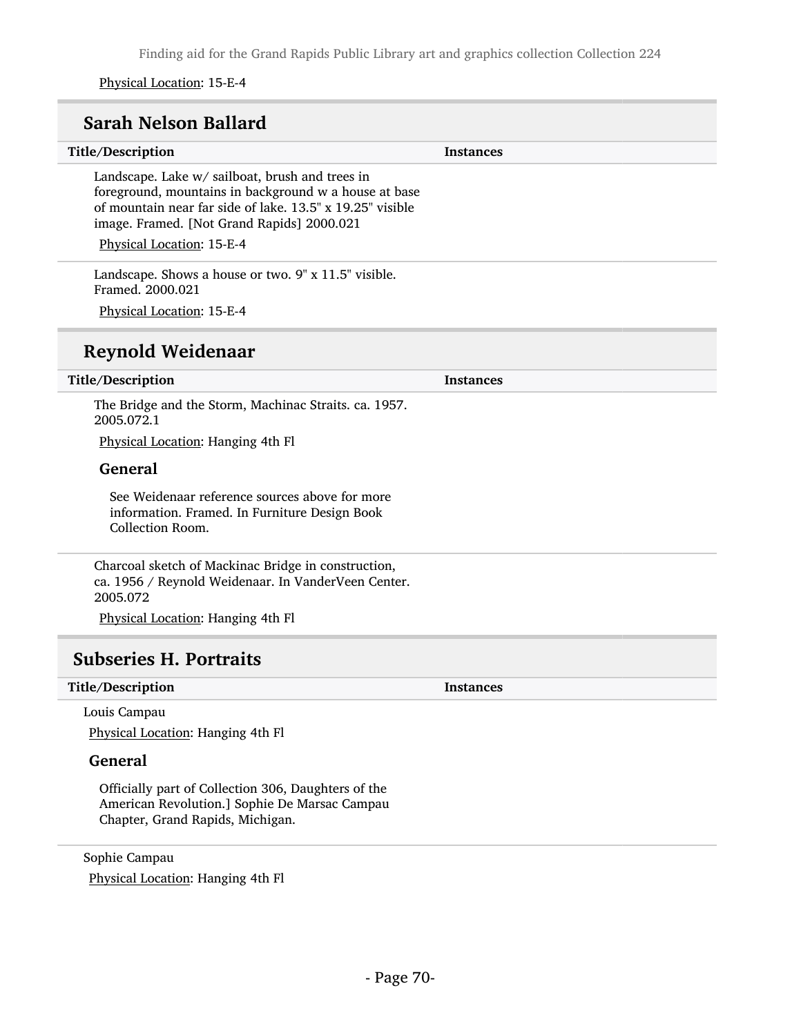Physical Location: 15-E-4

## Sarah Nelson Ballard

| Title/Description | Instances |
|---|---|
| Landscape. Lake w/ sailboat, brush and trees in foreground, mountains in background w a house at base of mountain near far side of lake. 13.5" x 19.25" visible image. Framed. [Not Grand Rapids] 2000.021<br>Physical Location: 15-E-4 | |
| Landscape. Shows a house or two. 9" x 11.5" visible. Framed. 2000.021<br>Physical Location: 15-E-4 | |

## Reynold Weidenaar

| Title/Description | Instances |
|---|---|
| The Bridge and the Storm, Machinac Straits. ca. 1957. 2005.072.1<br>Physical Location: Hanging 4th Fl<br>**General**<br>See Weidenaar reference sources above for more information. Framed. In Furniture Design Book Collection Room. | |
| Charcoal sketch of Mackinac Bridge in construction, ca. 1956 / Reynold Weidenaar. In VanderVeen Center. 2005.072<br>Physical Location: Hanging 4th Fl | |

## Subseries H. Portraits

| Title/Description | Instances |
|---|---|
| Louis Campau<br>Physical Location: Hanging 4th Fl<br>**General**<br>Officially part of Collection 306, Daughters of the American Revolution.] Sophie De Marsac Campau Chapter, Grand Rapids, Michigan. | |
| Sophie Campau<br>Physical Location: Hanging 4th Fl | |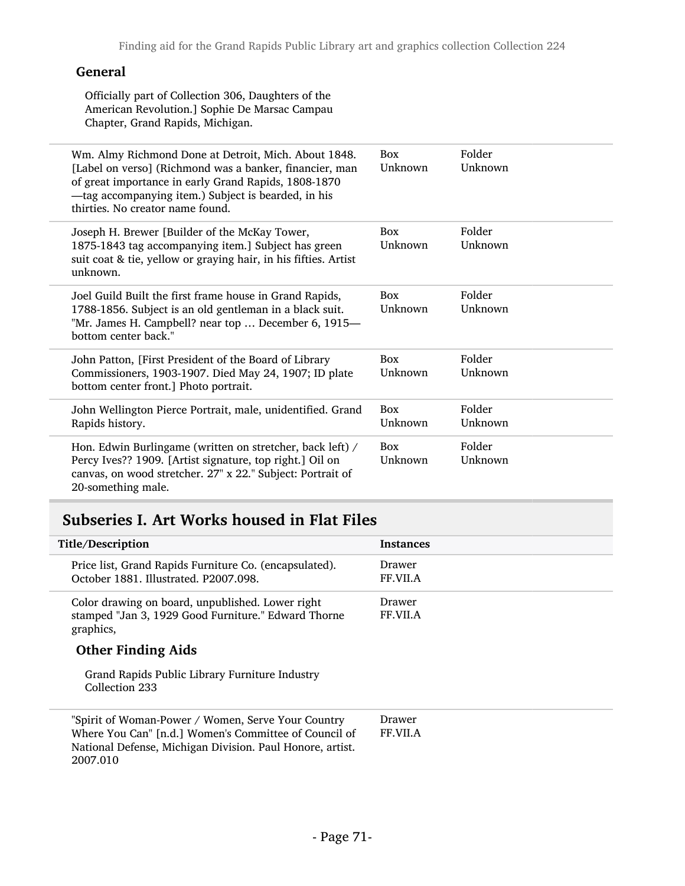### General

Officially part of Collection 306, Daughters of the American Revolution.] Sophie De Marsac Campau Chapter, Grand Rapids, Michigan.

| | | |
|---|---|---|
| Wm. Almy Richmond Done at Detroit, Mich. About 1848. [Label on verso] (Richmond was a banker, financier, man of great importance in early Grand Rapids, 1808-1870 —tag accompanying item.) Subject is bearded, in his thirties. No creator name found. | Box Unknown | Folder Unknown |
| Joseph H. Brewer [Builder of the McKay Tower, 1875-1843 tag accompanying item.] Subject has green suit coat & tie, yellow or graying hair, in his fifties. Artist unknown. | Box Unknown | Folder Unknown |
| Joel Guild Built the first frame house in Grand Rapids, 1788-1856. Subject is an old gentleman in a black suit. "Mr. James H. Campbell? near top … December 6, 1915—bottom center back." | Box Unknown | Folder Unknown |
| John Patton, [First President of the Board of Library Commissioners, 1903-1907. Died May 24, 1907; ID plate bottom center front.] Photo portrait. | Box Unknown | Folder Unknown |
| John Wellington Pierce Portrait, male, unidentified. Grand Rapids history. | Box Unknown | Folder Unknown |
| Hon. Edwin Burlingame (written on stretcher, back left) / Percy Ives?? 1909. [Artist signature, top right.] Oil on canvas, on wood stretcher. 27" x 22." Subject: Portrait of 20-something male. | Box Unknown | Folder Unknown |

## Subseries I. Art Works housed in Flat Files

| Title/Description | Instances |
|---|---|
| Price list, Grand Rapids Furniture Co. (encapsulated). October 1881. Illustrated. P2007.098. | Drawer FF.VII.A |
| Color drawing on board, unpublished. Lower right stamped "Jan 3, 1929 Good Furniture." Edward Thorne graphics, | Drawer FF.VII.A |

### Other Finding Aids

Grand Rapids Public Library Furniture Industry Collection 233

| | |
|---|---|
| "Spirit of Woman-Power / Women, Serve Your Country Where You Can" [n.d.] Women's Committee of Council of National Defense, Michigan Division. Paul Honore, artist. 2007.010 | Drawer FF.VII.A |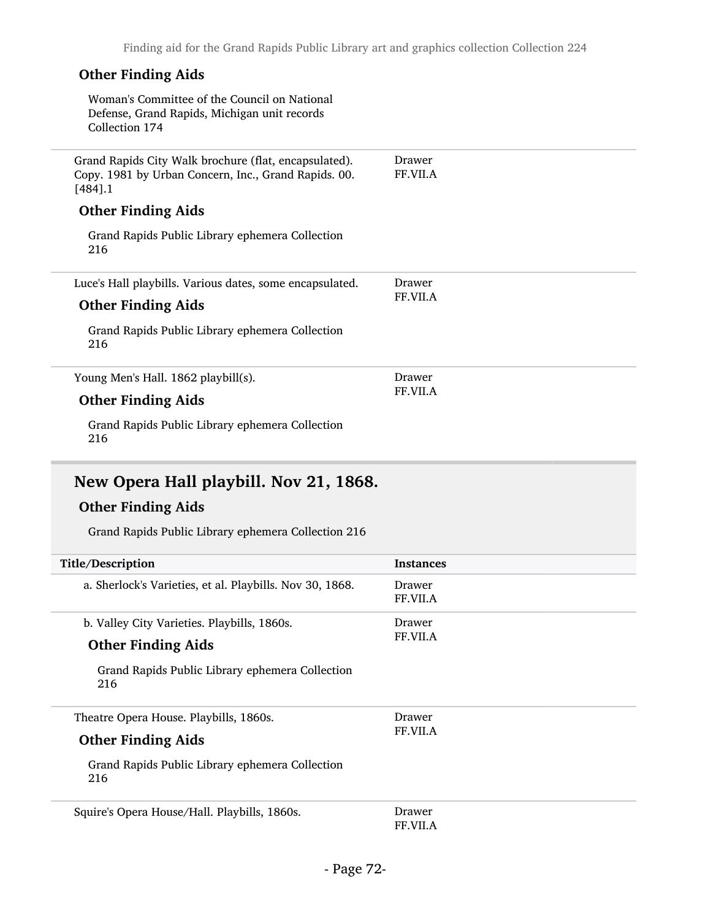### Other Finding Aids

Woman's Committee of the Council on National Defense, Grand Rapids, Michigan unit records Collection 174

| | |
|---|---|
| Grand Rapids City Walk brochure (flat, encapsulated). Copy. 1981 by Urban Concern, Inc., Grand Rapids. 00.[484].1<br><br>**Other Finding Aids**<br><br>Grand Rapids Public Library ephemera Collection 216 | Drawer FF.VII.A |
| Luce's Hall playbills. Various dates, some encapsulated.<br><br>**Other Finding Aids**<br><br>Grand Rapids Public Library ephemera Collection 216 | Drawer FF.VII.A |
| Young Men's Hall. 1862 playbill(s).<br><br>**Other Finding Aids**<br><br>Grand Rapids Public Library ephemera Collection 216 | Drawer FF.VII.A |

## New Opera Hall playbill. Nov 21, 1868.

### Other Finding Aids

Grand Rapids Public Library ephemera Collection 216

| Title/Description | Instances |
|---|---|
| a. Sherlock's Varieties, et al. Playbills. Nov 30, 1868. | Drawer FF.VII.A |
| b. Valley City Varieties. Playbills, 1860s.<br><br>**Other Finding Aids**<br><br>Grand Rapids Public Library ephemera Collection 216 | Drawer FF.VII.A |
| Theatre Opera House. Playbills, 1860s.<br><br>**Other Finding Aids**<br><br>Grand Rapids Public Library ephemera Collection 216 | Drawer FF.VII.A |
| Squire's Opera House/Hall. Playbills, 1860s. | Drawer FF.VII.A |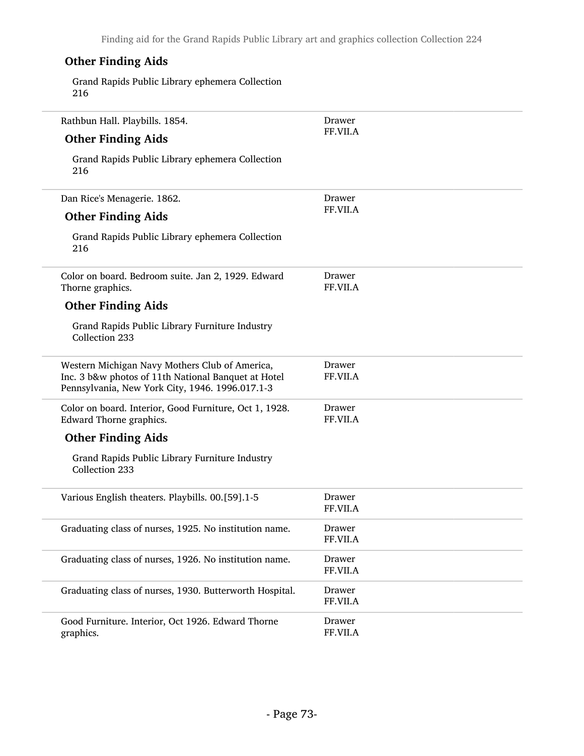### Other Finding Aids

Grand Rapids Public Library ephemera Collection 216

---

Rathbun Hall. Playbills. 1854. — Drawer FF.VII.A

### Other Finding Aids

Grand Rapids Public Library ephemera Collection 216

---

Dan Rice's Menagerie. 1862. — Drawer FF.VII.A

### Other Finding Aids

Grand Rapids Public Library ephemera Collection 216

---

Color on board. Bedroom suite. Jan 2, 1929. Edward Thorne graphics. — Drawer FF.VII.A

### Other Finding Aids

Grand Rapids Public Library Furniture Industry Collection 233

---

Western Michigan Navy Mothers Club of America, Inc. 3 b&w photos of 11th National Banquet at Hotel Pennsylvania, New York City, 1946. 1996.017.1-3 — Drawer FF.VII.A

---

Color on board. Interior, Good Furniture, Oct 1, 1928. Edward Thorne graphics. — Drawer FF.VII.A

### Other Finding Aids

Grand Rapids Public Library Furniture Industry Collection 233

---

| Description | Location |
| --- | --- |
| Various English theaters. Playbills. 00.[59].1-5 | Drawer FF.VII.A |
| Graduating class of nurses, 1925. No institution name. | Drawer FF.VII.A |
| Graduating class of nurses, 1926. No institution name. | Drawer FF.VII.A |
| Graduating class of nurses, 1930. Butterworth Hospital. | Drawer FF.VII.A |
| Good Furniture. Interior, Oct 1926. Edward Thorne graphics. | Drawer FF.VII.A |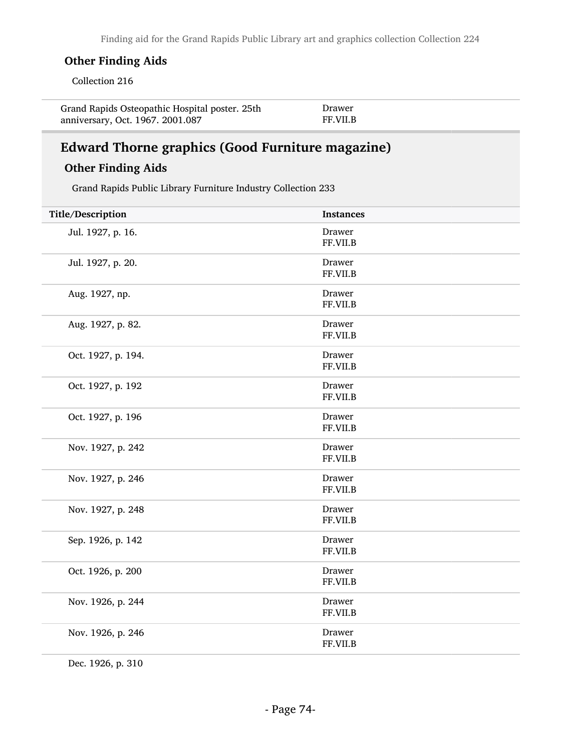#### Other Finding Aids

Collection 216

| | |
|---|---|
| Grand Rapids Osteopathic Hospital poster. 25th anniversary, Oct. 1967. 2001.087 | Drawer FF.VII.B |

### Edward Thorne graphics (Good Furniture magazine)

#### Other Finding Aids

Grand Rapids Public Library Furniture Industry Collection 233

| Title/Description | Instances |
|---|---|
| Jul. 1927, p. 16. | Drawer FF.VII.B |
| Jul. 1927, p. 20. | Drawer FF.VII.B |
| Aug. 1927, np. | Drawer FF.VII.B |
| Aug. 1927, p. 82. | Drawer FF.VII.B |
| Oct. 1927, p. 194. | Drawer FF.VII.B |
| Oct. 1927, p. 192 | Drawer FF.VII.B |
| Oct. 1927, p. 196 | Drawer FF.VII.B |
| Nov. 1927, p. 242 | Drawer FF.VII.B |
| Nov. 1927, p. 246 | Drawer FF.VII.B |
| Nov. 1927, p. 248 | Drawer FF.VII.B |
| Sep. 1926, p. 142 | Drawer FF.VII.B |
| Oct. 1926, p. 200 | Drawer FF.VII.B |
| Nov. 1926, p. 244 | Drawer FF.VII.B |
| Nov. 1926, p. 246 | Drawer FF.VII.B |
| Dec. 1926, p. 310 | |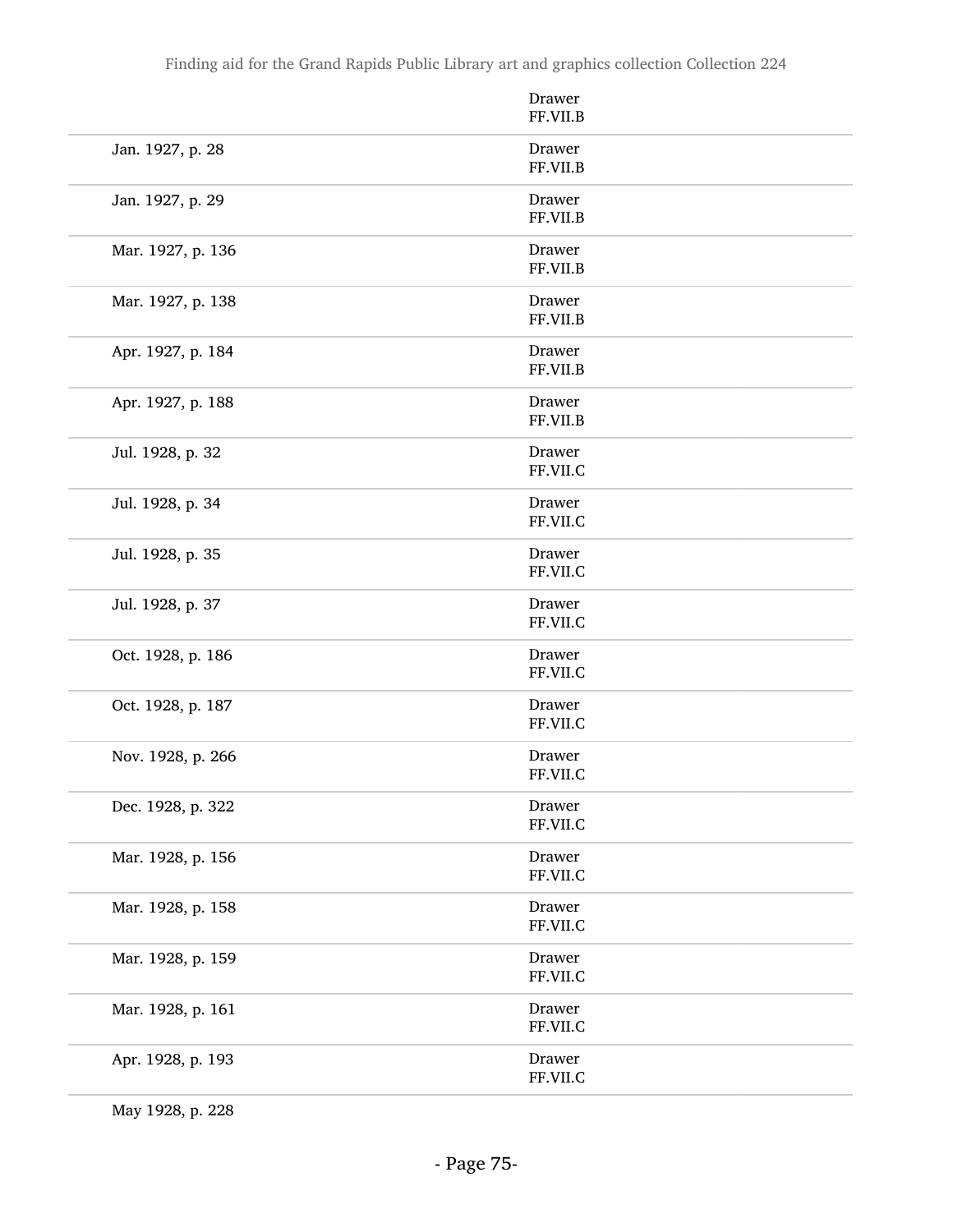| | |
|---|---|
| | Drawer FF.VII.B |
| Jan. 1927, p. 28 | Drawer FF.VII.B |
| Jan. 1927, p. 29 | Drawer FF.VII.B |
| Mar. 1927, p. 136 | Drawer FF.VII.B |
| Mar. 1927, p. 138 | Drawer FF.VII.B |
| Apr. 1927, p. 184 | Drawer FF.VII.B |
| Apr. 1927, p. 188 | Drawer FF.VII.B |
| Jul. 1928, p. 32 | Drawer FF.VII.C |
| Jul. 1928, p. 34 | Drawer FF.VII.C |
| Jul. 1928, p. 35 | Drawer FF.VII.C |
| Jul. 1928, p. 37 | Drawer FF.VII.C |
| Oct. 1928, p. 186 | Drawer FF.VII.C |
| Oct. 1928, p. 187 | Drawer FF.VII.C |
| Nov. 1928, p. 266 | Drawer FF.VII.C |
| Dec. 1928, p. 322 | Drawer FF.VII.C |
| Mar. 1928, p. 156 | Drawer FF.VII.C |
| Mar. 1928, p. 158 | Drawer FF.VII.C |
| Mar. 1928, p. 159 | Drawer FF.VII.C |
| Mar. 1928, p. 161 | Drawer FF.VII.C |
| Apr. 1928, p. 193 | Drawer FF.VII.C |
| May 1928, p. 228 | |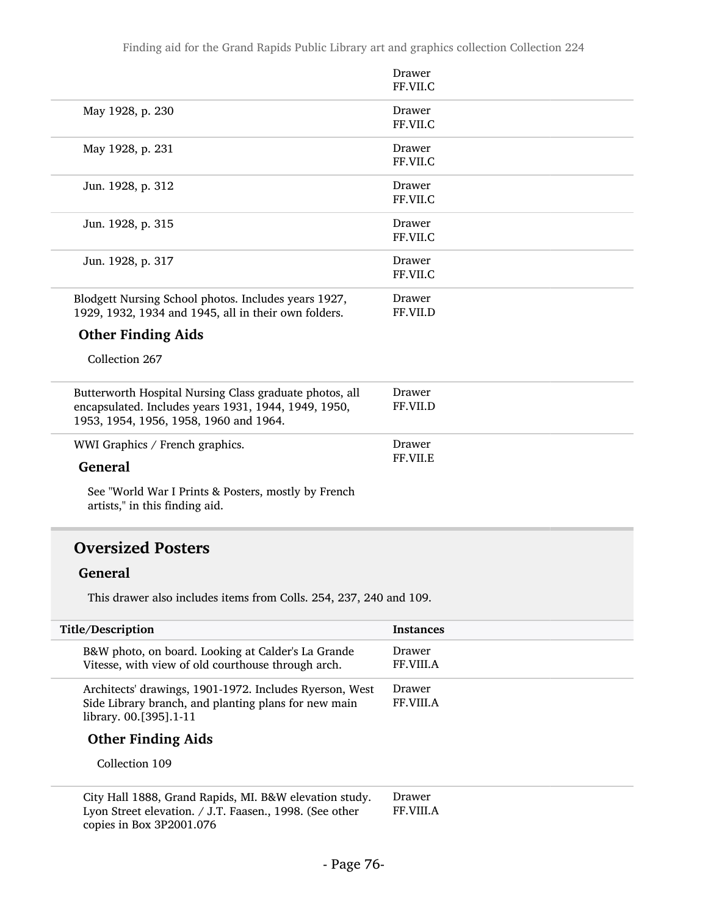| | Drawer FF.VII.C |
|---|---|
| May 1928, p. 230 | Drawer FF.VII.C |
| May 1928, p. 231 | Drawer FF.VII.C |
| Jun. 1928, p. 312 | Drawer FF.VII.C |
| Jun. 1928, p. 315 | Drawer FF.VII.C |
| Jun. 1928, p. 317 | Drawer FF.VII.C |

Blodgett Nursing School photos. Includes years 1927, 1929, 1932, 1934 and 1945, all in their own folders. — Drawer FF.VII.D

**Other Finding Aids**

Collection 267

Butterworth Hospital Nursing Class graduate photos, all encapsulated. Includes years 1931, 1944, 1949, 1950, 1953, 1954, 1956, 1958, 1960 and 1964. — Drawer FF.VII.D

WWI Graphics / French graphics. — Drawer FF.VII.E

**General**

See "World War I Prints & Posters, mostly by French artists," in this finding aid.

## Oversized Posters

### General

This drawer also includes items from Colls. 254, 237, 240 and 109.

| Title/Description | Instances |
|---|---|
| B&W photo, on board. Looking at Calder's La Grande Vitesse, with view of old courthouse through arch. | Drawer FF.VIII.A |
| Architects' drawings, 1901-1972. Includes Ryerson, West Side Library branch, and planting plans for new main library. 00.[395].1-11 | Drawer FF.VIII.A |

**Other Finding Aids**

Collection 109

| | |
|---|---|
| City Hall 1888, Grand Rapids, MI. B&W elevation study. Lyon Street elevation. / J.T. Faasen., 1998. (See other copies in Box 3P2001.076 | Drawer FF.VIII.A |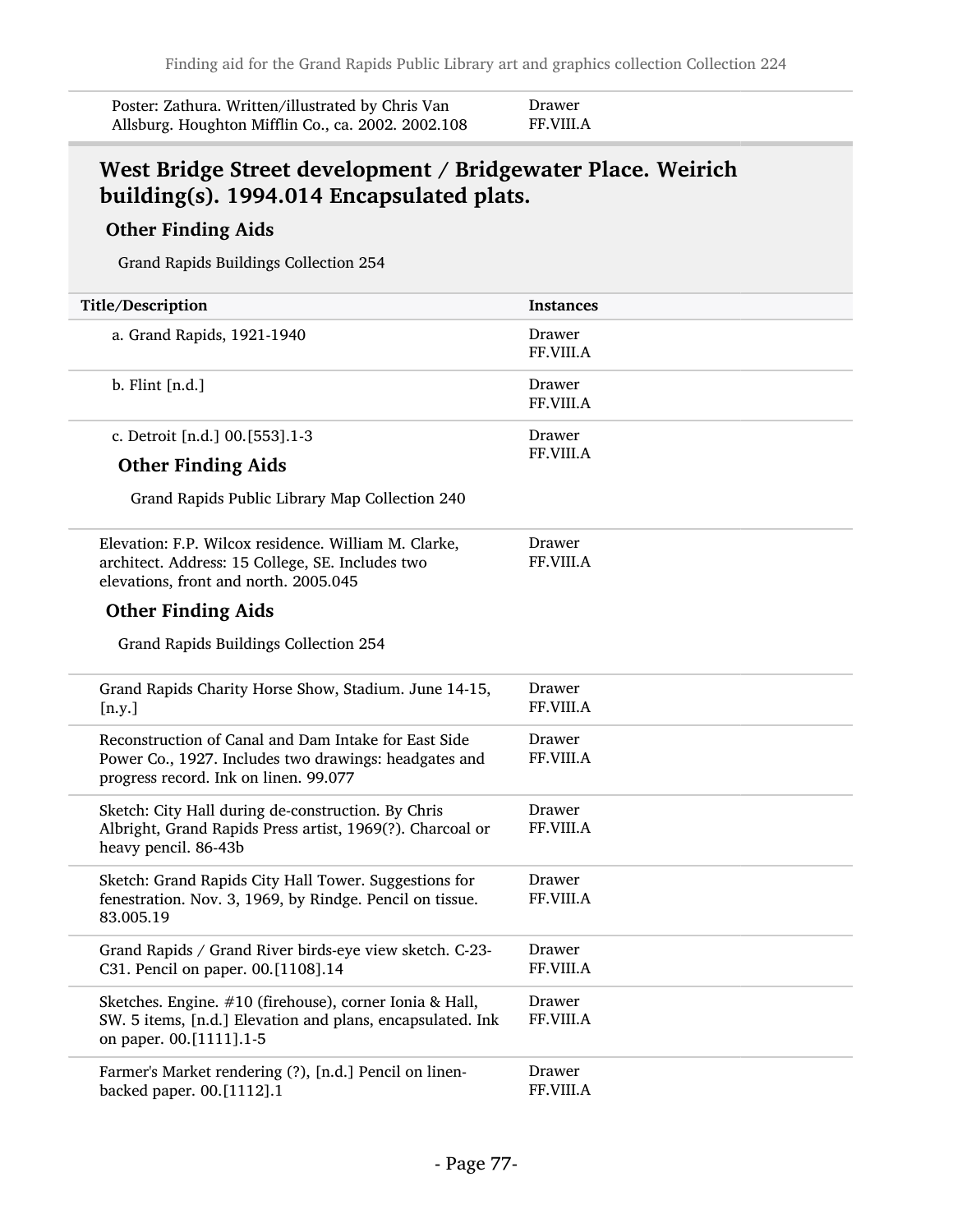| | |
|---|---|
| Poster: Zathura. Written/illustrated by Chris Van Allsburg. Houghton Mifflin Co., ca. 2002. 2002.108 | Drawer FF.VIII.A |

## West Bridge Street development / Bridgewater Place. Weirich building(s). 1994.014 Encapsulated plats.

### Other Finding Aids

Grand Rapids Buildings Collection 254

| Title/Description | Instances |
|---|---|
| a. Grand Rapids, 1921-1940 | Drawer FF.VIII.A |
| b. Flint [n.d.] | Drawer FF.VIII.A |
| c. Detroit [n.d.] 00.[553].1-3<br>**Other Finding Aids**<br>Grand Rapids Public Library Map Collection 240 | Drawer FF.VIII.A |
| Elevation: F.P. Wilcox residence. William M. Clarke, architect. Address: 15 College, SE. Includes two elevations, front and north. 2005.045<br>**Other Finding Aids**<br>Grand Rapids Buildings Collection 254 | Drawer FF.VIII.A |
| Grand Rapids Charity Horse Show, Stadium. June 14-15, [n.y.] | Drawer FF.VIII.A |
| Reconstruction of Canal and Dam Intake for East Side Power Co., 1927. Includes two drawings: headgates and progress record. Ink on linen. 99.077 | Drawer FF.VIII.A |
| Sketch: City Hall during de-construction. By Chris Albright, Grand Rapids Press artist, 1969(?). Charcoal or heavy pencil. 86-43b | Drawer FF.VIII.A |
| Sketch: Grand Rapids City Hall Tower. Suggestions for fenestration. Nov. 3, 1969, by Rindge. Pencil on tissue. 83.005.19 | Drawer FF.VIII.A |
| Grand Rapids / Grand River birds-eye view sketch. C-23-C31. Pencil on paper. 00.[1108].14 | Drawer FF.VIII.A |
| Sketches. Engine. #10 (firehouse), corner Ionia & Hall, SW. 5 items, [n.d.] Elevation and plans, encapsulated. Ink on paper. 00.[1111].1-5 | Drawer FF.VIII.A |
| Farmer's Market rendering (?), [n.d.] Pencil on linen-backed paper. 00.[1112].1 | Drawer FF.VIII.A |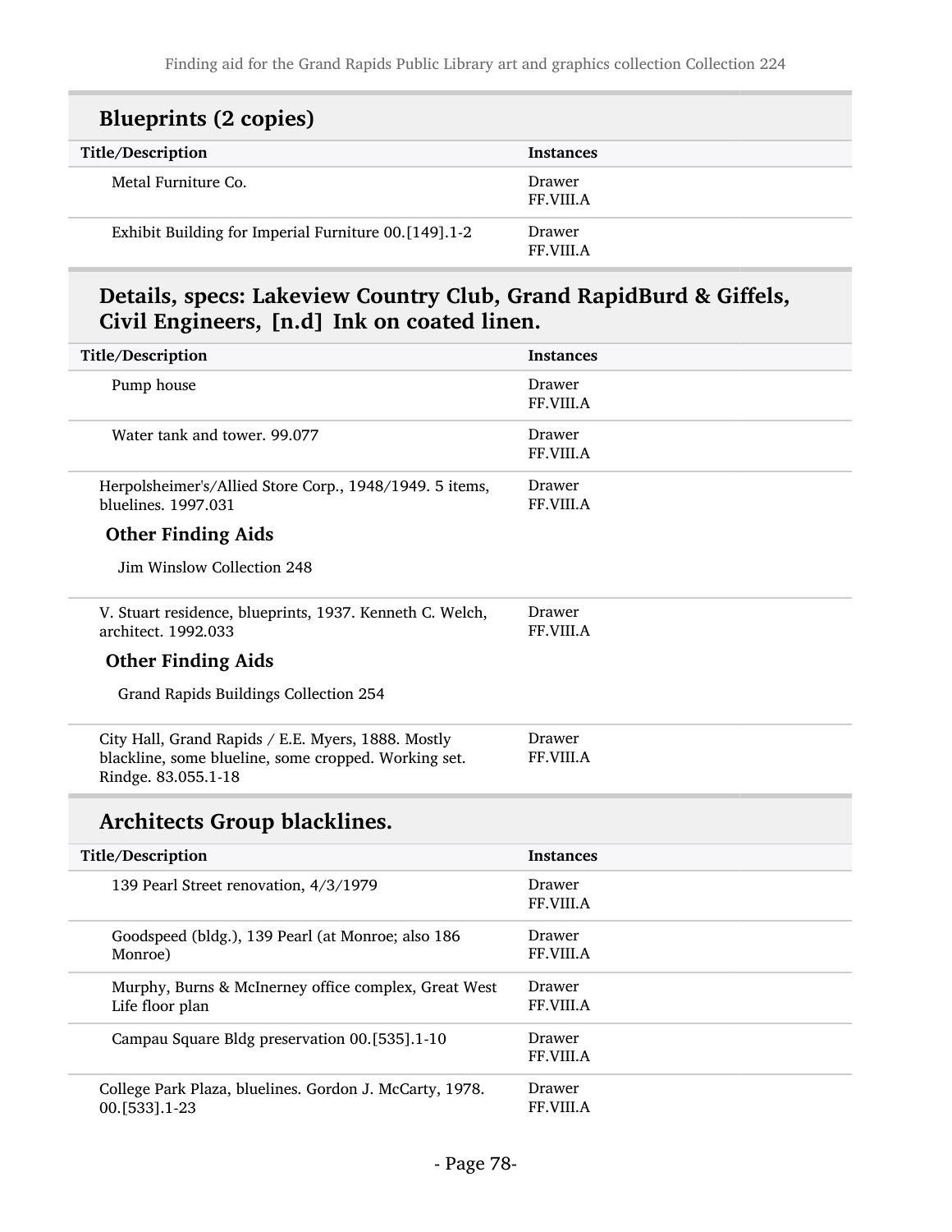## Blueprints (2 copies)

| Title/Description | Instances |
| --- | --- |
| Metal Furniture Co. | Drawer FF.VIII.A |
| Exhibit Building for Imperial Furniture 00.[149].1-2 | Drawer FF.VIII.A |

## Details, specs: Lakeview Country Club, Grand RapidBurd & Giffels, Civil Engineers, [n.d] Ink on coated linen.

| Title/Description | Instances |
| --- | --- |
| Pump house | Drawer FF.VIII.A |
| Water tank and tower. 99.077 | Drawer FF.VIII.A |

| Title/Description | Instances |
| --- | --- |
| Herpolsheimer's/Allied Store Corp., 1948/1949. 5 items, bluelines. 1997.031 | Drawer FF.VIII.A |

**Other Finding Aids**

Jim Winslow Collection 248

| Title/Description | Instances |
| --- | --- |
| V. Stuart residence, blueprints, 1937. Kenneth C. Welch, architect. 1992.033 | Drawer FF.VIII.A |

**Other Finding Aids**

Grand Rapids Buildings Collection 254

| Title/Description | Instances |
| --- | --- |
| City Hall, Grand Rapids / E.E. Myers, 1888. Mostly blackline, some blueline, some cropped. Working set. Rindge. 83.055.1-18 | Drawer FF.VIII.A |

## Architects Group blacklines.

| Title/Description | Instances |
| --- | --- |
| 139 Pearl Street renovation, 4/3/1979 | Drawer FF.VIII.A |
| Goodspeed (bldg.), 139 Pearl (at Monroe; also 186 Monroe) | Drawer FF.VIII.A |
| Murphy, Burns & McInerney office complex, Great West Life floor plan | Drawer FF.VIII.A |
| Campau Square Bldg preservation 00.[535].1-10 | Drawer FF.VIII.A |

| Title/Description | Instances |
| --- | --- |
| College Park Plaza, bluelines. Gordon J. McCarty, 1978. 00.[533].1-23 | Drawer FF.VIII.A |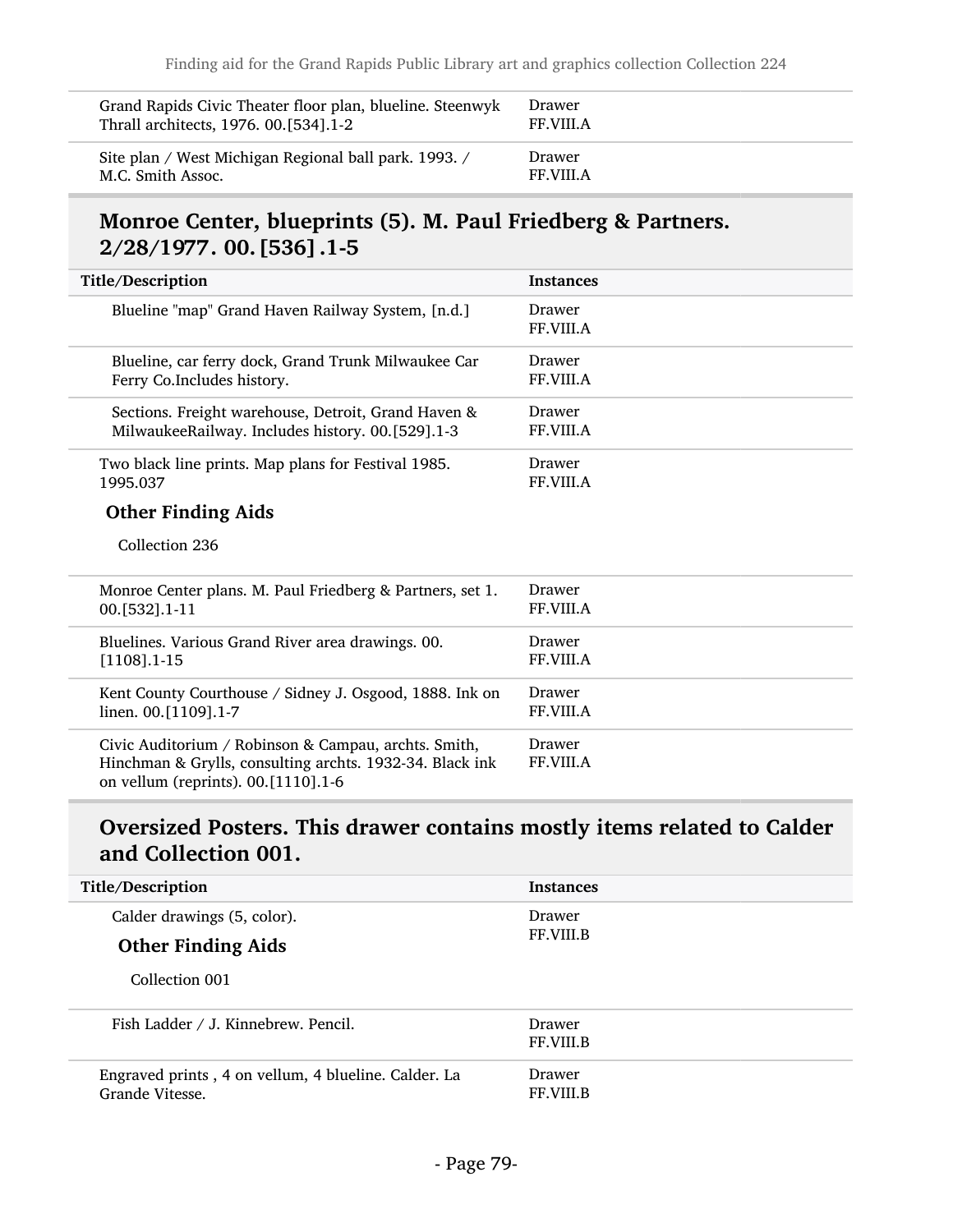| Title/Description | Instances |
| --- | --- |
| Grand Rapids Civic Theater floor plan, blueline. Steenwyk Thrall architects, 1976. 00.[534].1-2 | Drawer FF.VIII.A |
| Site plan / West Michigan Regional ball park. 1993. / M.C. Smith Assoc. | Drawer FF.VIII.A |

## Monroe Center, blueprints (5). M. Paul Friedberg & Partners. 2/28/1977. 00.[536].1-5

| Title/Description | Instances |
| --- | --- |
| Blueline "map" Grand Haven Railway System, [n.d.] | Drawer FF.VIII.A |
| Blueline, car ferry dock, Grand Trunk Milwaukee Car Ferry Co.Includes history. | Drawer FF.VIII.A |
| Sections. Freight warehouse, Detroit, Grand Haven & MilwaukeeRailway. Includes history. 00.[529].1-3 | Drawer FF.VIII.A |
| Two black line prints. Map plans for Festival 1985. 1995.037<br>**Other Finding Aids**<br>Collection 236 | Drawer FF.VIII.A |
| Monroe Center plans. M. Paul Friedberg & Partners, set 1. 00.[532].1-11 | Drawer FF.VIII.A |
| Bluelines. Various Grand River area drawings. 00.[1108].1-15 | Drawer FF.VIII.A |
| Kent County Courthouse / Sidney J. Osgood, 1888. Ink on linen. 00.[1109].1-7 | Drawer FF.VIII.A |
| Civic Auditorium / Robinson & Campau, archts. Smith, Hinchman & Grylls, consulting archts. 1932-34. Black ink on vellum (reprints). 00.[1110].1-6 | Drawer FF.VIII.A |

## Oversized Posters. This drawer contains mostly items related to Calder and Collection 001.

| Title/Description | Instances |
| --- | --- |
| Calder drawings (5, color).<br>**Other Finding Aids**<br>Collection 001 | Drawer FF.VIII.B |
| Fish Ladder / J. Kinnebrew. Pencil. | Drawer FF.VIII.B |
| Engraved prints , 4 on vellum, 4 blueline. Calder. La Grande Vitesse. | Drawer FF.VIII.B |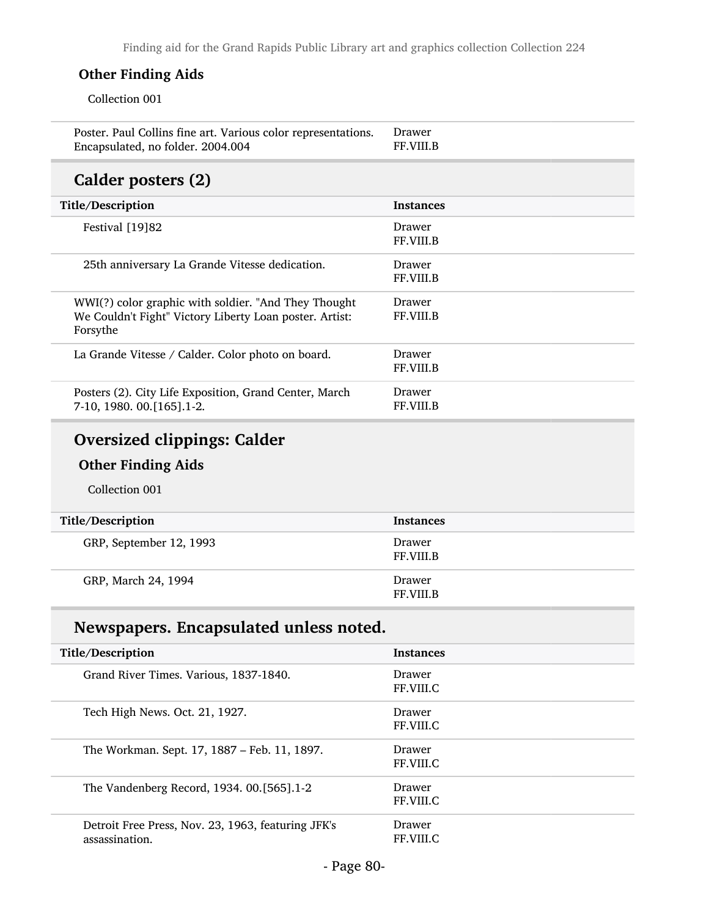### Other Finding Aids

Collection 001

| Title/Description | Instances |
|---|---|
| Poster. Paul Collins fine art. Various color representations. Encapsulated, no folder. 2004.004 | Drawer FF.VIII.B |

## Calder posters (2)

| Title/Description | Instances |
|---|---|
| Festival [19]82 | Drawer FF.VIII.B |
| 25th anniversary La Grande Vitesse dedication. | Drawer FF.VIII.B |
| WWI(?) color graphic with soldier. "And They Thought We Couldn't Fight" Victory Liberty Loan poster. Artist: Forsythe | Drawer FF.VIII.B |
| La Grande Vitesse / Calder. Color photo on board. | Drawer FF.VIII.B |
| Posters (2). City Life Exposition, Grand Center, March 7-10, 1980. 00.[165].1-2. | Drawer FF.VIII.B |

## Oversized clippings: Calder

### Other Finding Aids

Collection 001

| Title/Description | Instances |
|---|---|
| GRP, September 12, 1993 | Drawer FF.VIII.B |
| GRP, March 24, 1994 | Drawer FF.VIII.B |

## Newspapers. Encapsulated unless noted.

| Title/Description | Instances |
|---|---|
| Grand River Times. Various, 1837-1840. | Drawer FF.VIII.C |
| Tech High News. Oct. 21, 1927. | Drawer FF.VIII.C |
| The Workman. Sept. 17, 1887 – Feb. 11, 1897. | Drawer FF.VIII.C |
| The Vandenberg Record, 1934. 00.[565].1-2 | Drawer FF.VIII.C |
| Detroit Free Press, Nov. 23, 1963, featuring JFK's assassination. | Drawer FF.VIII.C |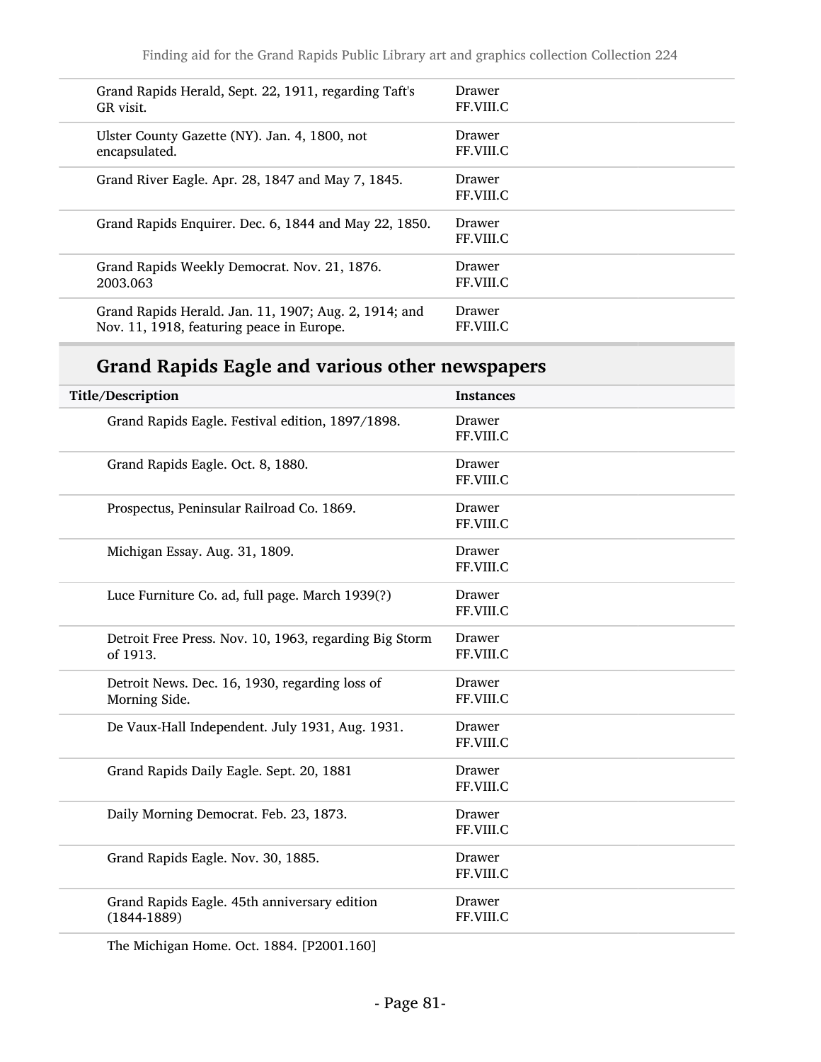| | |
|---|---|
| Grand Rapids Herald, Sept. 22, 1911, regarding Taft's GR visit. | Drawer FF.VIII.C |
| Ulster County Gazette (NY). Jan. 4, 1800, not encapsulated. | Drawer FF.VIII.C |
| Grand River Eagle. Apr. 28, 1847 and May 7, 1845. | Drawer FF.VIII.C |
| Grand Rapids Enquirer. Dec. 6, 1844 and May 22, 1850. | Drawer FF.VIII.C |
| Grand Rapids Weekly Democrat. Nov. 21, 1876. 2003.063 | Drawer FF.VIII.C |
| Grand Rapids Herald. Jan. 11, 1907; Aug. 2, 1914; and Nov. 11, 1918, featuring peace in Europe. | Drawer FF.VIII.C |

## Grand Rapids Eagle and various other newspapers

| Title/Description | Instances |
|---|---|
| Grand Rapids Eagle. Festival edition, 1897/1898. | Drawer FF.VIII.C |
| Grand Rapids Eagle. Oct. 8, 1880. | Drawer FF.VIII.C |
| Prospectus, Peninsular Railroad Co. 1869. | Drawer FF.VIII.C |
| Michigan Essay. Aug. 31, 1809. | Drawer FF.VIII.C |
| Luce Furniture Co. ad, full page. March 1939(?) | Drawer FF.VIII.C |
| Detroit Free Press. Nov. 10, 1963, regarding Big Storm of 1913. | Drawer FF.VIII.C |
| Detroit News. Dec. 16, 1930, regarding loss of Morning Side. | Drawer FF.VIII.C |
| De Vaux-Hall Independent. July 1931, Aug. 1931. | Drawer FF.VIII.C |
| Grand Rapids Daily Eagle. Sept. 20, 1881 | Drawer FF.VIII.C |
| Daily Morning Democrat. Feb. 23, 1873. | Drawer FF.VIII.C |
| Grand Rapids Eagle. Nov. 30, 1885. | Drawer FF.VIII.C |
| Grand Rapids Eagle. 45th anniversary edition (1844-1889) | Drawer FF.VIII.C |
| The Michigan Home. Oct. 1884. [P2001.160] | |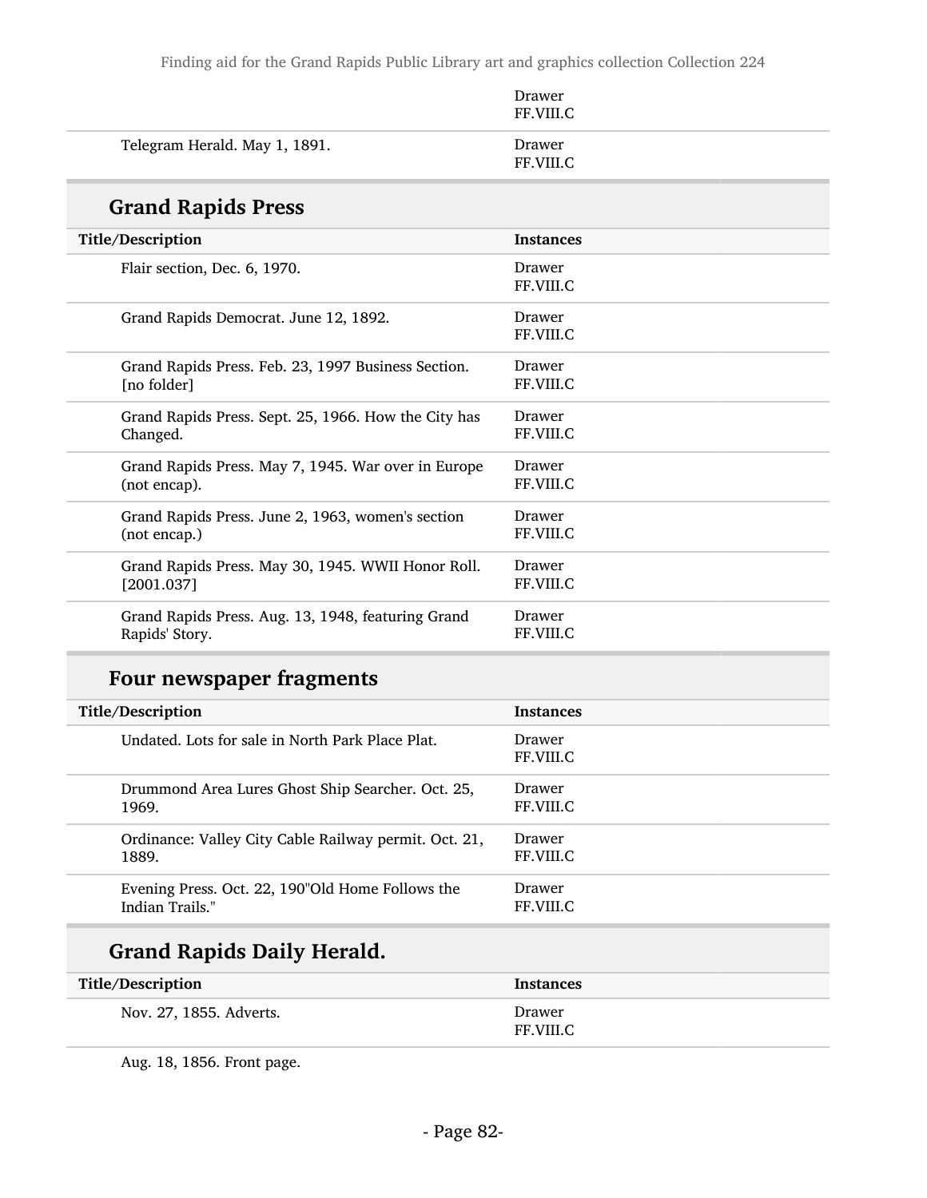| | Drawer FF.VIII.C |
|---|---|
| Telegram Herald. May 1, 1891. | Drawer FF.VIII.C |

## Grand Rapids Press

| Title/Description | Instances |
|---|---|
| Flair section, Dec. 6, 1970. | Drawer FF.VIII.C |
| Grand Rapids Democrat. June 12, 1892. | Drawer FF.VIII.C |
| Grand Rapids Press. Feb. 23, 1997 Business Section. [no folder] | Drawer FF.VIII.C |
| Grand Rapids Press. Sept. 25, 1966. How the City has Changed. | Drawer FF.VIII.C |
| Grand Rapids Press. May 7, 1945. War over in Europe (not encap). | Drawer FF.VIII.C |
| Grand Rapids Press. June 2, 1963, women's section (not encap.) | Drawer FF.VIII.C |
| Grand Rapids Press. May 30, 1945. WWII Honor Roll. [2001.037] | Drawer FF.VIII.C |
| Grand Rapids Press. Aug. 13, 1948, featuring Grand Rapids' Story. | Drawer FF.VIII.C |

## Four newspaper fragments

| Title/Description | Instances |
|---|---|
| Undated. Lots for sale in North Park Place Plat. | Drawer FF.VIII.C |
| Drummond Area Lures Ghost Ship Searcher. Oct. 25, 1969. | Drawer FF.VIII.C |
| Ordinance: Valley City Cable Railway permit. Oct. 21, 1889. | Drawer FF.VIII.C |
| Evening Press. Oct. 22, 190"Old Home Follows the Indian Trails." | Drawer FF.VIII.C |

## Grand Rapids Daily Herald.

| Title/Description | Instances |
|---|---|
| Nov. 27, 1855. Adverts. | Drawer FF.VIII.C |
| Aug. 18, 1856. Front page. | |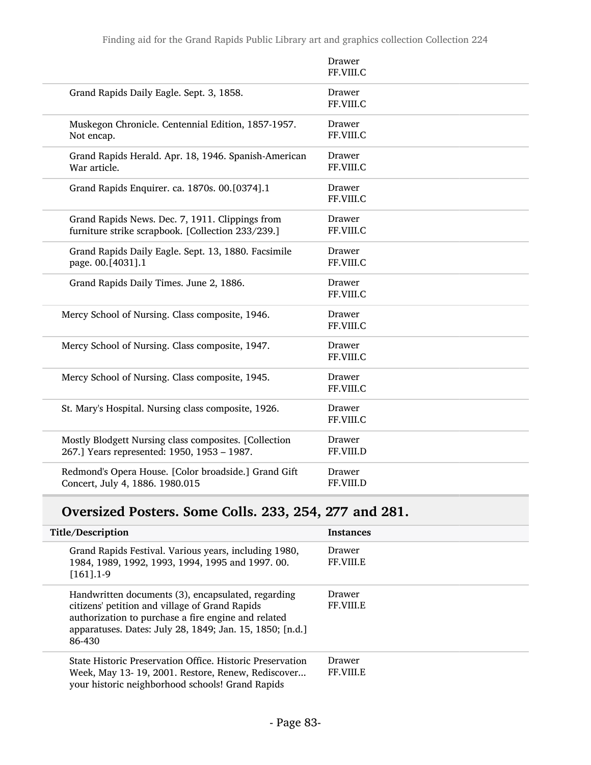| | |
|---|---|
| | Drawer FF.VIII.C |
| Grand Rapids Daily Eagle. Sept. 3, 1858. | Drawer FF.VIII.C |
| Muskegon Chronicle. Centennial Edition, 1857-1957. Not encap. | Drawer FF.VIII.C |
| Grand Rapids Herald. Apr. 18, 1946. Spanish-American War article. | Drawer FF.VIII.C |
| Grand Rapids Enquirer. ca. 1870s. 00.[0374].1 | Drawer FF.VIII.C |
| Grand Rapids News. Dec. 7, 1911. Clippings from furniture strike scrapbook. [Collection 233/239.] | Drawer FF.VIII.C |
| Grand Rapids Daily Eagle. Sept. 13, 1880. Facsimile page. 00.[4031].1 | Drawer FF.VIII.C |
| Grand Rapids Daily Times. June 2, 1886. | Drawer FF.VIII.C |
| Mercy School of Nursing. Class composite, 1946. | Drawer FF.VIII.C |
| Mercy School of Nursing. Class composite, 1947. | Drawer FF.VIII.C |
| Mercy School of Nursing. Class composite, 1945. | Drawer FF.VIII.C |
| St. Mary's Hospital. Nursing class composite, 1926. | Drawer FF.VIII.C |
| Mostly Blodgett Nursing class composites. [Collection 267.] Years represented: 1950, 1953 – 1987. | Drawer FF.VIII.D |
| Redmond's Opera House. [Color broadside.] Grand Gift Concert, July 4, 1886. 1980.015 | Drawer FF.VIII.D |

## Oversized Posters. Some Colls. 233, 254, 277 and 281.

| Title/Description | Instances |
|---|---|
| Grand Rapids Festival. Various years, including 1980, 1984, 1989, 1992, 1993, 1994, 1995 and 1997. 00.[161].1-9 | Drawer FF.VIII.E |
| Handwritten documents (3), encapsulated, regarding citizens' petition and village of Grand Rapids authorization to purchase a fire engine and related apparatuses. Dates: July 28, 1849; Jan. 15, 1850; [n.d.] 86-430 | Drawer FF.VIII.E |
| State Historic Preservation Office. Historic Preservation Week, May 13- 19, 2001. Restore, Renew, Rediscover... your historic neighborhood schools! Grand Rapids | Drawer FF.VIII.E |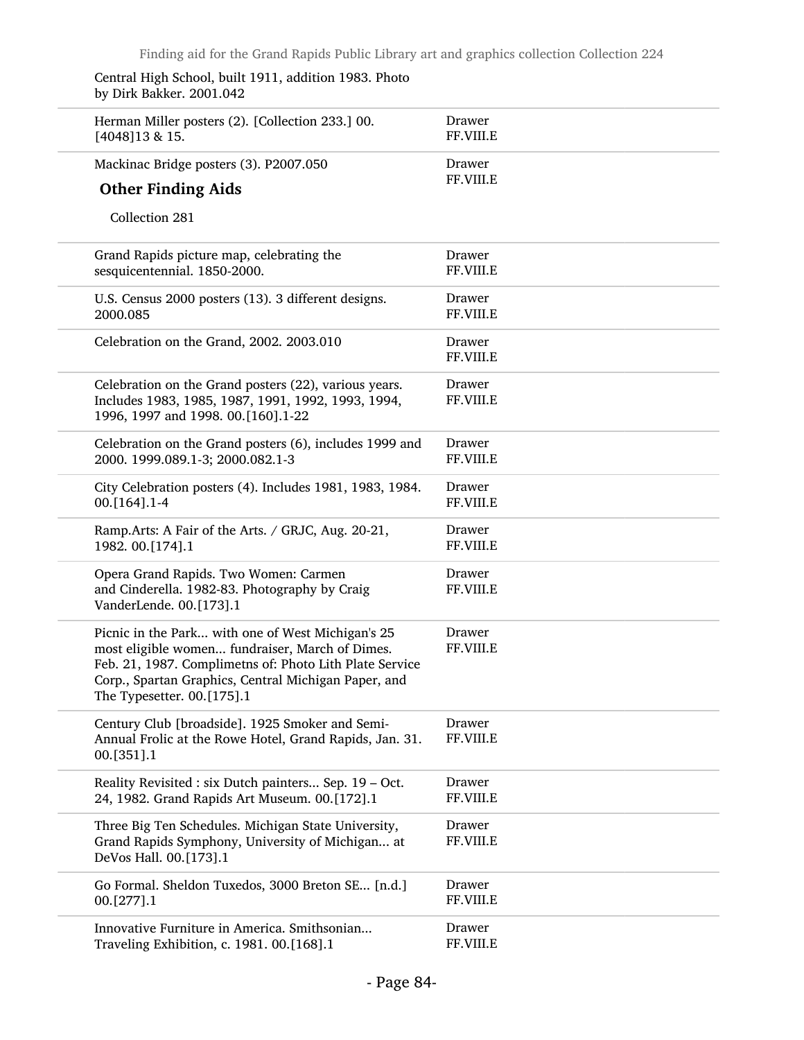Central High School, built 1911, addition 1983. Photo by Dirk Bakker. 2001.042

| | |
|---|---|
| Herman Miller posters (2). [Collection 233.] 00.[4048]13 & 15. | Drawer FF.VIII.E |
| Mackinac Bridge posters (3). P2007.050 | Drawer FF.VIII.E |

### Other Finding Aids

Collection 281

| | |
|---|---|
| Grand Rapids picture map, celebrating the sesquicentennial. 1850-2000. | Drawer FF.VIII.E |
| U.S. Census 2000 posters (13). 3 different designs. 2000.085 | Drawer FF.VIII.E |
| Celebration on the Grand, 2002. 2003.010 | Drawer FF.VIII.E |
| Celebration on the Grand posters (22), various years. Includes 1983, 1985, 1987, 1991, 1992, 1993, 1994, 1996, 1997 and 1998. 00.[160].1-22 | Drawer FF.VIII.E |
| Celebration on the Grand posters (6), includes 1999 and 2000. 1999.089.1-3; 2000.082.1-3 | Drawer FF.VIII.E |
| City Celebration posters (4). Includes 1981, 1983, 1984. 00.[164].1-4 | Drawer FF.VIII.E |
| Ramp.Arts: A Fair of the Arts. / GRJC, Aug. 20-21, 1982. 00.[174].1 | Drawer FF.VIII.E |
| Opera Grand Rapids. Two Women: Carmen and Cinderella. 1982-83. Photography by Craig VanderLende. 00.[173].1 | Drawer FF.VIII.E |
| Picnic in the Park... with one of West Michigan's 25 most eligible women... fundraiser, March of Dimes. Feb. 21, 1987. Complimetns of: Photo Lith Plate Service Corp., Spartan Graphics, Central Michigan Paper, and The Typesetter. 00.[175].1 | Drawer FF.VIII.E |
| Century Club [broadside]. 1925 Smoker and Semi-Annual Frolic at the Rowe Hotel, Grand Rapids, Jan. 31. 00.[351].1 | Drawer FF.VIII.E |
| Reality Revisited : six Dutch painters... Sep. 19 – Oct. 24, 1982. Grand Rapids Art Museum. 00.[172].1 | Drawer FF.VIII.E |
| Three Big Ten Schedules. Michigan State University, Grand Rapids Symphony, University of Michigan... at DeVos Hall. 00.[173].1 | Drawer FF.VIII.E |
| Go Formal. Sheldon Tuxedos, 3000 Breton SE... [n.d.] 00.[277].1 | Drawer FF.VIII.E |
| Innovative Furniture in America. Smithsonian... Traveling Exhibition, c. 1981. 00.[168].1 | Drawer FF.VIII.E |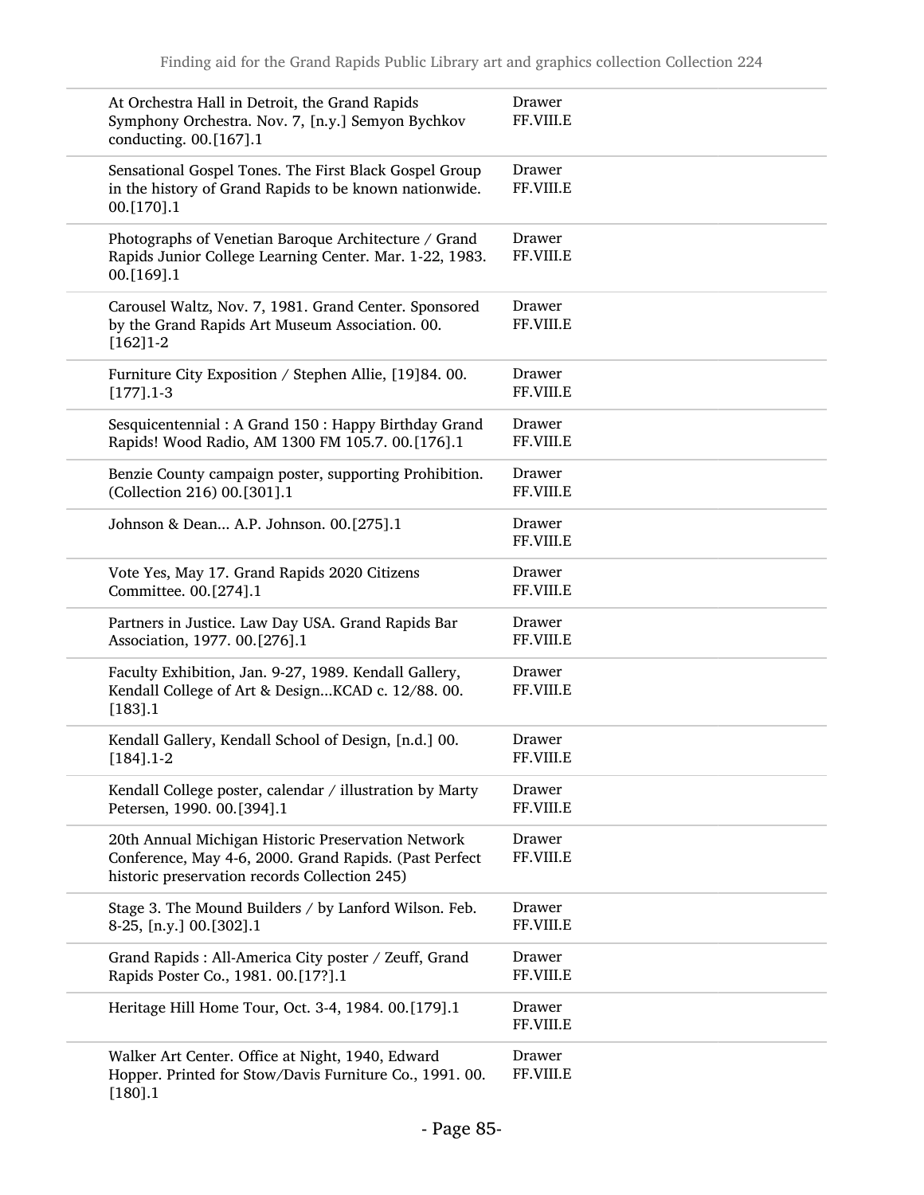| | |
|---|---|
| At Orchestra Hall in Detroit, the Grand Rapids Symphony Orchestra. Nov. 7, [n.y.] Semyon Bychkov conducting. 00.[167].1 | Drawer FF.VIII.E |
| Sensational Gospel Tones. The First Black Gospel Group in the history of Grand Rapids to be known nationwide. 00.[170].1 | Drawer FF.VIII.E |
| Photographs of Venetian Baroque Architecture / Grand Rapids Junior College Learning Center. Mar. 1-22, 1983. 00.[169].1 | Drawer FF.VIII.E |
| Carousel Waltz, Nov. 7, 1981. Grand Center. Sponsored by the Grand Rapids Art Museum Association. 00.[162]1-2 | Drawer FF.VIII.E |
| Furniture City Exposition / Stephen Allie, [19]84. 00.[177].1-3 | Drawer FF.VIII.E |
| Sesquicentennial : A Grand 150 : Happy Birthday Grand Rapids! Wood Radio, AM 1300 FM 105.7. 00.[176].1 | Drawer FF.VIII.E |
| Benzie County campaign poster, supporting Prohibition. (Collection 216) 00.[301].1 | Drawer FF.VIII.E |
| Johnson & Dean... A.P. Johnson. 00.[275].1 | Drawer FF.VIII.E |
| Vote Yes, May 17. Grand Rapids 2020 Citizens Committee. 00.[274].1 | Drawer FF.VIII.E |
| Partners in Justice. Law Day USA. Grand Rapids Bar Association, 1977. 00.[276].1 | Drawer FF.VIII.E |
| Faculty Exhibition, Jan. 9-27, 1989. Kendall Gallery, Kendall College of Art & Design...KCAD c. 12/88. 00.[183].1 | Drawer FF.VIII.E |
| Kendall Gallery, Kendall School of Design, [n.d.] 00.[184].1-2 | Drawer FF.VIII.E |
| Kendall College poster, calendar / illustration by Marty Petersen, 1990. 00.[394].1 | Drawer FF.VIII.E |
| 20th Annual Michigan Historic Preservation Network Conference, May 4-6, 2000. Grand Rapids. (Past Perfect historic preservation records Collection 245) | Drawer FF.VIII.E |
| Stage 3. The Mound Builders / by Lanford Wilson. Feb. 8-25, [n.y.] 00.[302].1 | Drawer FF.VIII.E |
| Grand Rapids : All-America City poster / Zeuff, Grand Rapids Poster Co., 1981. 00.[17?].1 | Drawer FF.VIII.E |
| Heritage Hill Home Tour, Oct. 3-4, 1984. 00.[179].1 | Drawer FF.VIII.E |
| Walker Art Center. Office at Night, 1940, Edward Hopper. Printed for Stow/Davis Furniture Co., 1991. 00.[180].1 | Drawer FF.VIII.E |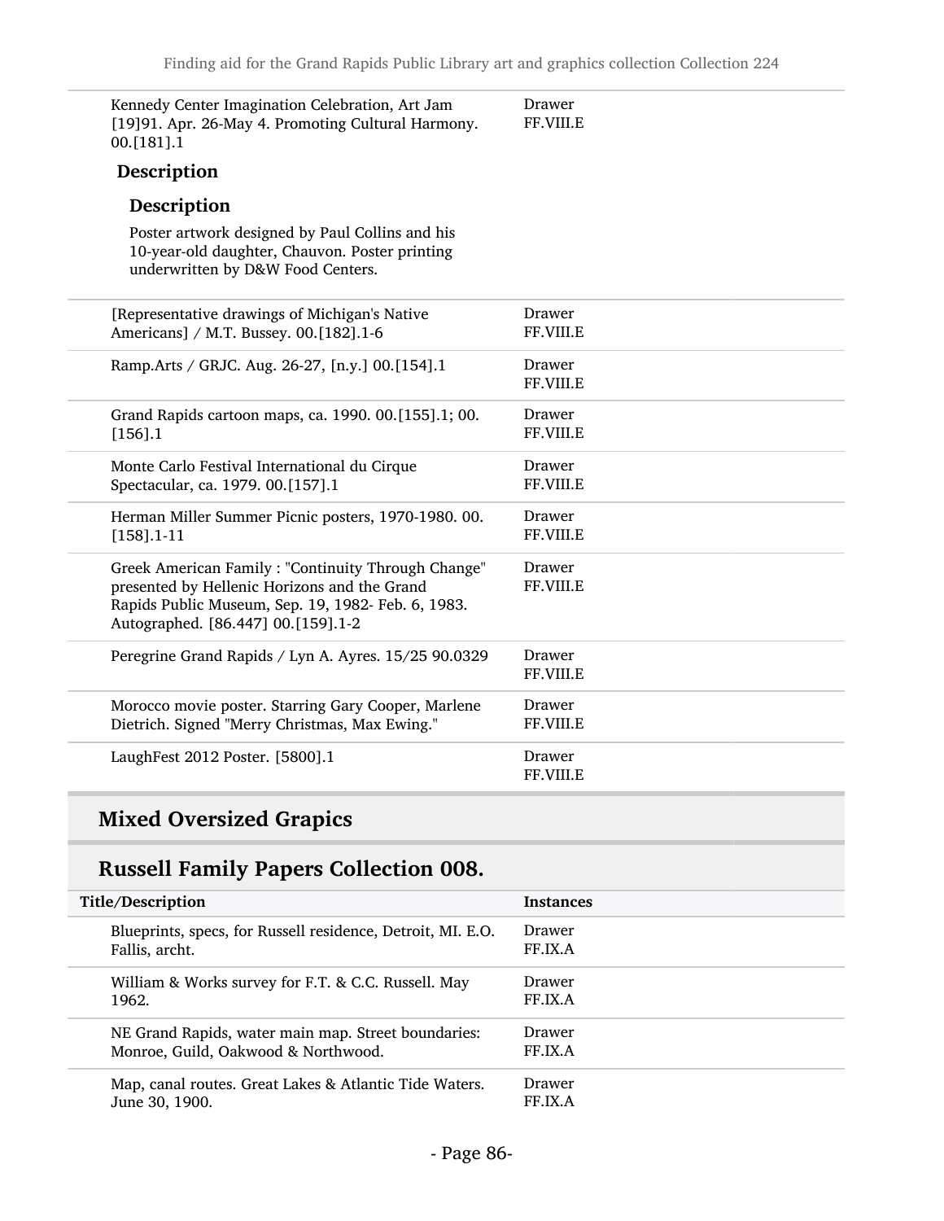| | |
|---|---|
| Kennedy Center Imagination Celebration, Art Jam [19]91. Apr. 26-May 4. Promoting Cultural Harmony. 00.[181].1 | Drawer FF.VIII.E |

**Description**

**Description**

Poster artwork designed by Paul Collins and his 10-year-old daughter, Chauvon. Poster printing underwritten by D&W Food Centers.

| | |
|---|---|
| [Representative drawings of Michigan's Native Americans] / M.T. Bussey. 00.[182].1-6 | Drawer FF.VIII.E |
| Ramp.Arts / GRJC. Aug. 26-27, [n.y.] 00.[154].1 | Drawer FF.VIII.E |
| Grand Rapids cartoon maps, ca. 1990. 00.[155].1; 00.[156].1 | Drawer FF.VIII.E |
| Monte Carlo Festival International du Cirque Spectacular, ca. 1979. 00.[157].1 | Drawer FF.VIII.E |
| Herman Miller Summer Picnic posters, 1970-1980. 00.[158].1-11 | Drawer FF.VIII.E |
| Greek American Family : "Continuity Through Change" presented by Hellenic Horizons and the Grand Rapids Public Museum, Sep. 19, 1982- Feb. 6, 1983. Autographed. [86.447] 00.[159].1-2 | Drawer FF.VIII.E |
| Peregrine Grand Rapids / Lyn A. Ayres. 15/25 90.0329 | Drawer FF.VIII.E |
| Morocco movie poster. Starring Gary Cooper, Marlene Dietrich. Signed "Merry Christmas, Max Ewing." | Drawer FF.VIII.E |
| LaughFest 2012 Poster. [5800].1 | Drawer FF.VIII.E |

## Mixed Oversized Grapics

## Russell Family Papers Collection 008.

| Title/Description | Instances |
|---|---|
| Blueprints, specs, for Russell residence, Detroit, MI. E.O. Fallis, archt. | Drawer FF.IX.A |
| William & Works survey for F.T. & C.C. Russell. May 1962. | Drawer FF.IX.A |
| NE Grand Rapids, water main map. Street boundaries: Monroe, Guild, Oakwood & Northwood. | Drawer FF.IX.A |
| Map, canal routes. Great Lakes & Atlantic Tide Waters. June 30, 1900. | Drawer FF.IX.A |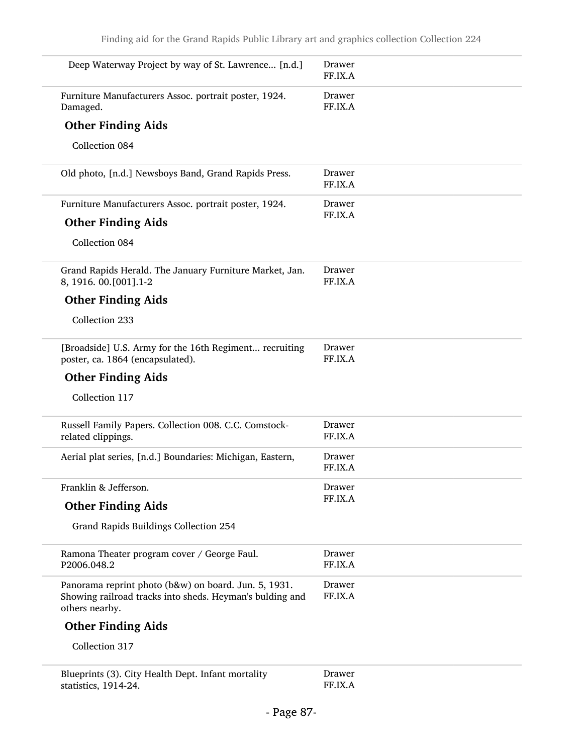| | |
|---|---|
| Deep Waterway Project by way of St. Lawrence... [n.d.] | Drawer FF.IX.A |
| Furniture Manufacturers Assoc. portrait poster, 1924. Damaged.<br><br>**Other Finding Aids**<br><br>Collection 084 | Drawer FF.IX.A |
| Old photo, [n.d.] Newsboys Band, Grand Rapids Press. | Drawer FF.IX.A |
| Furniture Manufacturers Assoc. portrait poster, 1924.<br><br>**Other Finding Aids**<br><br>Collection 084 | Drawer FF.IX.A |
| Grand Rapids Herald. The January Furniture Market, Jan. 8, 1916. 00.[001].1-2<br><br>**Other Finding Aids**<br><br>Collection 233 | Drawer FF.IX.A |
| [Broadside] U.S. Army for the 16th Regiment... recruiting poster, ca. 1864 (encapsulated).<br><br>**Other Finding Aids**<br><br>Collection 117 | Drawer FF.IX.A |
| Russell Family Papers. Collection 008. C.C. Comstock-related clippings. | Drawer FF.IX.A |
| Aerial plat series, [n.d.] Boundaries: Michigan, Eastern, | Drawer FF.IX.A |
| Franklin & Jefferson.<br><br>**Other Finding Aids**<br><br>Grand Rapids Buildings Collection 254 | Drawer FF.IX.A |
| Ramona Theater program cover / George Faul. P2006.048.2 | Drawer FF.IX.A |
| Panorama reprint photo (b&w) on board. Jun. 5, 1931. Showing railroad tracks into sheds. Heyman's bulding and others nearby.<br><br>**Other Finding Aids**<br><br>Collection 317 | Drawer FF.IX.A |
| Blueprints (3). City Health Dept. Infant mortality statistics, 1914-24. | Drawer FF.IX.A |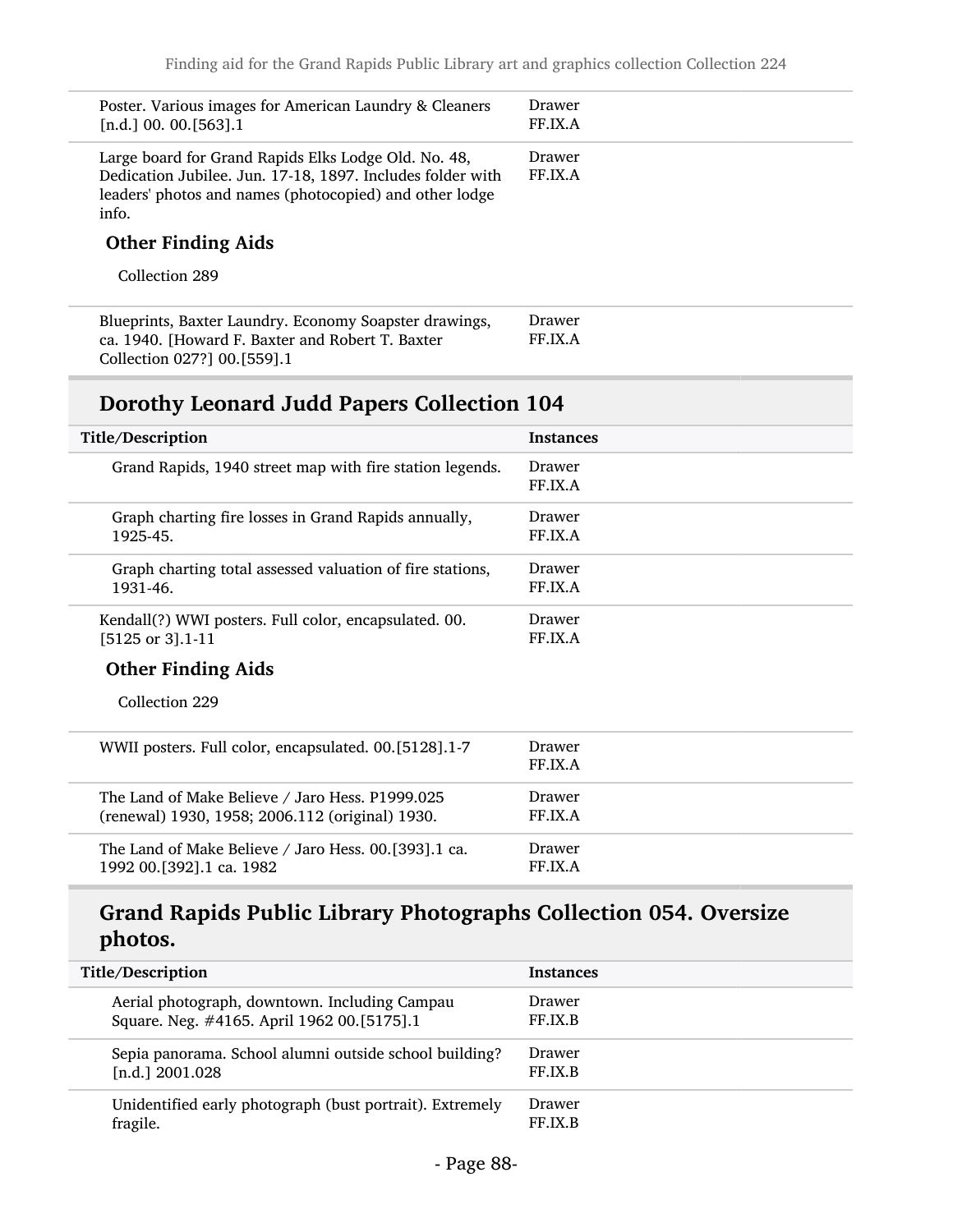| Title/Description | Instances |
|---|---|
| Poster. Various images for American Laundry & Cleaners [n.d.] 00. 00.[563].1 | Drawer FF.IX.A |
| Large board for Grand Rapids Elks Lodge Old. No. 48, Dedication Jubilee. Jun. 17-18, 1897. Includes folder with leaders' photos and names (photocopied) and other lodge info. | Drawer FF.IX.A |

#### Other Finding Aids

Collection 289

| Title/Description | Instances |
|---|---|
| Blueprints, Baxter Laundry. Economy Soapster drawings, ca. 1940. [Howard F. Baxter and Robert T. Baxter Collection 027?] 00.[559].1 | Drawer FF.IX.A |

## Dorothy Leonard Judd Papers Collection 104

| Title/Description | Instances |
|---|---|
| Grand Rapids, 1940 street map with fire station legends. | Drawer FF.IX.A |
| Graph charting fire losses in Grand Rapids annually, 1925-45. | Drawer FF.IX.A |
| Graph charting total assessed valuation of fire stations, 1931-46. | Drawer FF.IX.A |
| Kendall(?) WWI posters. Full color, encapsulated. 00.[5125 or 3].1-11 | Drawer FF.IX.A |

#### Other Finding Aids

Collection 229

| Title/Description | Instances |
|---|---|
| WWII posters. Full color, encapsulated. 00.[5128].1-7 | Drawer FF.IX.A |
| The Land of Make Believe / Jaro Hess. P1999.025 (renewal) 1930, 1958; 2006.112 (original) 1930. | Drawer FF.IX.A |
| The Land of Make Believe / Jaro Hess. 00.[393].1 ca. 1992 00.[392].1 ca. 1982 | Drawer FF.IX.A |

## Grand Rapids Public Library Photographs Collection 054. Oversize photos.

| Title/Description | Instances |
|---|---|
| Aerial photograph, downtown. Including Campau Square. Neg. #4165. April 1962 00.[5175].1 | Drawer FF.IX.B |
| Sepia panorama. School alumni outside school building? [n.d.] 2001.028 | Drawer FF.IX.B |
| Unidentified early photograph (bust portrait). Extremely fragile. | Drawer FF.IX.B |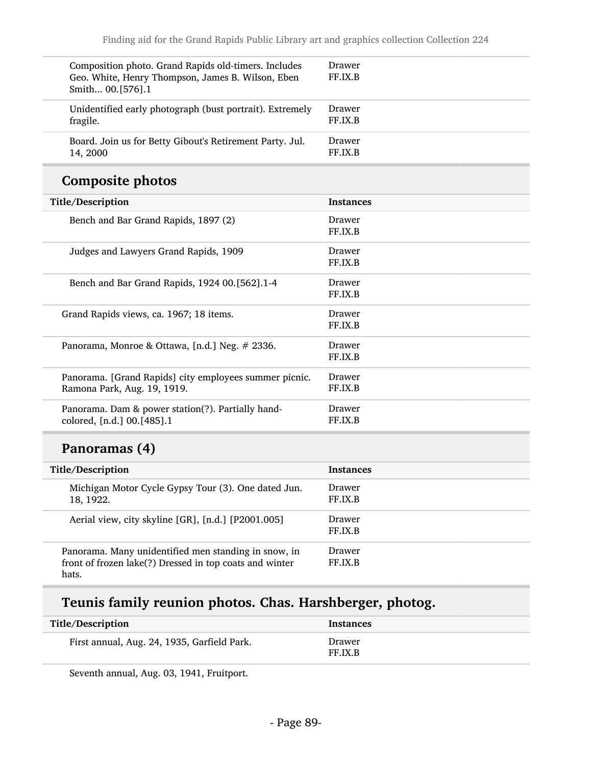| | |
|---|---|
| Composition photo. Grand Rapids old-timers. Includes Geo. White, Henry Thompson, James B. Wilson, Eben Smith... 00.[576].1 | Drawer FF.IX.B |
| Unidentified early photograph (bust portrait). Extremely fragile. | Drawer FF.IX.B |
| Board. Join us for Betty Gibout's Retirement Party. Jul. 14, 2000 | Drawer FF.IX.B |

## Composite photos

| Title/Description | Instances |
|---|---|
| Bench and Bar Grand Rapids, 1897 (2) | Drawer FF.IX.B |
| Judges and Lawyers Grand Rapids, 1909 | Drawer FF.IX.B |
| Bench and Bar Grand Rapids, 1924 00.[562].1-4 | Drawer FF.IX.B |
| Grand Rapids views, ca. 1967; 18 items. | Drawer FF.IX.B |
| Panorama, Monroe & Ottawa, [n.d.] Neg. # 2336. | Drawer FF.IX.B |
| Panorama. [Grand Rapids] city employees summer picnic. Ramona Park, Aug. 19, 1919. | Drawer FF.IX.B |
| Panorama. Dam & power station(?). Partially hand-colored, [n.d.] 00.[485].1 | Drawer FF.IX.B |

## Panoramas (4)

| Title/Description | Instances |
|---|---|
| Michigan Motor Cycle Gypsy Tour (3). One dated Jun. 18, 1922. | Drawer FF.IX.B |
| Aerial view, city skyline [GR], [n.d.] [P2001.005] | Drawer FF.IX.B |
| Panorama. Many unidentified men standing in snow, in front of frozen lake(?) Dressed in top coats and winter hats. | Drawer FF.IX.B |

## Teunis family reunion photos. Chas. Harshberger, photog.

| Title/Description | Instances |
|---|---|
| First annual, Aug. 24, 1935, Garfield Park. | Drawer FF.IX.B |
| Seventh annual, Aug. 03, 1941, Fruitport. | |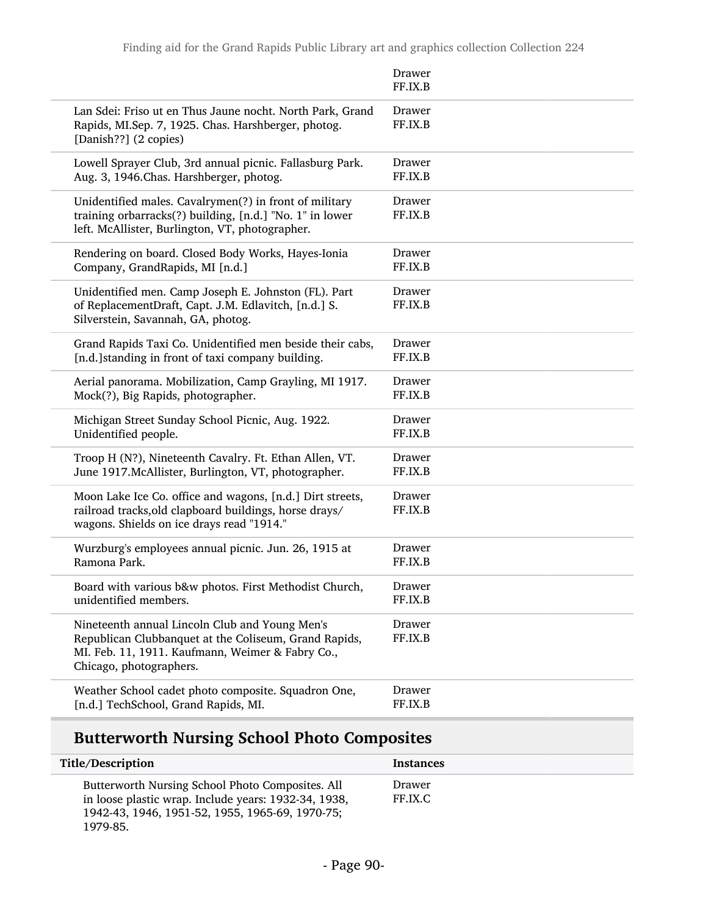| | |
|---|---|
| | Drawer FF.IX.B |
| Lan Sdei: Friso ut en Thus Jaune nocht. North Park, Grand Rapids, MI.Sep. 7, 1925. Chas. Harshberger, photog. [Danish??] (2 copies) | Drawer FF.IX.B |
| Lowell Sprayer Club, 3rd annual picnic. Fallasburg Park. Aug. 3, 1946.Chas. Harshberger, photog. | Drawer FF.IX.B |
| Unidentified males. Cavalrymen(?) in front of military training orbarracks(?) building, [n.d.] "No. 1" in lower left. McAllister, Burlington, VT, photographer. | Drawer FF.IX.B |
| Rendering on board. Closed Body Works, Hayes-Ionia Company, GrandRapids, MI [n.d.] | Drawer FF.IX.B |
| Unidentified men. Camp Joseph E. Johnston (FL). Part of ReplacementDraft, Capt. J.M. Edlavitch, [n.d.] S. Silverstein, Savannah, GA, photog. | Drawer FF.IX.B |
| Grand Rapids Taxi Co. Unidentified men beside their cabs, [n.d.]standing in front of taxi company building. | Drawer FF.IX.B |
| Aerial panorama. Mobilization, Camp Grayling, MI 1917. Mock(?), Big Rapids, photographer. | Drawer FF.IX.B |
| Michigan Street Sunday School Picnic, Aug. 1922. Unidentified people. | Drawer FF.IX.B |
| Troop H (N?), Nineteenth Cavalry. Ft. Ethan Allen, VT. June 1917.McAllister, Burlington, VT, photographer. | Drawer FF.IX.B |
| Moon Lake Ice Co. office and wagons, [n.d.] Dirt streets, railroad tracks,old clapboard buildings, horse drays/ wagons. Shields on ice drays read "1914." | Drawer FF.IX.B |
| Wurzburg's employees annual picnic. Jun. 26, 1915 at Ramona Park. | Drawer FF.IX.B |
| Board with various b&w photos. First Methodist Church, unidentified members. | Drawer FF.IX.B |
| Nineteenth annual Lincoln Club and Young Men's Republican Clubbanquet at the Coliseum, Grand Rapids, MI. Feb. 11, 1911. Kaufmann, Weimer & Fabry Co., Chicago, photographers. | Drawer FF.IX.B |
| Weather School cadet photo composite. Squadron One, [n.d.] TechSchool, Grand Rapids, MI. | Drawer FF.IX.B |

## Butterworth Nursing School Photo Composites

| Title/Description | Instances |
|---|---|
| Butterworth Nursing School Photo Composites. All in loose plastic wrap. Include years: 1932-34, 1938, 1942-43, 1946, 1951-52, 1955, 1965-69, 1970-75; 1979-85. | Drawer FF.IX.C |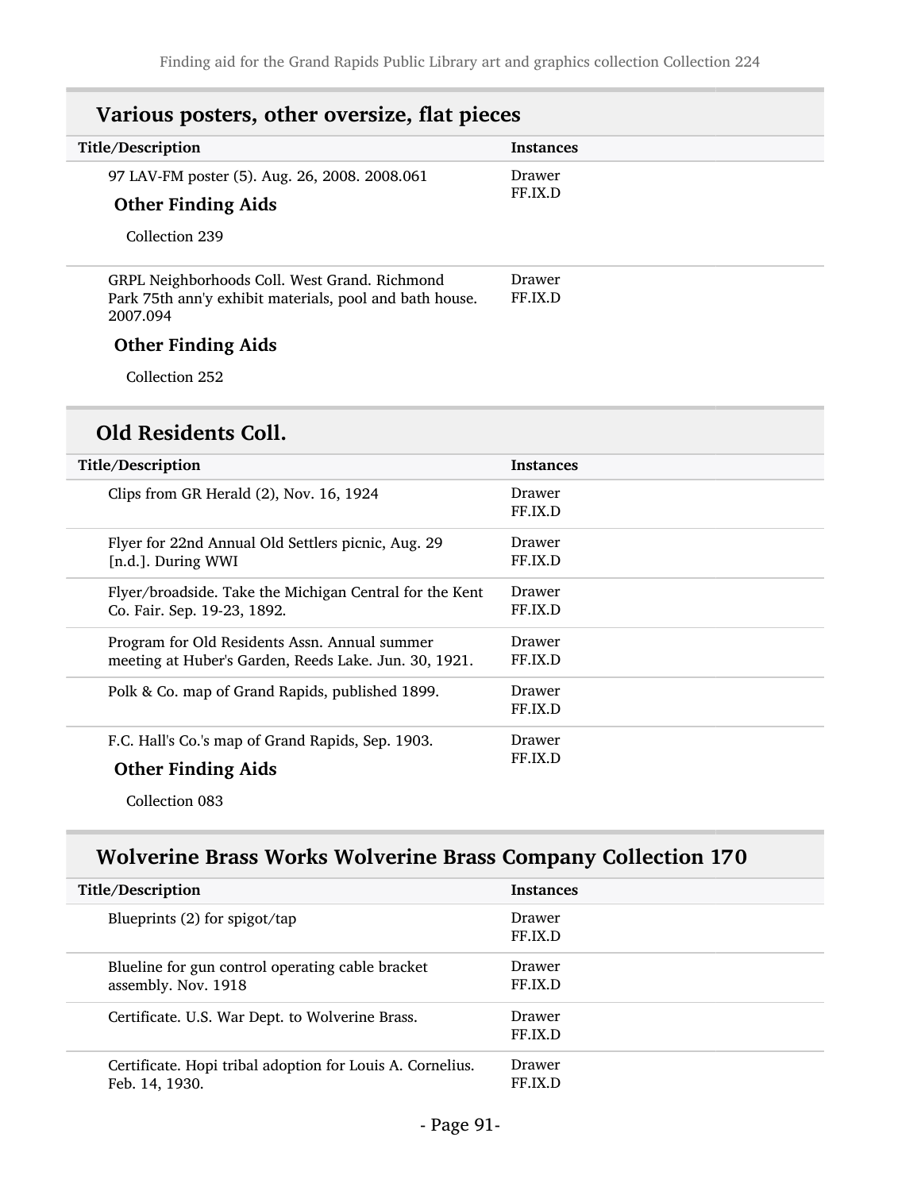## Various posters, other oversize, flat pieces

| Title/Description | Instances |
|---|---|
| 97 LAV-FM poster (5). Aug. 26, 2008. 2008.061<br><br>**Other Finding Aids**<br><br>Collection 239 | Drawer FF.IX.D |
| GRPL Neighborhoods Coll. West Grand. Richmond Park 75th ann'y exhibit materials, pool and bath house. 2007.094<br><br>**Other Finding Aids**<br><br>Collection 252 | Drawer FF.IX.D |

## Old Residents Coll.

| Title/Description | Instances |
|---|---|
| Clips from GR Herald (2), Nov. 16, 1924 | Drawer FF.IX.D |
| Flyer for 22nd Annual Old Settlers picnic, Aug. 29 [n.d.]. During WWI | Drawer FF.IX.D |
| Flyer/broadside. Take the Michigan Central for the Kent Co. Fair. Sep. 19-23, 1892. | Drawer FF.IX.D |
| Program for Old Residents Assn. Annual summer meeting at Huber's Garden, Reeds Lake. Jun. 30, 1921. | Drawer FF.IX.D |
| Polk & Co. map of Grand Rapids, published 1899. | Drawer FF.IX.D |
| F.C. Hall's Co.'s map of Grand Rapids, Sep. 1903.<br><br>**Other Finding Aids**<br><br>Collection 083 | Drawer FF.IX.D |

## Wolverine Brass Works Wolverine Brass Company Collection 170

| Title/Description | Instances |
|---|---|
| Blueprints (2) for spigot/tap | Drawer FF.IX.D |
| Blueline for gun control operating cable bracket assembly. Nov. 1918 | Drawer FF.IX.D |
| Certificate. U.S. War Dept. to Wolverine Brass. | Drawer FF.IX.D |
| Certificate. Hopi tribal adoption for Louis A. Cornelius. Feb. 14, 1930. | Drawer FF.IX.D |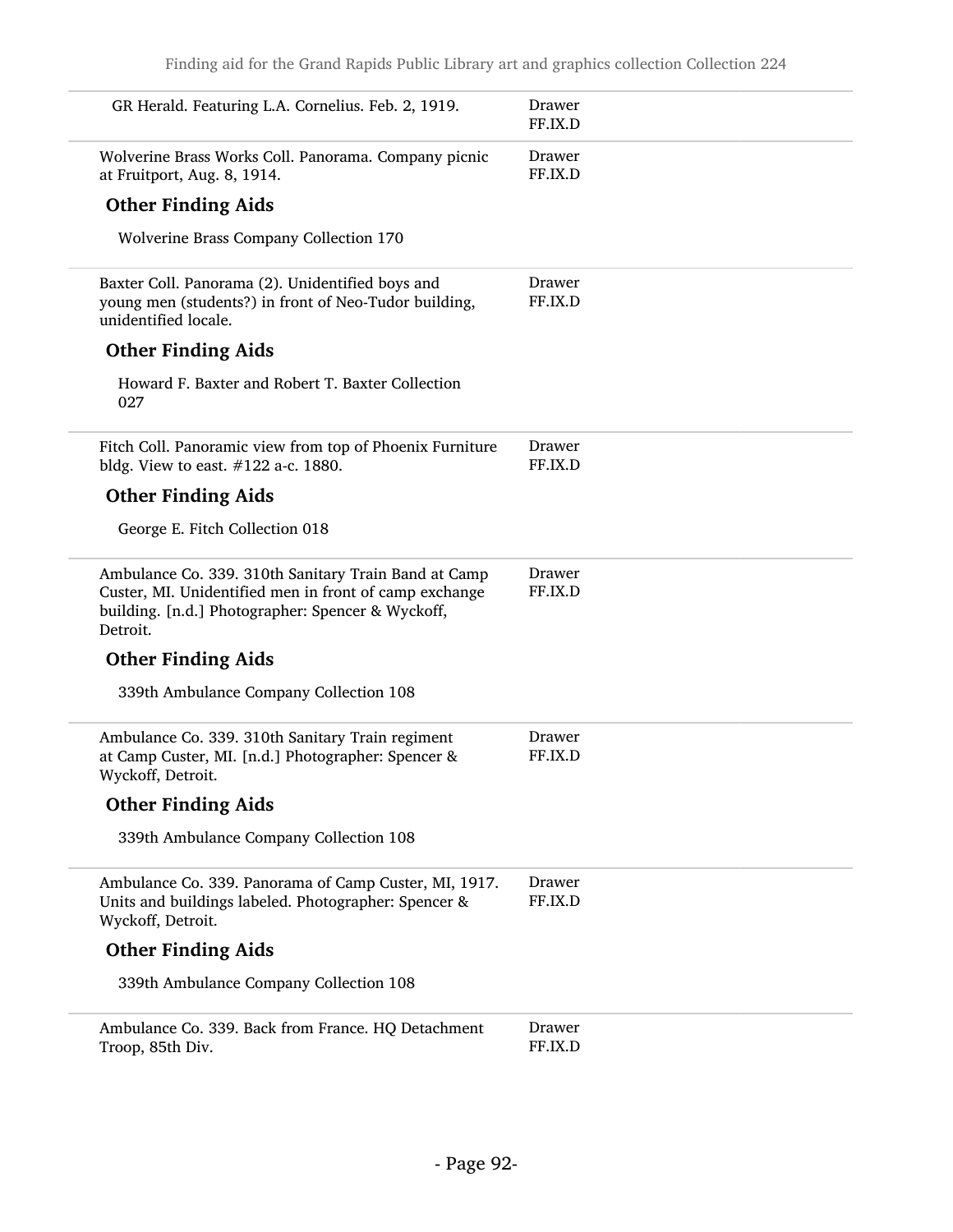| | |
|---|---|
| GR Herald. Featuring L.A. Cornelius. Feb. 2, 1919. | Drawer FF.IX.D |
| Wolverine Brass Works Coll. Panorama. Company picnic at Fruitport, Aug. 8, 1914. | Drawer FF.IX.D |

### Other Finding Aids

Wolverine Brass Company Collection 170

| | |
|---|---|
| Baxter Coll. Panorama (2). Unidentified boys and young men (students?) in front of Neo-Tudor building, unidentified locale. | Drawer FF.IX.D |

### Other Finding Aids

Howard F. Baxter and Robert T. Baxter Collection 027

| | |
|---|---|
| Fitch Coll. Panoramic view from top of Phoenix Furniture bldg. View to east. #122 a-c. 1880. | Drawer FF.IX.D |

### Other Finding Aids

George E. Fitch Collection 018

| | |
|---|---|
| Ambulance Co. 339. 310th Sanitary Train Band at Camp Custer, MI. Unidentified men in front of camp exchange building. [n.d.] Photographer: Spencer & Wyckoff, Detroit. | Drawer FF.IX.D |

### Other Finding Aids

339th Ambulance Company Collection 108

| | |
|---|---|
| Ambulance Co. 339. 310th Sanitary Train regiment at Camp Custer, MI. [n.d.] Photographer: Spencer & Wyckoff, Detroit. | Drawer FF.IX.D |

### Other Finding Aids

339th Ambulance Company Collection 108

| | |
|---|---|
| Ambulance Co. 339. Panorama of Camp Custer, MI, 1917. Units and buildings labeled. Photographer: Spencer & Wyckoff, Detroit. | Drawer FF.IX.D |

### Other Finding Aids

339th Ambulance Company Collection 108

| | |
|---|---|
| Ambulance Co. 339. Back from France. HQ Detachment Troop, 85th Div. | Drawer FF.IX.D |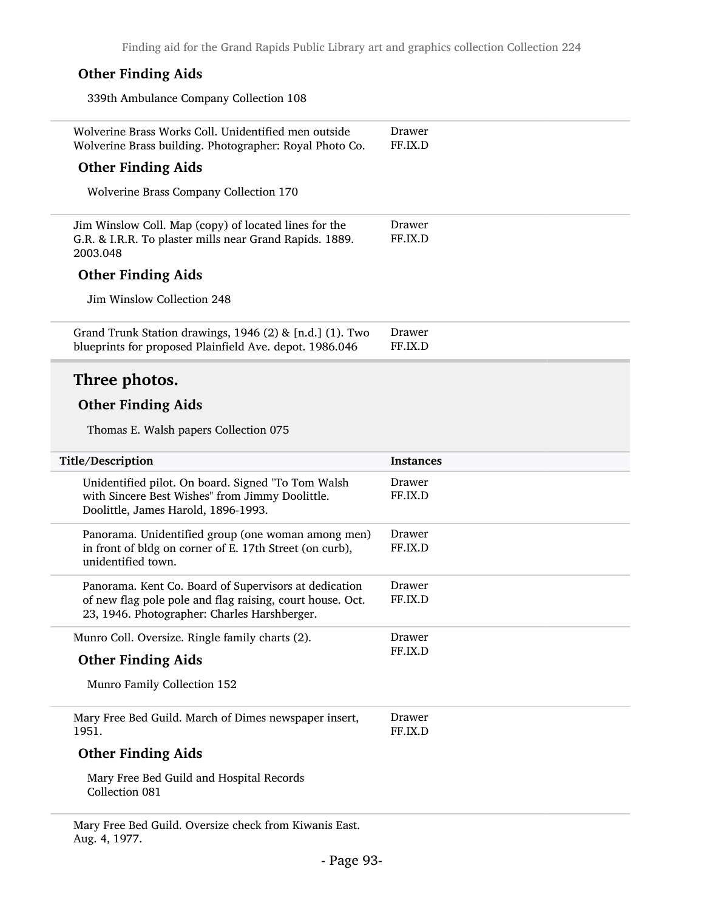#### Other Finding Aids

339th Ambulance Company Collection 108

| | |
|---|---|
| Wolverine Brass Works Coll. Unidentified men outside Wolverine Brass building. Photographer: Royal Photo Co. | Drawer FF.IX.D |

#### Other Finding Aids

Wolverine Brass Company Collection 170

| | |
|---|---|
| Jim Winslow Coll. Map (copy) of located lines for the G.R. & I.R.R. To plaster mills near Grand Rapids. 1889. 2003.048 | Drawer FF.IX.D |

#### Other Finding Aids

Jim Winslow Collection 248

| | |
|---|---|
| Grand Trunk Station drawings, 1946 (2) & [n.d.] (1). Two blueprints for proposed Plainfield Ave. depot. 1986.046 | Drawer FF.IX.D |

### Three photos.

#### Other Finding Aids

Thomas E. Walsh papers Collection 075

| Title/Description | Instances |
|---|---|
| Unidentified pilot. On board. Signed "To Tom Walsh with Sincere Best Wishes" from Jimmy Doolittle. Doolittle, James Harold, 1896-1993. | Drawer FF.IX.D |
| Panorama. Unidentified group (one woman among men) in front of bldg on corner of E. 17th Street (on curb), unidentified town. | Drawer FF.IX.D |
| Panorama. Kent Co. Board of Supervisors at dedication of new flag pole pole and flag raising, court house. Oct. 23, 1946. Photographer: Charles Harshberger. | Drawer FF.IX.D |
| Munro Coll. Oversize. Ringle family charts (2). | Drawer FF.IX.D |

#### Other Finding Aids

Munro Family Collection 152

| | |
|---|---|
| Mary Free Bed Guild. March of Dimes newspaper insert, 1951. | Drawer FF.IX.D |

#### Other Finding Aids

Mary Free Bed Guild and Hospital Records Collection 081

Mary Free Bed Guild. Oversize check from Kiwanis East. Aug. 4, 1977.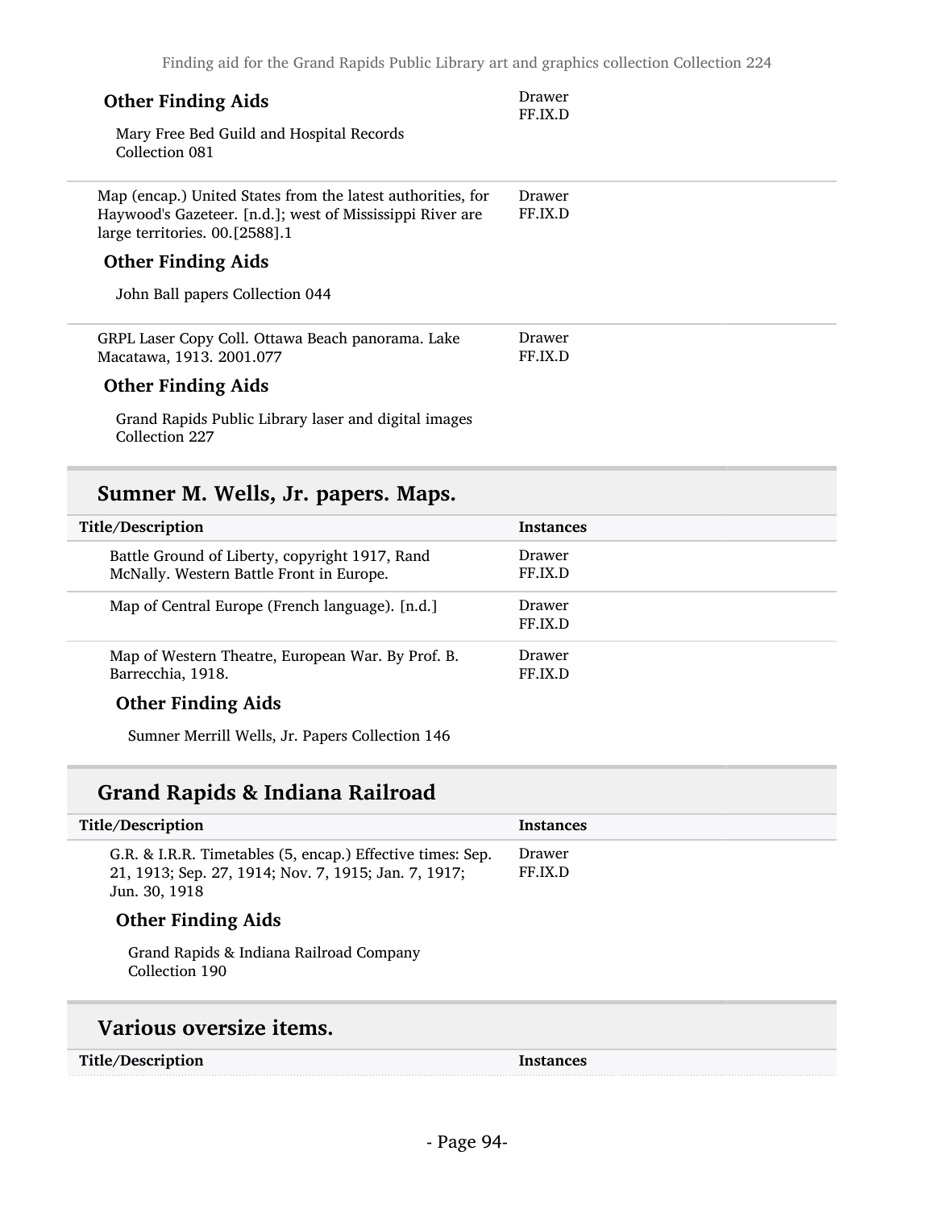**Other Finding Aids**

Mary Free Bed Guild and Hospital Records Collection 081

Drawer FF.IX.D

| Title/Description | Instances |
|---|---|
| Map (encap.) United States from the latest authorities, for Haywood's Gazeteer. [n.d.]; west of Mississippi River are large territories. 00.[2588].1 | Drawer FF.IX.D |

**Other Finding Aids**

John Ball papers Collection 044

| Title/Description | Instances |
|---|---|
| GRPL Laser Copy Coll. Ottawa Beach panorama. Lake Macatawa, 1913. 2001.077 | Drawer FF.IX.D |

**Other Finding Aids**

Grand Rapids Public Library laser and digital images Collection 227

## Sumner M. Wells, Jr. papers. Maps.

| Title/Description | Instances |
|---|---|
| Battle Ground of Liberty, copyright 1917, Rand McNally. Western Battle Front in Europe. | Drawer FF.IX.D |
| Map of Central Europe (French language). [n.d.] | Drawer FF.IX.D |
| Map of Western Theatre, European War. By Prof. B. Barrecchia, 1918. | Drawer FF.IX.D |

**Other Finding Aids**

Sumner Merrill Wells, Jr. Papers Collection 146

## Grand Rapids & Indiana Railroad

| Title/Description | Instances |
|---|---|
| G.R. & I.R.R. Timetables (5, encap.) Effective times: Sep. 21, 1913; Sep. 27, 1914; Nov. 7, 1915; Jan. 7, 1917; Jun. 30, 1918 | Drawer FF.IX.D |

**Other Finding Aids**

Grand Rapids & Indiana Railroad Company Collection 190

## Various oversize items.

| Title/Description | Instances |
|---|---|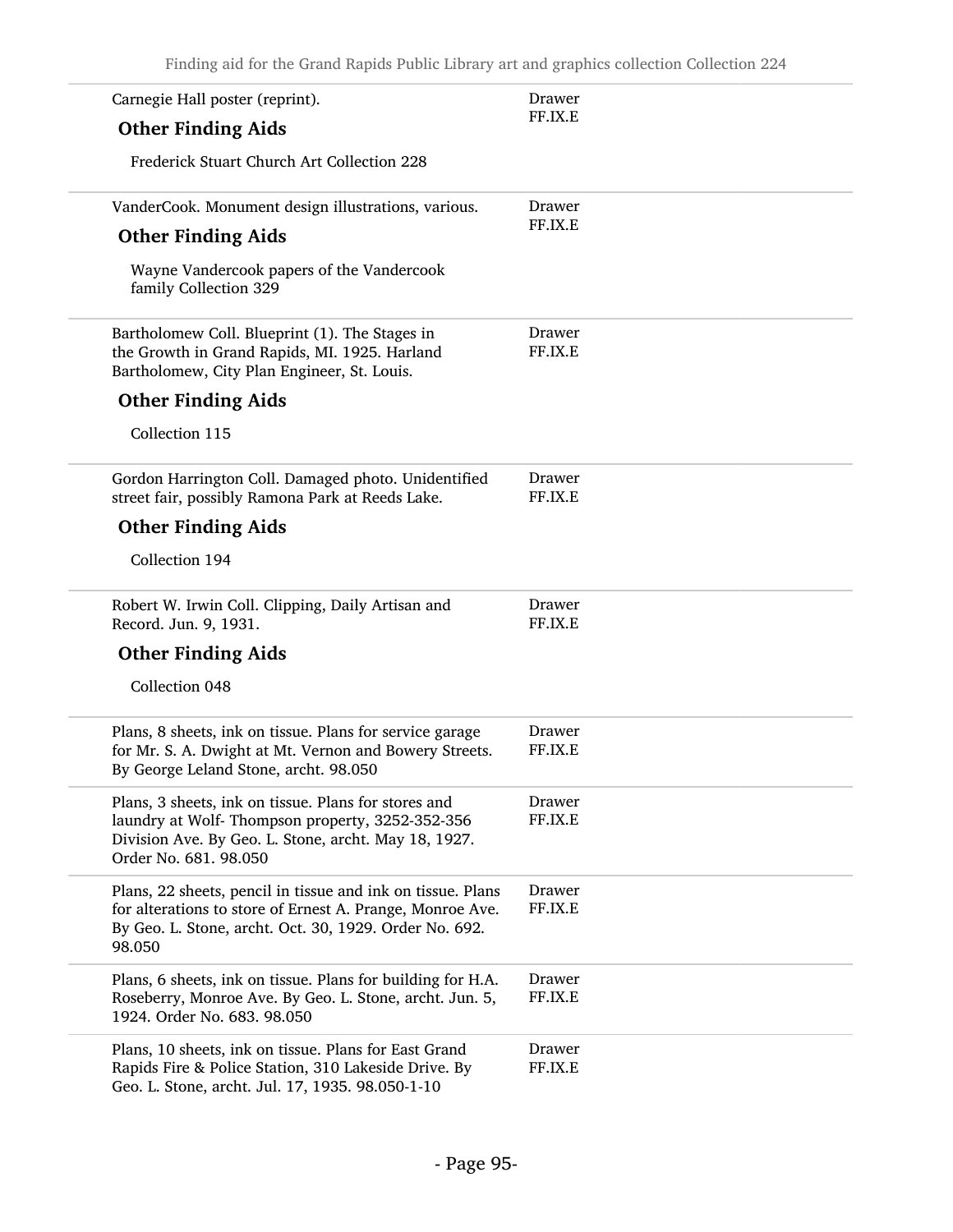Carnegie Hall poster (reprint).

Drawer FF.IX.E

### Other Finding Aids

Frederick Stuart Church Art Collection 228

---

VanderCook. Monument design illustrations, various.

Drawer FF.IX.E

### Other Finding Aids

Wayne Vandercook papers of the Vandercook family Collection 329

---

Bartholomew Coll. Blueprint (1). The Stages in the Growth in Grand Rapids, MI. 1925. Harland Bartholomew, City Plan Engineer, St. Louis.

Drawer FF.IX.E

### Other Finding Aids

Collection 115

---

Gordon Harrington Coll. Damaged photo. Unidentified street fair, possibly Ramona Park at Reeds Lake.

Drawer FF.IX.E

### Other Finding Aids

Collection 194

---

Robert W. Irwin Coll. Clipping, Daily Artisan and Record. Jun. 9, 1931.

Drawer FF.IX.E

### Other Finding Aids

Collection 048

---

| Description | Location |
| --- | --- |
| Plans, 8 sheets, ink on tissue. Plans for service garage for Mr. S. A. Dwight at Mt. Vernon and Bowery Streets. By George Leland Stone, archt. 98.050 | Drawer FF.IX.E |
| Plans, 3 sheets, ink on tissue. Plans for stores and laundry at Wolf- Thompson property, 3252-352-356 Division Ave. By Geo. L. Stone, archt. May 18, 1927. Order No. 681. 98.050 | Drawer FF.IX.E |
| Plans, 22 sheets, pencil in tissue and ink on tissue. Plans for alterations to store of Ernest A. Prange, Monroe Ave. By Geo. L. Stone, archt. Oct. 30, 1929. Order No. 692. 98.050 | Drawer FF.IX.E |
| Plans, 6 sheets, ink on tissue. Plans for building for H.A. Roseberry, Monroe Ave. By Geo. L. Stone, archt. Jun. 5, 1924. Order No. 683. 98.050 | Drawer FF.IX.E |
| Plans, 10 sheets, ink on tissue. Plans for East Grand Rapids Fire & Police Station, 310 Lakeside Drive. By Geo. L. Stone, archt. Jul. 17, 1935. 98.050-1-10 | Drawer FF.IX.E |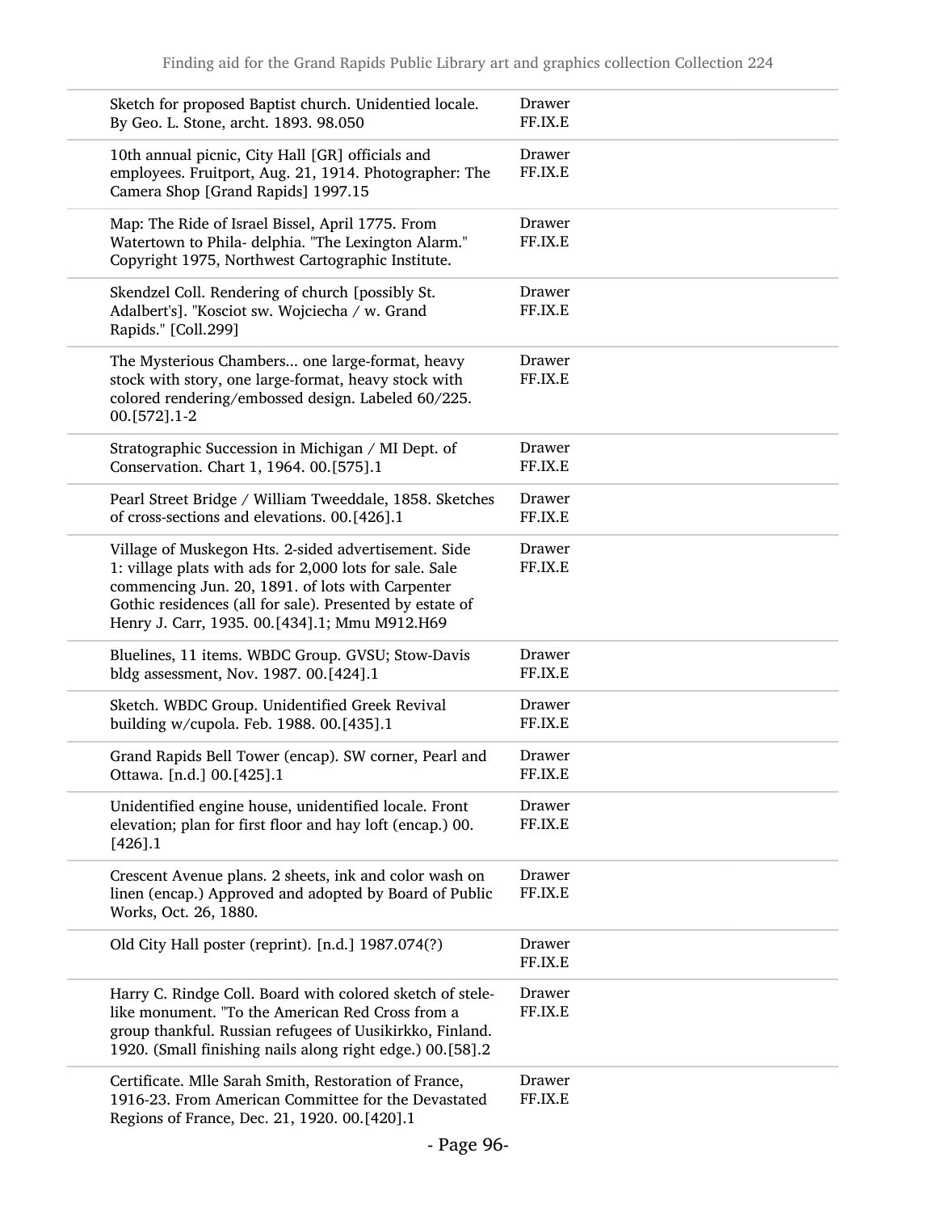| | |
|---|---|
| Sketch for proposed Baptist church. Unidentied locale. By Geo. L. Stone, archt. 1893. 98.050 | Drawer FF.IX.E |
| 10th annual picnic, City Hall [GR] officials and employees. Fruitport, Aug. 21, 1914. Photographer: The Camera Shop [Grand Rapids] 1997.15 | Drawer FF.IX.E |
| Map: The Ride of Israel Bissel, April 1775. From Watertown to Phila- delphia. "The Lexington Alarm." Copyright 1975, Northwest Cartographic Institute. | Drawer FF.IX.E |
| Skendzel Coll. Rendering of church [possibly St. Adalbert's]. "Kosciot sw. Wojciecha / w. Grand Rapids." [Coll.299] | Drawer FF.IX.E |
| The Mysterious Chambers... one large-format, heavy stock with story, one large-format, heavy stock with colored rendering/embossed design. Labeled 60/225. 00.[572].1-2 | Drawer FF.IX.E |
| Stratographic Succession in Michigan / MI Dept. of Conservation. Chart 1, 1964. 00.[575].1 | Drawer FF.IX.E |
| Pearl Street Bridge / William Tweeddale, 1858. Sketches of cross-sections and elevations. 00.[426].1 | Drawer FF.IX.E |
| Village of Muskegon Hts. 2-sided advertisement. Side 1: village plats with ads for 2,000 lots for sale. Sale commencing Jun. 20, 1891. of lots with Carpenter Gothic residences (all for sale). Presented by estate of Henry J. Carr, 1935. 00.[434].1; Mmu M912.H69 | Drawer FF.IX.E |
| Bluelines, 11 items. WBDC Group. GVSU; Stow-Davis bldg assessment, Nov. 1987. 00.[424].1 | Drawer FF.IX.E |
| Sketch. WBDC Group. Unidentified Greek Revival building w/cupola. Feb. 1988. 00.[435].1 | Drawer FF.IX.E |
| Grand Rapids Bell Tower (encap). SW corner, Pearl and Ottawa. [n.d.] 00.[425].1 | Drawer FF.IX.E |
| Unidentified engine house, unidentified locale. Front elevation; plan for first floor and hay loft (encap.) 00.[426].1 | Drawer FF.IX.E |
| Crescent Avenue plans. 2 sheets, ink and color wash on linen (encap.) Approved and adopted by Board of Public Works, Oct. 26, 1880. | Drawer FF.IX.E |
| Old City Hall poster (reprint). [n.d.] 1987.074(?) | Drawer FF.IX.E |
| Harry C. Rindge Coll. Board with colored sketch of stele-like monument. "To the American Red Cross from a group thankful. Russian refugees of Uusikirkko, Finland. 1920. (Small finishing nails along right edge.) 00.[58].2 | Drawer FF.IX.E |
| Certificate. Mlle Sarah Smith, Restoration of France, 1916-23. From American Committee for the Devastated Regions of France, Dec. 21, 1920. 00.[420].1 | Drawer FF.IX.E |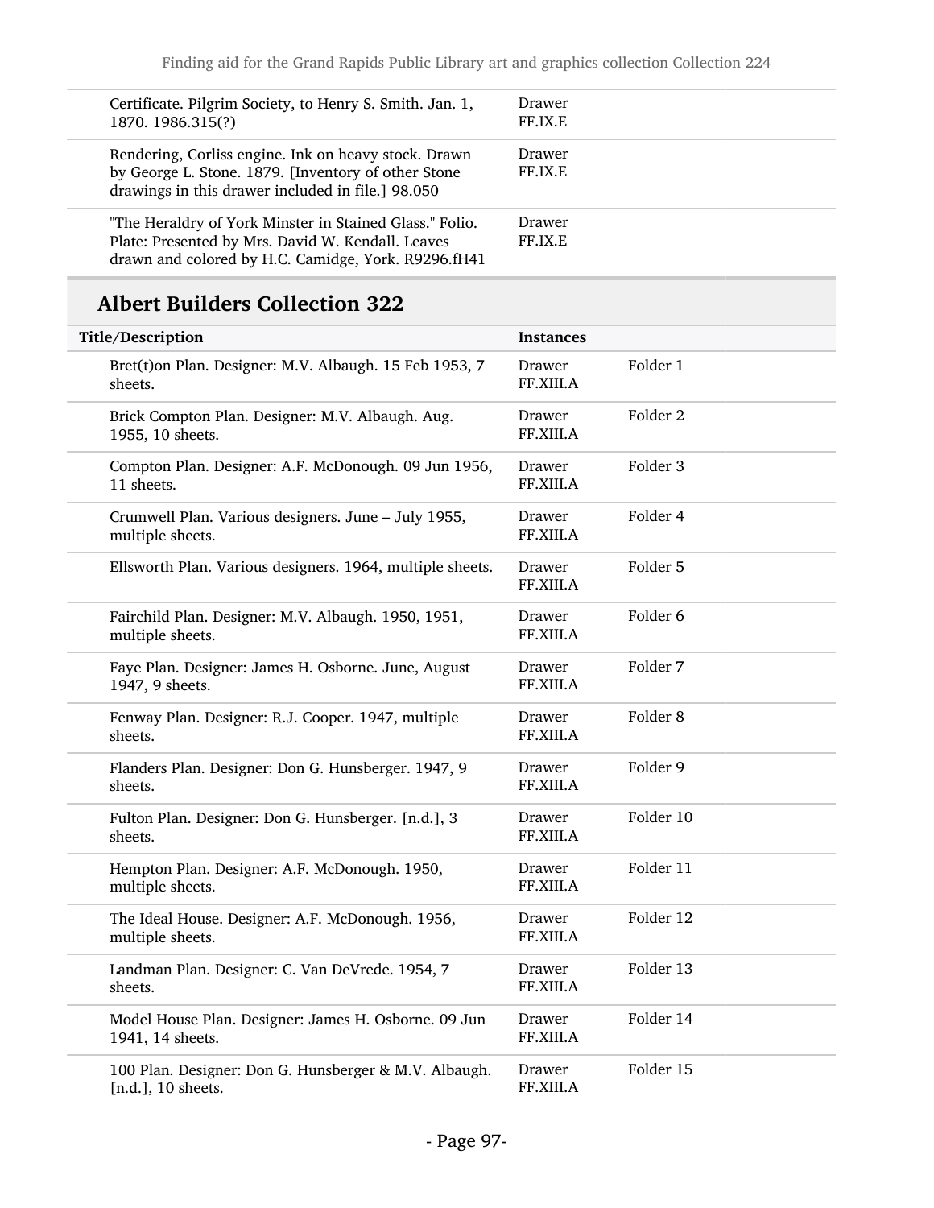| | |
|---|---|
| Certificate. Pilgrim Society, to Henry S. Smith. Jan. 1, 1870. 1986.315(?) | Drawer FF.IX.E |
| Rendering, Corliss engine. Ink on heavy stock. Drawn by George L. Stone. 1879. [Inventory of other Stone drawings in this drawer included in file.] 98.050 | Drawer FF.IX.E |
| "The Heraldry of York Minster in Stained Glass." Folio. Plate: Presented by Mrs. David W. Kendall. Leaves drawn and colored by H.C. Camidge, York. R9296.fH41 | Drawer FF.IX.E |

## Albert Builders Collection 322

| Title/Description | Instances | |
|---|---|---|
| Bret(t)on Plan. Designer: M.V. Albaugh. 15 Feb 1953, 7 sheets. | Drawer FF.XIII.A | Folder 1 |
| Brick Compton Plan. Designer: M.V. Albaugh. Aug. 1955, 10 sheets. | Drawer FF.XIII.A | Folder 2 |
| Compton Plan. Designer: A.F. McDonough. 09 Jun 1956, 11 sheets. | Drawer FF.XIII.A | Folder 3 |
| Crumwell Plan. Various designers. June – July 1955, multiple sheets. | Drawer FF.XIII.A | Folder 4 |
| Ellsworth Plan. Various designers. 1964, multiple sheets. | Drawer FF.XIII.A | Folder 5 |
| Fairchild Plan. Designer: M.V. Albaugh. 1950, 1951, multiple sheets. | Drawer FF.XIII.A | Folder 6 |
| Faye Plan. Designer: James H. Osborne. June, August 1947, 9 sheets. | Drawer FF.XIII.A | Folder 7 |
| Fenway Plan. Designer: R.J. Cooper. 1947, multiple sheets. | Drawer FF.XIII.A | Folder 8 |
| Flanders Plan. Designer: Don G. Hunsberger. 1947, 9 sheets. | Drawer FF.XIII.A | Folder 9 |
| Fulton Plan. Designer: Don G. Hunsberger. [n.d.], 3 sheets. | Drawer FF.XIII.A | Folder 10 |
| Hempton Plan. Designer: A.F. McDonough. 1950, multiple sheets. | Drawer FF.XIII.A | Folder 11 |
| The Ideal House. Designer: A.F. McDonough. 1956, multiple sheets. | Drawer FF.XIII.A | Folder 12 |
| Landman Plan. Designer: C. Van DeVrede. 1954, 7 sheets. | Drawer FF.XIII.A | Folder 13 |
| Model House Plan. Designer: James H. Osborne. 09 Jun 1941, 14 sheets. | Drawer FF.XIII.A | Folder 14 |
| 100 Plan. Designer: Don G. Hunsberger & M.V. Albaugh. [n.d.], 10 sheets. | Drawer FF.XIII.A | Folder 15 |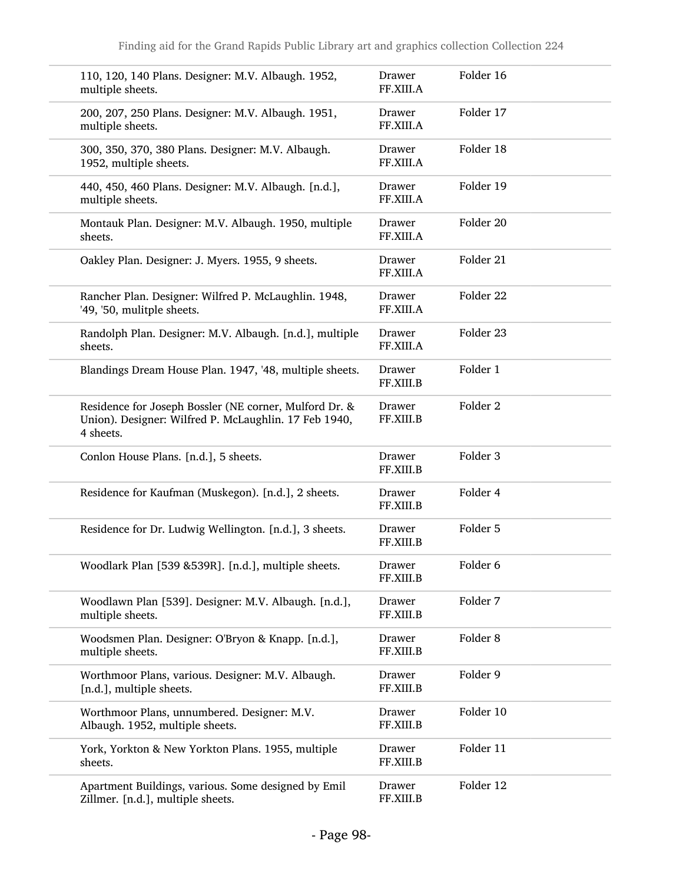| | | |
|---|---|---|
| 110, 120, 140 Plans. Designer: M.V. Albaugh. 1952, multiple sheets. | Drawer FF.XIII.A | Folder 16 |
| 200, 207, 250 Plans. Designer: M.V. Albaugh. 1951, multiple sheets. | Drawer FF.XIII.A | Folder 17 |
| 300, 350, 370, 380 Plans. Designer: M.V. Albaugh. 1952, multiple sheets. | Drawer FF.XIII.A | Folder 18 |
| 440, 450, 460 Plans. Designer: M.V. Albaugh. [n.d.], multiple sheets. | Drawer FF.XIII.A | Folder 19 |
| Montauk Plan. Designer: M.V. Albaugh. 1950, multiple sheets. | Drawer FF.XIII.A | Folder 20 |
| Oakley Plan. Designer: J. Myers. 1955, 9 sheets. | Drawer FF.XIII.A | Folder 21 |
| Rancher Plan. Designer: Wilfred P. McLaughlin. 1948, '49, '50, mulitple sheets. | Drawer FF.XIII.A | Folder 22 |
| Randolph Plan. Designer: M.V. Albaugh. [n.d.], multiple sheets. | Drawer FF.XIII.A | Folder 23 |
| Blandings Dream House Plan. 1947, '48, multiple sheets. | Drawer FF.XIII.B | Folder 1 |
| Residence for Joseph Bossler (NE corner, Mulford Dr. & Union). Designer: Wilfred P. McLaughlin. 17 Feb 1940, 4 sheets. | Drawer FF.XIII.B | Folder 2 |
| Conlon House Plans. [n.d.], 5 sheets. | Drawer FF.XIII.B | Folder 3 |
| Residence for Kaufman (Muskegon). [n.d.], 2 sheets. | Drawer FF.XIII.B | Folder 4 |
| Residence for Dr. Ludwig Wellington. [n.d.], 3 sheets. | Drawer FF.XIII.B | Folder 5 |
| Woodlark Plan [539 &539R]. [n.d.], multiple sheets. | Drawer FF.XIII.B | Folder 6 |
| Woodlawn Plan [539]. Designer: M.V. Albaugh. [n.d.], multiple sheets. | Drawer FF.XIII.B | Folder 7 |
| Woodsmen Plan. Designer: O'Bryon & Knapp. [n.d.], multiple sheets. | Drawer FF.XIII.B | Folder 8 |
| Worthmoor Plans, various. Designer: M.V. Albaugh. [n.d.], multiple sheets. | Drawer FF.XIII.B | Folder 9 |
| Worthmoor Plans, unnumbered. Designer: M.V. Albaugh. 1952, multiple sheets. | Drawer FF.XIII.B | Folder 10 |
| York, Yorkton & New Yorkton Plans. 1955, multiple sheets. | Drawer FF.XIII.B | Folder 11 |
| Apartment Buildings, various. Some designed by Emil Zillmer. [n.d.], multiple sheets. | Drawer FF.XIII.B | Folder 12 |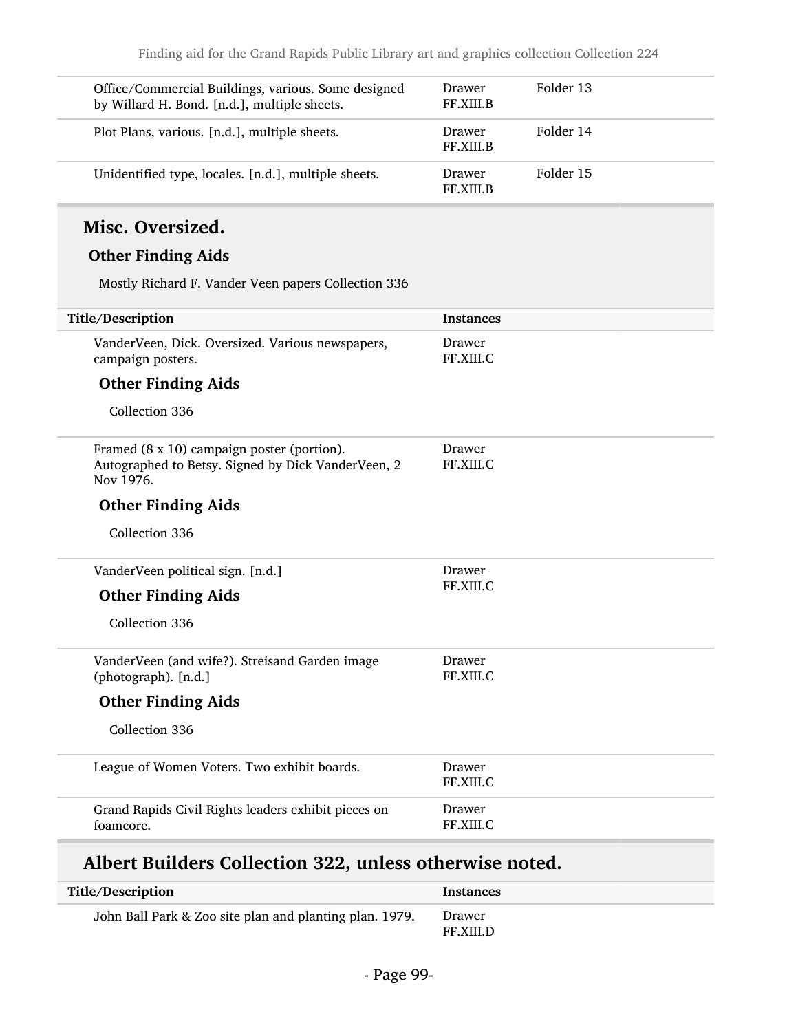| | | |
|---|---|---|
| Office/Commercial Buildings, various. Some designed by Willard H. Bond. [n.d.], multiple sheets. | Drawer FF.XIII.B | Folder 13 |
| Plot Plans, various. [n.d.], multiple sheets. | Drawer FF.XIII.B | Folder 14 |
| Unidentified type, locales. [n.d.], multiple sheets. | Drawer FF.XIII.B | Folder 15 |

## Misc. Oversized.

### Other Finding Aids

Mostly Richard F. Vander Veen papers Collection 336

| Title/Description | Instances |
|---|---|
| VanderVeen, Dick. Oversized. Various newspapers, campaign posters. **Other Finding Aids** Collection 336 | Drawer FF.XIII.C |
| Framed (8 x 10) campaign poster (portion). Autographed to Betsy. Signed by Dick VanderVeen, 2 Nov 1976. **Other Finding Aids** Collection 336 | Drawer FF.XIII.C |
| VanderVeen political sign. [n.d.] **Other Finding Aids** Collection 336 | Drawer FF.XIII.C |
| VanderVeen (and wife?). Streisand Garden image (photograph). [n.d.] **Other Finding Aids** Collection 336 | Drawer FF.XIII.C |
| League of Women Voters. Two exhibit boards. | Drawer FF.XIII.C |
| Grand Rapids Civil Rights leaders exhibit pieces on foamcore. | Drawer FF.XIII.C |

## Albert Builders Collection 322, unless otherwise noted.

| Title/Description | Instances |
|---|---|
| John Ball Park & Zoo site plan and planting plan. 1979. | Drawer FF.XIII.D |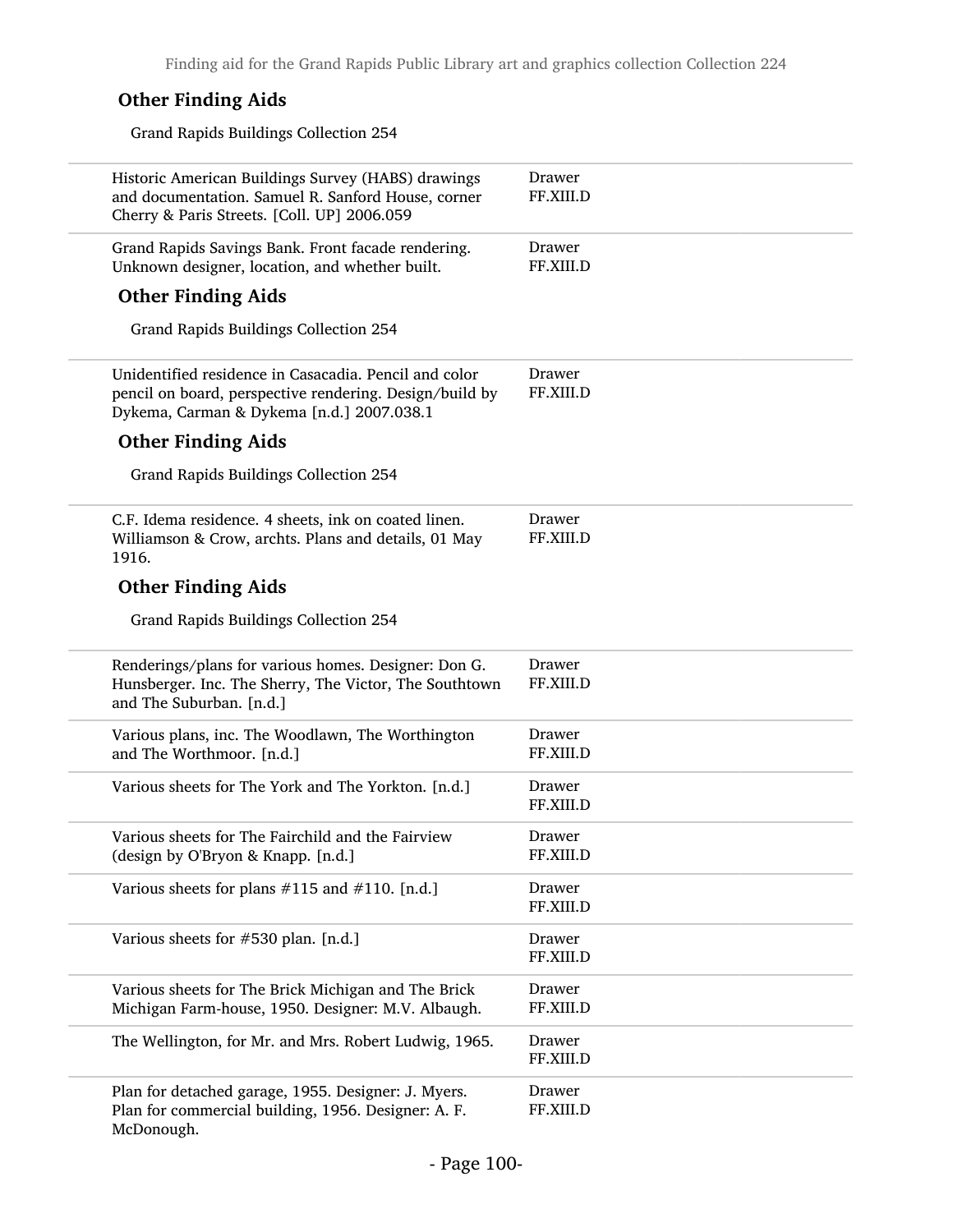### Other Finding Aids

Grand Rapids Buildings Collection 254

| | |
|---|---|
| Historic American Buildings Survey (HABS) drawings and documentation. Samuel R. Sanford House, corner Cherry & Paris Streets. [Coll. UP] 2006.059 | Drawer FF.XIII.D |
| Grand Rapids Savings Bank. Front facade rendering. Unknown designer, location, and whether built. | Drawer FF.XIII.D |

### Other Finding Aids

Grand Rapids Buildings Collection 254

| | |
|---|---|
| Unidentified residence in Casacadia. Pencil and color pencil on board, perspective rendering. Design/build by Dykema, Carman & Dykema [n.d.] 2007.038.1 | Drawer FF.XIII.D |

### Other Finding Aids

Grand Rapids Buildings Collection 254

| | |
|---|---|
| C.F. Idema residence. 4 sheets, ink on coated linen. Williamson & Crow, archts. Plans and details, 01 May 1916. | Drawer FF.XIII.D |

### Other Finding Aids

Grand Rapids Buildings Collection 254

| | |
|---|---|
| Renderings/plans for various homes. Designer: Don G. Hunsberger. Inc. The Sherry, The Victor, The Southtown and The Suburban. [n.d.] | Drawer FF.XIII.D |
| Various plans, inc. The Woodlawn, The Worthington and The Worthmoor. [n.d.] | Drawer FF.XIII.D |
| Various sheets for The York and The Yorkton. [n.d.] | Drawer FF.XIII.D |
| Various sheets for The Fairchild and the Fairview (design by O'Bryon & Knapp. [n.d.] | Drawer FF.XIII.D |
| Various sheets for plans #115 and #110. [n.d.] | Drawer FF.XIII.D |
| Various sheets for #530 plan. [n.d.] | Drawer FF.XIII.D |
| Various sheets for The Brick Michigan and The Brick Michigan Farm-house, 1950. Designer: M.V. Albaugh. | Drawer FF.XIII.D |
| The Wellington, for Mr. and Mrs. Robert Ludwig, 1965. | Drawer FF.XIII.D |
| Plan for detached garage, 1955. Designer: J. Myers. Plan for commercial building, 1956. Designer: A. F. McDonough. | Drawer FF.XIII.D |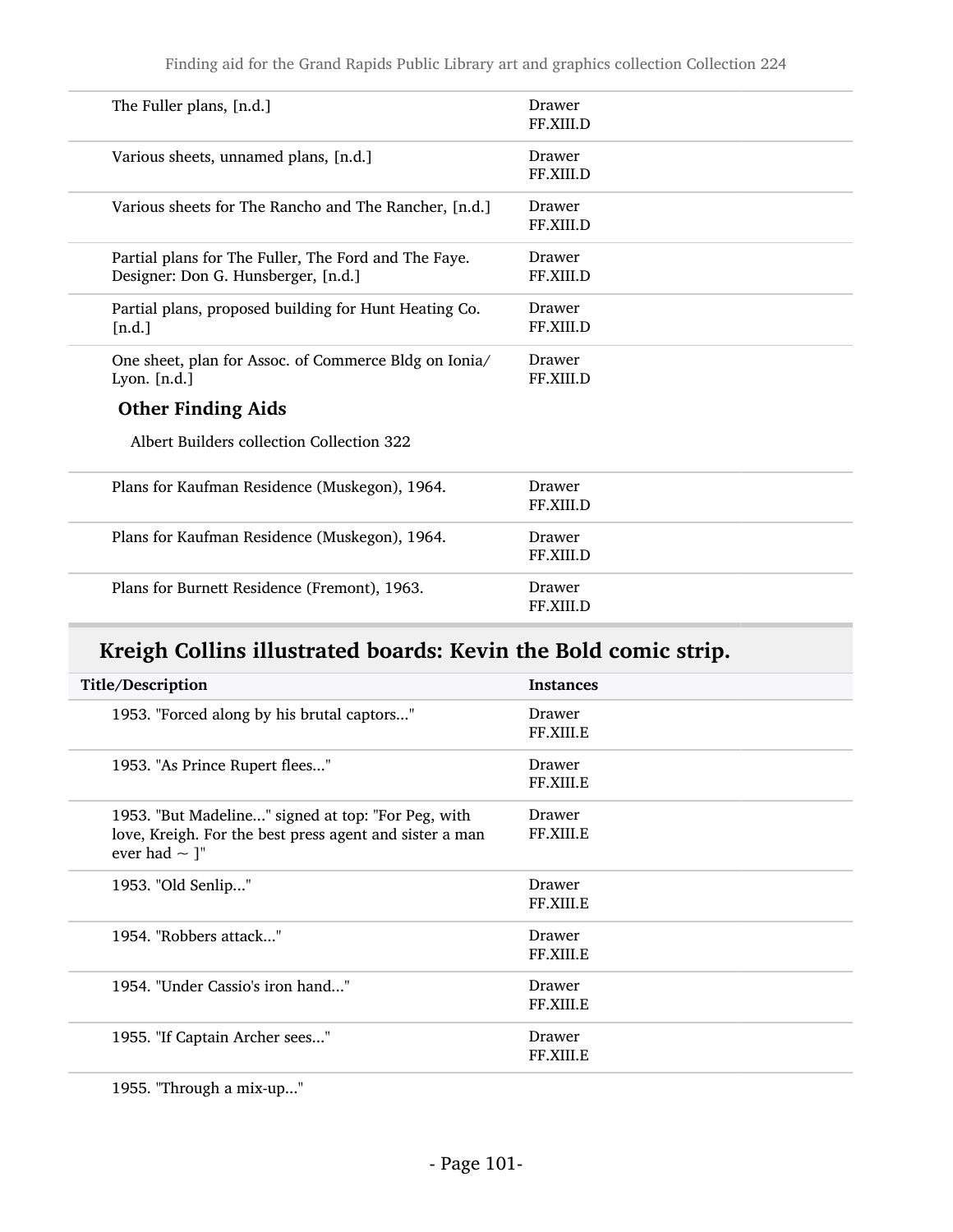| | |
|---|---|
| The Fuller plans, [n.d.] | Drawer FF.XIII.D |
| Various sheets, unnamed plans, [n.d.] | Drawer FF.XIII.D |
| Various sheets for The Rancho and The Rancher, [n.d.] | Drawer FF.XIII.D |
| Partial plans for The Fuller, The Ford and The Faye. Designer: Don G. Hunsberger, [n.d.] | Drawer FF.XIII.D |
| Partial plans, proposed building for Hunt Heating Co. [n.d.] | Drawer FF.XIII.D |
| One sheet, plan for Assoc. of Commerce Bldg on Ionia/ Lyon. [n.d.] | Drawer FF.XIII.D |

### Other Finding Aids

Albert Builders collection Collection 322

| | |
|---|---|
| Plans for Kaufman Residence (Muskegon), 1964. | Drawer FF.XIII.D |
| Plans for Kaufman Residence (Muskegon), 1964. | Drawer FF.XIII.D |
| Plans for Burnett Residence (Fremont), 1963. | Drawer FF.XIII.D |

## Kreigh Collins illustrated boards: Kevin the Bold comic strip.

| Title/Description | Instances |
|---|---|
| 1953. "Forced along by his brutal captors..." | Drawer FF.XIII.E |
| 1953. "As Prince Rupert flees..." | Drawer FF.XIII.E |
| 1953. "But Madeline..." signed at top: "For Peg, with love, Kreigh. For the best press agent and sister a man ever had ~ ]" | Drawer FF.XIII.E |
| 1953. "Old Senlip..." | Drawer FF.XIII.E |
| 1954. "Robbers attack..." | Drawer FF.XIII.E |
| 1954. "Under Cassio's iron hand..." | Drawer FF.XIII.E |
| 1955. "If Captain Archer sees..." | Drawer FF.XIII.E |
| 1955. "Through a mix-up..." | |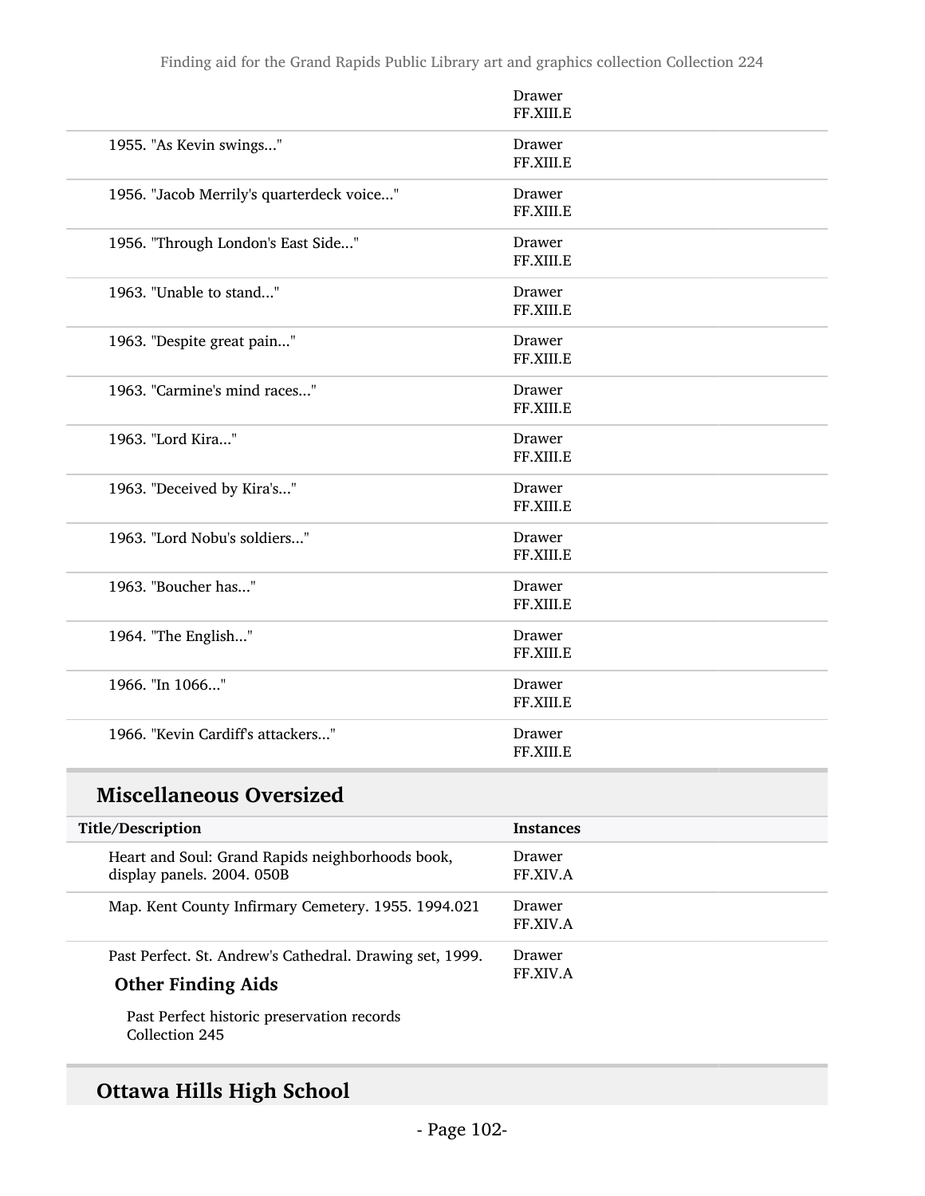| | |
|---|---|
| | Drawer FF.XIII.E |
| 1955. "As Kevin swings..." | Drawer FF.XIII.E |
| 1956. "Jacob Merrily's quarterdeck voice..." | Drawer FF.XIII.E |
| 1956. "Through London's East Side..." | Drawer FF.XIII.E |
| 1963. "Unable to stand..." | Drawer FF.XIII.E |
| 1963. "Despite great pain..." | Drawer FF.XIII.E |
| 1963. "Carmine's mind races..." | Drawer FF.XIII.E |
| 1963. "Lord Kira..." | Drawer FF.XIII.E |
| 1963. "Deceived by Kira's..." | Drawer FF.XIII.E |
| 1963. "Lord Nobu's soldiers..." | Drawer FF.XIII.E |
| 1963. "Boucher has..." | Drawer FF.XIII.E |
| 1964. "The English..." | Drawer FF.XIII.E |
| 1966. "In 1066..." | Drawer FF.XIII.E |
| 1966. "Kevin Cardiff's attackers..." | Drawer FF.XIII.E |

## Miscellaneous Oversized

| Title/Description | Instances |
|---|---|
| Heart and Soul: Grand Rapids neighborhoods book, display panels. 2004. 050B | Drawer FF.XIV.A |
| Map. Kent County Infirmary Cemetery. 1955. 1994.021 | Drawer FF.XIV.A |
| Past Perfect. St. Andrew's Cathedral. Drawing set, 1999. | Drawer FF.XIV.A |

### Other Finding Aids

Past Perfect historic preservation records Collection 245

## Ottawa Hills High School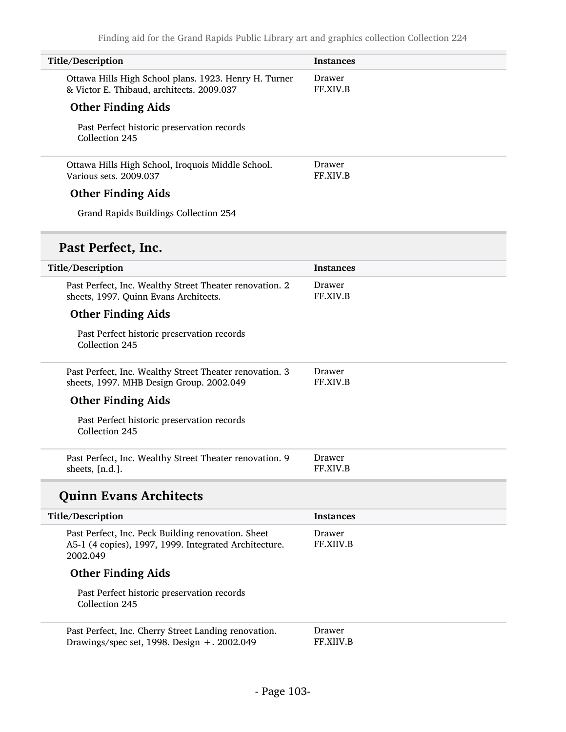| Title/Description | Instances |
|---|---|
| Ottawa Hills High School plans. 1923. Henry H. Turner & Victor E. Thibaud, architects. 2009.037 | Drawer FF.XIV.B |

**Other Finding Aids**

Past Perfect historic preservation records Collection 245

| Title/Description | Instances |
|---|---|
| Ottawa Hills High School, Iroquois Middle School. Various sets. 2009.037 | Drawer FF.XIV.B |

**Other Finding Aids**

Grand Rapids Buildings Collection 254

## Past Perfect, Inc.

| Title/Description | Instances |
|---|---|
| Past Perfect, Inc. Wealthy Street Theater renovation. 2 sheets, 1997. Quinn Evans Architects. | Drawer FF.XIV.B |

**Other Finding Aids**

Past Perfect historic preservation records Collection 245

| Title/Description | Instances |
|---|---|
| Past Perfect, Inc. Wealthy Street Theater renovation. 3 sheets, 1997. MHB Design Group. 2002.049 | Drawer FF.XIV.B |

**Other Finding Aids**

Past Perfect historic preservation records Collection 245

| Title/Description | Instances |
|---|---|
| Past Perfect, Inc. Wealthy Street Theater renovation. 9 sheets, [n.d.]. | Drawer FF.XIV.B |

## Quinn Evans Architects

| Title/Description | Instances |
|---|---|
| Past Perfect, Inc. Peck Building renovation. Sheet A5-1 (4 copies), 1997, 1999. Integrated Architecture. 2002.049 | Drawer FF.XIIV.B |

**Other Finding Aids**

Past Perfect historic preservation records Collection 245

| Title/Description | Instances |
|---|---|
| Past Perfect, Inc. Cherry Street Landing renovation. Drawings/spec set, 1998. Design +. 2002.049 | Drawer FF.XIIV.B |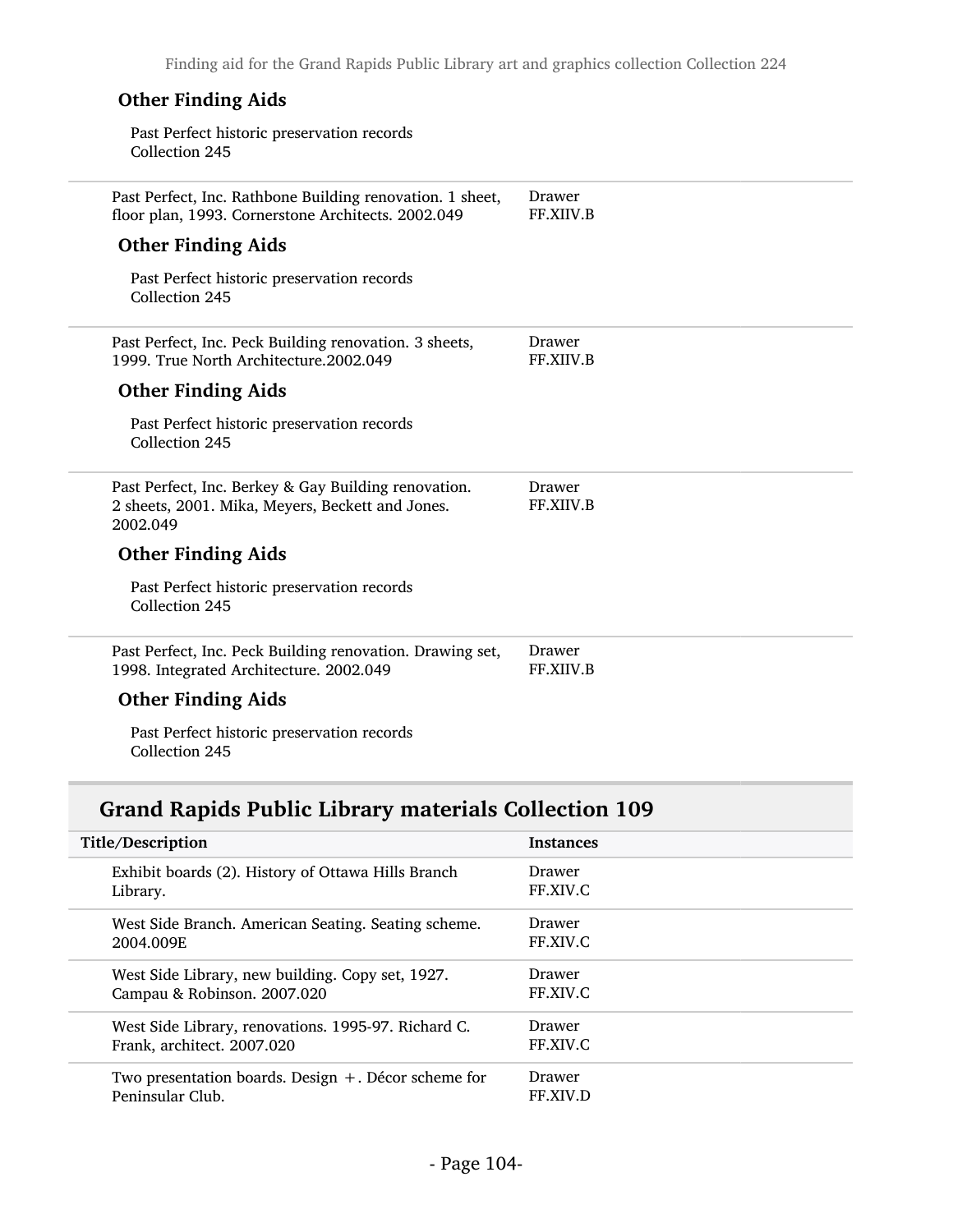#### Other Finding Aids

Past Perfect historic preservation records
Collection 245

| | |
|---|---|
| Past Perfect, Inc. Rathbone Building renovation. 1 sheet, floor plan, 1993. Cornerstone Architects. 2002.049 | Drawer FF.XIIV.B |

#### Other Finding Aids

Past Perfect historic preservation records
Collection 245

| | |
|---|---|
| Past Perfect, Inc. Peck Building renovation. 3 sheets, 1999. True North Architecture.2002.049 | Drawer FF.XIIV.B |

#### Other Finding Aids

Past Perfect historic preservation records
Collection 245

| | |
|---|---|
| Past Perfect, Inc. Berkey & Gay Building renovation. 2 sheets, 2001. Mika, Meyers, Beckett and Jones. 2002.049 | Drawer FF.XIIV.B |

#### Other Finding Aids

Past Perfect historic preservation records
Collection 245

| | |
|---|---|
| Past Perfect, Inc. Peck Building renovation. Drawing set, 1998. Integrated Architecture. 2002.049 | Drawer FF.XIIV.B |

#### Other Finding Aids

Past Perfect historic preservation records
Collection 245

## Grand Rapids Public Library materials Collection 109

| Title/Description | Instances |
|---|---|
| Exhibit boards (2). History of Ottawa Hills Branch Library. | Drawer FF.XIV.C |
| West Side Branch. American Seating. Seating scheme. 2004.009E | Drawer FF.XIV.C |
| West Side Library, new building. Copy set, 1927. Campau & Robinson. 2007.020 | Drawer FF.XIV.C |
| West Side Library, renovations. 1995-97. Richard C. Frank, architect. 2007.020 | Drawer FF.XIV.C |
| Two presentation boards. Design +. Décor scheme for Peninsular Club. | Drawer FF.XIV.D |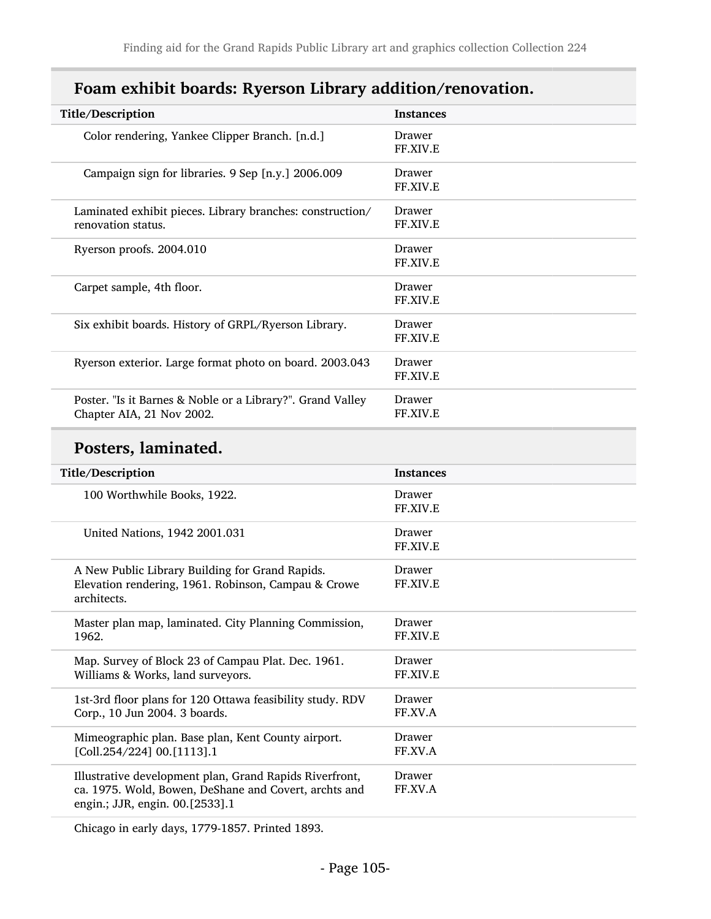## Foam exhibit boards: Ryerson Library addition/renovation.

| Title/Description | Instances |
|---|---|
| Color rendering, Yankee Clipper Branch. [n.d.] | Drawer FF.XIV.E |
| Campaign sign for libraries. 9 Sep [n.y.] 2006.009 | Drawer FF.XIV.E |
| Laminated exhibit pieces. Library branches: construction/renovation status. | Drawer FF.XIV.E |
| Ryerson proofs. 2004.010 | Drawer FF.XIV.E |
| Carpet sample, 4th floor. | Drawer FF.XIV.E |
| Six exhibit boards. History of GRPL/Ryerson Library. | Drawer FF.XIV.E |
| Ryerson exterior. Large format photo on board. 2003.043 | Drawer FF.XIV.E |
| Poster. "Is it Barnes & Noble or a Library?". Grand Valley Chapter AIA, 21 Nov 2002. | Drawer FF.XIV.E |

## Posters, laminated.

| Title/Description | Instances |
|---|---|
| 100 Worthwhile Books, 1922. | Drawer FF.XIV.E |
| United Nations, 1942 2001.031 | Drawer FF.XIV.E |
| A New Public Library Building for Grand Rapids. Elevation rendering, 1961. Robinson, Campau & Crowe architects. | Drawer FF.XIV.E |
| Master plan map, laminated. City Planning Commission, 1962. | Drawer FF.XIV.E |
| Map. Survey of Block 23 of Campau Plat. Dec. 1961. Williams & Works, land surveyors. | Drawer FF.XIV.E |
| 1st-3rd floor plans for 120 Ottawa feasibility study. RDV Corp., 10 Jun 2004. 3 boards. | Drawer FF.XV.A |
| Mimeographic plan. Base plan, Kent County airport. [Coll.254/224] 00.[1113].1 | Drawer FF.XV.A |
| Illustrative development plan, Grand Rapids Riverfront, ca. 1975. Wold, Bowen, DeShane and Covert, archts and engin.; JJR, engin. 00.[2533].1 | Drawer FF.XV.A |

Chicago in early days, 1779-1857. Printed 1893.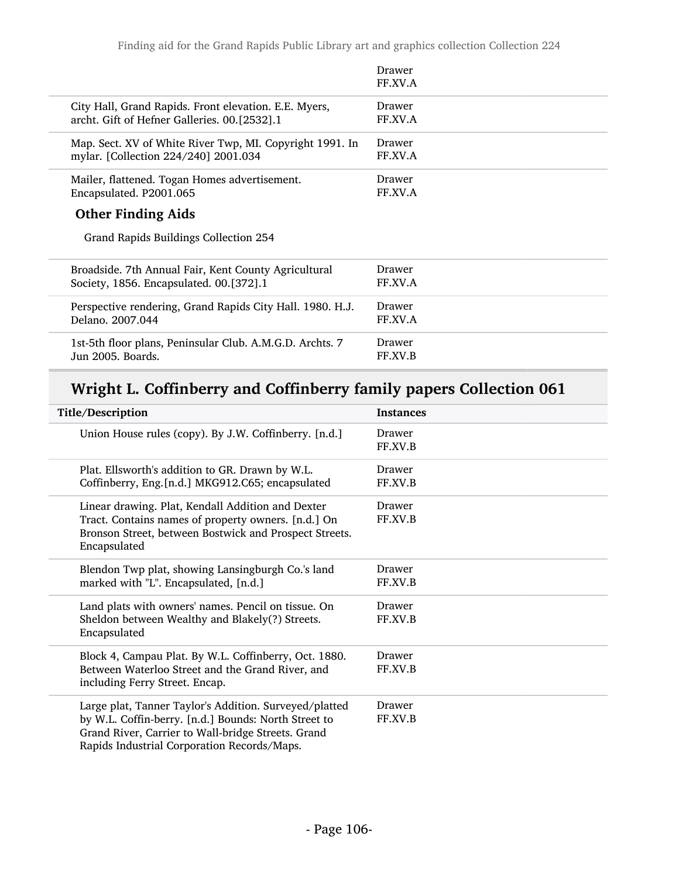| | Drawer FF.XV.A |
|---|---|
| City Hall, Grand Rapids. Front elevation. E.E. Myers, archt. Gift of Hefner Galleries. 00.[2532].1 | Drawer FF.XV.A |
| Map. Sect. XV of White River Twp, MI. Copyright 1991. In mylar. [Collection 224/240] 2001.034 | Drawer FF.XV.A |
| Mailer, flattened. Togan Homes advertisement. Encapsulated. P2001.065 | Drawer FF.XV.A |

**Other Finding Aids**

Grand Rapids Buildings Collection 254

| | |
|---|---|
| Broadside. 7th Annual Fair, Kent County Agricultural Society, 1856. Encapsulated. 00.[372].1 | Drawer FF.XV.A |
| Perspective rendering, Grand Rapids City Hall. 1980. H.J. Delano. 2007.044 | Drawer FF.XV.A |
| 1st-5th floor plans, Peninsular Club. A.M.G.D. Archts. 7 Jun 2005. Boards. | Drawer FF.XV.B |

## Wright L. Coffinberry and Coffinberry family papers Collection 061

| Title/Description | Instances |
|---|---|
| Union House rules (copy). By J.W. Coffinberry. [n.d.] | Drawer FF.XV.B |
| Plat. Ellsworth's addition to GR. Drawn by W.L. Coffinberry, Eng.[n.d.] MKG912.C65; encapsulated | Drawer FF.XV.B |
| Linear drawing. Plat, Kendall Addition and Dexter Tract. Contains names of property owners. [n.d.] On Bronson Street, between Bostwick and Prospect Streets. Encapsulated | Drawer FF.XV.B |
| Blendon Twp plat, showing Lansingburgh Co.'s land marked with "L". Encapsulated, [n.d.] | Drawer FF.XV.B |
| Land plats with owners' names. Pencil on tissue. On Sheldon between Wealthy and Blakely(?) Streets. Encapsulated | Drawer FF.XV.B |
| Block 4, Campau Plat. By W.L. Coffinberry, Oct. 1880. Between Waterloo Street and the Grand River, and including Ferry Street. Encap. | Drawer FF.XV.B |
| Large plat, Tanner Taylor's Addition. Surveyed/platted by W.L. Coffin-berry. [n.d.] Bounds: North Street to Grand River, Carrier to Wall-bridge Streets. Grand Rapids Industrial Corporation Records/Maps. | Drawer FF.XV.B |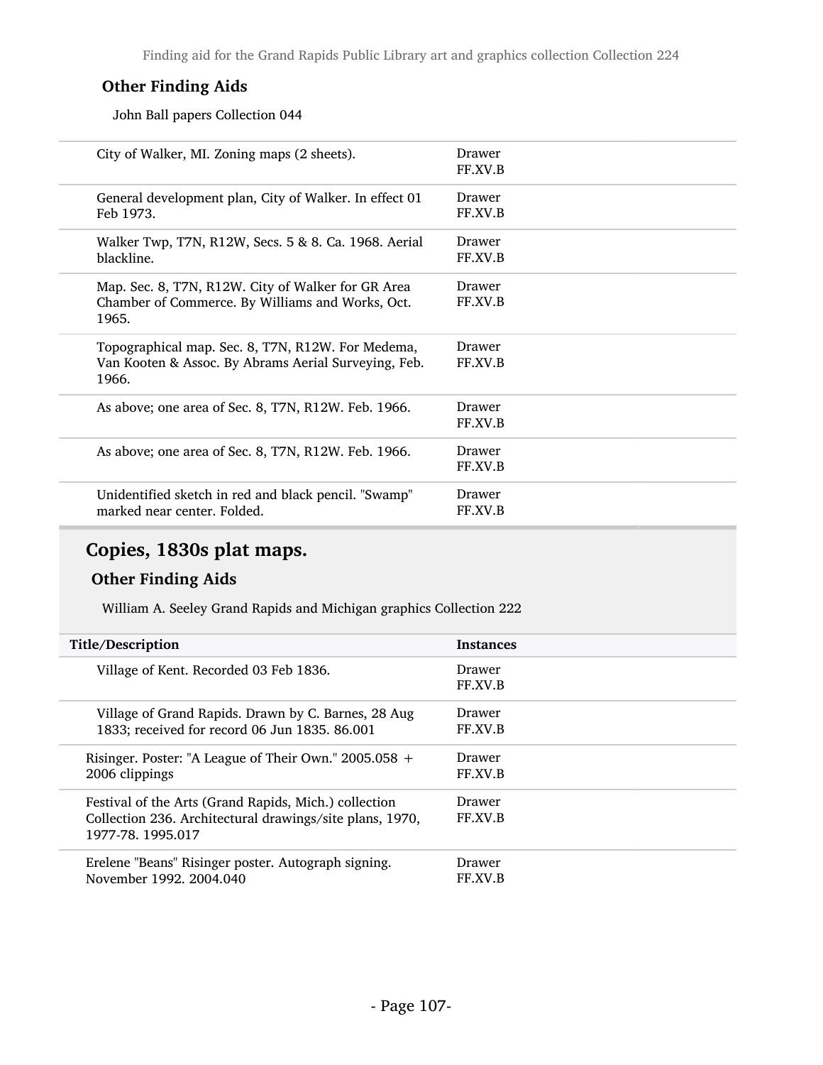### Other Finding Aids

John Ball papers Collection 044

| Title/Description | Instances |
|---|---|
| City of Walker, MI. Zoning maps (2 sheets). | Drawer FF.XV.B |
| General development plan, City of Walker. In effect 01 Feb 1973. | Drawer FF.XV.B |
| Walker Twp, T7N, R12W, Secs. 5 & 8. Ca. 1968. Aerial blackline. | Drawer FF.XV.B |
| Map. Sec. 8, T7N, R12W. City of Walker for GR Area Chamber of Commerce. By Williams and Works, Oct. 1965. | Drawer FF.XV.B |
| Topographical map. Sec. 8, T7N, R12W. For Medema, Van Kooten & Assoc. By Abrams Aerial Surveying, Feb. 1966. | Drawer FF.XV.B |
| As above; one area of Sec. 8, T7N, R12W. Feb. 1966. | Drawer FF.XV.B |
| As above; one area of Sec. 8, T7N, R12W. Feb. 1966. | Drawer FF.XV.B |
| Unidentified sketch in red and black pencil. "Swamp" marked near center. Folded. | Drawer FF.XV.B |

## Copies, 1830s plat maps.

### Other Finding Aids

William A. Seeley Grand Rapids and Michigan graphics Collection 222

| Title/Description | Instances |
|---|---|
| Village of Kent. Recorded 03 Feb 1836. | Drawer FF.XV.B |
| Village of Grand Rapids. Drawn by C. Barnes, 28 Aug 1833; received for record 06 Jun 1835. 86.001 | Drawer FF.XV.B |
| Risinger. Poster: "A League of Their Own." 2005.058 + 2006 clippings | Drawer FF.XV.B |
| Festival of the Arts (Grand Rapids, Mich.) collection Collection 236. Architectural drawings/site plans, 1970, 1977-78. 1995.017 | Drawer FF.XV.B |
| Erelene "Beans" Risinger poster. Autograph signing. November 1992. 2004.040 | Drawer FF.XV.B |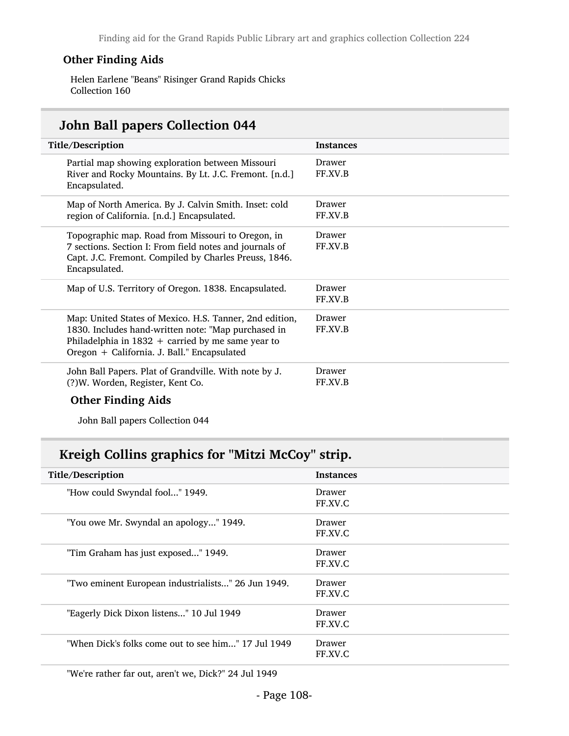#### Other Finding Aids

Helen Earlene "Beans" Risinger Grand Rapids Chicks Collection 160

## John Ball papers Collection 044

| Title/Description | Instances |
| --- | --- |
| Partial map showing exploration between Missouri River and Rocky Mountains. By Lt. J.C. Fremont. [n.d.] Encapsulated. | Drawer FF.XV.B |
| Map of North America. By J. Calvin Smith. Inset: cold region of California. [n.d.] Encapsulated. | Drawer FF.XV.B |
| Topographic map. Road from Missouri to Oregon, in 7 sections. Section I: From field notes and journals of Capt. J.C. Fremont. Compiled by Charles Preuss, 1846. Encapsulated. | Drawer FF.XV.B |
| Map of U.S. Territory of Oregon. 1838. Encapsulated. | Drawer FF.XV.B |
| Map: United States of Mexico. H.S. Tanner, 2nd edition, 1830. Includes hand-written note: "Map purchased in Philadelphia in 1832 + carried by me same year to Oregon + California. J. Ball." Encapsulated | Drawer FF.XV.B |
| John Ball Papers. Plat of Grandville. With note by J. (?)W. Worden, Register, Kent Co. | Drawer FF.XV.B |

#### Other Finding Aids

John Ball papers Collection 044

## Kreigh Collins graphics for "Mitzi McCoy" strip.

| Title/Description | Instances |
| --- | --- |
| "How could Swyndal fool..." 1949. | Drawer FF.XV.C |
| "You owe Mr. Swyndal an apology..." 1949. | Drawer FF.XV.C |
| "Tim Graham has just exposed..." 1949. | Drawer FF.XV.C |
| "Two eminent European industrialists..." 26 Jun 1949. | Drawer FF.XV.C |
| "Eagerly Dick Dixon listens..." 10 Jul 1949 | Drawer FF.XV.C |
| "When Dick's folks come out to see him..." 17 Jul 1949 | Drawer FF.XV.C |
| "We're rather far out, aren't we, Dick?" 24 Jul 1949 | |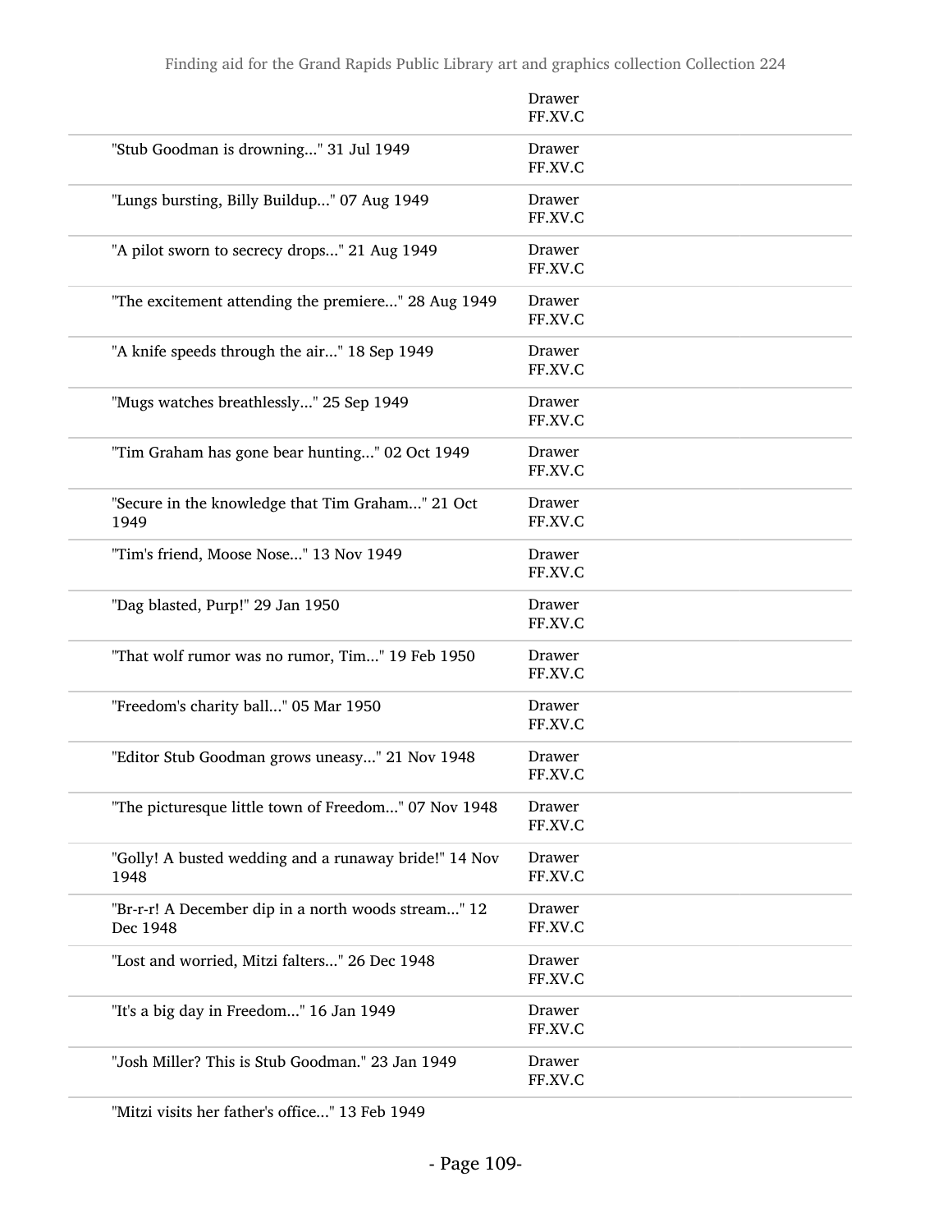| | |
|---|---|
| | Drawer FF.XV.C |
| "Stub Goodman is drowning..." 31 Jul 1949 | Drawer FF.XV.C |
| "Lungs bursting, Billy Buildup..." 07 Aug 1949 | Drawer FF.XV.C |
| "A pilot sworn to secrecy drops..." 21 Aug 1949 | Drawer FF.XV.C |
| "The excitement attending the premiere..." 28 Aug 1949 | Drawer FF.XV.C |
| "A knife speeds through the air..." 18 Sep 1949 | Drawer FF.XV.C |
| "Mugs watches breathlessly..." 25 Sep 1949 | Drawer FF.XV.C |
| "Tim Graham has gone bear hunting..." 02 Oct 1949 | Drawer FF.XV.C |
| "Secure in the knowledge that Tim Graham..." 21 Oct 1949 | Drawer FF.XV.C |
| "Tim's friend, Moose Nose..." 13 Nov 1949 | Drawer FF.XV.C |
| "Dag blasted, Purp!" 29 Jan 1950 | Drawer FF.XV.C |
| "That wolf rumor was no rumor, Tim..." 19 Feb 1950 | Drawer FF.XV.C |
| "Freedom's charity ball..." 05 Mar 1950 | Drawer FF.XV.C |
| "Editor Stub Goodman grows uneasy..." 21 Nov 1948 | Drawer FF.XV.C |
| "The picturesque little town of Freedom..." 07 Nov 1948 | Drawer FF.XV.C |
| "Golly! A busted wedding and a runaway bride!" 14 Nov 1948 | Drawer FF.XV.C |
| "Br-r-r! A December dip in a north woods stream..." 12 Dec 1948 | Drawer FF.XV.C |
| "Lost and worried, Mitzi falters..." 26 Dec 1948 | Drawer FF.XV.C |
| "It's a big day in Freedom..." 16 Jan 1949 | Drawer FF.XV.C |
| "Josh Miller? This is Stub Goodman." 23 Jan 1949 | Drawer FF.XV.C |
| "Mitzi visits her father's office..." 13 Feb 1949 | |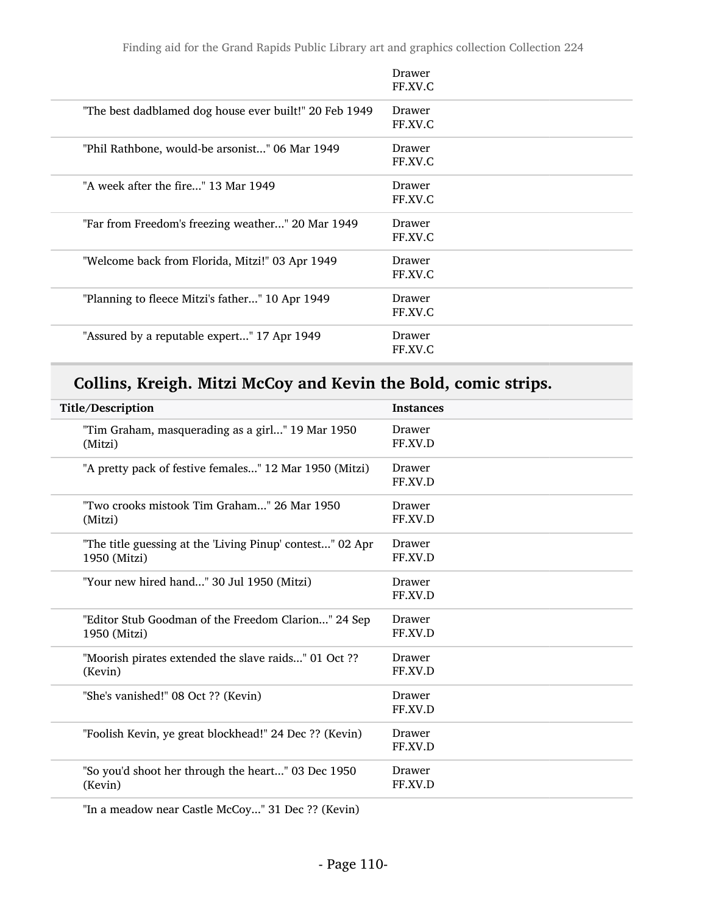| | |
|---|---|
| | Drawer FF.XV.C |
| "The best dadblamed dog house ever built!" 20 Feb 1949 | Drawer FF.XV.C |
| "Phil Rathbone, would-be arsonist..." 06 Mar 1949 | Drawer FF.XV.C |
| "A week after the fire..." 13 Mar 1949 | Drawer FF.XV.C |
| "Far from Freedom's freezing weather..." 20 Mar 1949 | Drawer FF.XV.C |
| "Welcome back from Florida, Mitzi!" 03 Apr 1949 | Drawer FF.XV.C |
| "Planning to fleece Mitzi's father..." 10 Apr 1949 | Drawer FF.XV.C |
| "Assured by a reputable expert..." 17 Apr 1949 | Drawer FF.XV.C |

## Collins, Kreigh. Mitzi McCoy and Kevin the Bold, comic strips.

| Title/Description | Instances |
|---|---|
| "Tim Graham, masquerading as a girl..." 19 Mar 1950 (Mitzi) | Drawer FF.XV.D |
| "A pretty pack of festive females..." 12 Mar 1950 (Mitzi) | Drawer FF.XV.D |
| "Two crooks mistook Tim Graham..." 26 Mar 1950 (Mitzi) | Drawer FF.XV.D |
| "The title guessing at the 'Living Pinup' contest..." 02 Apr 1950 (Mitzi) | Drawer FF.XV.D |
| "Your new hired hand..." 30 Jul 1950 (Mitzi) | Drawer FF.XV.D |
| "Editor Stub Goodman of the Freedom Clarion..." 24 Sep 1950 (Mitzi) | Drawer FF.XV.D |
| "Moorish pirates extended the slave raids..." 01 Oct ?? (Kevin) | Drawer FF.XV.D |
| "She's vanished!" 08 Oct ?? (Kevin) | Drawer FF.XV.D |
| "Foolish Kevin, ye great blockhead!" 24 Dec ?? (Kevin) | Drawer FF.XV.D |
| "So you'd shoot her through the heart..." 03 Dec 1950 (Kevin) | Drawer FF.XV.D |
| "In a meadow near Castle McCoy..." 31 Dec ?? (Kevin) | |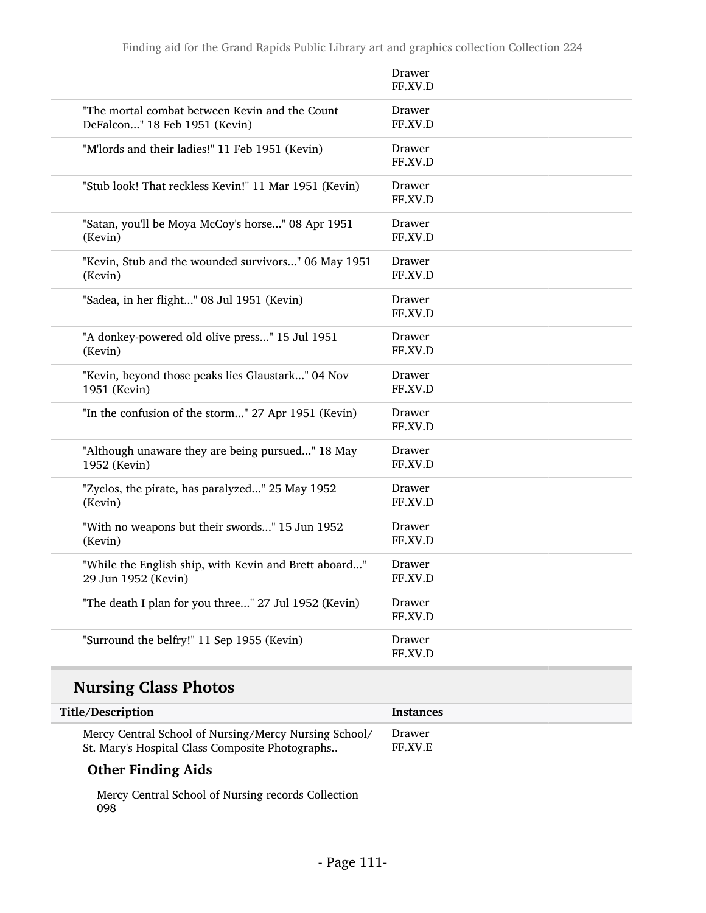| | |
|---|---|
| | Drawer FF.XV.D |
| "The mortal combat between Kevin and the Count DeFalcon..." 18 Feb 1951 (Kevin) | Drawer FF.XV.D |
| "M'lords and their ladies!" 11 Feb 1951 (Kevin) | Drawer FF.XV.D |
| "Stub look! That reckless Kevin!" 11 Mar 1951 (Kevin) | Drawer FF.XV.D |
| "Satan, you'll be Moya McCoy's horse..." 08 Apr 1951 (Kevin) | Drawer FF.XV.D |
| "Kevin, Stub and the wounded survivors..." 06 May 1951 (Kevin) | Drawer FF.XV.D |
| "Sadea, in her flight..." 08 Jul 1951 (Kevin) | Drawer FF.XV.D |
| "A donkey-powered old olive press..." 15 Jul 1951 (Kevin) | Drawer FF.XV.D |
| "Kevin, beyond those peaks lies Glaustark..." 04 Nov 1951 (Kevin) | Drawer FF.XV.D |
| "In the confusion of the storm..." 27 Apr 1951 (Kevin) | Drawer FF.XV.D |
| "Although unaware they are being pursued..." 18 May 1952 (Kevin) | Drawer FF.XV.D |
| "Zyclos, the pirate, has paralyzed..." 25 May 1952 (Kevin) | Drawer FF.XV.D |
| "With no weapons but their swords..." 15 Jun 1952 (Kevin) | Drawer FF.XV.D |
| "While the English ship, with Kevin and Brett aboard..." 29 Jun 1952 (Kevin) | Drawer FF.XV.D |
| "The death I plan for you three..." 27 Jul 1952 (Kevin) | Drawer FF.XV.D |
| "Surround the belfry!" 11 Sep 1955 (Kevin) | Drawer FF.XV.D |

## Nursing Class Photos

| Title/Description | Instances |
|---|---|
| Mercy Central School of Nursing/Mercy Nursing School/ St. Mary's Hospital Class Composite Photographs.. | Drawer FF.XV.E |

### Other Finding Aids

Mercy Central School of Nursing records Collection 098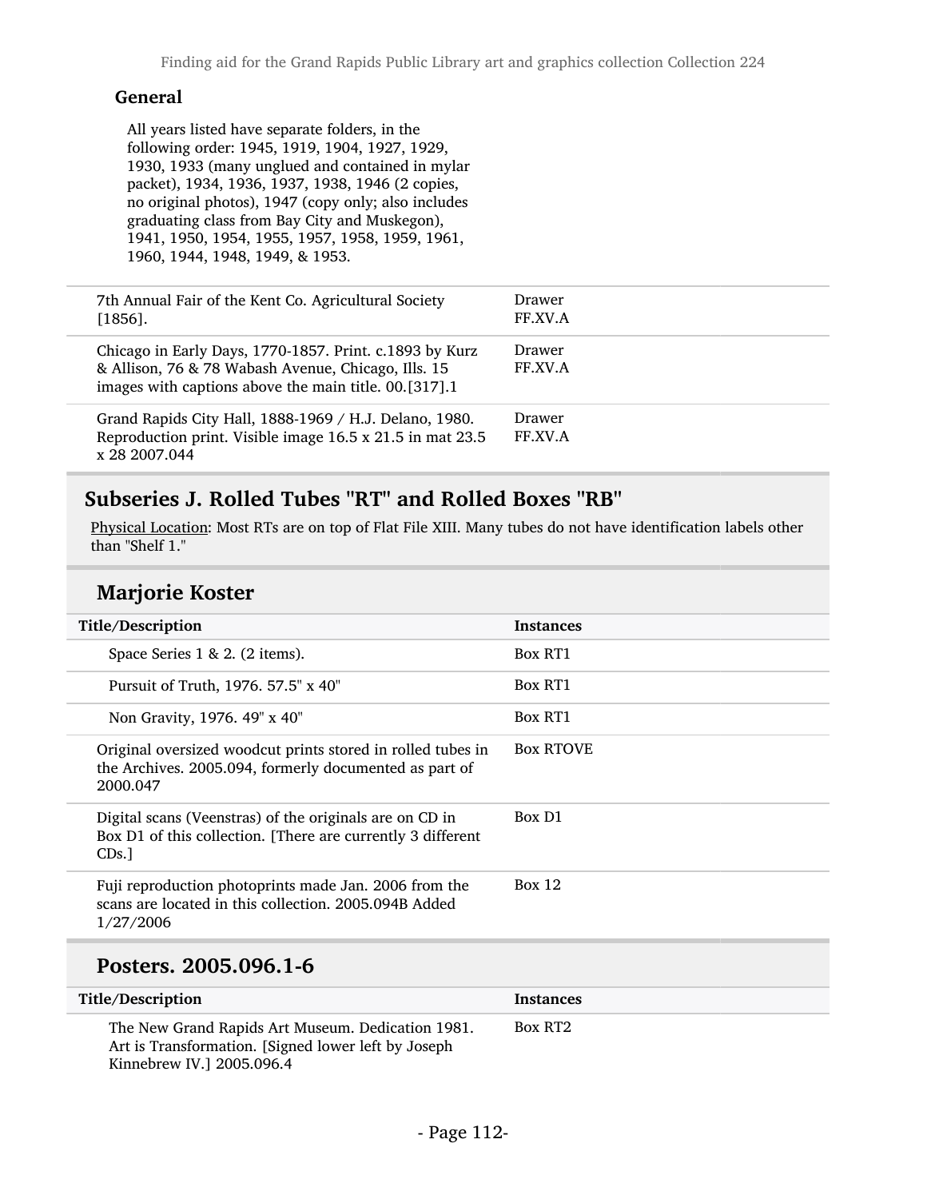#### General

All years listed have separate folders, in the following order: 1945, 1919, 1904, 1927, 1929, 1930, 1933 (many unglued and contained in mylar packet), 1934, 1936, 1937, 1938, 1946 (2 copies, no original photos), 1947 (copy only; also includes graduating class from Bay City and Muskegon), 1941, 1950, 1954, 1955, 1957, 1958, 1959, 1961, 1960, 1944, 1948, 1949, & 1953.

| | |
|---|---|
| 7th Annual Fair of the Kent Co. Agricultural Society [1856]. | Drawer FF.XV.A |
| Chicago in Early Days, 1770-1857. Print. c.1893 by Kurz & Allison, 76 & 78 Wabash Avenue, Chicago, Ills. 15 images with captions above the main title. 00.[317].1 | Drawer FF.XV.A |
| Grand Rapids City Hall, 1888-1969 / H.J. Delano, 1980. Reproduction print. Visible image 16.5 x 21.5 in mat 23.5 x 28 2007.044 | Drawer FF.XV.A |

## Subseries J. Rolled Tubes "RT" and Rolled Boxes "RB"

Physical Location: Most RTs are on top of Flat File XIII. Many tubes do not have identification labels other than "Shelf 1."

### Marjorie Koster

| Title/Description | Instances |
|---|---|
| Space Series 1 & 2. (2 items). | Box RT1 |
| Pursuit of Truth, 1976. 57.5" x 40" | Box RT1 |
| Non Gravity, 1976. 49" x 40" | Box RT1 |
| Original oversized woodcut prints stored in rolled tubes in the Archives. 2005.094, formerly documented as part of 2000.047 | Box RTOVE |
| Digital scans (Veenstras) of the originals are on CD in Box D1 of this collection. [There are currently 3 different CDs.] | Box D1 |
| Fuji reproduction photoprints made Jan. 2006 from the scans are located in this collection. 2005.094B Added 1/27/2006 | Box 12 |

### Posters. 2005.096.1-6

| Title/Description | Instances |
|---|---|
| The New Grand Rapids Art Museum. Dedication 1981. Art is Transformation. [Signed lower left by Joseph Kinnebrew IV.] 2005.096.4 | Box RT2 |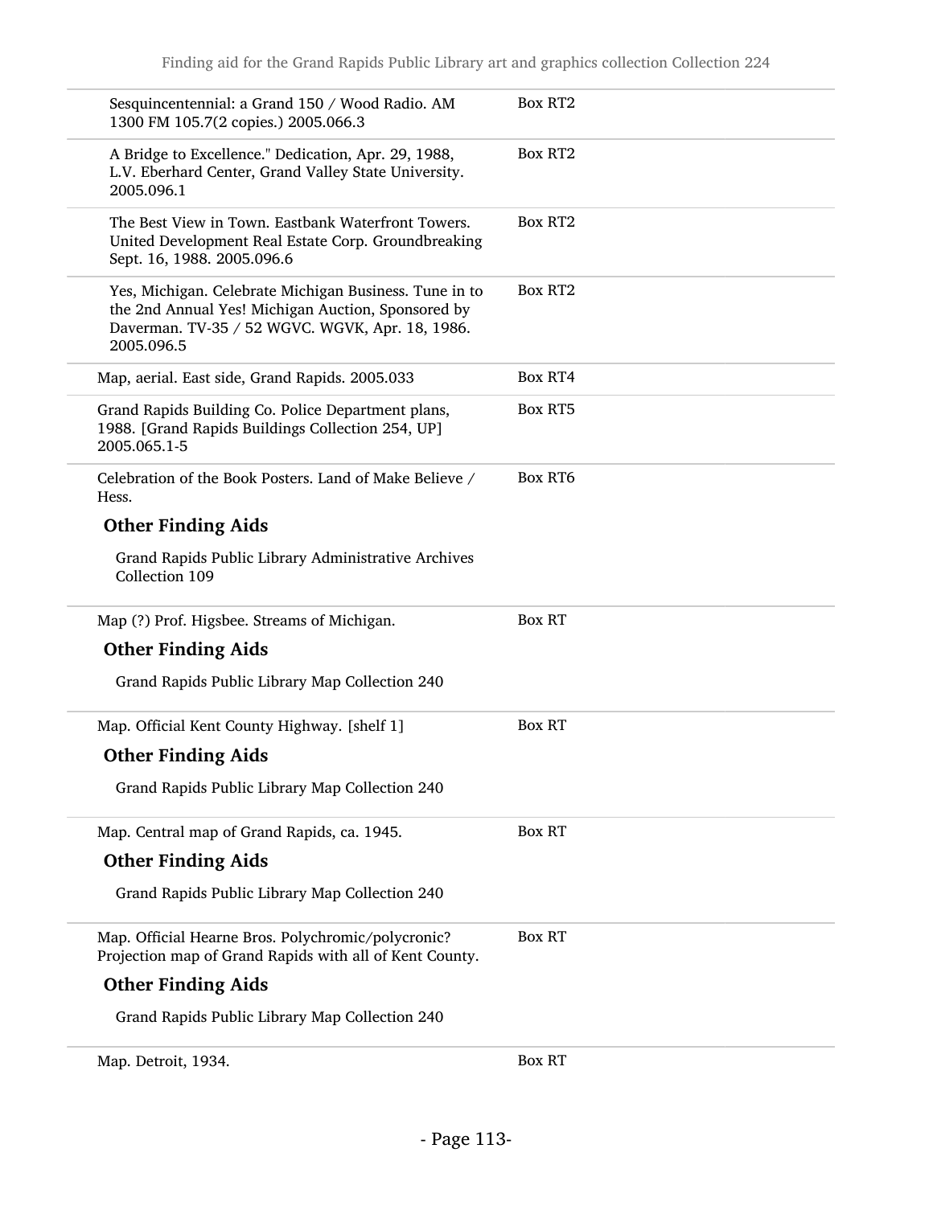| | |
|---|---|
| Sesquincentennial: a Grand 150 / Wood Radio. AM 1300 FM 105.7(2 copies.) 2005.066.3 | Box RT2 |
| A Bridge to Excellence." Dedication, Apr. 29, 1988, L.V. Eberhard Center, Grand Valley State University. 2005.096.1 | Box RT2 |
| The Best View in Town. Eastbank Waterfront Towers. United Development Real Estate Corp. Groundbreaking Sept. 16, 1988. 2005.096.6 | Box RT2 |
| Yes, Michigan. Celebrate Michigan Business. Tune in to the 2nd Annual Yes! Michigan Auction, Sponsored by Daverman. TV-35 / 52 WGVC. WGVK, Apr. 18, 1986. 2005.096.5 | Box RT2 |
| Map, aerial. East side, Grand Rapids. 2005.033 | Box RT4 |
| Grand Rapids Building Co. Police Department plans, 1988. [Grand Rapids Buildings Collection 254, UP] 2005.065.1-5 | Box RT5 |

Celebration of the Book Posters. Land of Make Believe / Hess. — Box RT6

**Other Finding Aids**

Grand Rapids Public Library Administrative Archives Collection 109

Map (?) Prof. Higsbee. Streams of Michigan. — Box RT

**Other Finding Aids**

Grand Rapids Public Library Map Collection 240

Map. Official Kent County Highway. [shelf 1] — Box RT

**Other Finding Aids**

Grand Rapids Public Library Map Collection 240

Map. Central map of Grand Rapids, ca. 1945. — Box RT

**Other Finding Aids**

Grand Rapids Public Library Map Collection 240

Map. Official Hearne Bros. Polychromic/polycronic? Projection map of Grand Rapids with all of Kent County. — Box RT

**Other Finding Aids**

Grand Rapids Public Library Map Collection 240

Map. Detroit, 1934. — Box RT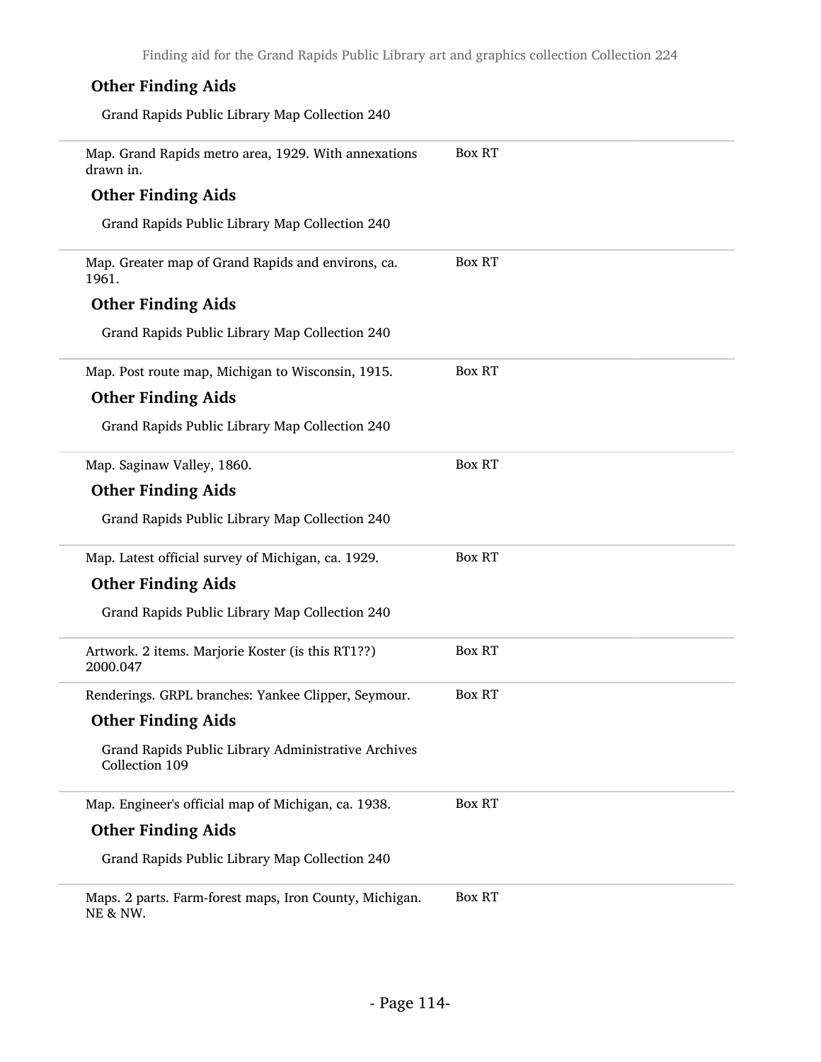### Other Finding Aids

Grand Rapids Public Library Map Collection 240

---

Map. Grand Rapids metro area, 1929. With annexations drawn in. — Box RT

### Other Finding Aids

Grand Rapids Public Library Map Collection 240

---

Map. Greater map of Grand Rapids and environs, ca. 1961. — Box RT

### Other Finding Aids

Grand Rapids Public Library Map Collection 240

---

Map. Post route map, Michigan to Wisconsin, 1915. — Box RT

### Other Finding Aids

Grand Rapids Public Library Map Collection 240

---

Map. Saginaw Valley, 1860. — Box RT

### Other Finding Aids

Grand Rapids Public Library Map Collection 240

---

Map. Latest official survey of Michigan, ca. 1929. — Box RT

### Other Finding Aids

Grand Rapids Public Library Map Collection 240

---

Artwork. 2 items. Marjorie Koster (is this RT1??) 2000.047 — Box RT

---

Renderings. GRPL branches: Yankee Clipper, Seymour. — Box RT

### Other Finding Aids

Grand Rapids Public Library Administrative Archives Collection 109

---

Map. Engineer's official map of Michigan, ca. 1938. — Box RT

### Other Finding Aids

Grand Rapids Public Library Map Collection 240

---

Maps. 2 parts. Farm-forest maps, Iron County, Michigan. NE & NW. — Box RT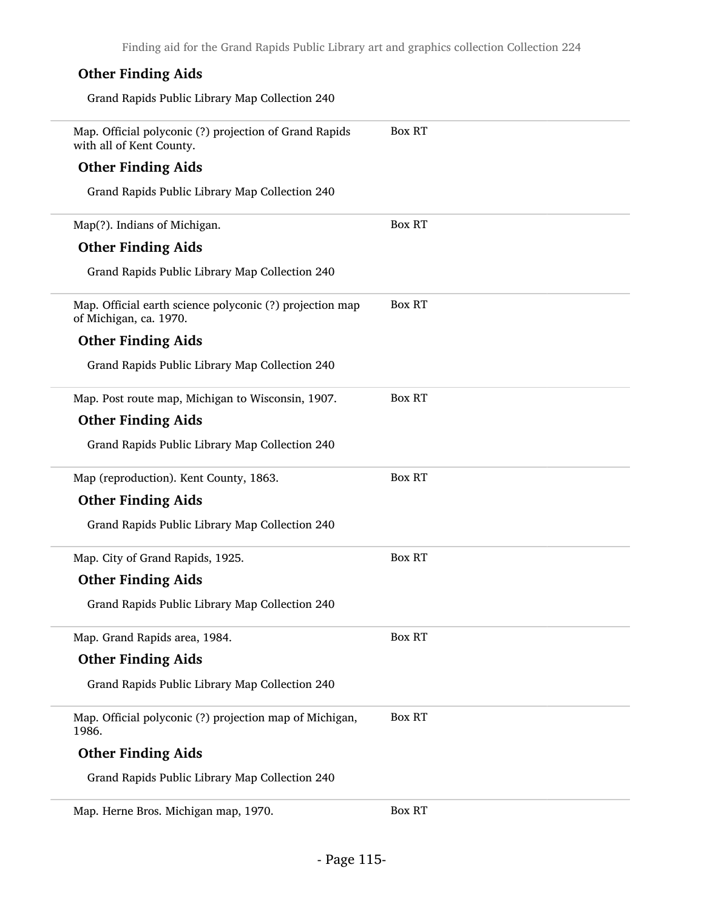### Other Finding Aids

Grand Rapids Public Library Map Collection 240

---

Map. Official polyconic (?) projection of Grand Rapids with all of Kent County. Box RT

### Other Finding Aids

Grand Rapids Public Library Map Collection 240

---

Map(?). Indians of Michigan. Box RT

### Other Finding Aids

Grand Rapids Public Library Map Collection 240

---

Map. Official earth science polyconic (?) projection map of Michigan, ca. 1970. Box RT

### Other Finding Aids

Grand Rapids Public Library Map Collection 240

---

Map. Post route map, Michigan to Wisconsin, 1907. Box RT

### Other Finding Aids

Grand Rapids Public Library Map Collection 240

---

Map (reproduction). Kent County, 1863. Box RT

### Other Finding Aids

Grand Rapids Public Library Map Collection 240

---

Map. City of Grand Rapids, 1925. Box RT

### Other Finding Aids

Grand Rapids Public Library Map Collection 240

---

Map. Grand Rapids area, 1984. Box RT

### Other Finding Aids

Grand Rapids Public Library Map Collection 240

---

Map. Official polyconic (?) projection map of Michigan, 1986. Box RT

### Other Finding Aids

Grand Rapids Public Library Map Collection 240

---

Map. Herne Bros. Michigan map, 1970. Box RT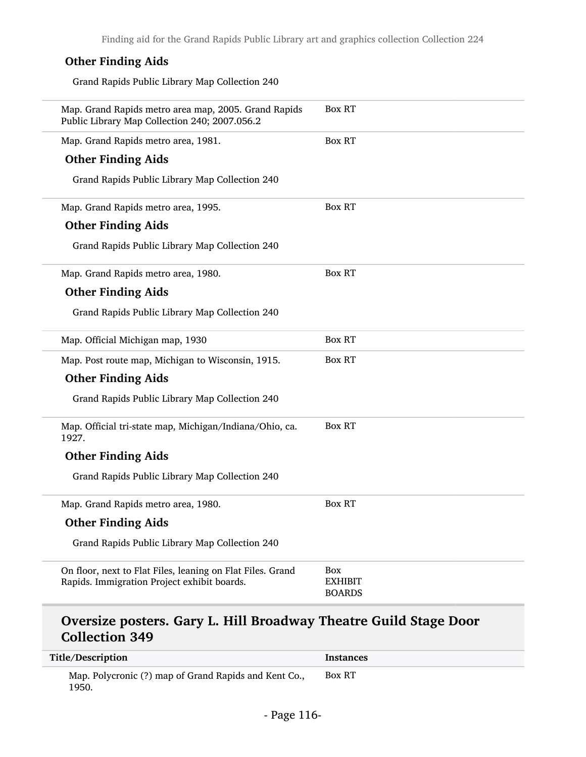**Other Finding Aids**

Grand Rapids Public Library Map Collection 240

| | |
|---|---|
| Map. Grand Rapids metro area map, 2005. Grand Rapids Public Library Map Collection 240; 2007.056.2 | Box RT |

| | |
|---|---|
| Map. Grand Rapids metro area, 1981. | Box RT |

**Other Finding Aids**

Grand Rapids Public Library Map Collection 240

| | |
|---|---|
| Map. Grand Rapids metro area, 1995. | Box RT |

**Other Finding Aids**

Grand Rapids Public Library Map Collection 240

| | |
|---|---|
| Map. Grand Rapids metro area, 1980. | Box RT |

**Other Finding Aids**

Grand Rapids Public Library Map Collection 240

| | |
|---|---|
| Map. Official Michigan map, 1930 | Box RT |

| | |
|---|---|
| Map. Post route map, Michigan to Wisconsin, 1915. | Box RT |

**Other Finding Aids**

Grand Rapids Public Library Map Collection 240

| | |
|---|---|
| Map. Official tri-state map, Michigan/Indiana/Ohio, ca. 1927. | Box RT |

**Other Finding Aids**

Grand Rapids Public Library Map Collection 240

| | |
|---|---|
| Map. Grand Rapids metro area, 1980. | Box RT |

**Other Finding Aids**

Grand Rapids Public Library Map Collection 240

| | |
|---|---|
| On floor, next to Flat Files, leaning on Flat Files. Grand Rapids. Immigration Project exhibit boards. | Box EXHIBIT BOARDS |

## Oversize posters. Gary L. Hill Broadway Theatre Guild Stage Door Collection 349

| Title/Description | Instances |
|---|---|
| Map. Polycronic (?) map of Grand Rapids and Kent Co., 1950. | Box RT |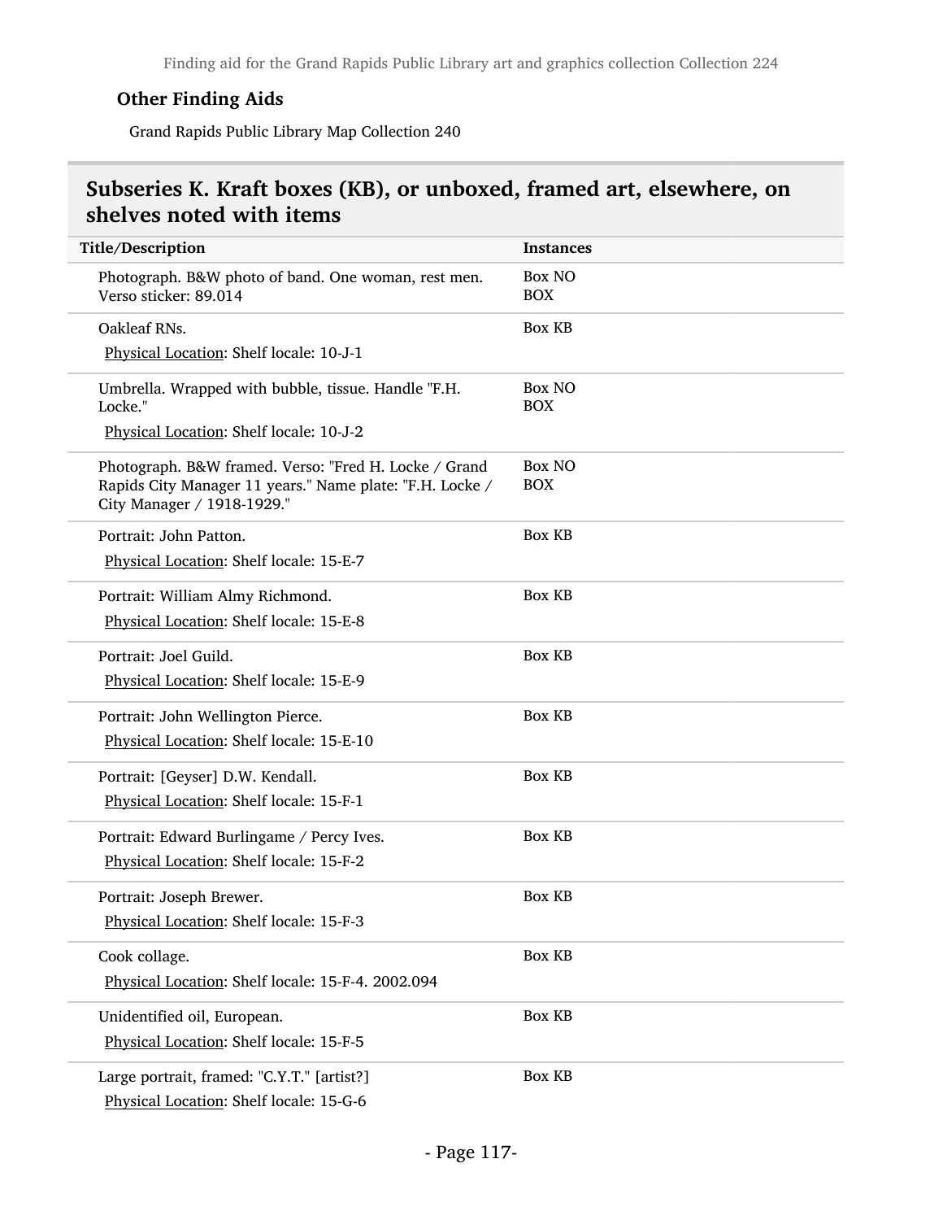### Other Finding Aids

Grand Rapids Public Library Map Collection 240

## Subseries K. Kraft boxes (KB), or unboxed, framed art, elsewhere, on shelves noted with items

| Title/Description | Instances |
|---|---|
| Photograph. B&W photo of band. One woman, rest men. Verso sticker: 89.014 | Box NO BOX |
| Oakleaf RNs.<br>Physical Location: Shelf locale: 10-J-1 | Box KB |
| Umbrella. Wrapped with bubble, tissue. Handle "F.H. Locke."<br>Physical Location: Shelf locale: 10-J-2 | Box NO BOX |
| Photograph. B&W framed. Verso: "Fred H. Locke / Grand Rapids City Manager 11 years." Name plate: "F.H. Locke / City Manager / 1918-1929." | Box NO BOX |
| Portrait: John Patton.<br>Physical Location: Shelf locale: 15-E-7 | Box KB |
| Portrait: William Almy Richmond.<br>Physical Location: Shelf locale: 15-E-8 | Box KB |
| Portrait: Joel Guild.<br>Physical Location: Shelf locale: 15-E-9 | Box KB |
| Portrait: John Wellington Pierce.<br>Physical Location: Shelf locale: 15-E-10 | Box KB |
| Portrait: [Geyser] D.W. Kendall.<br>Physical Location: Shelf locale: 15-F-1 | Box KB |
| Portrait: Edward Burlingame / Percy Ives.<br>Physical Location: Shelf locale: 15-F-2 | Box KB |
| Portrait: Joseph Brewer.<br>Physical Location: Shelf locale: 15-F-3 | Box KB |
| Cook collage.<br>Physical Location: Shelf locale: 15-F-4. 2002.094 | Box KB |
| Unidentified oil, European.<br>Physical Location: Shelf locale: 15-F-5 | Box KB |
| Large portrait, framed: "C.Y.T." [artist?]<br>Physical Location: Shelf locale: 15-G-6 | Box KB |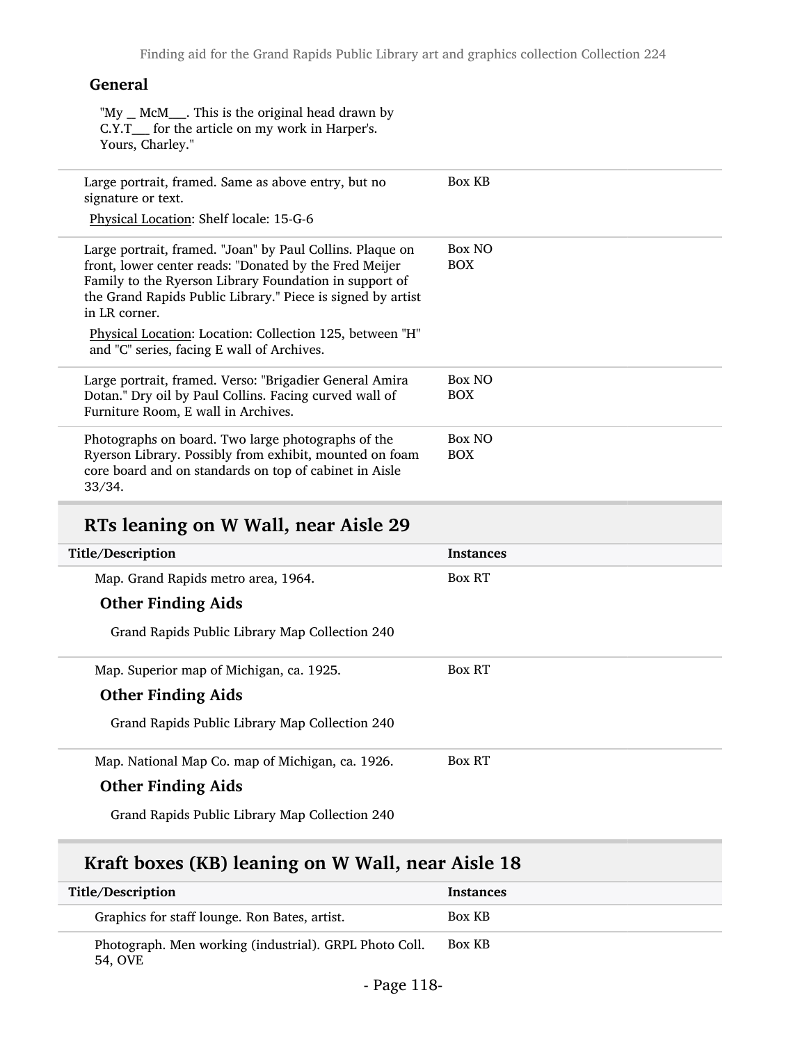**General**

"My _ McM___. This is the original head drawn by C.Y.T___ for the article on my work in Harper's. Yours, Charley."

| Title/Description | Instances |
|---|---|
| Large portrait, framed. Same as above entry, but no signature or text.<br>Physical Location: Shelf locale: 15-G-6 | Box KB |
| Large portrait, framed. "Joan" by Paul Collins. Plaque on front, lower center reads: "Donated by the Fred Meijer Family to the Ryerson Library Foundation in support of the Grand Rapids Public Library." Piece is signed by artist in LR corner.<br>Physical Location: Location: Collection 125, between "H" and "C" series, facing E wall of Archives. | Box NO BOX |
| Large portrait, framed. Verso: "Brigadier General Amira Dotan." Dry oil by Paul Collins. Facing curved wall of Furniture Room, E wall in Archives. | Box NO BOX |
| Photographs on board. Two large photographs of the Ryerson Library. Possibly from exhibit, mounted on foam core board and on standards on top of cabinet in Aisle 33/34. | Box NO BOX |

## RTs leaning on W Wall, near Aisle 29

| Title/Description | Instances |
|---|---|
| Map. Grand Rapids metro area, 1964.<br>**Other Finding Aids**<br>Grand Rapids Public Library Map Collection 240 | Box RT |
| Map. Superior map of Michigan, ca. 1925.<br>**Other Finding Aids**<br>Grand Rapids Public Library Map Collection 240 | Box RT |
| Map. National Map Co. map of Michigan, ca. 1926.<br>**Other Finding Aids**<br>Grand Rapids Public Library Map Collection 240 | Box RT |

## Kraft boxes (KB) leaning on W Wall, near Aisle 18

| Title/Description | Instances |
|---|---|
| Graphics for staff lounge. Ron Bates, artist. | Box KB |
| Photograph. Men working (industrial). GRPL Photo Coll. 54, OVE | Box KB |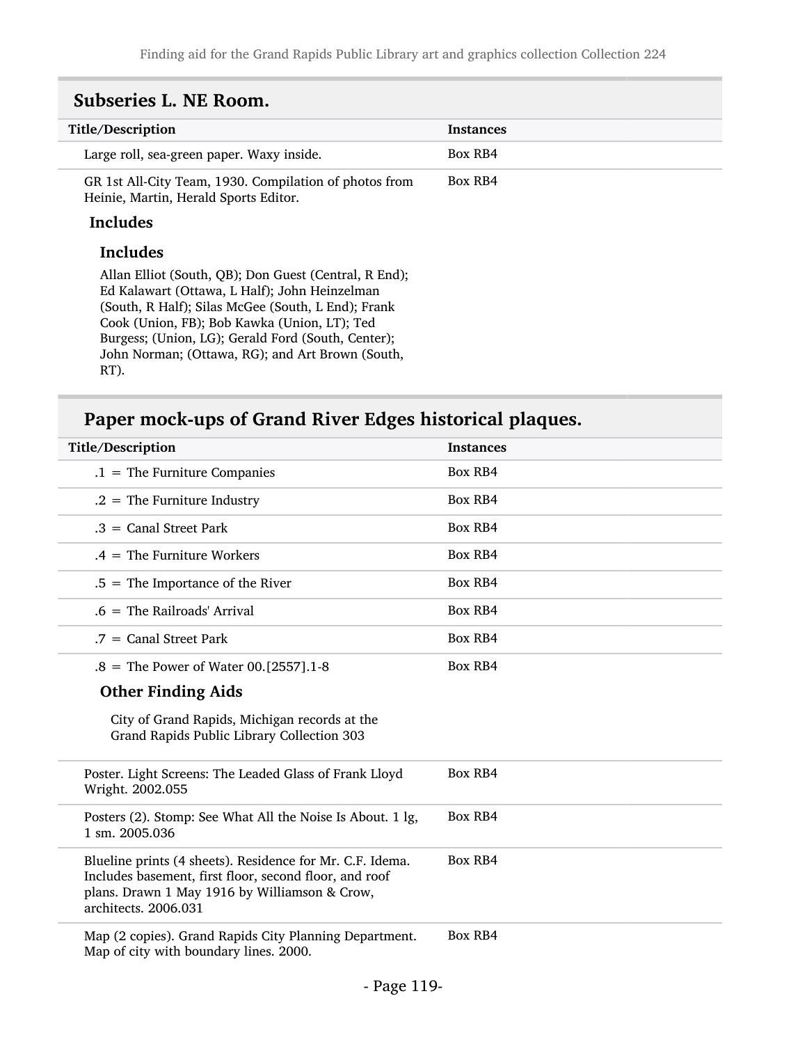## Subseries L. NE Room.

| Title/Description | Instances |
|---|---|
| Large roll, sea-green paper. Waxy inside. | Box RB4 |
| GR 1st All-City Team, 1930. Compilation of photos from Heinie, Martin, Herald Sports Editor. | Box RB4 |

#### Includes

#### Includes

Allan Elliot (South, QB); Don Guest (Central, R End); Ed Kalawart (Ottawa, L Half); John Heinzelman (South, R Half); Silas McGee (South, L End); Frank Cook (Union, FB); Bob Kawka (Union, LT); Ted Burgess; (Union, LG); Gerald Ford (South, Center); John Norman; (Ottawa, RG); and Art Brown (South, RT).

## Paper mock-ups of Grand River Edges historical plaques.

| Title/Description | Instances |
|---|---|
| .1 = The Furniture Companies | Box RB4 |
| .2 = The Furniture Industry | Box RB4 |
| .3 = Canal Street Park | Box RB4 |
| .4 = The Furniture Workers | Box RB4 |
| .5 = The Importance of the River | Box RB4 |
| .6 = The Railroads' Arrival | Box RB4 |
| .7 = Canal Street Park | Box RB4 |
| .8 = The Power of Water 00.[2557].1-8 | Box RB4 |

#### Other Finding Aids

City of Grand Rapids, Michigan records at the Grand Rapids Public Library Collection 303

| Title/Description | Instances |
|---|---|
| Poster. Light Screens: The Leaded Glass of Frank Lloyd Wright. 2002.055 | Box RB4 |
| Posters (2). Stomp: See What All the Noise Is About. 1 lg, 1 sm. 2005.036 | Box RB4 |
| Blueline prints (4 sheets). Residence for Mr. C.F. Idema. Includes basement, first floor, second floor, and roof plans. Drawn 1 May 1916 by Williamson & Crow, architects. 2006.031 | Box RB4 |
| Map (2 copies). Grand Rapids City Planning Department. Map of city with boundary lines. 2000. | Box RB4 |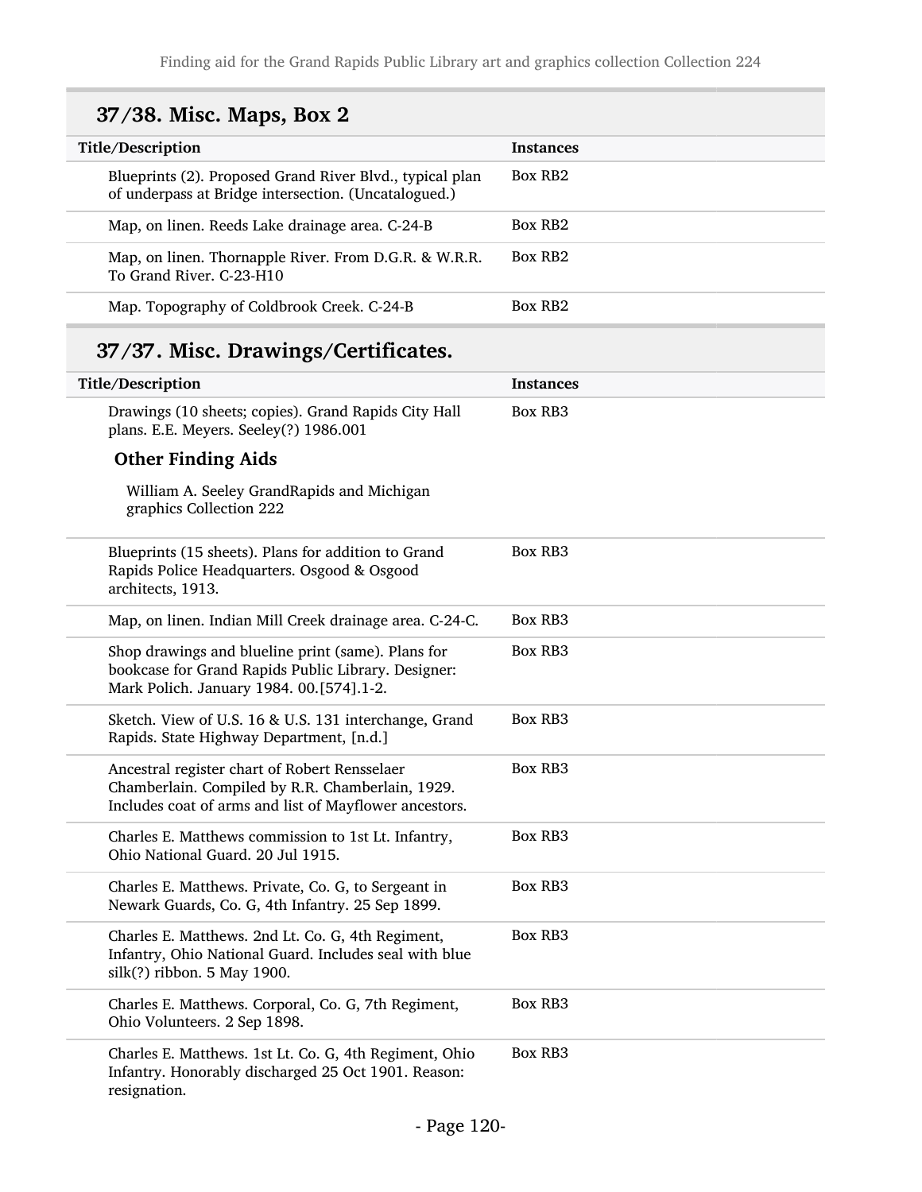## 37/38. Misc. Maps, Box 2

| Title/Description | Instances |
| --- | --- |
| Blueprints (2). Proposed Grand River Blvd., typical plan of underpass at Bridge intersection. (Uncatalogued.) | Box RB2 |
| Map, on linen. Reeds Lake drainage area. C-24-B | Box RB2 |
| Map, on linen. Thornapple River. From D.G.R. & W.R.R. To Grand River. C-23-H10 | Box RB2 |
| Map. Topography of Coldbrook Creek. C-24-B | Box RB2 |

## 37/37. Misc. Drawings/Certificates.

| Title/Description | Instances |
| --- | --- |
| Drawings (10 sheets; copies). Grand Rapids City Hall plans. E.E. Meyers. Seeley(?) 1986.001 | Box RB3 |

**Other Finding Aids**

William A. Seeley GrandRapids and Michigan graphics Collection 222

| Title/Description | Instances |
| --- | --- |
| Blueprints (15 sheets). Plans for addition to Grand Rapids Police Headquarters. Osgood & Osgood architects, 1913. | Box RB3 |
| Map, on linen. Indian Mill Creek drainage area. C-24-C. | Box RB3 |
| Shop drawings and blueline print (same). Plans for bookcase for Grand Rapids Public Library. Designer: Mark Polich. January 1984. 00.[574].1-2. | Box RB3 |
| Sketch. View of U.S. 16 & U.S. 131 interchange, Grand Rapids. State Highway Department, [n.d.] | Box RB3 |
| Ancestral register chart of Robert Rensselaer Chamberlain. Compiled by R.R. Chamberlain, 1929. Includes coat of arms and list of Mayflower ancestors. | Box RB3 |
| Charles E. Matthews commission to 1st Lt. Infantry, Ohio National Guard. 20 Jul 1915. | Box RB3 |
| Charles E. Matthews. Private, Co. G, to Sergeant in Newark Guards, Co. G, 4th Infantry. 25 Sep 1899. | Box RB3 |
| Charles E. Matthews. 2nd Lt. Co. G, 4th Regiment, Infantry, Ohio National Guard. Includes seal with blue silk(?) ribbon. 5 May 1900. | Box RB3 |
| Charles E. Matthews. Corporal, Co. G, 7th Regiment, Ohio Volunteers. 2 Sep 1898. | Box RB3 |
| Charles E. Matthews. 1st Lt. Co. G, 4th Regiment, Ohio Infantry. Honorably discharged 25 Oct 1901. Reason: resignation. | Box RB3 |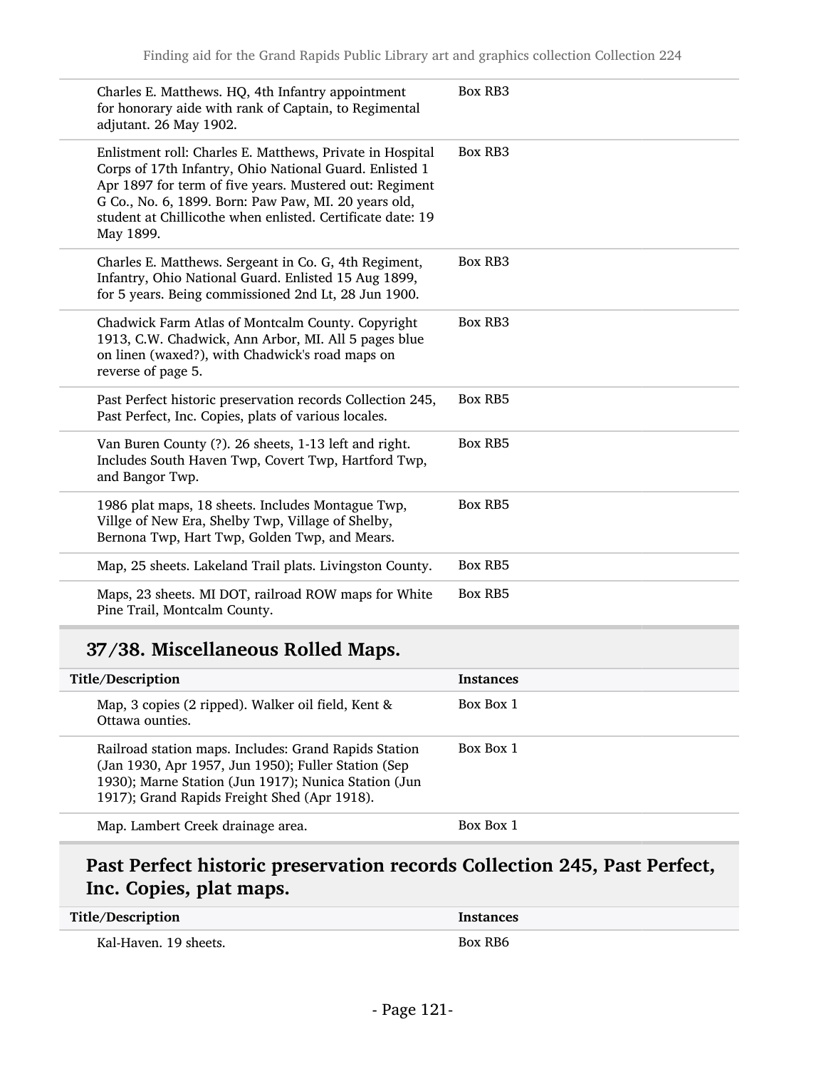| | |
|---|---|
| Charles E. Matthews. HQ, 4th Infantry appointment for honorary aide with rank of Captain, to Regimental adjutant. 26 May 1902. | Box RB3 |
| Enlistment roll: Charles E. Matthews, Private in Hospital Corps of 17th Infantry, Ohio National Guard. Enlisted 1 Apr 1897 for term of five years. Mustered out: Regiment G Co., No. 6, 1899. Born: Paw Paw, MI. 20 years old, student at Chillicothe when enlisted. Certificate date: 19 May 1899. | Box RB3 |
| Charles E. Matthews. Sergeant in Co. G, 4th Regiment, Infantry, Ohio National Guard. Enlisted 15 Aug 1899, for 5 years. Being commissioned 2nd Lt, 28 Jun 1900. | Box RB3 |
| Chadwick Farm Atlas of Montcalm County. Copyright 1913, C.W. Chadwick, Ann Arbor, MI. All 5 pages blue on linen (waxed?), with Chadwick's road maps on reverse of page 5. | Box RB3 |
| Past Perfect historic preservation records Collection 245, Past Perfect, Inc. Copies, plats of various locales. | Box RB5 |
| Van Buren County (?). 26 sheets, 1-13 left and right. Includes South Haven Twp, Covert Twp, Hartford Twp, and Bangor Twp. | Box RB5 |
| 1986 plat maps, 18 sheets. Includes Montague Twp, Villge of New Era, Shelby Twp, Village of Shelby, Bernona Twp, Hart Twp, Golden Twp, and Mears. | Box RB5 |
| Map, 25 sheets. Lakeland Trail plats. Livingston County. | Box RB5 |
| Maps, 23 sheets. MI DOT, railroad ROW maps for White Pine Trail, Montcalm County. | Box RB5 |

## 37/38. Miscellaneous Rolled Maps.

| Title/Description | Instances |
|---|---|
| Map, 3 copies (2 ripped). Walker oil field, Kent & Ottawa ounties. | Box Box 1 |
| Railroad station maps. Includes: Grand Rapids Station (Jan 1930, Apr 1957, Jun 1950); Fuller Station (Sep 1930); Marne Station (Jun 1917); Nunica Station (Jun 1917); Grand Rapids Freight Shed (Apr 1918). | Box Box 1 |
| Map. Lambert Creek drainage area. | Box Box 1 |

## Past Perfect historic preservation records Collection 245, Past Perfect, Inc. Copies, plat maps.

| Title/Description | Instances |
|---|---|
| Kal-Haven. 19 sheets. | Box RB6 |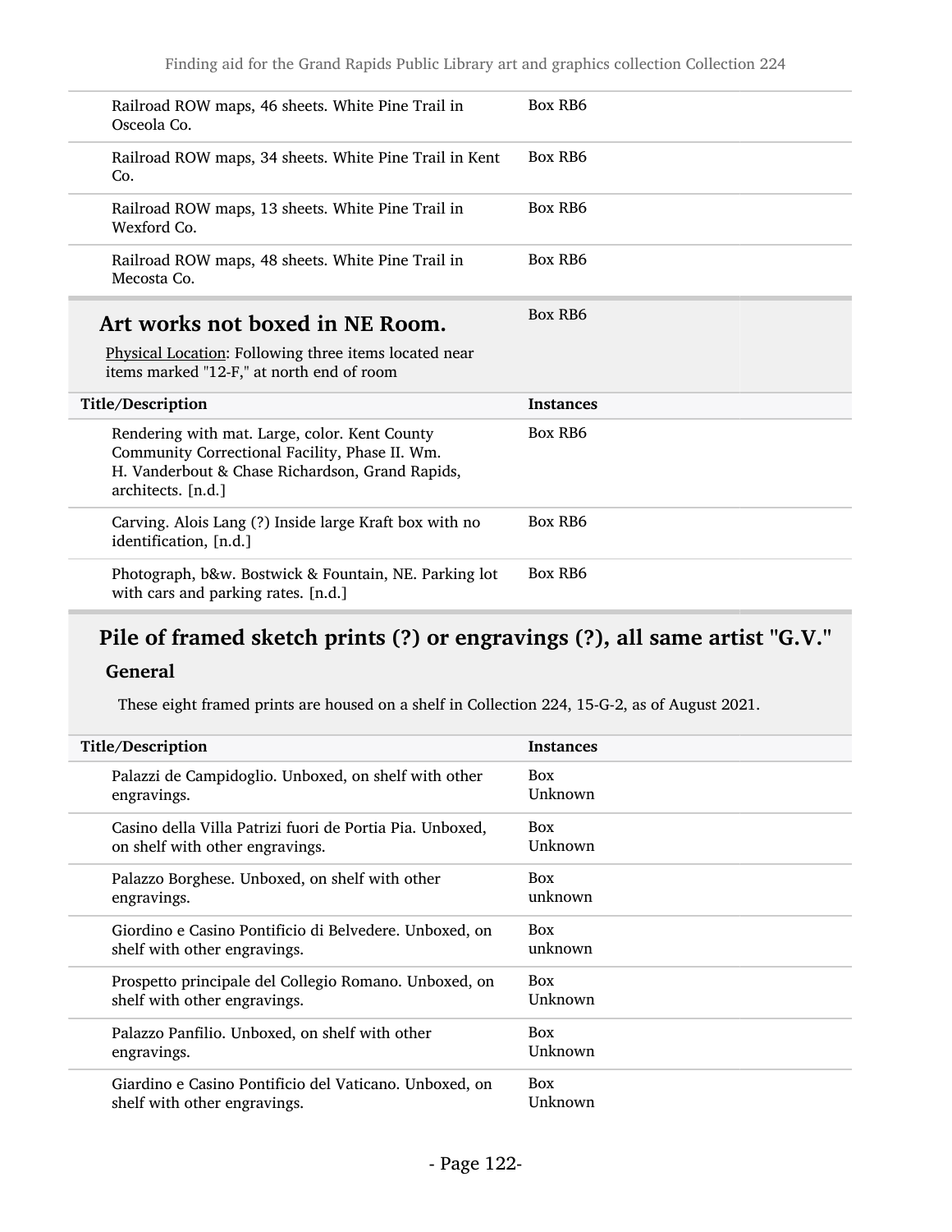| Title/Description | Instances |
| --- | --- |
| Railroad ROW maps, 46 sheets. White Pine Trail in Osceola Co. | Box RB6 |
| Railroad ROW maps, 34 sheets. White Pine Trail in Kent Co. | Box RB6 |
| Railroad ROW maps, 13 sheets. White Pine Trail in Wexford Co. | Box RB6 |
| Railroad ROW maps, 48 sheets. White Pine Trail in Mecosta Co. | Box RB6 |

## Art works not boxed in NE Room.

Box RB6

Physical Location: Following three items located near items marked "12-F," at north end of room

| Title/Description | Instances |
| --- | --- |
| Rendering with mat. Large, color. Kent County Community Correctional Facility, Phase II. Wm. H. Vanderbout & Chase Richardson, Grand Rapids, architects. [n.d.] | Box RB6 |
| Carving. Alois Lang (?) Inside large Kraft box with no identification, [n.d.] | Box RB6 |
| Photograph, b&w. Bostwick & Fountain, NE. Parking lot with cars and parking rates. [n.d.] | Box RB6 |

## Pile of framed sketch prints (?) or engravings (?), all same artist "G.V."

### General

These eight framed prints are housed on a shelf in Collection 224, 15-G-2, as of August 2021.

| Title/Description | Instances |
| --- | --- |
| Palazzi de Campidoglio. Unboxed, on shelf with other engravings. | Box Unknown |
| Casino della Villa Patrizi fuori de Portia Pia. Unboxed, on shelf with other engravings. | Box Unknown |
| Palazzo Borghese. Unboxed, on shelf with other engravings. | Box unknown |
| Giordino e Casino Pontificio di Belvedere. Unboxed, on shelf with other engravings. | Box unknown |
| Prospetto principale del Collegio Romano. Unboxed, on shelf with other engravings. | Box Unknown |
| Palazzo Panfilio. Unboxed, on shelf with other engravings. | Box Unknown |
| Giardino e Casino Pontificio del Vaticano. Unboxed, on shelf with other engravings. | Box Unknown |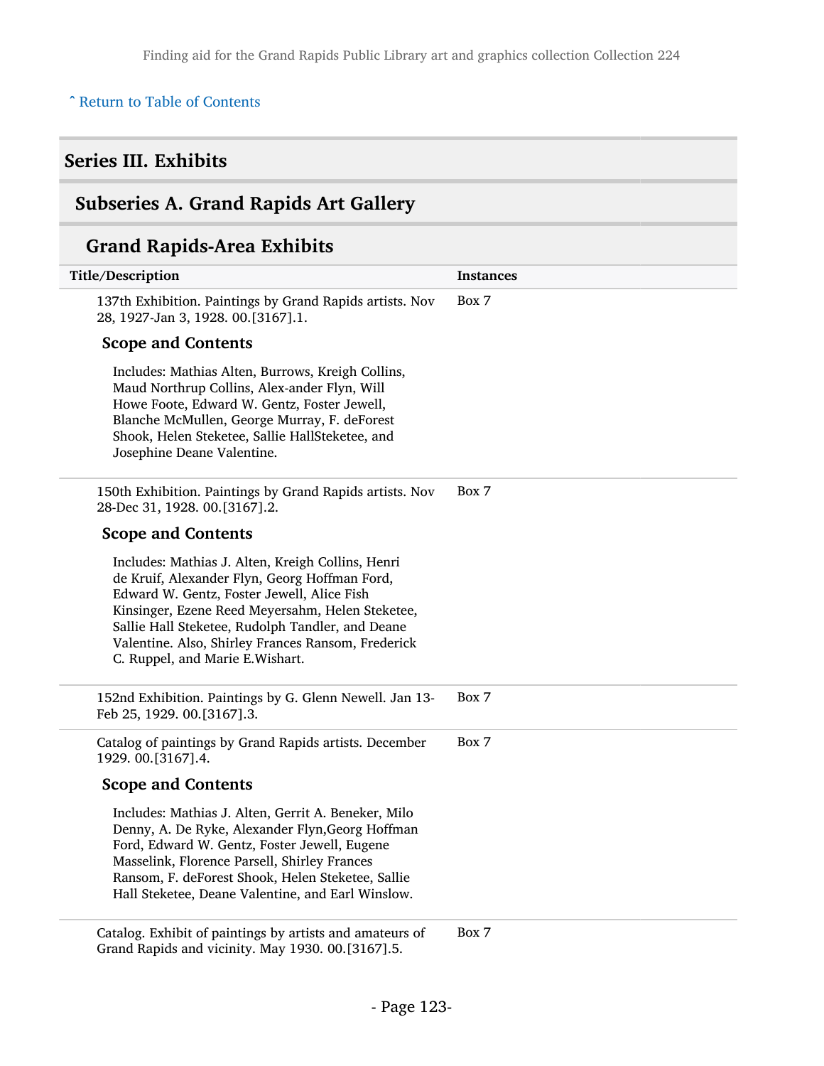[ˆ Return to Table of Contents](#)

## Series III. Exhibits

### Subseries A. Grand Rapids Art Gallery

#### Grand Rapids-Area Exhibits

| Title/Description | Instances |
| --- | --- |
| 137th Exhibition. Paintings by Grand Rapids artists. Nov 28, 1927-Jan 3, 1928. 00.[3167].1.<br><br>**Scope and Contents**<br><br>Includes: Mathias Alten, Burrows, Kreigh Collins, Maud Northrup Collins, Alex-ander Flyn, Will Howe Foote, Edward W. Gentz, Foster Jewell, Blanche McMullen, George Murray, F. deForest Shook, Helen Steketee, Sallie HallSteketee, and Josephine Deane Valentine. | Box 7 |
| 150th Exhibition. Paintings by Grand Rapids artists. Nov 28-Dec 31, 1928. 00.[3167].2.<br><br>**Scope and Contents**<br><br>Includes: Mathias J. Alten, Kreigh Collins, Henri de Kruif, Alexander Flyn, Georg Hoffman Ford, Edward W. Gentz, Foster Jewell, Alice Fish Kinsinger, Ezene Reed Meyersahm, Helen Steketee, Sallie Hall Steketee, Rudolph Tandler, and Deane Valentine. Also, Shirley Frances Ransom, Frederick C. Ruppel, and Marie E.Wishart. | Box 7 |
| 152nd Exhibition. Paintings by G. Glenn Newell. Jan 13-Feb 25, 1929. 00.[3167].3. | Box 7 |
| Catalog of paintings by Grand Rapids artists. December 1929. 00.[3167].4.<br><br>**Scope and Contents**<br><br>Includes: Mathias J. Alten, Gerrit A. Beneker, Milo Denny, A. De Ryke, Alexander Flyn,Georg Hoffman Ford, Edward W. Gentz, Foster Jewell, Eugene Masselink, Florence Parsell, Shirley Frances Ransom, F. deForest Shook, Helen Steketee, Sallie Hall Steketee, Deane Valentine, and Earl Winslow. | Box 7 |
| Catalog. Exhibit of paintings by artists and amateurs of Grand Rapids and vicinity. May 1930. 00.[3167].5. | Box 7 |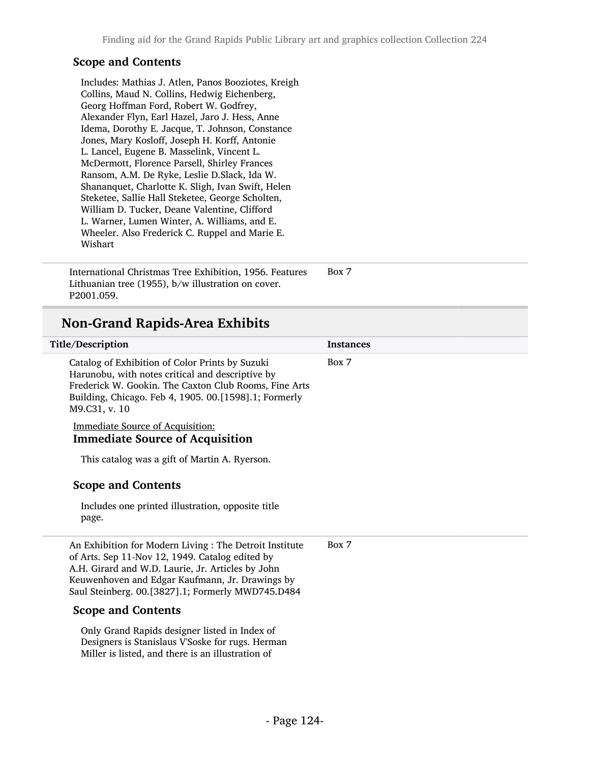### Scope and Contents

Includes: Mathias J. Atlen, Panos Booziotes, Kreigh Collins, Maud N. Collins, Hedwig Eichenberg, Georg Hoffman Ford, Robert W. Godfrey, Alexander Flyn, Earl Hazel, Jaro J. Hess, Anne Idema, Dorothy E. Jacque, T. Johnson, Constance Jones, Mary Kosloff, Joseph H. Korff, Antonie L. Lancel, Eugene B. Masselink, Vincent L. McDermott, Florence Parsell, Shirley Frances Ransom, A.M. De Ryke, Leslie D.Slack, Ida W. Shananquet, Charlotte K. Sligh, Ivan Swift, Helen Steketee, Sallie Hall Steketee, George Scholten, William D. Tucker, Deane Valentine, Clifford L. Warner, Lumen Winter, A. Williams, and E. Wheeler. Also Frederick C. Ruppel and Marie E. Wishart

| | |
|---|---|
| International Christmas Tree Exhibition, 1956. Features Lithuanian tree (1955), b/w illustration on cover. P2001.059. | Box 7 |

## Non-Grand Rapids-Area Exhibits

| Title/Description | Instances |
|---|---|
| Catalog of Exhibition of Color Prints by Suzuki Harunobu, with notes critical and descriptive by Frederick W. Gookin. The Caxton Club Rooms, Fine Arts Building, Chicago. Feb 4, 1905. 00.[1598].1; Formerly M9.C31, v. 10 | Box 7 |

Immediate Source of Acquisition:

### Immediate Source of Acquisition

This catalog was a gift of Martin A. Ryerson.

### Scope and Contents

Includes one printed illustration, opposite title page.

| | |
|---|---|
| An Exhibition for Modern Living : The Detroit Institute of Arts. Sep 11-Nov 12, 1949. Catalog edited by A.H. Girard and W.D. Laurie, Jr. Articles by John Keuwenhoven and Edgar Kaufmann, Jr. Drawings by Saul Steinberg. 00.[3827].1; Formerly MWD745.D484 | Box 7 |

### Scope and Contents

Only Grand Rapids designer listed in Index of Designers is Stanislaus V'Soske for rugs. Herman Miller is listed, and there is an illustration of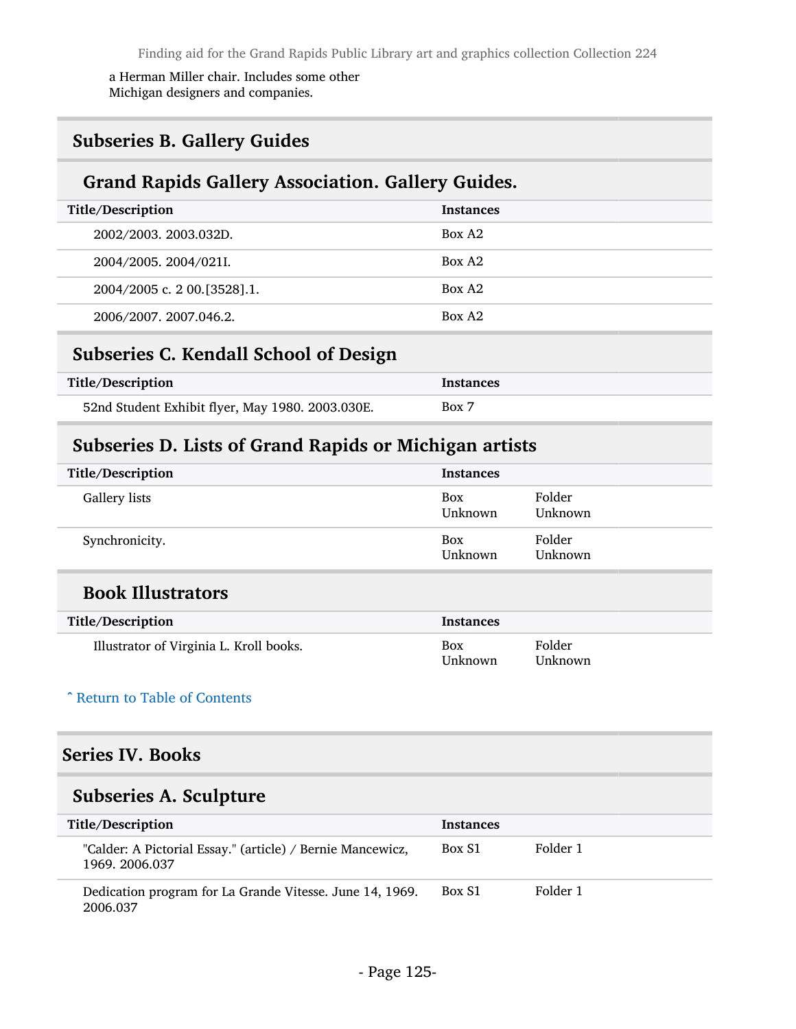a Herman Miller chair. Includes some other Michigan designers and companies.

## Subseries B. Gallery Guides

### Grand Rapids Gallery Association. Gallery Guides.

| Title/Description | Instances |
|---|---|
| 2002/2003. 2003.032D. | Box A2 |
| 2004/2005. 2004/021I. | Box A2 |
| 2004/2005 c. 2 00.[3528].1. | Box A2 |
| 2006/2007. 2007.046.2. | Box A2 |

## Subseries C. Kendall School of Design

| Title/Description | Instances |
|---|---|
| 52nd Student Exhibit flyer, May 1980. 2003.030E. | Box 7 |

## Subseries D. Lists of Grand Rapids or Michigan artists

| Title/Description | Instances | |
|---|---|---|
| Gallery lists | Box Unknown | Folder Unknown |
| Synchronicity. | Box Unknown | Folder Unknown |

### Book Illustrators

| Title/Description | Instances | |
|---|---|---|
| Illustrator of Virginia L. Kroll books. | Box Unknown | Folder Unknown |

ˆ Return to Table of Contents

# Series IV. Books

## Subseries A. Sculpture

| Title/Description | Instances | |
|---|---|---|
| "Calder: A Pictorial Essay." (article) / Bernie Mancewicz, 1969. 2006.037 | Box S1 | Folder 1 |
| Dedication program for La Grande Vitesse. June 14, 1969. 2006.037 | Box S1 | Folder 1 |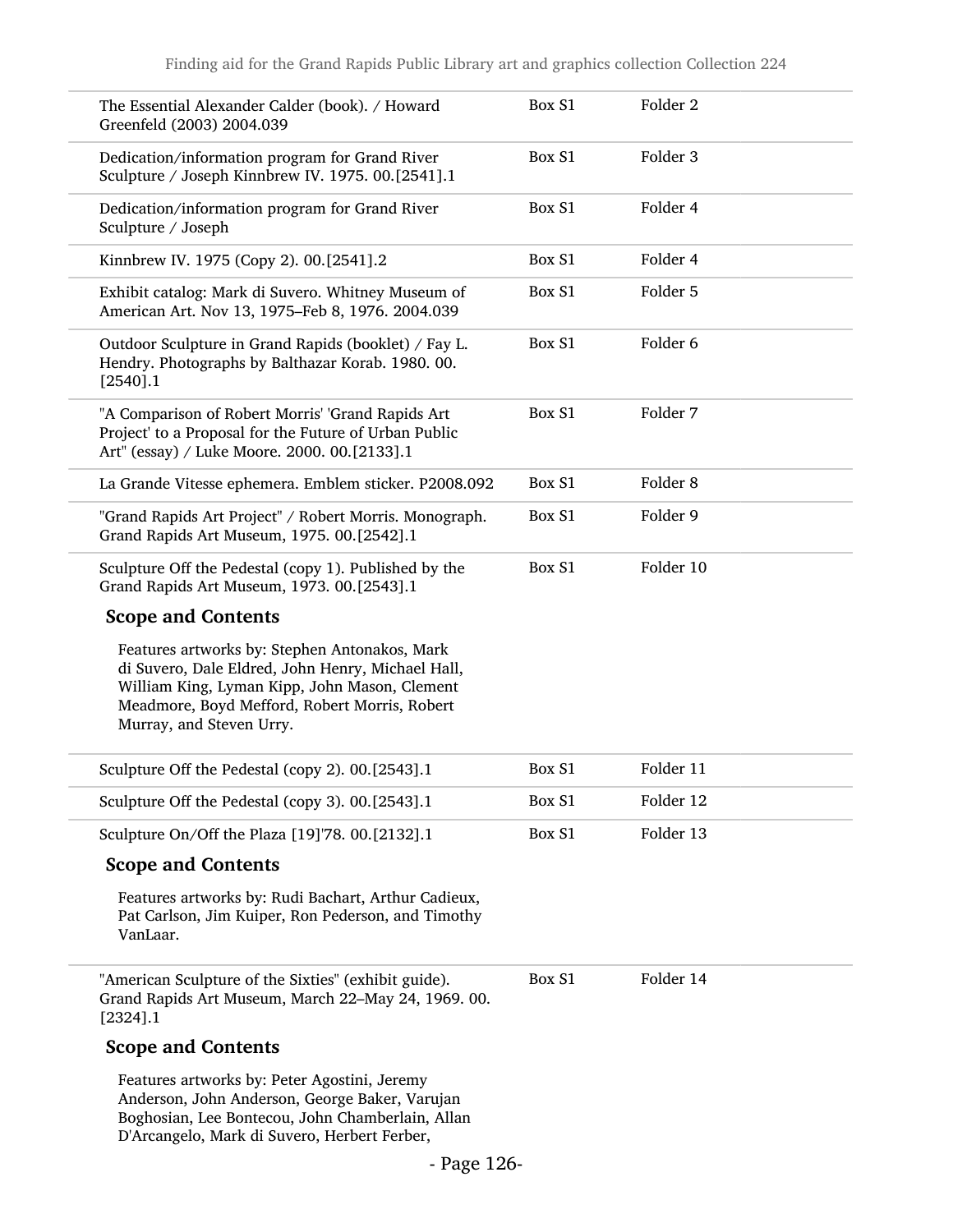| | | |
|---|---|---|
| The Essential Alexander Calder (book). / Howard Greenfeld (2003) 2004.039 | Box S1 | Folder 2 |
| Dedication/information program for Grand River Sculpture / Joseph Kinnbrew IV. 1975. 00.[2541].1 | Box S1 | Folder 3 |
| Dedication/information program for Grand River Sculpture / Joseph | Box S1 | Folder 4 |
| Kinnbrew IV. 1975 (Copy 2). 00.[2541].2 | Box S1 | Folder 4 |
| Exhibit catalog: Mark di Suvero. Whitney Museum of American Art. Nov 13, 1975–Feb 8, 1976. 2004.039 | Box S1 | Folder 5 |
| Outdoor Sculpture in Grand Rapids (booklet) / Fay L. Hendry. Photographs by Balthazar Korab. 1980. 00.[2540].1 | Box S1 | Folder 6 |
| "A Comparison of Robert Morris' 'Grand Rapids Art Project' to a Proposal for the Future of Urban Public Art" (essay) / Luke Moore. 2000. 00.[2133].1 | Box S1 | Folder 7 |
| La Grande Vitesse ephemera. Emblem sticker. P2008.092 | Box S1 | Folder 8 |
| "Grand Rapids Art Project" / Robert Morris. Monograph. Grand Rapids Art Museum, 1975. 00.[2542].1 | Box S1 | Folder 9 |
| Sculpture Off the Pedestal (copy 1). Published by the Grand Rapids Art Museum, 1973. 00.[2543].1 | Box S1 | Folder 10 |

### Scope and Contents

Features artworks by: Stephen Antonakos, Mark di Suvero, Dale Eldred, John Henry, Michael Hall, William King, Lyman Kipp, John Mason, Clement Meadmore, Boyd Mefford, Robert Morris, Robert Murray, and Steven Urry.

| | | |
|---|---|---|
| Sculpture Off the Pedestal (copy 2). 00.[2543].1 | Box S1 | Folder 11 |
| Sculpture Off the Pedestal (copy 3). 00.[2543].1 | Box S1 | Folder 12 |
| Sculpture On/Off the Plaza [19]'78. 00.[2132].1 | Box S1 | Folder 13 |

### Scope and Contents

Features artworks by: Rudi Bachart, Arthur Cadieux, Pat Carlson, Jim Kuiper, Ron Pederson, and Timothy VanLaar.

| | | |
|---|---|---|
| "American Sculpture of the Sixties" (exhibit guide). Grand Rapids Art Museum, March 22–May 24, 1969. 00.[2324].1 | Box S1 | Folder 14 |

### Scope and Contents

Features artworks by: Peter Agostini, Jeremy Anderson, John Anderson, George Baker, Varujan Boghosian, Lee Bontecou, John Chamberlain, Allan D'Arcangelo, Mark di Suvero, Herbert Ferber,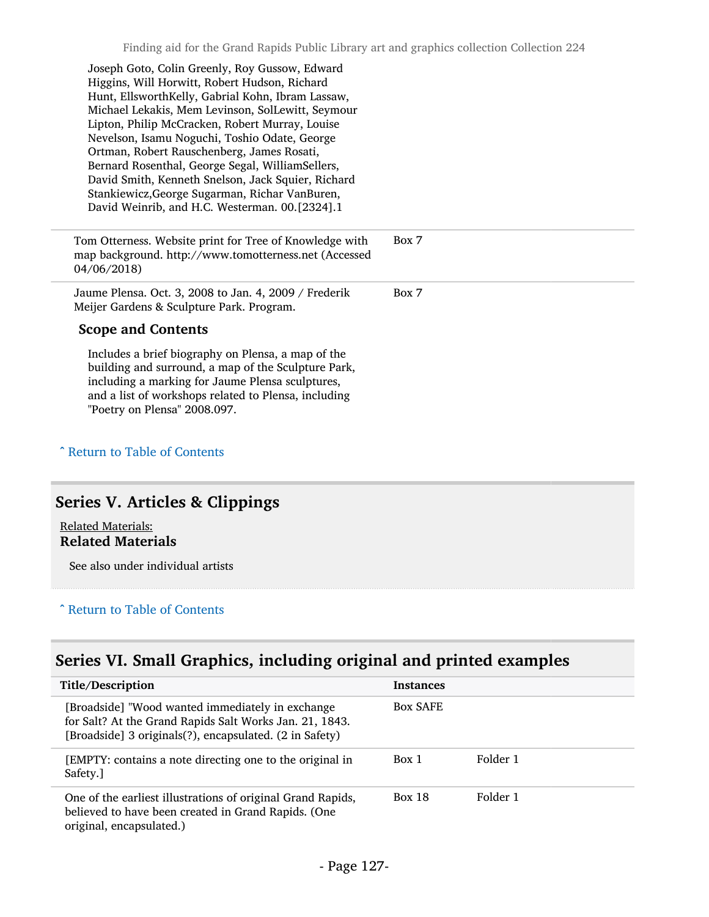Joseph Goto, Colin Greenly, Roy Gussow, Edward Higgins, Will Horwitt, Robert Hudson, Richard Hunt, EllsworthKelly, Gabrial Kohn, Ibram Lassaw, Michael Lekakis, Mem Levinson, SolLewitt, Seymour Lipton, Philip McCracken, Robert Murray, Louise Nevelson, Isamu Noguchi, Toshio Odate, George Ortman, Robert Rauschenberg, James Rosati, Bernard Rosenthal, George Segal, WilliamSellers, David Smith, Kenneth Snelson, Jack Squier, Richard Stankiewicz,George Sugarman, Richar VanBuren, David Weinrib, and H.C. Westerman. 00.[2324].1

| | |
|---|---|
| Tom Otterness. Website print for Tree of Knowledge with map background. http://www.tomotterness.net (Accessed 04/06/2018) | Box 7 |
| Jaume Plensa. Oct. 3, 2008 to Jan. 4, 2009 / Frederik Meijer Gardens & Sculpture Park. Program. | Box 7 |

**Scope and Contents**

Includes a brief biography on Plensa, a map of the building and surround, a map of the Sculpture Park, including a marking for Jaume Plensa sculptures, and a list of workshops related to Plensa, including "Poetry on Plensa" 2008.097.

ˆ Return to Table of Contents

## Series V. Articles & Clippings

Related Materials:

**Related Materials**

See also under individual artists

ˆ Return to Table of Contents

## Series VI. Small Graphics, including original and printed examples

| Title/Description | Instances | |
|---|---|---|
| [Broadside] "Wood wanted immediately in exchange for Salt? At the Grand Rapids Salt Works Jan. 21, 1843. [Broadside] 3 originals(?), encapsulated. (2 in Safety) | Box SAFE | |
| [EMPTY: contains a note directing one to the original in Safety.] | Box 1 | Folder 1 |
| One of the earliest illustrations of original Grand Rapids, believed to have been created in Grand Rapids. (One original, encapsulated.) | Box 18 | Folder 1 |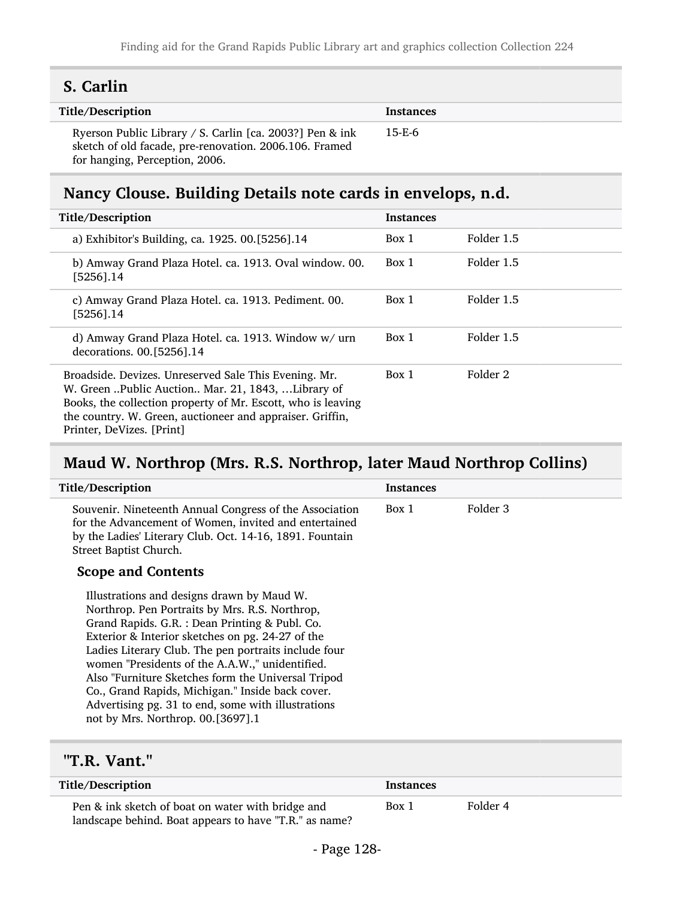## S. Carlin

| Title/Description | Instances | |
|---|---|---|
| Ryerson Public Library / S. Carlin [ca. 2003?] Pen & ink sketch of old facade, pre-renovation. 2006.106. Framed for hanging, Perception, 2006. | 15-E-6 | |

## Nancy Clouse. Building Details note cards in envelops, n.d.

| Title/Description | Instances | |
|---|---|---|
| a) Exhibitor's Building, ca. 1925. 00.[5256].14 | Box 1 | Folder 1.5 |
| b) Amway Grand Plaza Hotel. ca. 1913. Oval window. 00.[5256].14 | Box 1 | Folder 1.5 |
| c) Amway Grand Plaza Hotel. ca. 1913. Pediment. 00.[5256].14 | Box 1 | Folder 1.5 |
| d) Amway Grand Plaza Hotel. ca. 1913. Window w/ urn decorations. 00.[5256].14 | Box 1 | Folder 1.5 |
| Broadside. Devizes. Unreserved Sale This Evening. Mr. W. Green ..Public Auction.. Mar. 21, 1843, …Library of Books, the collection property of Mr. Escott, who is leaving the country. W. Green, auctioneer and appraiser. Griffin, Printer, DeVizes. [Print] | Box 1 | Folder 2 |

## Maud W. Northrop (Mrs. R.S. Northrop, later Maud Northrop Collins)

| Title/Description | Instances | |
|---|---|---|
| Souvenir. Nineteenth Annual Congress of the Association for the Advancement of Women, invited and entertained by the Ladies' Literary Club. Oct. 14-16, 1891. Fountain Street Baptist Church. | Box 1 | Folder 3 |

### Scope and Contents

Illustrations and designs drawn by Maud W. Northrop. Pen Portraits by Mrs. R.S. Northrop, Grand Rapids. G.R. : Dean Printing & Publ. Co. Exterior & Interior sketches on pg. 24-27 of the Ladies Literary Club. The pen portraits include four women "Presidents of the A.A.W.," unidentified. Also "Furniture Sketches form the Universal Tripod Co., Grand Rapids, Michigan." Inside back cover. Advertising pg. 31 to end, some with illustrations not by Mrs. Northrop. 00.[3697].1

## "T.R. Vant."

| Title/Description | Instances | |
|---|---|---|
| Pen & ink sketch of boat on water with bridge and landscape behind. Boat appears to have "T.R." as name? | Box 1 | Folder 4 |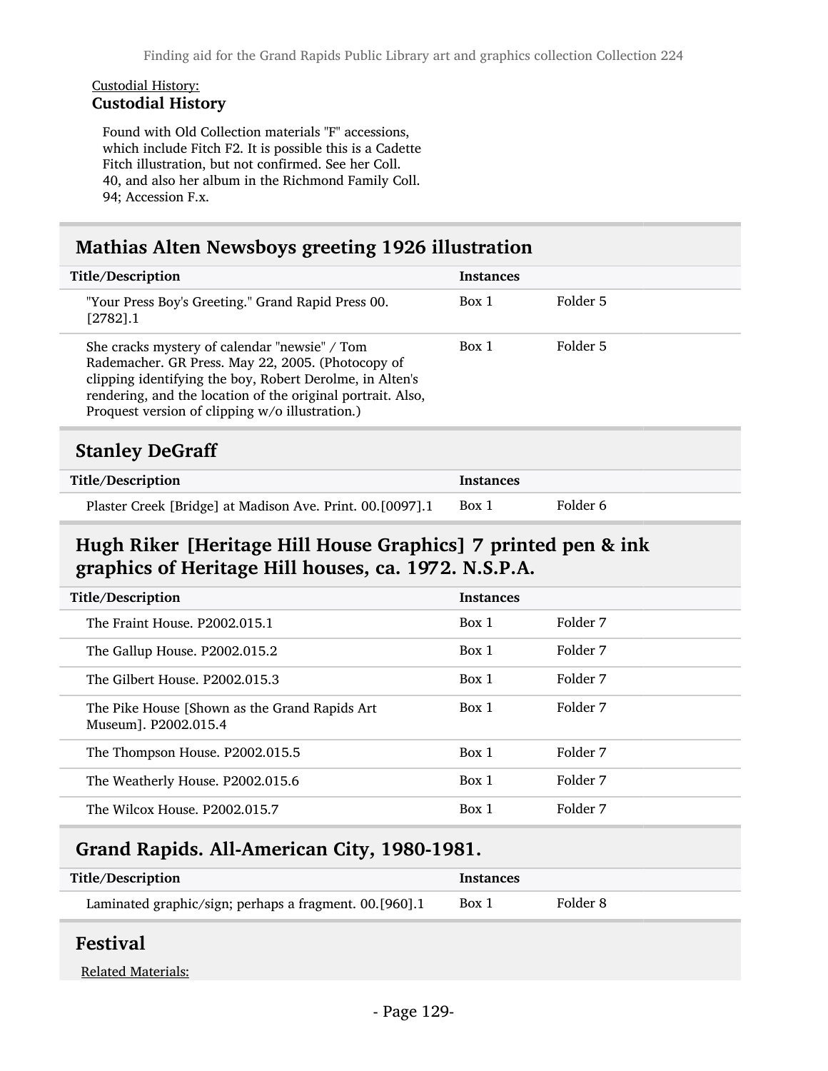Custodial History:
**Custodial History**

Found with Old Collection materials "F" accessions, which include Fitch F2. It is possible this is a Cadette Fitch illustration, but not confirmed. See her Coll. 40, and also her album in the Richmond Family Coll. 94; Accession F.x.

## Mathias Alten Newsboys greeting 1926 illustration

| Title/Description | Instances | |
|---|---|---|
| "Your Press Boy's Greeting." Grand Rapid Press 00.[2782].1 | Box 1 | Folder 5 |
| She cracks mystery of calendar "newsie" / Tom Rademacher. GR Press. May 22, 2005. (Photocopy of clipping identifying the boy, Robert Derolme, in Alten's rendering, and the location of the original portrait. Also, Proquest version of clipping w/o illustration.) | Box 1 | Folder 5 |

## Stanley DeGraff

| Title/Description | Instances | |
|---|---|---|
| Plaster Creek [Bridge] at Madison Ave. Print. 00.[0097].1 | Box 1 | Folder 6 |

## Hugh Riker [Heritage Hill House Graphics] 7 printed pen & ink graphics of Heritage Hill houses, ca. 1972. N.S.P.A.

| Title/Description | Instances | |
|---|---|---|
| The Fraint House. P2002.015.1 | Box 1 | Folder 7 |
| The Gallup House. P2002.015.2 | Box 1 | Folder 7 |
| The Gilbert House. P2002.015.3 | Box 1 | Folder 7 |
| The Pike House [Shown as the Grand Rapids Art Museum]. P2002.015.4 | Box 1 | Folder 7 |
| The Thompson House. P2002.015.5 | Box 1 | Folder 7 |
| The Weatherly House. P2002.015.6 | Box 1 | Folder 7 |
| The Wilcox House. P2002.015.7 | Box 1 | Folder 7 |

## Grand Rapids. All-American City, 1980-1981.

| Title/Description | Instances | |
|---|---|---|
| Laminated graphic/sign; perhaps a fragment. 00.[960].1 | Box 1 | Folder 8 |

## Festival

Related Materials: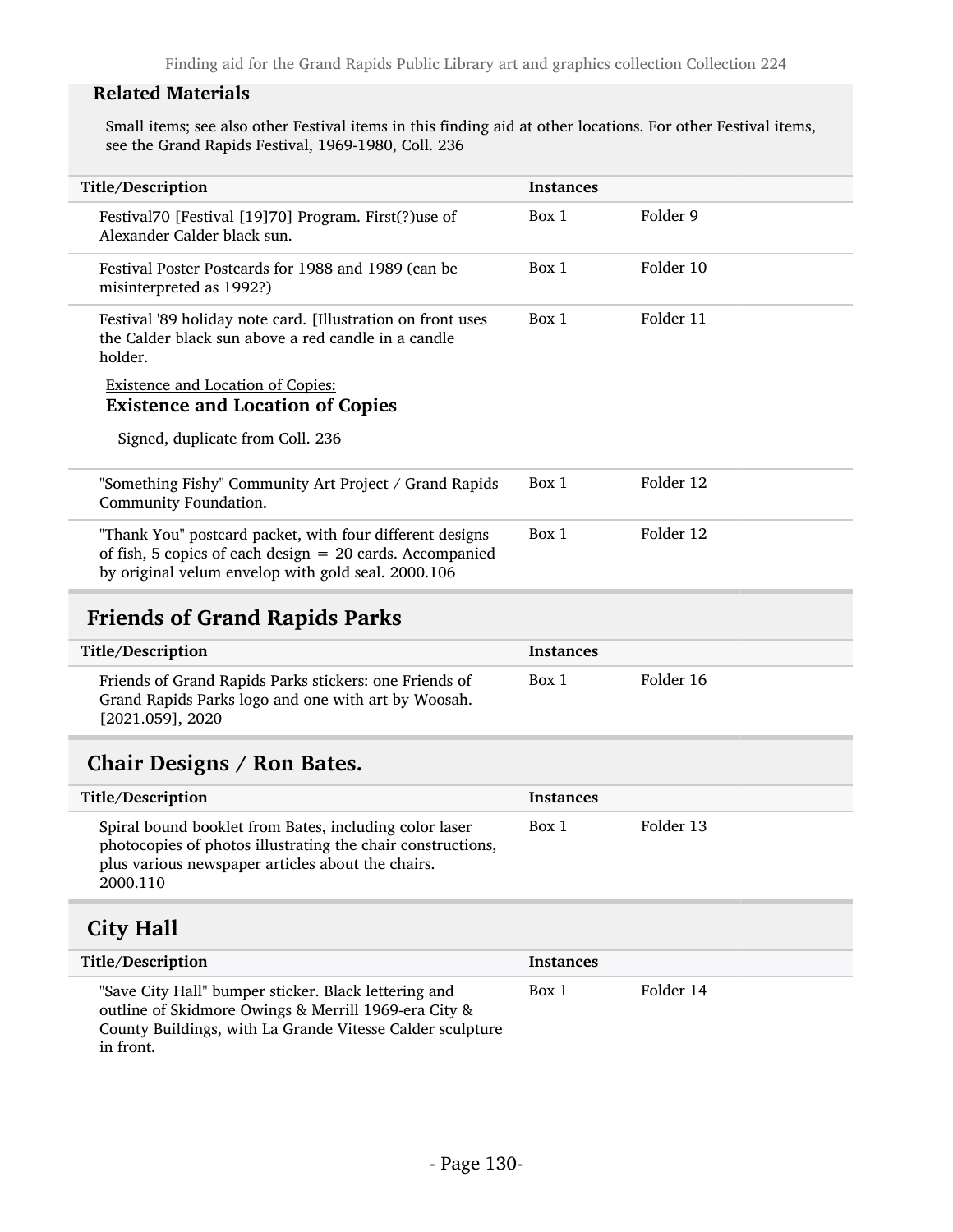#### Related Materials

Small items; see also other Festival items in this finding aid at other locations. For other Festival items, see the Grand Rapids Festival, 1969-1980, Coll. 236

| Title/Description | Instances | |
| --- | --- | --- |
| Festival70 [Festival [19]70] Program. First(?)use of Alexander Calder black sun. | Box 1 | Folder 9 |
| Festival Poster Postcards for 1988 and 1989 (can be misinterpreted as 1992?) | Box 1 | Folder 10 |
| Festival '89 holiday note card. [Illustration on front uses the Calder black sun above a red candle in a candle holder. <br><br> Existence and Location of Copies: <br> **Existence and Location of Copies** <br><br> Signed, duplicate from Coll. 236 | Box 1 | Folder 11 |
| "Something Fishy" Community Art Project / Grand Rapids Community Foundation. | Box 1 | Folder 12 |
| "Thank You" postcard packet, with four different designs of fish, 5 copies of each design = 20 cards. Accompanied by original velum envelop with gold seal. 2000.106 | Box 1 | Folder 12 |

## Friends of Grand Rapids Parks

| Title/Description | Instances | |
| --- | --- | --- |
| Friends of Grand Rapids Parks stickers: one Friends of Grand Rapids Parks logo and one with art by Woosah. [2021.059], 2020 | Box 1 | Folder 16 |

## Chair Designs / Ron Bates.

| Title/Description | Instances | |
| --- | --- | --- |
| Spiral bound booklet from Bates, including color laser photocopies of photos illustrating the chair constructions, plus various newspaper articles about the chairs. 2000.110 | Box 1 | Folder 13 |

## City Hall

| Title/Description | Instances | |
| --- | --- | --- |
| "Save City Hall" bumper sticker. Black lettering and outline of Skidmore Owings & Merrill 1969-era City & County Buildings, with La Grande Vitesse Calder sculpture in front. | Box 1 | Folder 14 |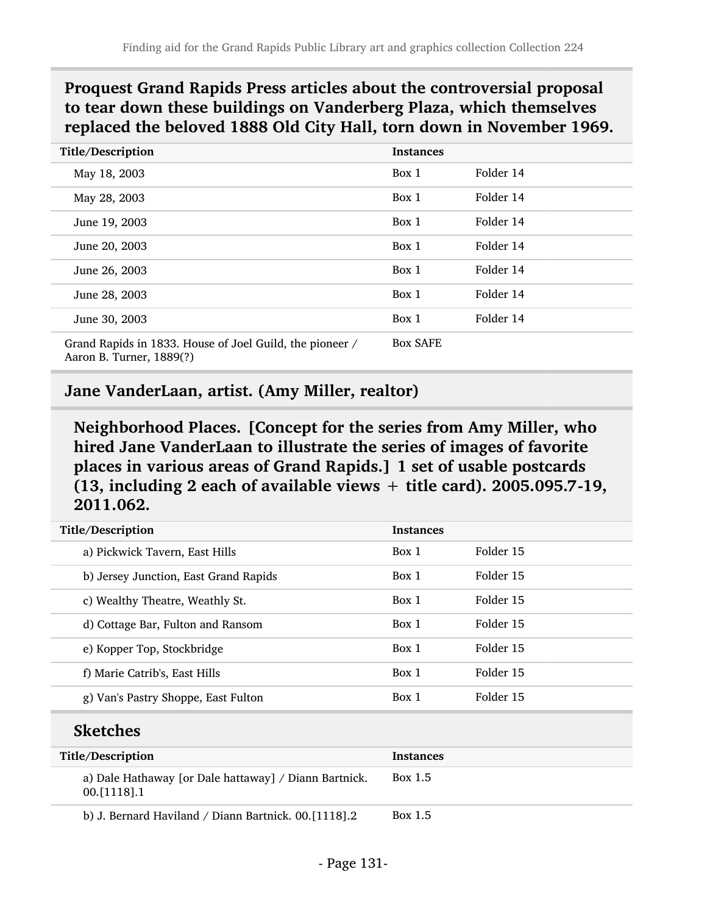### Proquest Grand Rapids Press articles about the controversial proposal to tear down these buildings on Vanderberg Plaza, which themselves replaced the beloved 1888 Old City Hall, torn down in November 1969.

| Title/Description | Instances | |
|---|---|---|
| May 18, 2003 | Box 1 | Folder 14 |
| May 28, 2003 | Box 1 | Folder 14 |
| June 19, 2003 | Box 1 | Folder 14 |
| June 20, 2003 | Box 1 | Folder 14 |
| June 26, 2003 | Box 1 | Folder 14 |
| June 28, 2003 | Box 1 | Folder 14 |
| June 30, 2003 | Box 1 | Folder 14 |
| Grand Rapids in 1833. House of Joel Guild, the pioneer / Aaron B. Turner, 1889(?) | Box SAFE | |

### Jane VanderLaan, artist. (Amy Miller, realtor)

#### Neighborhood Places. [Concept for the series from Amy Miller, who hired Jane VanderLaan to illustrate the series of images of favorite places in various areas of Grand Rapids.] 1 set of usable postcards (13, including 2 each of available views + title card). 2005.095.7-19, 2011.062.

| Title/Description | Instances | |
|---|---|---|
| a) Pickwick Tavern, East Hills | Box 1 | Folder 15 |
| b) Jersey Junction, East Grand Rapids | Box 1 | Folder 15 |
| c) Wealthy Theatre, Weathly St. | Box 1 | Folder 15 |
| d) Cottage Bar, Fulton and Ransom | Box 1 | Folder 15 |
| e) Kopper Top, Stockbridge | Box 1 | Folder 15 |
| f) Marie Catrib's, East Hills | Box 1 | Folder 15 |
| g) Van's Pastry Shoppe, East Fulton | Box 1 | Folder 15 |

#### Sketches

| Title/Description | Instances |
|---|---|
| a) Dale Hathaway [or Dale hattaway] / Diann Bartnick. 00.[1118].1 | Box 1.5 |
| b) J. Bernard Haviland / Diann Bartnick. 00.[1118].2 | Box 1.5 |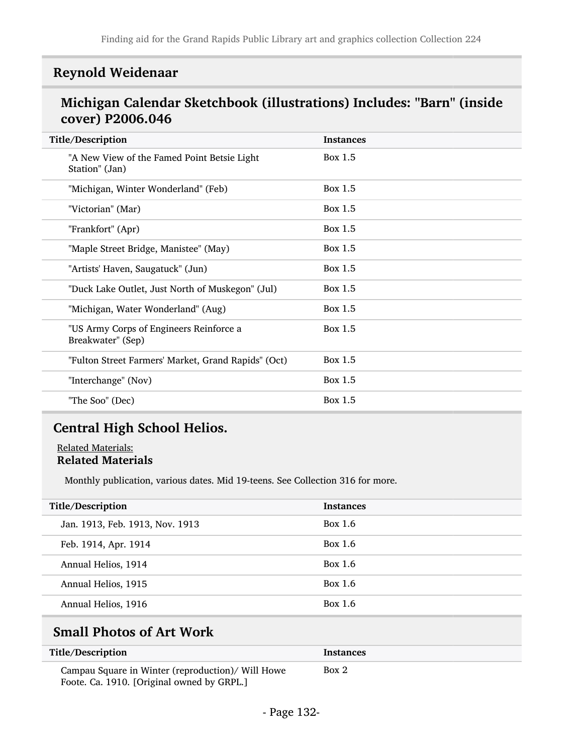## Reynold Weidenaar

### Michigan Calendar Sketchbook (illustrations) Includes: "Barn" (inside cover) P2006.046

| Title/Description | Instances |
|---|---|
| "A New View of the Famed Point Betsie Light Station" (Jan) | Box 1.5 |
| "Michigan, Winter Wonderland" (Feb) | Box 1.5 |
| "Victorian" (Mar) | Box 1.5 |
| "Frankfort" (Apr) | Box 1.5 |
| "Maple Street Bridge, Manistee" (May) | Box 1.5 |
| "Artists' Haven, Saugatuck" (Jun) | Box 1.5 |
| "Duck Lake Outlet, Just North of Muskegon" (Jul) | Box 1.5 |
| "Michigan, Water Wonderland" (Aug) | Box 1.5 |
| "US Army Corps of Engineers Reinforce a Breakwater" (Sep) | Box 1.5 |
| "Fulton Street Farmers' Market, Grand Rapids" (Oct) | Box 1.5 |
| "Interchange" (Nov) | Box 1.5 |
| "The Soo" (Dec) | Box 1.5 |

## Central High School Helios.

Related Materials:

**Related Materials**

Monthly publication, various dates. Mid 19-teens. See Collection 316 for more.

| Title/Description | Instances |
|---|---|
| Jan. 1913, Feb. 1913, Nov. 1913 | Box 1.6 |
| Feb. 1914, Apr. 1914 | Box 1.6 |
| Annual Helios, 1914 | Box 1.6 |
| Annual Helios, 1915 | Box 1.6 |
| Annual Helios, 1916 | Box 1.6 |

## Small Photos of Art Work

| Title/Description | Instances |
|---|---|
| Campau Square in Winter (reproduction)/ Will Howe Foote. Ca. 1910. [Original owned by GRPL.] | Box 2 |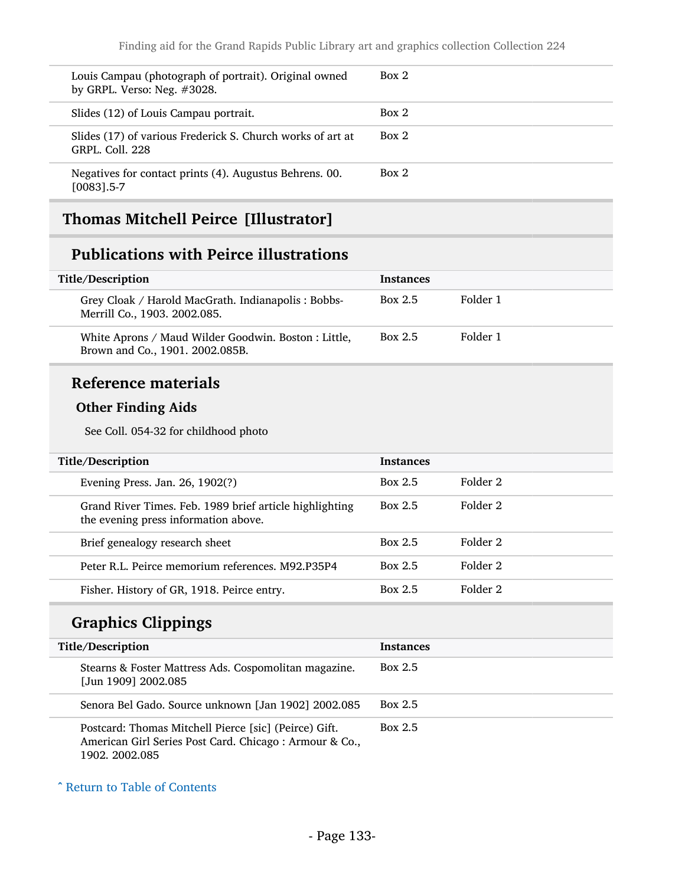| | |
|---|---|
| Louis Campau (photograph of portrait). Original owned by GRPL. Verso: Neg. #3028. | Box 2 |
| Slides (12) of Louis Campau portrait. | Box 2 |
| Slides (17) of various Frederick S. Church works of art at GRPL. Coll. 228 | Box 2 |
| Negatives for contact prints (4). Augustus Behrens. 00.[0083].5-7 | Box 2 |

## Thomas Mitchell Peirce [Illustrator]

### Publications with Peirce illustrations

| Title/Description | Instances | |
|---|---|---|
| Grey Cloak / Harold MacGrath. Indianapolis : Bobbs-Merrill Co., 1903. 2002.085. | Box 2.5 | Folder 1 |
| White Aprons / Maud Wilder Goodwin. Boston : Little, Brown and Co., 1901. 2002.085B. | Box 2.5 | Folder 1 |

### Reference materials

#### Other Finding Aids

See Coll. 054-32 for childhood photo

| Title/Description | Instances | |
|---|---|---|
| Evening Press. Jan. 26, 1902(?) | Box 2.5 | Folder 2 |
| Grand River Times. Feb. 1989 brief article highlighting the evening press information above. | Box 2.5 | Folder 2 |
| Brief genealogy research sheet | Box 2.5 | Folder 2 |
| Peter R.L. Peirce memorium references. M92.P35P4 | Box 2.5 | Folder 2 |
| Fisher. History of GR, 1918. Peirce entry. | Box 2.5 | Folder 2 |

### Graphics Clippings

| Title/Description | Instances |
|---|---|
| Stearns & Foster Mattress Ads. Cospomolitan magazine. [Jun 1909] 2002.085 | Box 2.5 |
| Senora Bel Gado. Source unknown [Jan 1902] 2002.085 | Box 2.5 |
| Postcard: Thomas Mitchell Pierce [sic] (Peirce) Gift. American Girl Series Post Card. Chicago : Armour & Co., 1902. 2002.085 | Box 2.5 |

ˆ Return to Table of Contents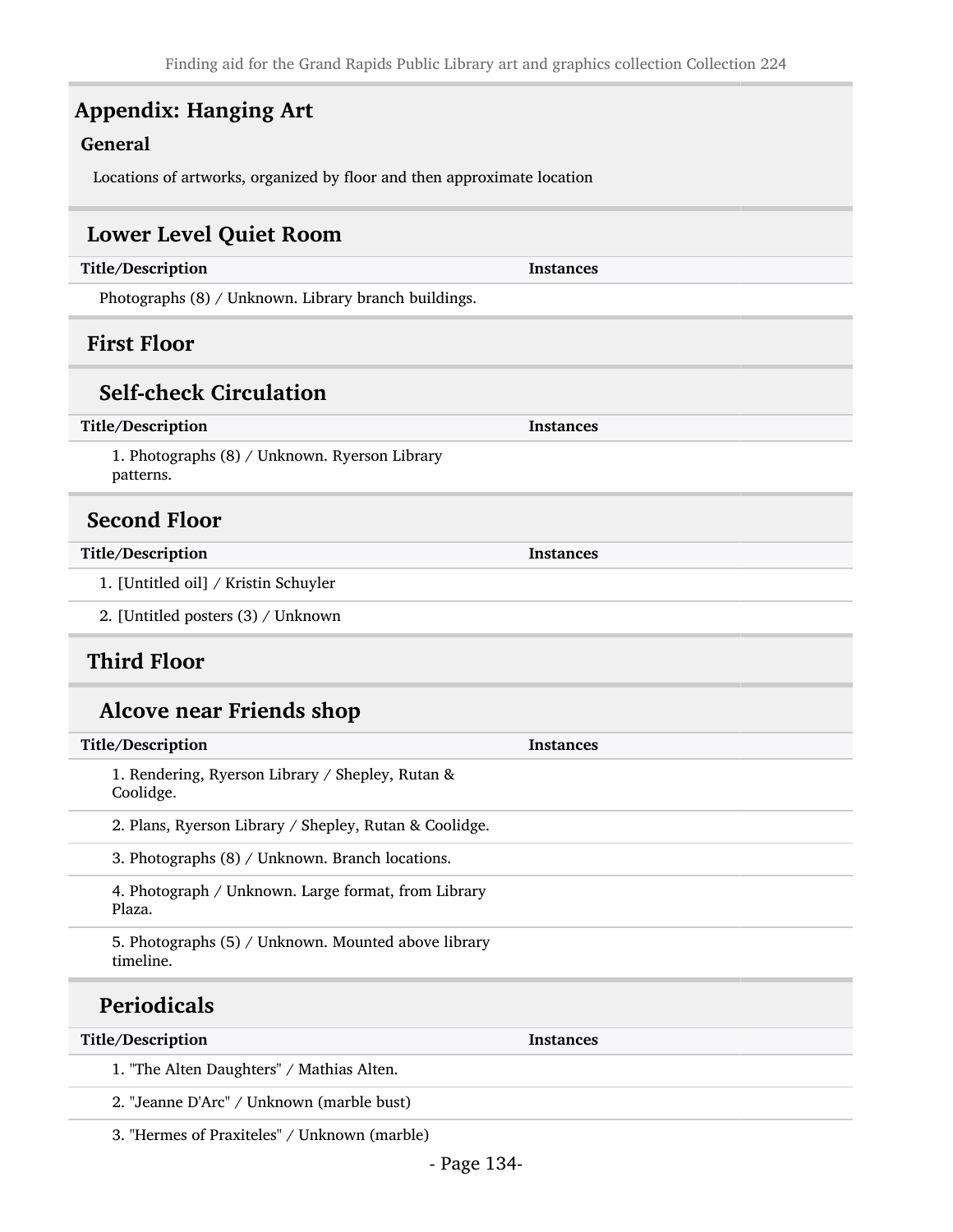## Appendix: Hanging Art

### General

Locations of artworks, organized by floor and then approximate location

### Lower Level Quiet Room

| Title/Description | Instances |
| --- | --- |
| Photographs (8) / Unknown. Library branch buildings. | |

### First Floor

#### Self-check Circulation

| Title/Description | Instances |
| --- | --- |
| 1. Photographs (8) / Unknown. Ryerson Library patterns. | |

### Second Floor

| Title/Description | Instances |
| --- | --- |
| 1. [Untitled oil] / Kristin Schuyler | |
| 2. [Untitled posters (3) / Unknown | |

### Third Floor

#### Alcove near Friends shop

| Title/Description | Instances |
| --- | --- |
| 1. Rendering, Ryerson Library / Shepley, Rutan & Coolidge. | |
| 2. Plans, Ryerson Library / Shepley, Rutan & Coolidge. | |
| 3. Photographs (8) / Unknown. Branch locations. | |
| 4. Photograph / Unknown. Large format, from Library Plaza. | |
| 5. Photographs (5) / Unknown. Mounted above library timeline. | |

#### Periodicals

| Title/Description | Instances |
| --- | --- |
| 1. "The Alten Daughters" / Mathias Alten. | |
| 2. "Jeanne D'Arc" / Unknown (marble bust) | |
| 3. "Hermes of Praxiteles" / Unknown (marble) | |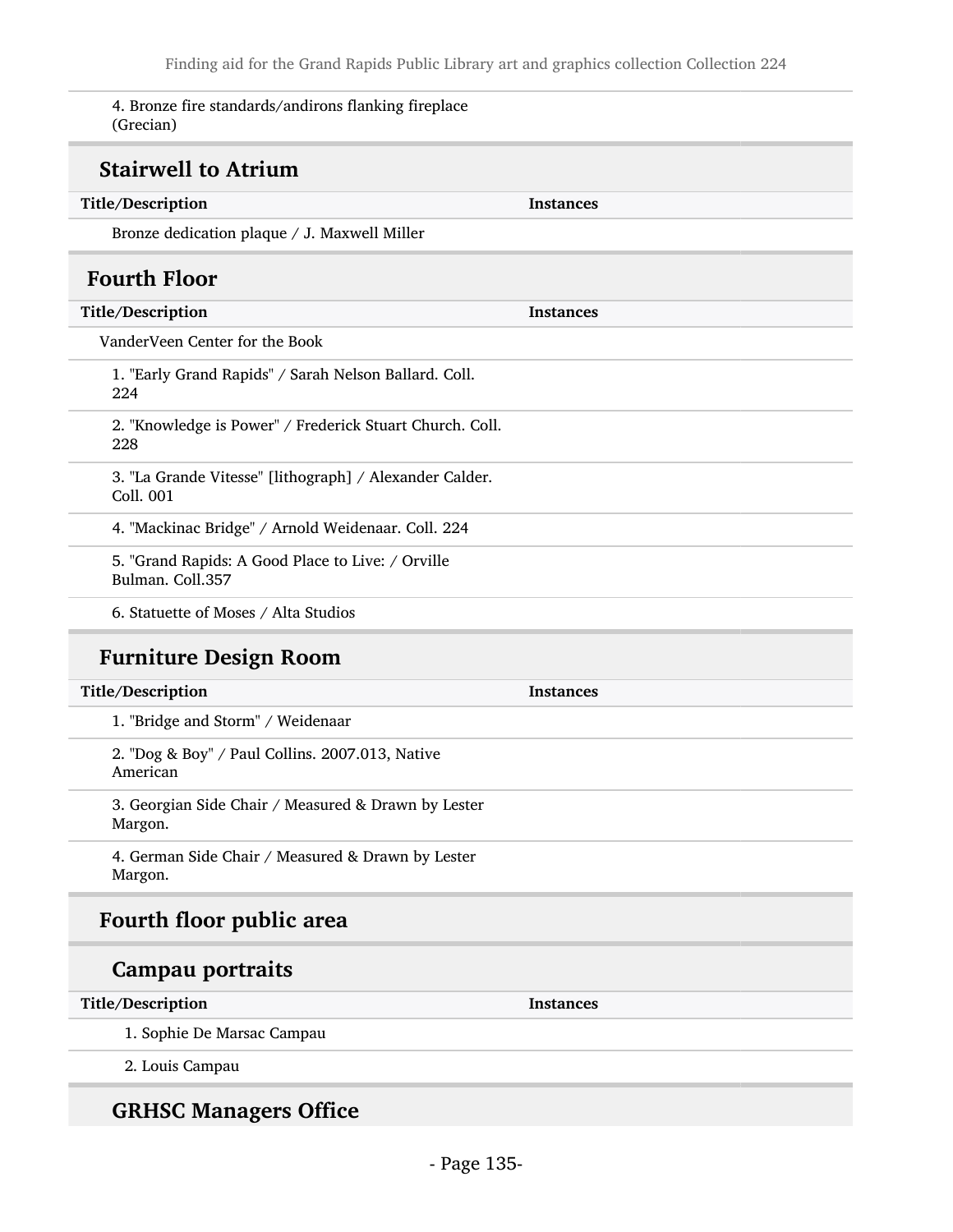| Title/Description | Instances |
| --- | --- |
| 4. Bronze fire standards/andirons flanking fireplace (Grecian) | |

## Stairwell to Atrium

| Title/Description | Instances |
| --- | --- |
| Bronze dedication plaque / J. Maxwell Miller | |

## Fourth Floor

| Title/Description | Instances |
| --- | --- |
| VanderVeen Center for the Book | |
| 1. "Early Grand Rapids" / Sarah Nelson Ballard. Coll. 224 | |
| 2. "Knowledge is Power" / Frederick Stuart Church. Coll. 228 | |
| 3. "La Grande Vitesse" [lithograph] / Alexander Calder. Coll. 001 | |
| 4. "Mackinac Bridge" / Arnold Weidenaar. Coll. 224 | |
| 5. "Grand Rapids: A Good Place to Live: / Orville Bulman. Coll.357 | |
| 6. Statuette of Moses / Alta Studios | |

## Furniture Design Room

| Title/Description | Instances |
| --- | --- |
| 1. "Bridge and Storm" / Weidenaar | |
| 2. "Dog & Boy" / Paul Collins. 2007.013, Native American | |
| 3. Georgian Side Chair / Measured & Drawn by Lester Margon. | |
| 4. German Side Chair / Measured & Drawn by Lester Margon. | |

## Fourth floor public area

### Campau portraits

| Title/Description | Instances |
| --- | --- |
| 1. Sophie De Marsac Campau | |
| 2. Louis Campau | |

### GRHSC Managers Office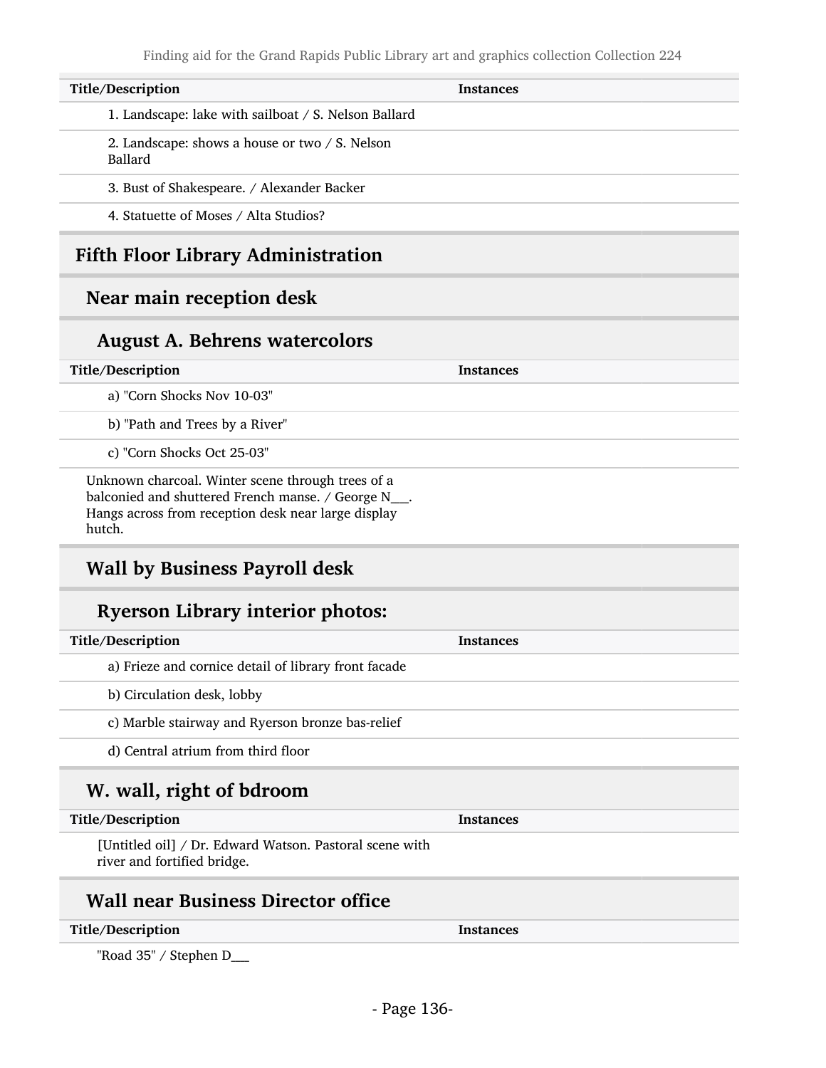| Title/Description | Instances |
| --- | --- |
| 1. Landscape: lake with sailboat / S. Nelson Ballard | |
| 2. Landscape: shows a house or two / S. Nelson Ballard | |
| 3. Bust of Shakespeare. / Alexander Backer | |
| 4. Statuette of Moses / Alta Studios? | |

## Fifth Floor Library Administration

### Near main reception desk

#### August A. Behrens watercolors

| Title/Description | Instances |
| --- | --- |
| a) "Corn Shocks Nov 10-03" | |
| b) "Path and Trees by a River" | |
| c) "Corn Shocks Oct 25-03" | |
| Unknown charcoal. Winter scene through trees of a balconied and shuttered French manse. / George N___. Hangs across from reception desk near large display hutch. | |

### Wall by Business Payroll desk

#### Ryerson Library interior photos:

| Title/Description | Instances |
| --- | --- |
| a) Frieze and cornice detail of library front facade | |
| b) Circulation desk, lobby | |
| c) Marble stairway and Ryerson bronze bas-relief | |
| d) Central atrium from third floor | |

### W. wall, right of bdroom

| Title/Description | Instances |
| --- | --- |
| [Untitled oil] / Dr. Edward Watson. Pastoral scene with river and fortified bridge. | |

### Wall near Business Director office

| Title/Description | Instances |
| --- | --- |
| "Road 35" / Stephen D___ | |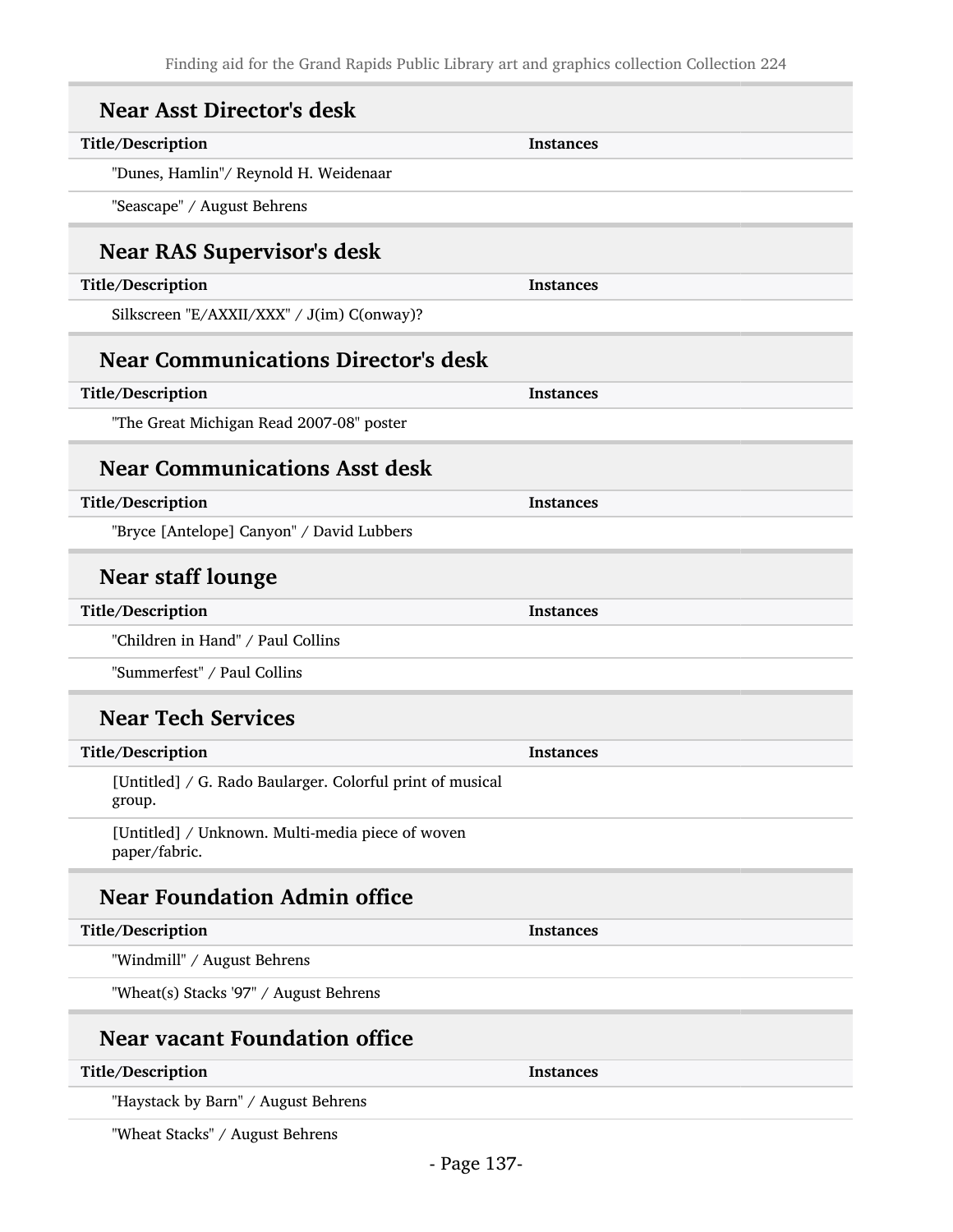## Near Asst Director's desk

| Title/Description | Instances |
| --- | --- |
| "Dunes, Hamlin"/ Reynold H. Weidenaar | |
| "Seascape" / August Behrens | |

## Near RAS Supervisor's desk

| Title/Description | Instances |
| --- | --- |
| Silkscreen "E/AXXII/XXX" / J(im) C(onway)? | |

## Near Communications Director's desk

| Title/Description | Instances |
| --- | --- |
| "The Great Michigan Read 2007-08" poster | |

## Near Communications Asst desk

| Title/Description | Instances |
| --- | --- |
| "Bryce [Antelope] Canyon" / David Lubbers | |

## Near staff lounge

| Title/Description | Instances |
| --- | --- |
| "Children in Hand" / Paul Collins | |
| "Summerfest" / Paul Collins | |

## Near Tech Services

| Title/Description | Instances |
| --- | --- |
| [Untitled] / G. Rado Baularger. Colorful print of musical group. | |
| [Untitled] / Unknown. Multi-media piece of woven paper/fabric. | |

## Near Foundation Admin office

| Title/Description | Instances |
| --- | --- |
| "Windmill" / August Behrens | |
| "Wheat(s) Stacks '97" / August Behrens | |

## Near vacant Foundation office

| Title/Description | Instances |
| --- | --- |
| "Haystack by Barn" / August Behrens | |
| "Wheat Stacks" / August Behrens | |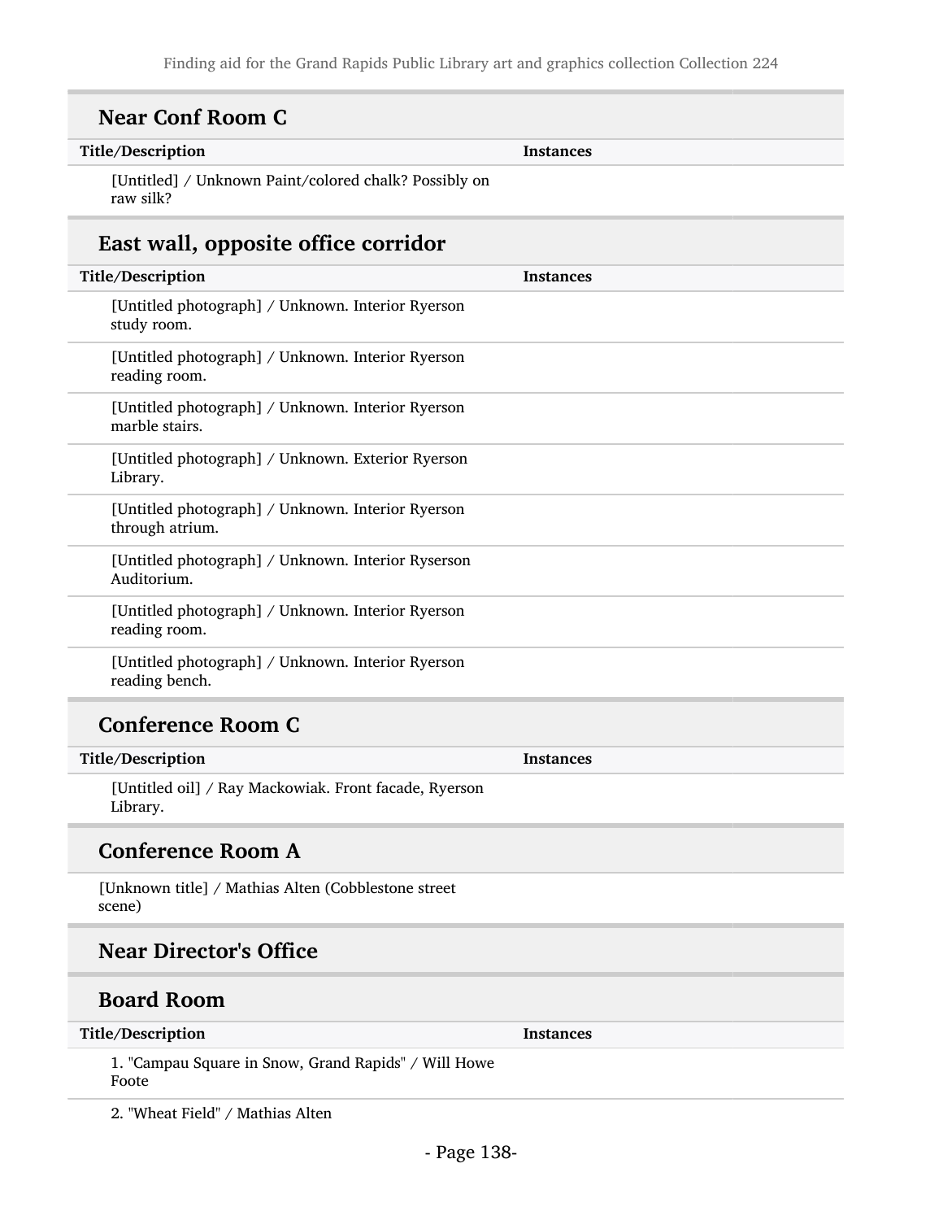## Near Conf Room C

| Title/Description | Instances |
| --- | --- |
| [Untitled] / Unknown Paint/colored chalk? Possibly on raw silk? | |

## East wall, opposite office corridor

| Title/Description | Instances |
| --- | --- |
| [Untitled photograph] / Unknown. Interior Ryerson study room. | |
| [Untitled photograph] / Unknown. Interior Ryerson reading room. | |
| [Untitled photograph] / Unknown. Interior Ryerson marble stairs. | |
| [Untitled photograph] / Unknown. Exterior Ryerson Library. | |
| [Untitled photograph] / Unknown. Interior Ryerson through atrium. | |
| [Untitled photograph] / Unknown. Interior Ryserson Auditorium. | |
| [Untitled photograph] / Unknown. Interior Ryerson reading room. | |
| [Untitled photograph] / Unknown. Interior Ryerson reading bench. | |

## Conference Room C

| Title/Description | Instances |
| --- | --- |
| [Untitled oil] / Ray Mackowiak. Front facade, Ryerson Library. | |

## Conference Room A

[Unknown title] / Mathias Alten (Cobblestone street scene)

## Near Director's Office

## Board Room

| Title/Description | Instances |
| --- | --- |
| 1. "Campau Square in Snow, Grand Rapids" / Will Howe Foote | |
| 2. "Wheat Field" / Mathias Alten | |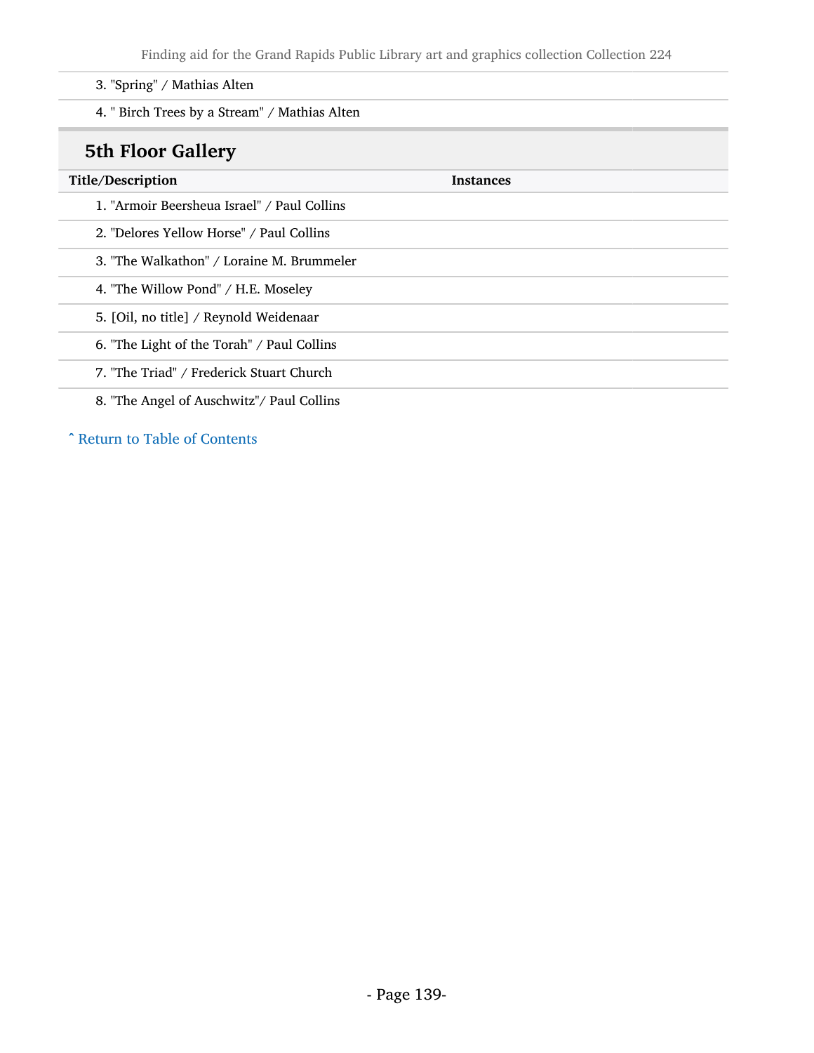3. "Spring" / Mathias Alten

4. " Birch Trees by a Stream" / Mathias Alten

## 5th Floor Gallery

| Title/Description | Instances |
| --- | --- |
| 1. "Armoir Beersheua Israel" / Paul Collins | |
| 2. "Delores Yellow Horse" / Paul Collins | |
| 3. "The Walkathon" / Loraine M. Brummeler | |
| 4. "The Willow Pond" / H.E. Moseley | |
| 5. [Oil, no title] / Reynold Weidenaar | |
| 6. "The Light of the Torah" / Paul Collins | |
| 7. "The Triad" / Frederick Stuart Church | |
| 8. "The Angel of Auschwitz"/ Paul Collins | |

ˆ Return to Table of Contents